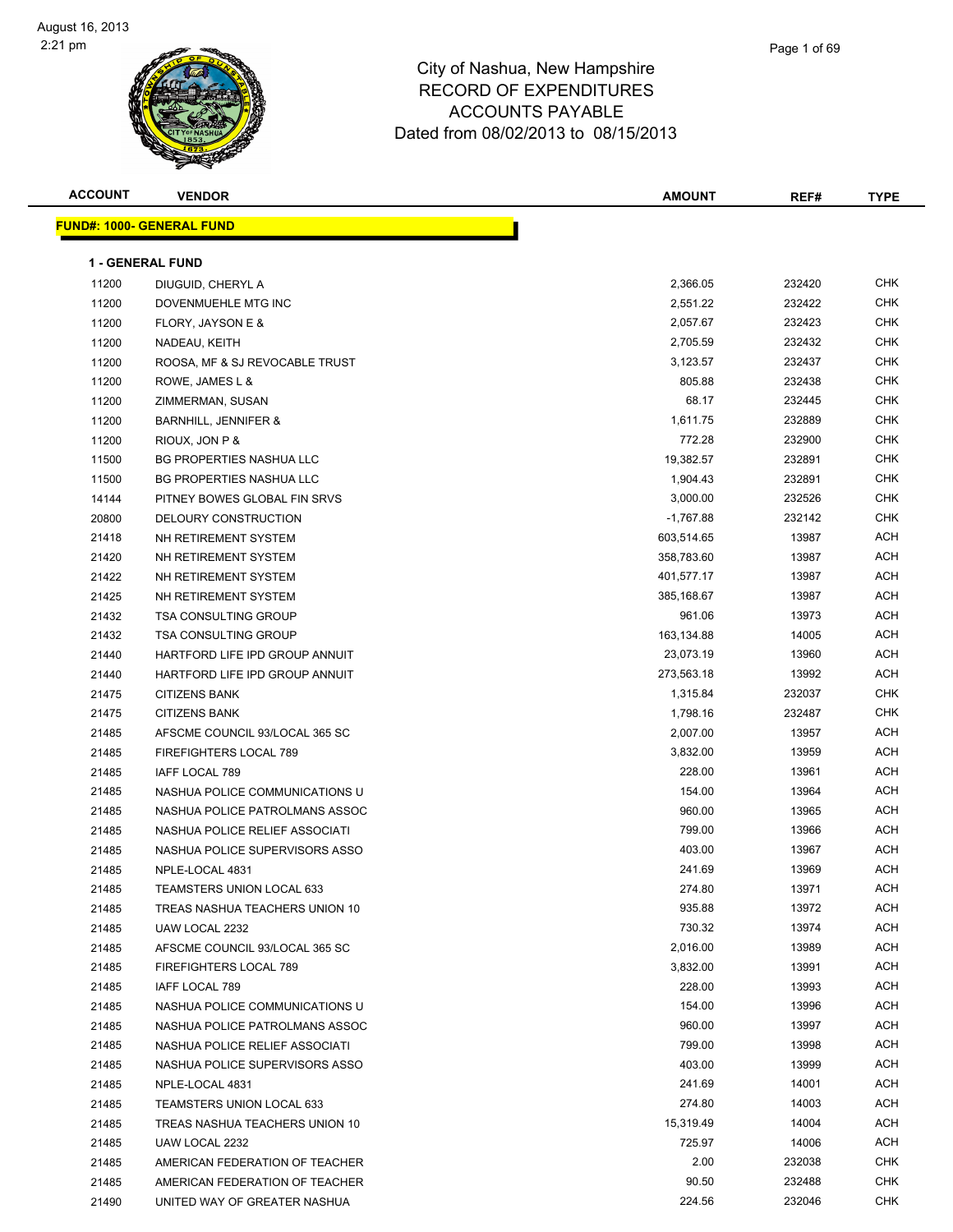# City of Nashua, New Hampshire
## RECORD OF EXPENDITURES
## ACCOUNTS PAYABLE
## Dated from 08/02/2013 to 08/15/2013

| ACCOUNT | VENDOR | AMOUNT | REF# | TYPE |
|---|---|---|---|---|
| **FUND#: 1000- GENERAL FUND** | | | | |
| **1 - GENERAL FUND** | | | | |
| 11200 | DIUGUID, CHERYL A | 2,366.05 | 232420 | CHK |
| 11200 | DOVENMUEHLE MTG INC | 2,551.22 | 232422 | CHK |
| 11200 | FLORY, JAYSON E & | 2,057.67 | 232423 | CHK |
| 11200 | NADEAU, KEITH | 2,705.59 | 232432 | CHK |
| 11200 | ROOSA, MF & SJ REVOCABLE TRUST | 3,123.57 | 232437 | CHK |
| 11200 | ROWE, JAMES L & | 805.88 | 232438 | CHK |
| 11200 | ZIMMERMAN, SUSAN | 68.17 | 232445 | CHK |
| 11200 | BARNHILL, JENNIFER & | 1,611.75 | 232889 | CHK |
| 11200 | RIOUX, JON P & | 772.28 | 232900 | CHK |
| 11500 | BG PROPERTIES NASHUA LLC | 19,382.57 | 232891 | CHK |
| 11500 | BG PROPERTIES NASHUA LLC | 1,904.43 | 232891 | CHK |
| 14144 | PITNEY BOWES GLOBAL FIN SRVS | 3,000.00 | 232526 | CHK |
| 20800 | DELOURY CONSTRUCTION | -1,767.88 | 232142 | CHK |
| 21418 | NH RETIREMENT SYSTEM | 603,514.65 | 13987 | ACH |
| 21420 | NH RETIREMENT SYSTEM | 358,783.60 | 13987 | ACH |
| 21422 | NH RETIREMENT SYSTEM | 401,577.17 | 13987 | ACH |
| 21425 | NH RETIREMENT SYSTEM | 385,168.67 | 13987 | ACH |
| 21432 | TSA CONSULTING GROUP | 961.06 | 13973 | ACH |
| 21432 | TSA CONSULTING GROUP | 163,134.88 | 14005 | ACH |
| 21440 | HARTFORD LIFE IPD GROUP ANNUIT | 23,073.19 | 13960 | ACH |
| 21440 | HARTFORD LIFE IPD GROUP ANNUIT | 273,563.18 | 13992 | ACH |
| 21475 | CITIZENS BANK | 1,315.84 | 232037 | CHK |
| 21475 | CITIZENS BANK | 1,798.16 | 232487 | CHK |
| 21485 | AFSCME COUNCIL 93/LOCAL 365 SC | 2,007.00 | 13957 | ACH |
| 21485 | FIREFIGHTERS LOCAL 789 | 3,832.00 | 13959 | ACH |
| 21485 | IAFF LOCAL 789 | 228.00 | 13961 | ACH |
| 21485 | NASHUA POLICE COMMUNICATIONS U | 154.00 | 13964 | ACH |
| 21485 | NASHUA POLICE PATROLMANS ASSOC | 960.00 | 13965 | ACH |
| 21485 | NASHUA POLICE RELIEF ASSOCIATI | 799.00 | 13966 | ACH |
| 21485 | NASHUA POLICE SUPERVISORS ASSO | 403.00 | 13967 | ACH |
| 21485 | NPLE-LOCAL 4831 | 241.69 | 13969 | ACH |
| 21485 | TEAMSTERS UNION LOCAL 633 | 274.80 | 13971 | ACH |
| 21485 | TREAS NASHUA TEACHERS UNION 10 | 935.88 | 13972 | ACH |
| 21485 | UAW LOCAL 2232 | 730.32 | 13974 | ACH |
| 21485 | AFSCME COUNCIL 93/LOCAL 365 SC | 2,016.00 | 13989 | ACH |
| 21485 | FIREFIGHTERS LOCAL 789 | 3,832.00 | 13991 | ACH |
| 21485 | IAFF LOCAL 789 | 228.00 | 13993 | ACH |
| 21485 | NASHUA POLICE COMMUNICATIONS U | 154.00 | 13996 | ACH |
| 21485 | NASHUA POLICE PATROLMANS ASSOC | 960.00 | 13997 | ACH |
| 21485 | NASHUA POLICE RELIEF ASSOCIATI | 799.00 | 13998 | ACH |
| 21485 | NASHUA POLICE SUPERVISORS ASSO | 403.00 | 13999 | ACH |
| 21485 | NPLE-LOCAL 4831 | 241.69 | 14001 | ACH |
| 21485 | TEAMSTERS UNION LOCAL 633 | 274.80 | 14003 | ACH |
| 21485 | TREAS NASHUA TEACHERS UNION 10 | 15,319.49 | 14004 | ACH |
| 21485 | UAW LOCAL 2232 | 725.97 | 14006 | ACH |
| 21485 | AMERICAN FEDERATION OF TEACHER | 2.00 | 232038 | CHK |
| 21485 | AMERICAN FEDERATION OF TEACHER | 90.50 | 232488 | CHK |
| 21490 | UNITED WAY OF GREATER NASHUA | 224.56 | 232046 | CHK |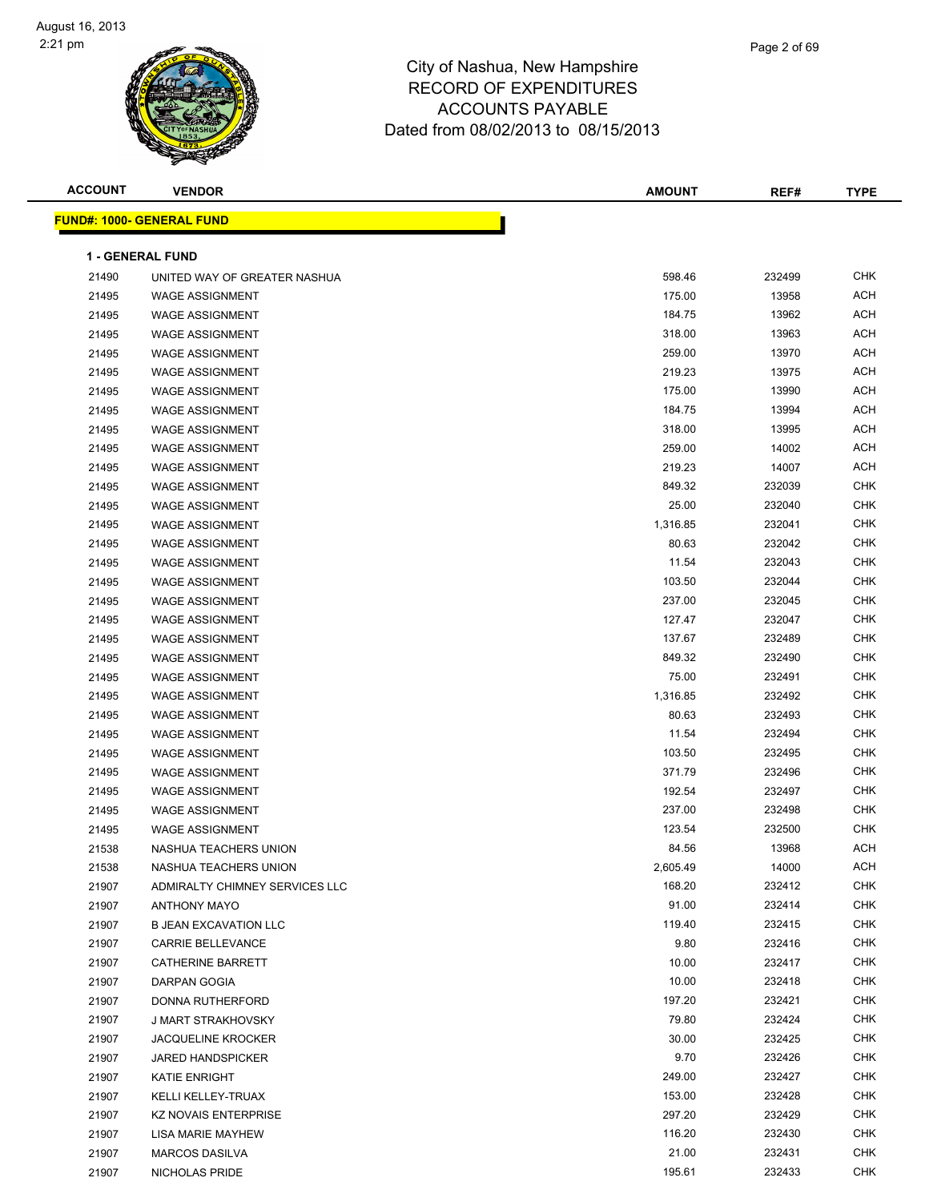August 16, 2013
2:21 pm

# City of Nashua, New Hampshire
## RECORD OF EXPENDITURES
## ACCOUNTS PAYABLE
### Dated from 08/02/2013 to 08/15/2013

**FUND#: 1000- GENERAL FUND**

**1 - GENERAL FUND**

| ACCOUNT | VENDOR | AMOUNT | REF# | TYPE |
|---|---|---|---|---|
| 21490 | UNITED WAY OF GREATER NASHUA | 598.46 | 232499 | CHK |
| 21495 | WAGE ASSIGNMENT | 175.00 | 13958 | ACH |
| 21495 | WAGE ASSIGNMENT | 184.75 | 13962 | ACH |
| 21495 | WAGE ASSIGNMENT | 318.00 | 13963 | ACH |
| 21495 | WAGE ASSIGNMENT | 259.00 | 13970 | ACH |
| 21495 | WAGE ASSIGNMENT | 219.23 | 13975 | ACH |
| 21495 | WAGE ASSIGNMENT | 175.00 | 13990 | ACH |
| 21495 | WAGE ASSIGNMENT | 184.75 | 13994 | ACH |
| 21495 | WAGE ASSIGNMENT | 318.00 | 13995 | ACH |
| 21495 | WAGE ASSIGNMENT | 259.00 | 14002 | ACH |
| 21495 | WAGE ASSIGNMENT | 219.23 | 14007 | ACH |
| 21495 | WAGE ASSIGNMENT | 849.32 | 232039 | CHK |
| 21495 | WAGE ASSIGNMENT | 25.00 | 232040 | CHK |
| 21495 | WAGE ASSIGNMENT | 1,316.85 | 232041 | CHK |
| 21495 | WAGE ASSIGNMENT | 80.63 | 232042 | CHK |
| 21495 | WAGE ASSIGNMENT | 11.54 | 232043 | CHK |
| 21495 | WAGE ASSIGNMENT | 103.50 | 232044 | CHK |
| 21495 | WAGE ASSIGNMENT | 237.00 | 232045 | CHK |
| 21495 | WAGE ASSIGNMENT | 127.47 | 232047 | CHK |
| 21495 | WAGE ASSIGNMENT | 137.67 | 232489 | CHK |
| 21495 | WAGE ASSIGNMENT | 849.32 | 232490 | CHK |
| 21495 | WAGE ASSIGNMENT | 75.00 | 232491 | CHK |
| 21495 | WAGE ASSIGNMENT | 1,316.85 | 232492 | CHK |
| 21495 | WAGE ASSIGNMENT | 80.63 | 232493 | CHK |
| 21495 | WAGE ASSIGNMENT | 11.54 | 232494 | CHK |
| 21495 | WAGE ASSIGNMENT | 103.50 | 232495 | CHK |
| 21495 | WAGE ASSIGNMENT | 371.79 | 232496 | CHK |
| 21495 | WAGE ASSIGNMENT | 192.54 | 232497 | CHK |
| 21495 | WAGE ASSIGNMENT | 237.00 | 232498 | CHK |
| 21495 | WAGE ASSIGNMENT | 123.54 | 232500 | CHK |
| 21538 | NASHUA TEACHERS UNION | 84.56 | 13968 | ACH |
| 21538 | NASHUA TEACHERS UNION | 2,605.49 | 14000 | ACH |
| 21907 | ADMIRALTY CHIMNEY SERVICES LLC | 168.20 | 232412 | CHK |
| 21907 | ANTHONY MAYO | 91.00 | 232414 | CHK |
| 21907 | B JEAN EXCAVATION LLC | 119.40 | 232415 | CHK |
| 21907 | CARRIE BELLEVANCE | 9.80 | 232416 | CHK |
| 21907 | CATHERINE BARRETT | 10.00 | 232417 | CHK |
| 21907 | DARPAN GOGIA | 10.00 | 232418 | CHK |
| 21907 | DONNA RUTHERFORD | 197.20 | 232421 | CHK |
| 21907 | J MART STRAKHOVSKY | 79.80 | 232424 | CHK |
| 21907 | JACQUELINE KROCKER | 30.00 | 232425 | CHK |
| 21907 | JARED HANDSPICKER | 9.70 | 232426 | CHK |
| 21907 | KATIE ENRIGHT | 249.00 | 232427 | CHK |
| 21907 | KELLI KELLEY-TRUAX | 153.00 | 232428 | CHK |
| 21907 | KZ NOVAIS ENTERPRISE | 297.20 | 232429 | CHK |
| 21907 | LISA MARIE MAYHEW | 116.20 | 232430 | CHK |
| 21907 | MARCOS DASILVA | 21.00 | 232431 | CHK |
| 21907 | NICHOLAS PRIDE | 195.61 | 232433 | CHK |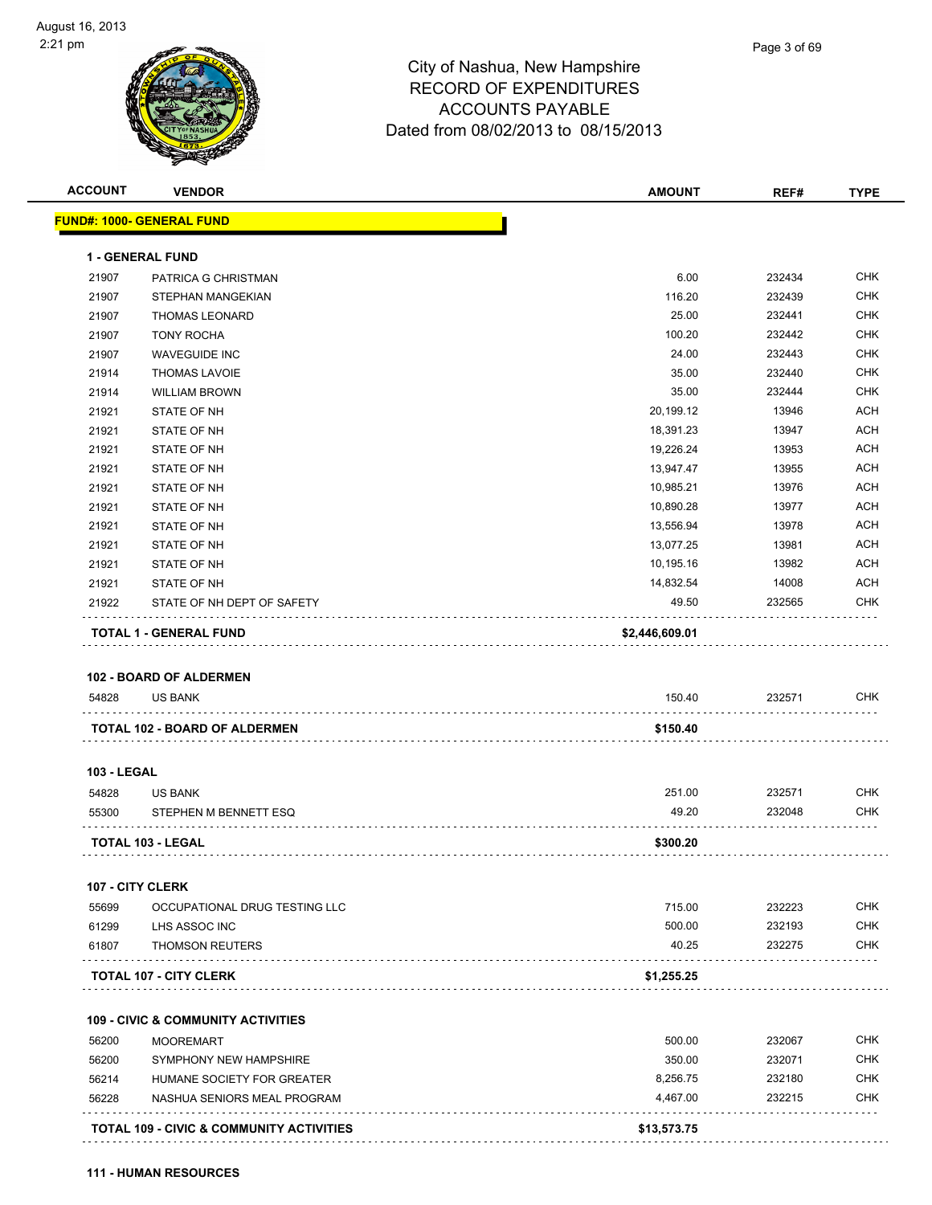City of Nashua, New Hampshire
RECORD OF EXPENDITURES
ACCOUNTS PAYABLE
Dated from 08/02/2013 to 08/15/2013

**FUND#: 1000- GENERAL FUND**

**1 - GENERAL FUND**

| ACCOUNT | VENDOR | AMOUNT | REF# | TYPE |
|---|---|---|---|---|
| 21907 | PATRICA G CHRISTMAN | 6.00 | 232434 | CHK |
| 21907 | STEPHAN MANGEKIAN | 116.20 | 232439 | CHK |
| 21907 | THOMAS LEONARD | 25.00 | 232441 | CHK |
| 21907 | TONY ROCHA | 100.20 | 232442 | CHK |
| 21907 | WAVEGUIDE INC | 24.00 | 232443 | CHK |
| 21914 | THOMAS LAVOIE | 35.00 | 232440 | CHK |
| 21914 | WILLIAM BROWN | 35.00 | 232444 | CHK |
| 21921 | STATE OF NH | 20,199.12 | 13946 | ACH |
| 21921 | STATE OF NH | 18,391.23 | 13947 | ACH |
| 21921 | STATE OF NH | 19,226.24 | 13953 | ACH |
| 21921 | STATE OF NH | 13,947.47 | 13955 | ACH |
| 21921 | STATE OF NH | 10,985.21 | 13976 | ACH |
| 21921 | STATE OF NH | 10,890.28 | 13977 | ACH |
| 21921 | STATE OF NH | 13,556.94 | 13978 | ACH |
| 21921 | STATE OF NH | 13,077.25 | 13981 | ACH |
| 21921 | STATE OF NH | 10,195.16 | 13982 | ACH |
| 21921 | STATE OF NH | 14,832.54 | 14008 | ACH |
| 21922 | STATE OF NH DEPT OF SAFETY | 49.50 | 232565 | CHK |
| | **TOTAL 1 - GENERAL FUND** | **$2,446,609.01** | | |

**102 - BOARD OF ALDERMEN**

| ACCOUNT | VENDOR | AMOUNT | REF# | TYPE |
|---|---|---|---|---|
| 54828 | US BANK | 150.40 | 232571 | CHK |
| | **TOTAL 102 - BOARD OF ALDERMEN** | **$150.40** | | |

**103 - LEGAL**

| ACCOUNT | VENDOR | AMOUNT | REF# | TYPE |
|---|---|---|---|---|
| 54828 | US BANK | 251.00 | 232571 | CHK |
| 55300 | STEPHEN M BENNETT ESQ | 49.20 | 232048 | CHK |
| | **TOTAL 103 - LEGAL** | **$300.20** | | |

**107 - CITY CLERK**

| ACCOUNT | VENDOR | AMOUNT | REF# | TYPE |
|---|---|---|---|---|
| 55699 | OCCUPATIONAL DRUG TESTING LLC | 715.00 | 232223 | CHK |
| 61299 | LHS ASSOC INC | 500.00 | 232193 | CHK |
| 61807 | THOMSON REUTERS | 40.25 | 232275 | CHK |
| | **TOTAL 107 - CITY CLERK** | **$1,255.25** | | |

**109 - CIVIC & COMMUNITY ACTIVITIES**

| ACCOUNT | VENDOR | AMOUNT | REF# | TYPE |
|---|---|---|---|---|
| 56200 | MOOREMART | 500.00 | 232067 | CHK |
| 56200 | SYMPHONY NEW HAMPSHIRE | 350.00 | 232071 | CHK |
| 56214 | HUMANE SOCIETY FOR GREATER | 8,256.75 | 232180 | CHK |
| 56228 | NASHUA SENIORS MEAL PROGRAM | 4,467.00 | 232215 | CHK |
| | **TOTAL 109 - CIVIC & COMMUNITY ACTIVITIES** | **$13,573.75** | | |

**111 - HUMAN RESOURCES**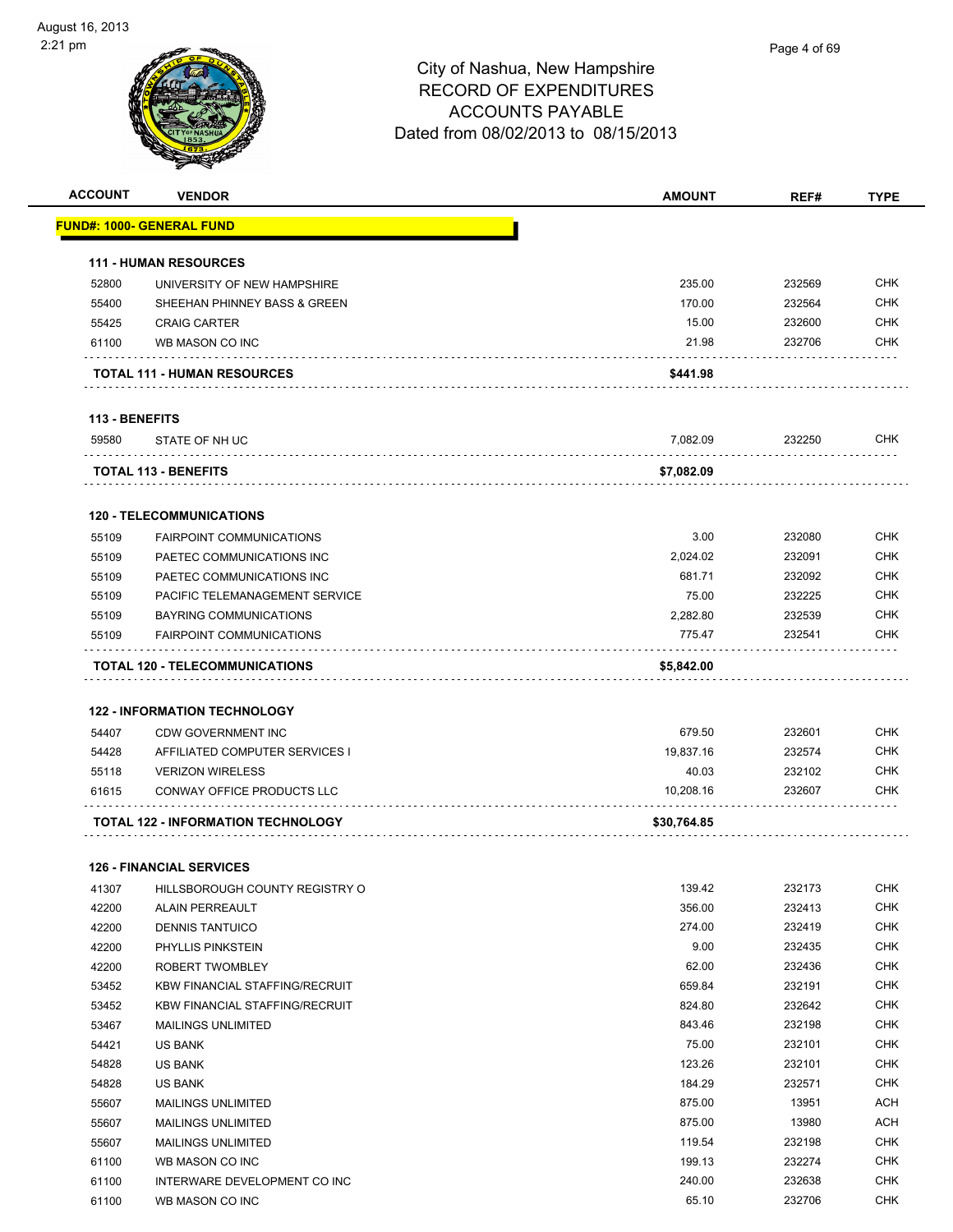# City of Nashua, New Hampshire
# RECORD OF EXPENDITURES
# ACCOUNTS PAYABLE
# Dated from 08/02/2013 to 08/15/2013

| ACCOUNT | VENDOR | AMOUNT | REF# | TYPE |
|---|---|---|---|---|
| **FUND#: 1000- GENERAL FUND** | | | | |
| **111 - HUMAN RESOURCES** | | | | |
| 52800 | UNIVERSITY OF NEW HAMPSHIRE | 235.00 | 232569 | CHK |
| 55400 | SHEEHAN PHINNEY BASS & GREEN | 170.00 | 232564 | CHK |
| 55425 | CRAIG CARTER | 15.00 | 232600 | CHK |
| 61100 | WB MASON CO INC | 21.98 | 232706 | CHK |
| **TOTAL 111 - HUMAN RESOURCES** | | **$441.98** | | |
| **113 - BENEFITS** | | | | |
| 59580 | STATE OF NH UC | 7,082.09 | 232250 | CHK |
| **TOTAL 113 - BENEFITS** | | **$7,082.09** | | |
| **120 - TELECOMMUNICATIONS** | | | | |
| 55109 | FAIRPOINT COMMUNICATIONS | 3.00 | 232080 | CHK |
| 55109 | PAETEC COMMUNICATIONS INC | 2,024.02 | 232091 | CHK |
| 55109 | PAETEC COMMUNICATIONS INC | 681.71 | 232092 | CHK |
| 55109 | PACIFIC TELEMANAGEMENT SERVICE | 75.00 | 232225 | CHK |
| 55109 | BAYRING COMMUNICATIONS | 2,282.80 | 232539 | CHK |
| 55109 | FAIRPOINT COMMUNICATIONS | 775.47 | 232541 | CHK |
| **TOTAL 120 - TELECOMMUNICATIONS** | | **$5,842.00** | | |
| **122 - INFORMATION TECHNOLOGY** | | | | |
| 54407 | CDW GOVERNMENT INC | 679.50 | 232601 | CHK |
| 54428 | AFFILIATED COMPUTER SERVICES I | 19,837.16 | 232574 | CHK |
| 55118 | VERIZON WIRELESS | 40.03 | 232102 | CHK |
| 61615 | CONWAY OFFICE PRODUCTS LLC | 10,208.16 | 232607 | CHK |
| **TOTAL 122 - INFORMATION TECHNOLOGY** | | **$30,764.85** | | |
| **126 - FINANCIAL SERVICES** | | | | |
| 41307 | HILLSBOROUGH COUNTY REGISTRY O | 139.42 | 232173 | CHK |
| 42200 | ALAIN PERREAULT | 356.00 | 232413 | CHK |
| 42200 | DENNIS TANTUICO | 274.00 | 232419 | CHK |
| 42200 | PHYLLIS PINKSTEIN | 9.00 | 232435 | CHK |
| 42200 | ROBERT TWOMBLEY | 62.00 | 232436 | CHK |
| 53452 | KBW FINANCIAL STAFFING/RECRUIT | 659.84 | 232191 | CHK |
| 53452 | KBW FINANCIAL STAFFING/RECRUIT | 824.80 | 232642 | CHK |
| 53467 | MAILINGS UNLIMITED | 843.46 | 232198 | CHK |
| 54421 | US BANK | 75.00 | 232101 | CHK |
| 54828 | US BANK | 123.26 | 232101 | CHK |
| 54828 | US BANK | 184.29 | 232571 | CHK |
| 55607 | MAILINGS UNLIMITED | 875.00 | 13951 | ACH |
| 55607 | MAILINGS UNLIMITED | 875.00 | 13980 | ACH |
| 55607 | MAILINGS UNLIMITED | 119.54 | 232198 | CHK |
| 61100 | WB MASON CO INC | 199.13 | 232274 | CHK |
| 61100 | INTERWARE DEVELOPMENT CO INC | 240.00 | 232638 | CHK |
| 61100 | WB MASON CO INC | 65.10 | 232706 | CHK |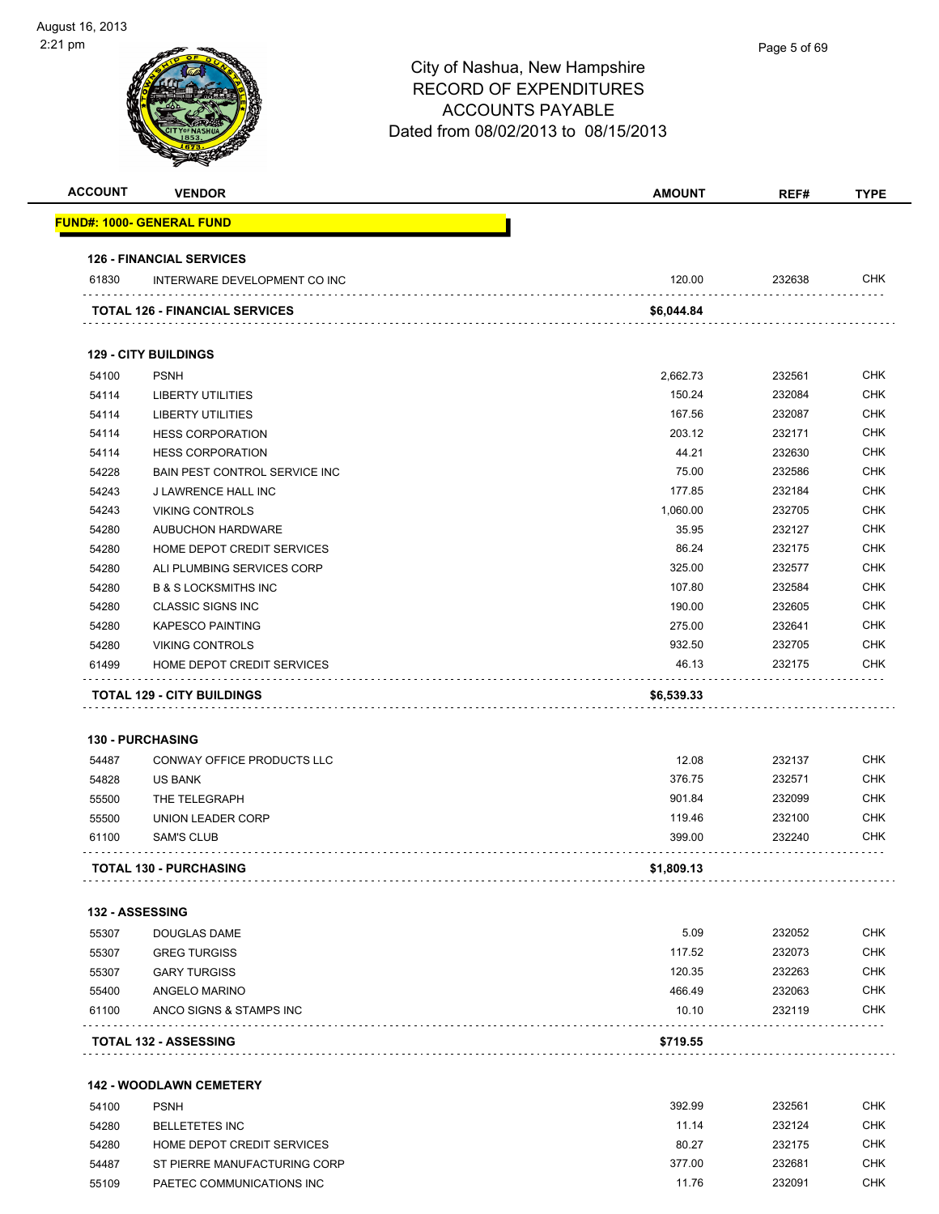# City of Nashua, New Hampshire
## RECORD OF EXPENDITURES
## ACCOUNTS PAYABLE
## Dated from 08/02/2013 to 08/15/2013

| ACCOUNT | VENDOR | AMOUNT | REF# | TYPE |
|---|---|---|---|---|
| **FUND#: 1000- GENERAL FUND** | | | | |
| **126 - FINANCIAL SERVICES** | | | | |
| 61830 | INTERWARE DEVELOPMENT CO INC | 120.00 | 232638 | CHK |
| **TOTAL 126 - FINANCIAL SERVICES** | | **$6,044.84** | | |
| **129 - CITY BUILDINGS** | | | | |
| 54100 | PSNH | 2,662.73 | 232561 | CHK |
| 54114 | LIBERTY UTILITIES | 150.24 | 232084 | CHK |
| 54114 | LIBERTY UTILITIES | 167.56 | 232087 | CHK |
| 54114 | HESS CORPORATION | 203.12 | 232171 | CHK |
| 54114 | HESS CORPORATION | 44.21 | 232630 | CHK |
| 54228 | BAIN PEST CONTROL SERVICE INC | 75.00 | 232586 | CHK |
| 54243 | J LAWRENCE HALL INC | 177.85 | 232184 | CHK |
| 54243 | VIKING CONTROLS | 1,060.00 | 232705 | CHK |
| 54280 | AUBUCHON HARDWARE | 35.95 | 232127 | CHK |
| 54280 | HOME DEPOT CREDIT SERVICES | 86.24 | 232175 | CHK |
| 54280 | ALI PLUMBING SERVICES CORP | 325.00 | 232577 | CHK |
| 54280 | B & S LOCKSMITHS INC | 107.80 | 232584 | CHK |
| 54280 | CLASSIC SIGNS INC | 190.00 | 232605 | CHK |
| 54280 | KAPESCO PAINTING | 275.00 | 232641 | CHK |
| 54280 | VIKING CONTROLS | 932.50 | 232705 | CHK |
| 61499 | HOME DEPOT CREDIT SERVICES | 46.13 | 232175 | CHK |
| **TOTAL 129 - CITY BUILDINGS** | | **$6,539.33** | | |
| **130 - PURCHASING** | | | | |
| 54487 | CONWAY OFFICE PRODUCTS LLC | 12.08 | 232137 | CHK |
| 54828 | US BANK | 376.75 | 232571 | CHK |
| 55500 | THE TELEGRAPH | 901.84 | 232099 | CHK |
| 55500 | UNION LEADER CORP | 119.46 | 232100 | CHK |
| 61100 | SAM'S CLUB | 399.00 | 232240 | CHK |
| **TOTAL 130 - PURCHASING** | | **$1,809.13** | | |
| **132 - ASSESSING** | | | | |
| 55307 | DOUGLAS DAME | 5.09 | 232052 | CHK |
| 55307 | GREG TURGISS | 117.52 | 232073 | CHK |
| 55307 | GARY TURGISS | 120.35 | 232263 | CHK |
| 55400 | ANGELO MARINO | 466.49 | 232063 | CHK |
| 61100 | ANCO SIGNS & STAMPS INC | 10.10 | 232119 | CHK |
| **TOTAL 132 - ASSESSING** | | **$719.55** | | |
| **142 - WOODLAWN CEMETERY** | | | | |
| 54100 | PSNH | 392.99 | 232561 | CHK |
| 54280 | BELLETETES INC | 11.14 | 232124 | CHK |
| 54280 | HOME DEPOT CREDIT SERVICES | 80.27 | 232175 | CHK |
| 54487 | ST PIERRE MANUFACTURING CORP | 377.00 | 232681 | CHK |
| 55109 | PAETEC COMMUNICATIONS INC | 11.76 | 232091 | CHK |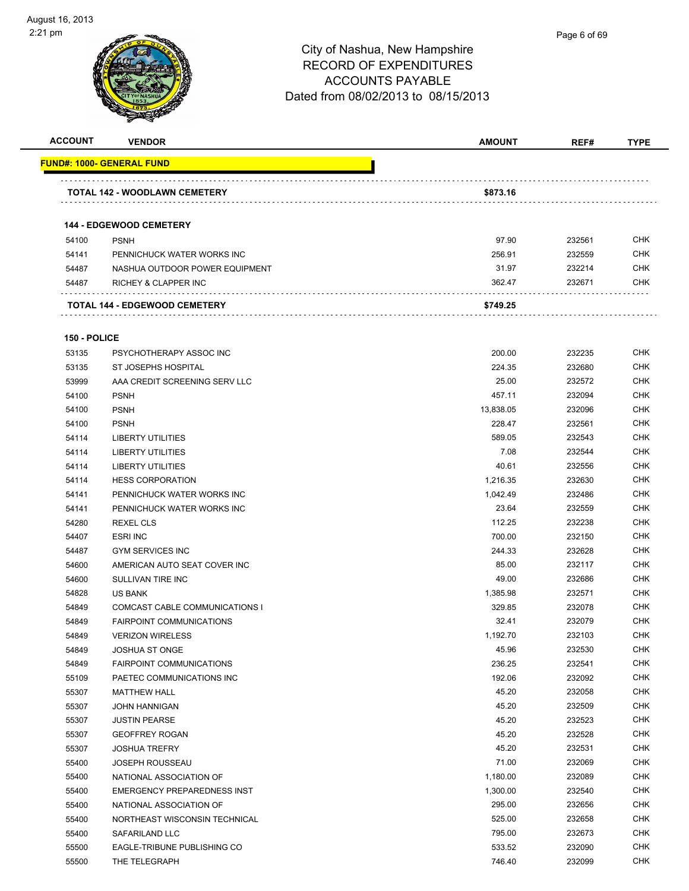City of Nashua, New Hampshire
RECORD OF EXPENDITURES
ACCOUNTS PAYABLE
Dated from 08/02/2013 to 08/15/2013

| ACCOUNT | VENDOR | AMOUNT | REF# | TYPE |
|---|---|---|---|---|
| **FUND#: 1000- GENERAL FUND** | | | | |
| | **TOTAL 142 - WOODLAWN CEMETERY** | **$873.16** | | |
| **144 - EDGEWOOD CEMETERY** | | | | |
| 54100 | PSNH | 97.90 | 232561 | CHK |
| 54141 | PENNICHUCK WATER WORKS INC | 256.91 | 232559 | CHK |
| 54487 | NASHUA OUTDOOR POWER EQUIPMENT | 31.97 | 232214 | CHK |
| 54487 | RICHEY & CLAPPER INC | 362.47 | 232671 | CHK |
| | **TOTAL 144 - EDGEWOOD CEMETERY** | **$749.25** | | |
| **150 - POLICE** | | | | |
| 53135 | PSYCHOTHERAPY ASSOC INC | 200.00 | 232235 | CHK |
| 53135 | ST JOSEPHS HOSPITAL | 224.35 | 232680 | CHK |
| 53999 | AAA CREDIT SCREENING SERV LLC | 25.00 | 232572 | CHK |
| 54100 | PSNH | 457.11 | 232094 | CHK |
| 54100 | PSNH | 13,838.05 | 232096 | CHK |
| 54100 | PSNH | 228.47 | 232561 | CHK |
| 54114 | LIBERTY UTILITIES | 589.05 | 232543 | CHK |
| 54114 | LIBERTY UTILITIES | 7.08 | 232544 | CHK |
| 54114 | LIBERTY UTILITIES | 40.61 | 232556 | CHK |
| 54114 | HESS CORPORATION | 1,216.35 | 232630 | CHK |
| 54141 | PENNICHUCK WATER WORKS INC | 1,042.49 | 232486 | CHK |
| 54141 | PENNICHUCK WATER WORKS INC | 23.64 | 232559 | CHK |
| 54280 | REXEL CLS | 112.25 | 232238 | CHK |
| 54407 | ESRI INC | 700.00 | 232150 | CHK |
| 54487 | GYM SERVICES INC | 244.33 | 232628 | CHK |
| 54600 | AMERICAN AUTO SEAT COVER INC | 85.00 | 232117 | CHK |
| 54600 | SULLIVAN TIRE INC | 49.00 | 232686 | CHK |
| 54828 | US BANK | 1,385.98 | 232571 | CHK |
| 54849 | COMCAST CABLE COMMUNICATIONS I | 329.85 | 232078 | CHK |
| 54849 | FAIRPOINT COMMUNICATIONS | 32.41 | 232079 | CHK |
| 54849 | VERIZON WIRELESS | 1,192.70 | 232103 | CHK |
| 54849 | JOSHUA ST ONGE | 45.96 | 232530 | CHK |
| 54849 | FAIRPOINT COMMUNICATIONS | 236.25 | 232541 | CHK |
| 55109 | PAETEC COMMUNICATIONS INC | 192.06 | 232092 | CHK |
| 55307 | MATTHEW HALL | 45.20 | 232058 | CHK |
| 55307 | JOHN HANNIGAN | 45.20 | 232509 | CHK |
| 55307 | JUSTIN PEARSE | 45.20 | 232523 | CHK |
| 55307 | GEOFFREY ROGAN | 45.20 | 232528 | CHK |
| 55307 | JOSHUA TREFRY | 45.20 | 232531 | CHK |
| 55400 | JOSEPH ROUSSEAU | 71.00 | 232069 | CHK |
| 55400 | NATIONAL ASSOCIATION OF | 1,180.00 | 232089 | CHK |
| 55400 | EMERGENCY PREPAREDNESS INST | 1,300.00 | 232540 | CHK |
| 55400 | NATIONAL ASSOCIATION OF | 295.00 | 232656 | CHK |
| 55400 | NORTHEAST WISCONSIN TECHNICAL | 525.00 | 232658 | CHK |
| 55400 | SAFARILAND LLC | 795.00 | 232673 | CHK |
| 55500 | EAGLE-TRIBUNE PUBLISHING CO | 533.52 | 232090 | CHK |
| 55500 | THE TELEGRAPH | 746.40 | 232099 | CHK |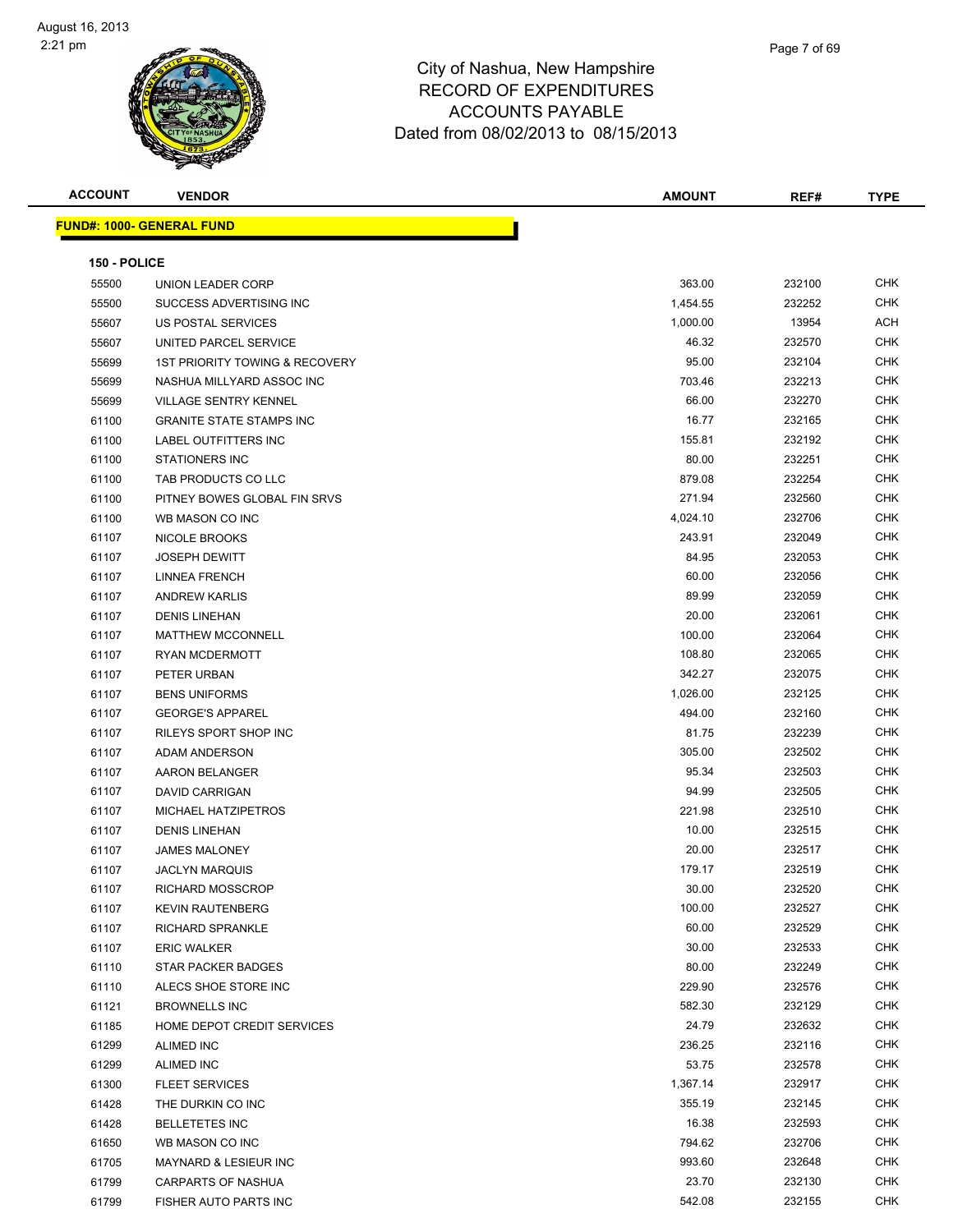City of Nashua, New Hampshire
RECORD OF EXPENDITURES
ACCOUNTS PAYABLE
Dated from 08/02/2013 to 08/15/2013

August 16, 2013
2:21 pm

**FUND#: 1000- GENERAL FUND**

**150 - POLICE**

| ACCOUNT | VENDOR | AMOUNT | REF# | TYPE |
|---|---|---|---|---|
| 55500 | UNION LEADER CORP | 363.00 | 232100 | CHK |
| 55500 | SUCCESS ADVERTISING INC | 1,454.55 | 232252 | CHK |
| 55607 | US POSTAL SERVICES | 1,000.00 | 13954 | ACH |
| 55607 | UNITED PARCEL SERVICE | 46.32 | 232570 | CHK |
| 55699 | 1ST PRIORITY TOWING & RECOVERY | 95.00 | 232104 | CHK |
| 55699 | NASHUA MILLYARD ASSOC INC | 703.46 | 232213 | CHK |
| 55699 | VILLAGE SENTRY KENNEL | 66.00 | 232270 | CHK |
| 61100 | GRANITE STATE STAMPS INC | 16.77 | 232165 | CHK |
| 61100 | LABEL OUTFITTERS INC | 155.81 | 232192 | CHK |
| 61100 | STATIONERS INC | 80.00 | 232251 | CHK |
| 61100 | TAB PRODUCTS CO LLC | 879.08 | 232254 | CHK |
| 61100 | PITNEY BOWES GLOBAL FIN SRVS | 271.94 | 232560 | CHK |
| 61100 | WB MASON CO INC | 4,024.10 | 232706 | CHK |
| 61107 | NICOLE BROOKS | 243.91 | 232049 | CHK |
| 61107 | JOSEPH DEWITT | 84.95 | 232053 | CHK |
| 61107 | LINNEA FRENCH | 60.00 | 232056 | CHK |
| 61107 | ANDREW KARLIS | 89.99 | 232059 | CHK |
| 61107 | DENIS LINEHAN | 20.00 | 232061 | CHK |
| 61107 | MATTHEW MCCONNELL | 100.00 | 232064 | CHK |
| 61107 | RYAN MCDERMOTT | 108.80 | 232065 | CHK |
| 61107 | PETER URBAN | 342.27 | 232075 | CHK |
| 61107 | BENS UNIFORMS | 1,026.00 | 232125 | CHK |
| 61107 | GEORGE'S APPAREL | 494.00 | 232160 | CHK |
| 61107 | RILEYS SPORT SHOP INC | 81.75 | 232239 | CHK |
| 61107 | ADAM ANDERSON | 305.00 | 232502 | CHK |
| 61107 | AARON BELANGER | 95.34 | 232503 | CHK |
| 61107 | DAVID CARRIGAN | 94.99 | 232505 | CHK |
| 61107 | MICHAEL HATZIPETROS | 221.98 | 232510 | CHK |
| 61107 | DENIS LINEHAN | 10.00 | 232515 | CHK |
| 61107 | JAMES MALONEY | 20.00 | 232517 | CHK |
| 61107 | JACLYN MARQUIS | 179.17 | 232519 | CHK |
| 61107 | RICHARD MOSSCROP | 30.00 | 232520 | CHK |
| 61107 | KEVIN RAUTENBERG | 100.00 | 232527 | CHK |
| 61107 | RICHARD SPRANKLE | 60.00 | 232529 | CHK |
| 61107 | ERIC WALKER | 30.00 | 232533 | CHK |
| 61110 | STAR PACKER BADGES | 80.00 | 232249 | CHK |
| 61110 | ALECS SHOE STORE INC | 229.90 | 232576 | CHK |
| 61121 | BROWNELLS INC | 582.30 | 232129 | CHK |
| 61185 | HOME DEPOT CREDIT SERVICES | 24.79 | 232632 | CHK |
| 61299 | ALIMED INC | 236.25 | 232116 | CHK |
| 61299 | ALIMED INC | 53.75 | 232578 | CHK |
| 61300 | FLEET SERVICES | 1,367.14 | 232917 | CHK |
| 61428 | THE DURKIN CO INC | 355.19 | 232145 | CHK |
| 61428 | BELLETETES INC | 16.38 | 232593 | CHK |
| 61650 | WB MASON CO INC | 794.62 | 232706 | CHK |
| 61705 | MAYNARD & LESIEUR INC | 993.60 | 232648 | CHK |
| 61799 | CARPARTS OF NASHUA | 23.70 | 232130 | CHK |
| 61799 | FISHER AUTO PARTS INC | 542.08 | 232155 | CHK |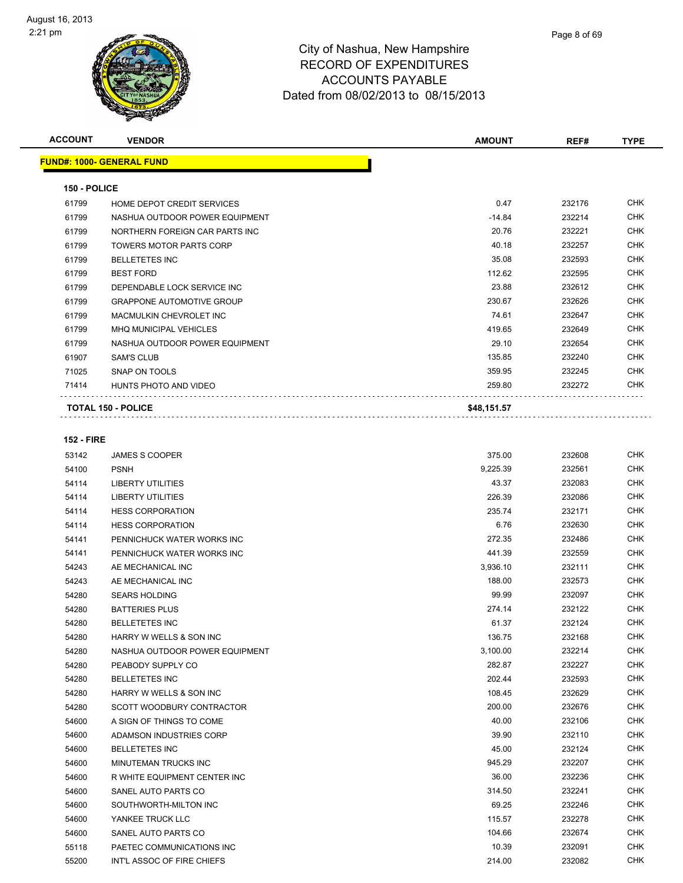City of Nashua, New Hampshire
RECORD OF EXPENDITURES
ACCOUNTS PAYABLE
Dated from 08/02/2013 to 08/15/2013

| ACCOUNT | VENDOR | AMOUNT | REF# | TYPE |
|---|---|---|---|---|
| **FUND#: 1000- GENERAL FUND** | | | | |
| **150 - POLICE** | | | | |
| 61799 | HOME DEPOT CREDIT SERVICES | 0.47 | 232176 | CHK |
| 61799 | NASHUA OUTDOOR POWER EQUIPMENT | -14.84 | 232214 | CHK |
| 61799 | NORTHERN FOREIGN CAR PARTS INC | 20.76 | 232221 | CHK |
| 61799 | TOWERS MOTOR PARTS CORP | 40.18 | 232257 | CHK |
| 61799 | BELLETETES INC | 35.08 | 232593 | CHK |
| 61799 | BEST FORD | 112.62 | 232595 | CHK |
| 61799 | DEPENDABLE LOCK SERVICE INC | 23.88 | 232612 | CHK |
| 61799 | GRAPPONE AUTOMOTIVE GROUP | 230.67 | 232626 | CHK |
| 61799 | MACMULKIN CHEVROLET INC | 74.61 | 232647 | CHK |
| 61799 | MHQ MUNICIPAL VEHICLES | 419.65 | 232649 | CHK |
| 61799 | NASHUA OUTDOOR POWER EQUIPMENT | 29.10 | 232654 | CHK |
| 61907 | SAM'S CLUB | 135.85 | 232240 | CHK |
| 71025 | SNAP ON TOOLS | 359.95 | 232245 | CHK |
| 71414 | HUNTS PHOTO AND VIDEO | 259.80 | 232272 | CHK |
| **TOTAL 150 - POLICE** | | **$48,151.57** | | |
| **152 - FIRE** | | | | |
| 53142 | JAMES S COOPER | 375.00 | 232608 | CHK |
| 54100 | PSNH | 9,225.39 | 232561 | CHK |
| 54114 | LIBERTY UTILITIES | 43.37 | 232083 | CHK |
| 54114 | LIBERTY UTILITIES | 226.39 | 232086 | CHK |
| 54114 | HESS CORPORATION | 235.74 | 232171 | CHK |
| 54114 | HESS CORPORATION | 6.76 | 232630 | CHK |
| 54141 | PENNICHUCK WATER WORKS INC | 272.35 | 232486 | CHK |
| 54141 | PENNICHUCK WATER WORKS INC | 441.39 | 232559 | CHK |
| 54243 | AE MECHANICAL INC | 3,936.10 | 232111 | CHK |
| 54243 | AE MECHANICAL INC | 188.00 | 232573 | CHK |
| 54280 | SEARS HOLDING | 99.99 | 232097 | CHK |
| 54280 | BATTERIES PLUS | 274.14 | 232122 | CHK |
| 54280 | BELLETETES INC | 61.37 | 232124 | CHK |
| 54280 | HARRY W WELLS & SON INC | 136.75 | 232168 | CHK |
| 54280 | NASHUA OUTDOOR POWER EQUIPMENT | 3,100.00 | 232214 | CHK |
| 54280 | PEABODY SUPPLY CO | 282.87 | 232227 | CHK |
| 54280 | BELLETETES INC | 202.44 | 232593 | CHK |
| 54280 | HARRY W WELLS & SON INC | 108.45 | 232629 | CHK |
| 54280 | SCOTT WOODBURY CONTRACTOR | 200.00 | 232676 | CHK |
| 54600 | A SIGN OF THINGS TO COME | 40.00 | 232106 | CHK |
| 54600 | ADAMSON INDUSTRIES CORP | 39.90 | 232110 | CHK |
| 54600 | BELLETETES INC | 45.00 | 232124 | CHK |
| 54600 | MINUTEMAN TRUCKS INC | 945.29 | 232207 | CHK |
| 54600 | R WHITE EQUIPMENT CENTER INC | 36.00 | 232236 | CHK |
| 54600 | SANEL AUTO PARTS CO | 314.50 | 232241 | CHK |
| 54600 | SOUTHWORTH-MILTON INC | 69.25 | 232246 | CHK |
| 54600 | YANKEE TRUCK LLC | 115.57 | 232278 | CHK |
| 54600 | SANEL AUTO PARTS CO | 104.66 | 232674 | CHK |
| 55118 | PAETEC COMMUNICATIONS INC | 10.39 | 232091 | CHK |
| 55200 | INT'L ASSOC OF FIRE CHIEFS | 214.00 | 232082 | CHK |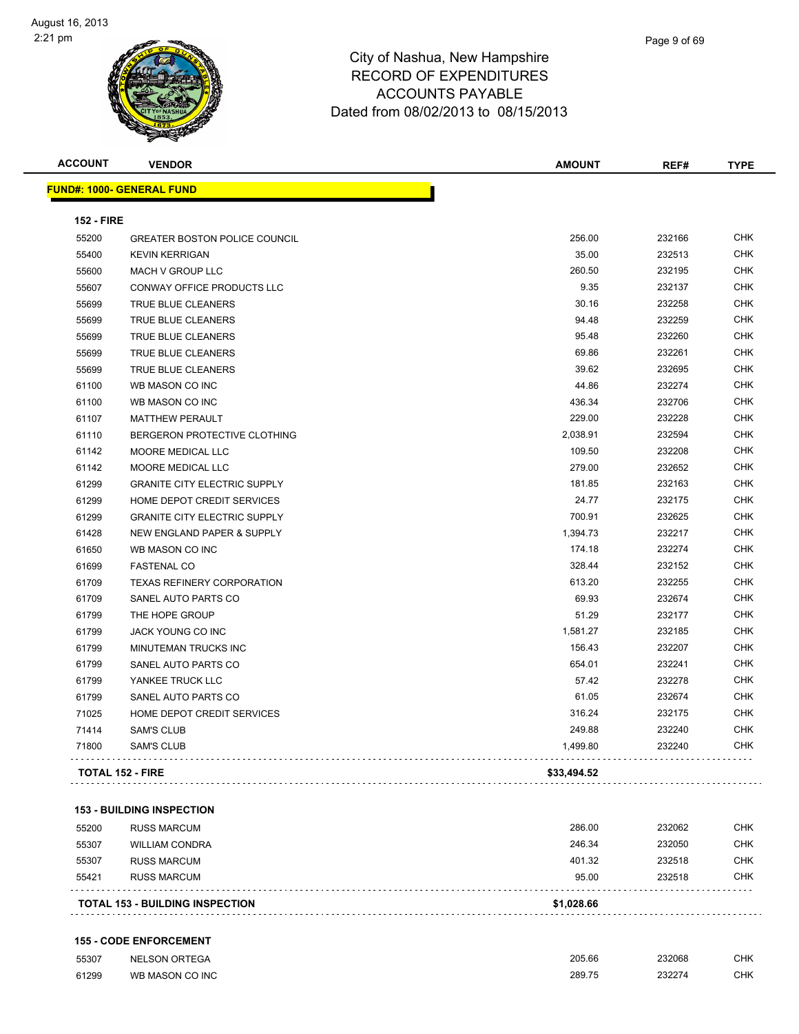# City of Nashua, New Hampshire
## RECORD OF EXPENDITURES
## ACCOUNTS PAYABLE
## Dated from 08/02/2013 to 08/15/2013

| ACCOUNT | VENDOR | AMOUNT | REF# | TYPE |
|---|---|---|---|---|
| **FUND#: 1000- GENERAL FUND** | | | | |
| **152 - FIRE** | | | | |
| 55200 | GREATER BOSTON POLICE COUNCIL | 256.00 | 232166 | CHK |
| 55400 | KEVIN KERRIGAN | 35.00 | 232513 | CHK |
| 55600 | MACH V GROUP LLC | 260.50 | 232195 | CHK |
| 55607 | CONWAY OFFICE PRODUCTS LLC | 9.35 | 232137 | CHK |
| 55699 | TRUE BLUE CLEANERS | 30.16 | 232258 | CHK |
| 55699 | TRUE BLUE CLEANERS | 94.48 | 232259 | CHK |
| 55699 | TRUE BLUE CLEANERS | 95.48 | 232260 | CHK |
| 55699 | TRUE BLUE CLEANERS | 69.86 | 232261 | CHK |
| 55699 | TRUE BLUE CLEANERS | 39.62 | 232695 | CHK |
| 61100 | WB MASON CO INC | 44.86 | 232274 | CHK |
| 61100 | WB MASON CO INC | 436.34 | 232706 | CHK |
| 61107 | MATTHEW PERAULT | 229.00 | 232228 | CHK |
| 61110 | BERGERON PROTECTIVE CLOTHING | 2,038.91 | 232594 | CHK |
| 61142 | MOORE MEDICAL LLC | 109.50 | 232208 | CHK |
| 61142 | MOORE MEDICAL LLC | 279.00 | 232652 | CHK |
| 61299 | GRANITE CITY ELECTRIC SUPPLY | 181.85 | 232163 | CHK |
| 61299 | HOME DEPOT CREDIT SERVICES | 24.77 | 232175 | CHK |
| 61299 | GRANITE CITY ELECTRIC SUPPLY | 700.91 | 232625 | CHK |
| 61428 | NEW ENGLAND PAPER & SUPPLY | 1,394.73 | 232217 | CHK |
| 61650 | WB MASON CO INC | 174.18 | 232274 | CHK |
| 61699 | FASTENAL CO | 328.44 | 232152 | CHK |
| 61709 | TEXAS REFINERY CORPORATION | 613.20 | 232255 | CHK |
| 61709 | SANEL AUTO PARTS CO | 69.93 | 232674 | CHK |
| 61799 | THE HOPE GROUP | 51.29 | 232177 | CHK |
| 61799 | JACK YOUNG CO INC | 1,581.27 | 232185 | CHK |
| 61799 | MINUTEMAN TRUCKS INC | 156.43 | 232207 | CHK |
| 61799 | SANEL AUTO PARTS CO | 654.01 | 232241 | CHK |
| 61799 | YANKEE TRUCK LLC | 57.42 | 232278 | CHK |
| 61799 | SANEL AUTO PARTS CO | 61.05 | 232674 | CHK |
| 71025 | HOME DEPOT CREDIT SERVICES | 316.24 | 232175 | CHK |
| 71414 | SAM'S CLUB | 249.88 | 232240 | CHK |
| 71800 | SAM'S CLUB | 1,499.80 | 232240 | CHK |
| **TOTAL 152 - FIRE** | | **$33,494.52** | | |
| **153 - BUILDING INSPECTION** | | | | |
| 55200 | RUSS MARCUM | 286.00 | 232062 | CHK |
| 55307 | WILLIAM CONDRA | 246.34 | 232050 | CHK |
| 55307 | RUSS MARCUM | 401.32 | 232518 | CHK |
| 55421 | RUSS MARCUM | 95.00 | 232518 | CHK |
| **TOTAL 153 - BUILDING INSPECTION** | | **$1,028.66** | | |
| **155 - CODE ENFORCEMENT** | | | | |
| 55307 | NELSON ORTEGA | 205.66 | 232068 | CHK |
| 61299 | WB MASON CO INC | 289.75 | 232274 | CHK |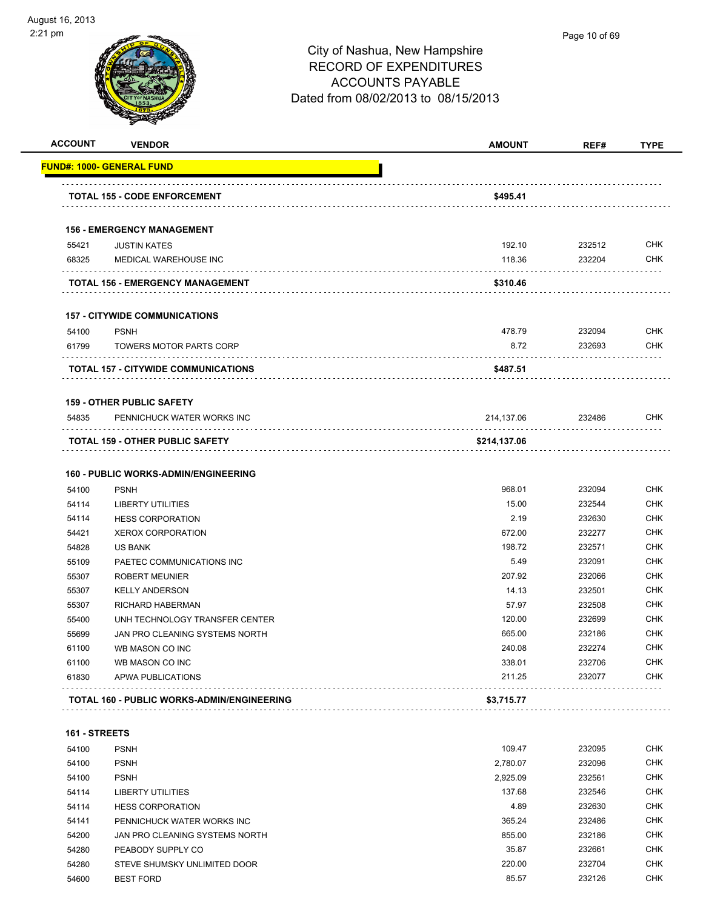# City of Nashua, New Hampshire
## RECORD OF EXPENDITURES
## ACCOUNTS PAYABLE
## Dated from 08/02/2013 to 08/15/2013

August 16, 2013
2:21 pm

| ACCOUNT | VENDOR | AMOUNT | REF# | TYPE |
|---|---|---|---|---|
| **FUND#: 1000- GENERAL FUND** | | | | |
| | **TOTAL 155 - CODE ENFORCEMENT** | **$495.41** | | |
| **156 - EMERGENCY MANAGEMENT** | | | | |
| 55421 | JUSTIN KATES | 192.10 | 232512 | CHK |
| 68325 | MEDICAL WAREHOUSE INC | 118.36 | 232204 | CHK |
| | **TOTAL 156 - EMERGENCY MANAGEMENT** | **$310.46** | | |
| **157 - CITYWIDE COMMUNICATIONS** | | | | |
| 54100 | PSNH | 478.79 | 232094 | CHK |
| 61799 | TOWERS MOTOR PARTS CORP | 8.72 | 232693 | CHK |
| | **TOTAL 157 - CITYWIDE COMMUNICATIONS** | **$487.51** | | |
| **159 - OTHER PUBLIC SAFETY** | | | | |
| 54835 | PENNICHUCK WATER WORKS INC | 214,137.06 | 232486 | CHK |
| | **TOTAL 159 - OTHER PUBLIC SAFETY** | **$214,137.06** | | |
| **160 - PUBLIC WORKS-ADMIN/ENGINEERING** | | | | |
| 54100 | PSNH | 968.01 | 232094 | CHK |
| 54114 | LIBERTY UTILITIES | 15.00 | 232544 | CHK |
| 54114 | HESS CORPORATION | 2.19 | 232630 | CHK |
| 54421 | XEROX CORPORATION | 672.00 | 232277 | CHK |
| 54828 | US BANK | 198.72 | 232571 | CHK |
| 55109 | PAETEC COMMUNICATIONS INC | 5.49 | 232091 | CHK |
| 55307 | ROBERT MEUNIER | 207.92 | 232066 | CHK |
| 55307 | KELLY ANDERSON | 14.13 | 232501 | CHK |
| 55307 | RICHARD HABERMAN | 57.97 | 232508 | CHK |
| 55400 | UNH TECHNOLOGY TRANSFER CENTER | 120.00 | 232699 | CHK |
| 55699 | JAN PRO CLEANING SYSTEMS NORTH | 665.00 | 232186 | CHK |
| 61100 | WB MASON CO INC | 240.08 | 232274 | CHK |
| 61100 | WB MASON CO INC | 338.01 | 232706 | CHK |
| 61830 | APWA PUBLICATIONS | 211.25 | 232077 | CHK |
| | **TOTAL 160 - PUBLIC WORKS-ADMIN/ENGINEERING** | **$3,715.77** | | |
| **161 - STREETS** | | | | |
| 54100 | PSNH | 109.47 | 232095 | CHK |
| 54100 | PSNH | 2,780.07 | 232096 | CHK |
| 54100 | PSNH | 2,925.09 | 232561 | CHK |
| 54114 | LIBERTY UTILITIES | 137.68 | 232546 | CHK |
| 54114 | HESS CORPORATION | 4.89 | 232630 | CHK |
| 54141 | PENNICHUCK WATER WORKS INC | 365.24 | 232486 | CHK |
| 54200 | JAN PRO CLEANING SYSTEMS NORTH | 855.00 | 232186 | CHK |
| 54280 | PEABODY SUPPLY CO | 35.87 | 232661 | CHK |
| 54280 | STEVE SHUMSKY UNLIMITED DOOR | 220.00 | 232704 | CHK |
| 54600 | BEST FORD | 85.57 | 232126 | CHK |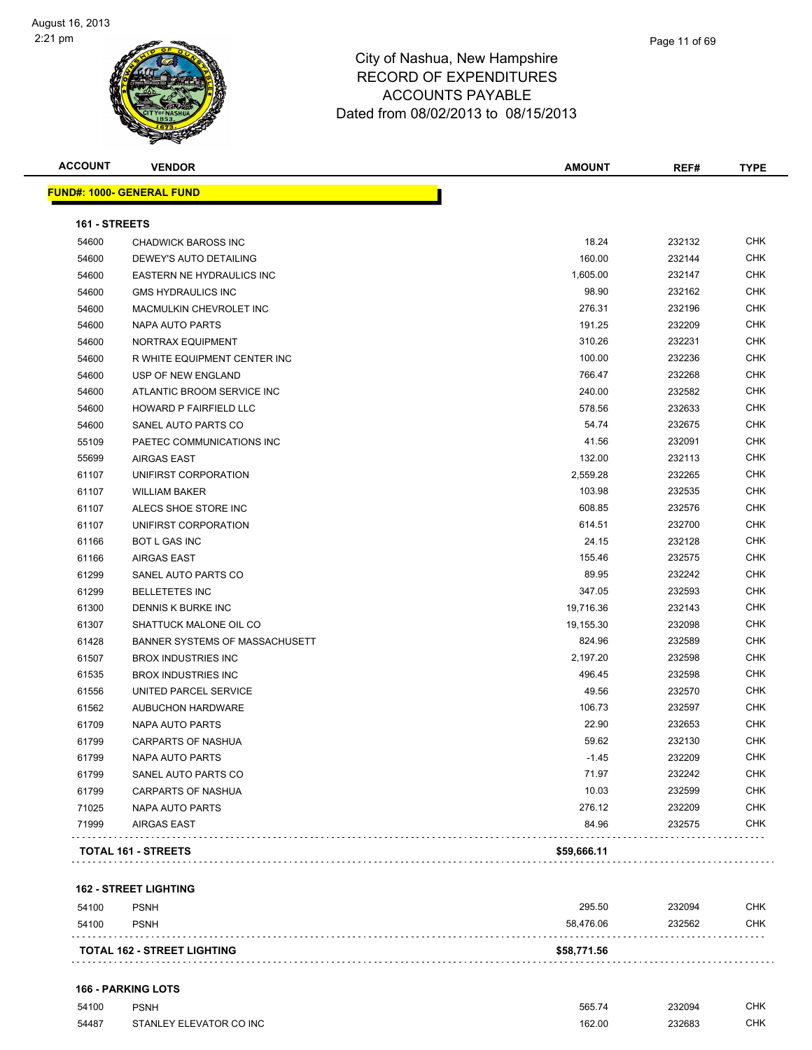# City of Nashua, New Hampshire
## RECORD OF EXPENDITURES
## ACCOUNTS PAYABLE
## Dated from 08/02/2013 to 08/15/2013

| ACCOUNT | VENDOR | AMOUNT | REF# | TYPE |
|---|---|---|---|---|
| **FUND#: 1000- GENERAL FUND** | | | | |
| **161 - STREETS** | | | | |
| 54600 | CHADWICK BAROSS INC | 18.24 | 232132 | CHK |
| 54600 | DEWEY'S AUTO DETAILING | 160.00 | 232144 | CHK |
| 54600 | EASTERN NE HYDRAULICS INC | 1,605.00 | 232147 | CHK |
| 54600 | GMS HYDRAULICS INC | 98.90 | 232162 | CHK |
| 54600 | MACMULKIN CHEVROLET INC | 276.31 | 232196 | CHK |
| 54600 | NAPA AUTO PARTS | 191.25 | 232209 | CHK |
| 54600 | NORTRAX EQUIPMENT | 310.26 | 232231 | CHK |
| 54600 | R WHITE EQUIPMENT CENTER INC | 100.00 | 232236 | CHK |
| 54600 | USP OF NEW ENGLAND | 766.47 | 232268 | CHK |
| 54600 | ATLANTIC BROOM SERVICE INC | 240.00 | 232582 | CHK |
| 54600 | HOWARD P FAIRFIELD LLC | 578.56 | 232633 | CHK |
| 54600 | SANEL AUTO PARTS CO | 54.74 | 232675 | CHK |
| 55109 | PAETEC COMMUNICATIONS INC | 41.56 | 232091 | CHK |
| 55699 | AIRGAS EAST | 132.00 | 232113 | CHK |
| 61107 | UNIFIRST CORPORATION | 2,559.28 | 232265 | CHK |
| 61107 | WILLIAM BAKER | 103.98 | 232535 | CHK |
| 61107 | ALECS SHOE STORE INC | 608.85 | 232576 | CHK |
| 61107 | UNIFIRST CORPORATION | 614.51 | 232700 | CHK |
| 61166 | BOT L GAS INC | 24.15 | 232128 | CHK |
| 61166 | AIRGAS EAST | 155.46 | 232575 | CHK |
| 61299 | SANEL AUTO PARTS CO | 89.95 | 232242 | CHK |
| 61299 | BELLETETES INC | 347.05 | 232593 | CHK |
| 61300 | DENNIS K BURKE INC | 19,716.36 | 232143 | CHK |
| 61307 | SHATTUCK MALONE OIL CO | 19,155.30 | 232098 | CHK |
| 61428 | BANNER SYSTEMS OF MASSACHUSETT | 824.96 | 232589 | CHK |
| 61507 | BROX INDUSTRIES INC | 2,197.20 | 232598 | CHK |
| 61535 | BROX INDUSTRIES INC | 496.45 | 232598 | CHK |
| 61556 | UNITED PARCEL SERVICE | 49.56 | 232570 | CHK |
| 61562 | AUBUCHON HARDWARE | 106.73 | 232597 | CHK |
| 61709 | NAPA AUTO PARTS | 22.90 | 232653 | CHK |
| 61799 | CARPARTS OF NASHUA | 59.62 | 232130 | CHK |
| 61799 | NAPA AUTO PARTS | -1.45 | 232209 | CHK |
| 61799 | SANEL AUTO PARTS CO | 71.97 | 232242 | CHK |
| 61799 | CARPARTS OF NASHUA | 10.03 | 232599 | CHK |
| 71025 | NAPA AUTO PARTS | 276.12 | 232209 | CHK |
| 71999 | AIRGAS EAST | 84.96 | 232575 | CHK |
| **TOTAL 161 - STREETS** | | **$59,666.11** | | |
| **162 - STREET LIGHTING** | | | | |
| 54100 | PSNH | 295.50 | 232094 | CHK |
| 54100 | PSNH | 58,476.06 | 232562 | CHK |
| **TOTAL 162 - STREET LIGHTING** | | **$58,771.56** | | |
| **166 - PARKING LOTS** | | | | |
| 54100 | PSNH | 565.74 | 232094 | CHK |
| 54487 | STANLEY ELEVATOR CO INC | 162.00 | 232683 | CHK |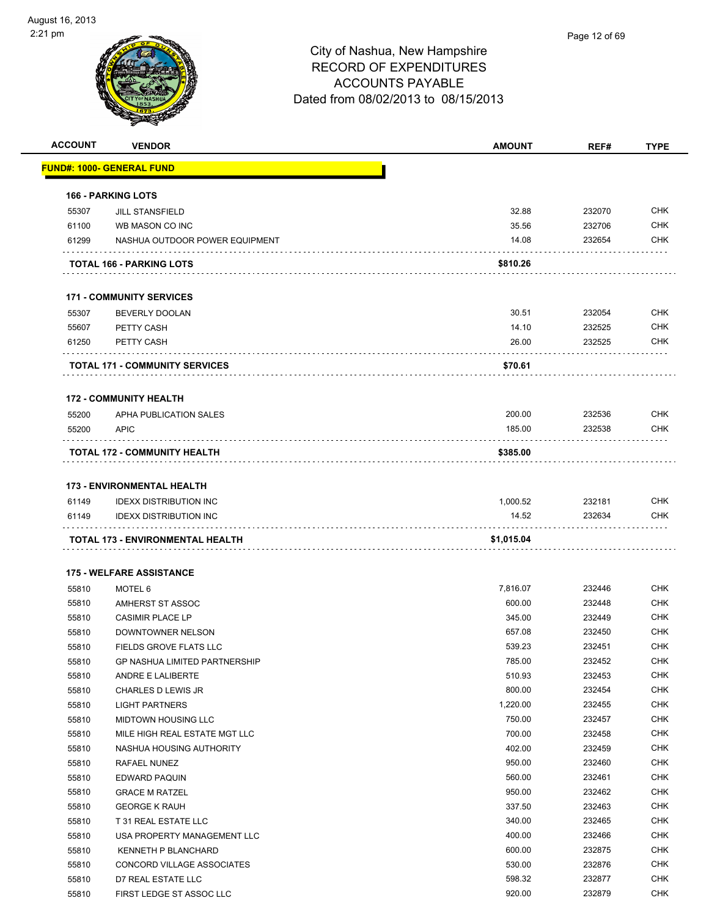City of Nashua, New Hampshire
RECORD OF EXPENDITURES
ACCOUNTS PAYABLE
Dated from 08/02/2013 to 08/15/2013

| ACCOUNT | VENDOR | AMOUNT | REF# | TYPE |
|---|---|---|---|---|
| **FUND#: 1000- GENERAL FUND** | | | | |
| **166 - PARKING LOTS** | | | | |
| 55307 | JILL STANSFIELD | 32.88 | 232070 | CHK |
| 61100 | WB MASON CO INC | 35.56 | 232706 | CHK |
| 61299 | NASHUA OUTDOOR POWER EQUIPMENT | 14.08 | 232654 | CHK |
| **TOTAL 166 - PARKING LOTS** | | **$810.26** | | |
| **171 - COMMUNITY SERVICES** | | | | |
| 55307 | BEVERLY DOOLAN | 30.51 | 232054 | CHK |
| 55607 | PETTY CASH | 14.10 | 232525 | CHK |
| 61250 | PETTY CASH | 26.00 | 232525 | CHK |
| **TOTAL 171 - COMMUNITY SERVICES** | | **$70.61** | | |
| **172 - COMMUNITY HEALTH** | | | | |
| 55200 | APHA PUBLICATION SALES | 200.00 | 232536 | CHK |
| 55200 | APIC | 185.00 | 232538 | CHK |
| **TOTAL 172 - COMMUNITY HEALTH** | | **$385.00** | | |
| **173 - ENVIRONMENTAL HEALTH** | | | | |
| 61149 | IDEXX DISTRIBUTION INC | 1,000.52 | 232181 | CHK |
| 61149 | IDEXX DISTRIBUTION INC | 14.52 | 232634 | CHK |
| **TOTAL 173 - ENVIRONMENTAL HEALTH** | | **$1,015.04** | | |
| **175 - WELFARE ASSISTANCE** | | | | |
| 55810 | MOTEL 6 | 7,816.07 | 232446 | CHK |
| 55810 | AMHERST ST ASSOC | 600.00 | 232448 | CHK |
| 55810 | CASIMIR PLACE LP | 345.00 | 232449 | CHK |
| 55810 | DOWNTOWNER NELSON | 657.08 | 232450 | CHK |
| 55810 | FIELDS GROVE FLATS LLC | 539.23 | 232451 | CHK |
| 55810 | GP NASHUA LIMITED PARTNERSHIP | 785.00 | 232452 | CHK |
| 55810 | ANDRE E LALIBERTE | 510.93 | 232453 | CHK |
| 55810 | CHARLES D LEWIS JR | 800.00 | 232454 | CHK |
| 55810 | LIGHT PARTNERS | 1,220.00 | 232455 | CHK |
| 55810 | MIDTOWN HOUSING LLC | 750.00 | 232457 | CHK |
| 55810 | MILE HIGH REAL ESTATE MGT LLC | 700.00 | 232458 | CHK |
| 55810 | NASHUA HOUSING AUTHORITY | 402.00 | 232459 | CHK |
| 55810 | RAFAEL NUNEZ | 950.00 | 232460 | CHK |
| 55810 | EDWARD PAQUIN | 560.00 | 232461 | CHK |
| 55810 | GRACE M RATZEL | 950.00 | 232462 | CHK |
| 55810 | GEORGE K RAUH | 337.50 | 232463 | CHK |
| 55810 | T 31 REAL ESTATE LLC | 340.00 | 232465 | CHK |
| 55810 | USA PROPERTY MANAGEMENT LLC | 400.00 | 232466 | CHK |
| 55810 | KENNETH P BLANCHARD | 600.00 | 232875 | CHK |
| 55810 | CONCORD VILLAGE ASSOCIATES | 530.00 | 232876 | CHK |
| 55810 | D7 REAL ESTATE LLC | 598.32 | 232877 | CHK |
| 55810 | FIRST LEDGE ST ASSOC LLC | 920.00 | 232879 | CHK |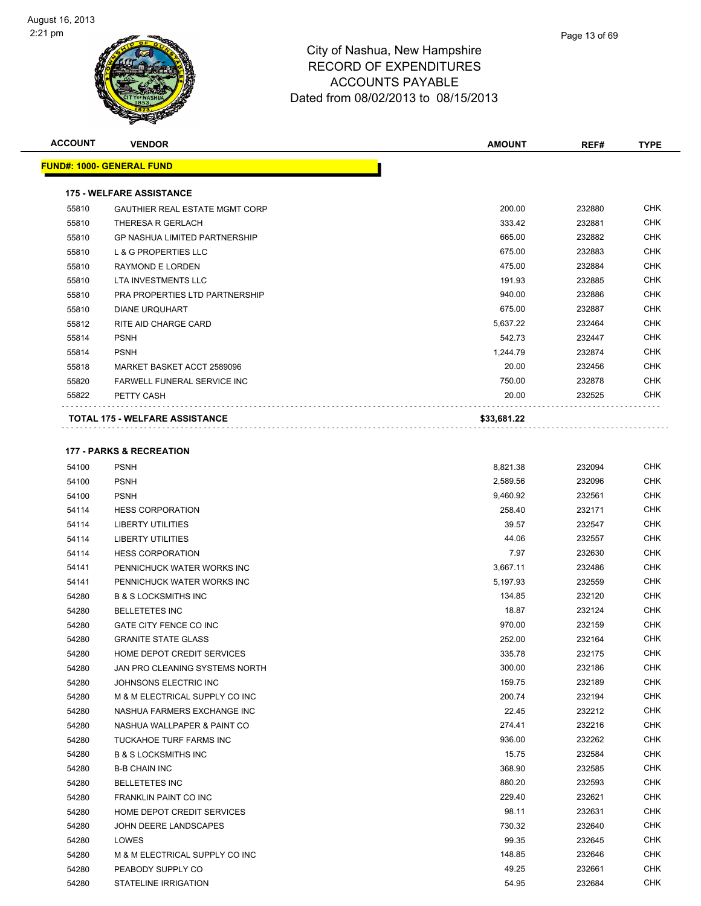# City of Nashua, New Hampshire
## RECORD OF EXPENDITURES
## ACCOUNTS PAYABLE
## Dated from 08/02/2013 to 08/15/2013

**FUND#: 1000- GENERAL FUND**

**175 - WELFARE ASSISTANCE**

| ACCOUNT | VENDOR | AMOUNT | REF# | TYPE |
|---|---|---|---|---|
| 55810 | GAUTHIER REAL ESTATE MGMT CORP | 200.00 | 232880 | CHK |
| 55810 | THERESA R GERLACH | 333.42 | 232881 | CHK |
| 55810 | GP NASHUA LIMITED PARTNERSHIP | 665.00 | 232882 | CHK |
| 55810 | L & G PROPERTIES LLC | 675.00 | 232883 | CHK |
| 55810 | RAYMOND E LORDEN | 475.00 | 232884 | CHK |
| 55810 | LTA INVESTMENTS LLC | 191.93 | 232885 | CHK |
| 55810 | PRA PROPERTIES LTD PARTNERSHIP | 940.00 | 232886 | CHK |
| 55810 | DIANE URQUHART | 675.00 | 232887 | CHK |
| 55812 | RITE AID CHARGE CARD | 5,637.22 | 232464 | CHK |
| 55814 | PSNH | 542.73 | 232447 | CHK |
| 55814 | PSNH | 1,244.79 | 232874 | CHK |
| 55818 | MARKET BASKET ACCT 2589096 | 20.00 | 232456 | CHK |
| 55820 | FARWELL FUNERAL SERVICE INC | 750.00 | 232878 | CHK |
| 55822 | PETTY CASH | 20.00 | 232525 | CHK |
| | **TOTAL 175 - WELFARE ASSISTANCE** | **$33,681.22** | | |

**177 - PARKS & RECREATION**

| ACCOUNT | VENDOR | AMOUNT | REF# | TYPE |
|---|---|---|---|---|
| 54100 | PSNH | 8,821.38 | 232094 | CHK |
| 54100 | PSNH | 2,589.56 | 232096 | CHK |
| 54100 | PSNH | 9,460.92 | 232561 | CHK |
| 54114 | HESS CORPORATION | 258.40 | 232171 | CHK |
| 54114 | LIBERTY UTILITIES | 39.57 | 232547 | CHK |
| 54114 | LIBERTY UTILITIES | 44.06 | 232557 | CHK |
| 54114 | HESS CORPORATION | 7.97 | 232630 | CHK |
| 54141 | PENNICHUCK WATER WORKS INC | 3,667.11 | 232486 | CHK |
| 54141 | PENNICHUCK WATER WORKS INC | 5,197.93 | 232559 | CHK |
| 54280 | B & S LOCKSMITHS INC | 134.85 | 232120 | CHK |
| 54280 | BELLETETES INC | 18.87 | 232124 | CHK |
| 54280 | GATE CITY FENCE CO INC | 970.00 | 232159 | CHK |
| 54280 | GRANITE STATE GLASS | 252.00 | 232164 | CHK |
| 54280 | HOME DEPOT CREDIT SERVICES | 335.78 | 232175 | CHK |
| 54280 | JAN PRO CLEANING SYSTEMS NORTH | 300.00 | 232186 | CHK |
| 54280 | JOHNSONS ELECTRIC INC | 159.75 | 232189 | CHK |
| 54280 | M & M ELECTRICAL SUPPLY CO INC | 200.74 | 232194 | CHK |
| 54280 | NASHUA FARMERS EXCHANGE INC | 22.45 | 232212 | CHK |
| 54280 | NASHUA WALLPAPER & PAINT CO | 274.41 | 232216 | CHK |
| 54280 | TUCKAHOE TURF FARMS INC | 936.00 | 232262 | CHK |
| 54280 | B & S LOCKSMITHS INC | 15.75 | 232584 | CHK |
| 54280 | B-B CHAIN INC | 368.90 | 232585 | CHK |
| 54280 | BELLETETES INC | 880.20 | 232593 | CHK |
| 54280 | FRANKLIN PAINT CO INC | 229.40 | 232621 | CHK |
| 54280 | HOME DEPOT CREDIT SERVICES | 98.11 | 232631 | CHK |
| 54280 | JOHN DEERE LANDSCAPES | 730.32 | 232640 | CHK |
| 54280 | LOWES | 99.35 | 232645 | CHK |
| 54280 | M & M ELECTRICAL SUPPLY CO INC | 148.85 | 232646 | CHK |
| 54280 | PEABODY SUPPLY CO | 49.25 | 232661 | CHK |
| 54280 | STATELINE IRRIGATION | 54.95 | 232684 | CHK |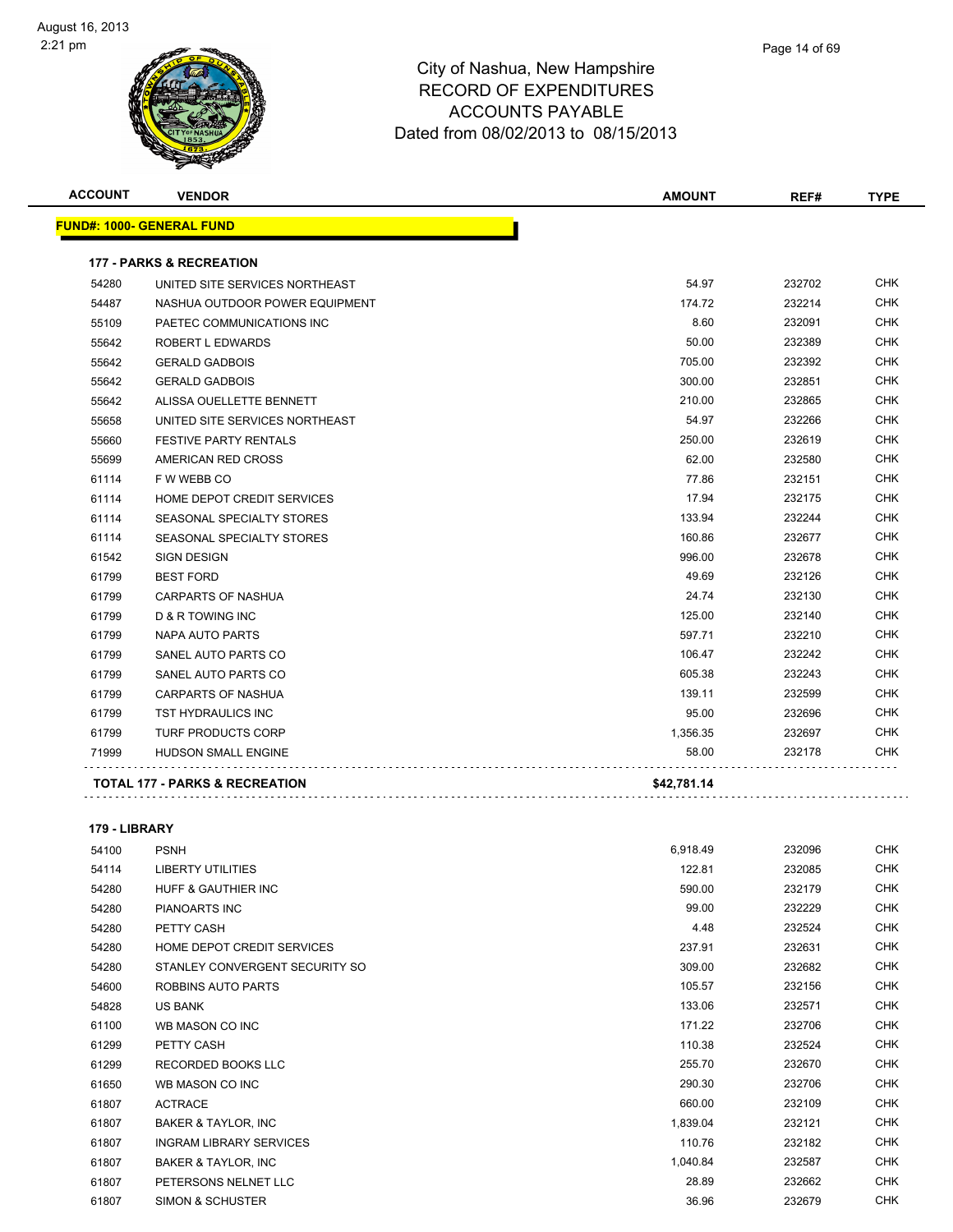# City of Nashua, New Hampshire
## RECORD OF EXPENDITURES
## ACCOUNTS PAYABLE
## Dated from 08/02/2013 to 08/15/2013

| ACCOUNT | VENDOR | AMOUNT | REF# | TYPE |
|---|---|---|---|---|
| **FUND#: 1000- GENERAL FUND** | | | | |
| **177 - PARKS & RECREATION** | | | | |
| 54280 | UNITED SITE SERVICES NORTHEAST | 54.97 | 232702 | CHK |
| 54487 | NASHUA OUTDOOR POWER EQUIPMENT | 174.72 | 232214 | CHK |
| 55109 | PAETEC COMMUNICATIONS INC | 8.60 | 232091 | CHK |
| 55642 | ROBERT L EDWARDS | 50.00 | 232389 | CHK |
| 55642 | GERALD GADBOIS | 705.00 | 232392 | CHK |
| 55642 | GERALD GADBOIS | 300.00 | 232851 | CHK |
| 55642 | ALISSA OUELLETTE BENNETT | 210.00 | 232865 | CHK |
| 55658 | UNITED SITE SERVICES NORTHEAST | 54.97 | 232266 | CHK |
| 55660 | FESTIVE PARTY RENTALS | 250.00 | 232619 | CHK |
| 55699 | AMERICAN RED CROSS | 62.00 | 232580 | CHK |
| 61114 | F W WEBB CO | 77.86 | 232151 | CHK |
| 61114 | HOME DEPOT CREDIT SERVICES | 17.94 | 232175 | CHK |
| 61114 | SEASONAL SPECIALTY STORES | 133.94 | 232244 | CHK |
| 61114 | SEASONAL SPECIALTY STORES | 160.86 | 232677 | CHK |
| 61542 | SIGN DESIGN | 996.00 | 232678 | CHK |
| 61799 | BEST FORD | 49.69 | 232126 | CHK |
| 61799 | CARPARTS OF NASHUA | 24.74 | 232130 | CHK |
| 61799 | D & R TOWING INC | 125.00 | 232140 | CHK |
| 61799 | NAPA AUTO PARTS | 597.71 | 232210 | CHK |
| 61799 | SANEL AUTO PARTS CO | 106.47 | 232242 | CHK |
| 61799 | SANEL AUTO PARTS CO | 605.38 | 232243 | CHK |
| 61799 | CARPARTS OF NASHUA | 139.11 | 232599 | CHK |
| 61799 | TST HYDRAULICS INC | 95.00 | 232696 | CHK |
| 61799 | TURF PRODUCTS CORP | 1,356.35 | 232697 | CHK |
| 71999 | HUDSON SMALL ENGINE | 58.00 | 232178 | CHK |
| **TOTAL 177 - PARKS & RECREATION** | | **$42,781.14** | | |
| **179 - LIBRARY** | | | | |
| 54100 | PSNH | 6,918.49 | 232096 | CHK |
| 54114 | LIBERTY UTILITIES | 122.81 | 232085 | CHK |
| 54280 | HUFF & GAUTHIER INC | 590.00 | 232179 | CHK |
| 54280 | PIANOARTS INC | 99.00 | 232229 | CHK |
| 54280 | PETTY CASH | 4.48 | 232524 | CHK |
| 54280 | HOME DEPOT CREDIT SERVICES | 237.91 | 232631 | CHK |
| 54280 | STANLEY CONVERGENT SECURITY SO | 309.00 | 232682 | CHK |
| 54600 | ROBBINS AUTO PARTS | 105.57 | 232156 | CHK |
| 54828 | US BANK | 133.06 | 232571 | CHK |
| 61100 | WB MASON CO INC | 171.22 | 232706 | CHK |
| 61299 | PETTY CASH | 110.38 | 232524 | CHK |
| 61299 | RECORDED BOOKS LLC | 255.70 | 232670 | CHK |
| 61650 | WB MASON CO INC | 290.30 | 232706 | CHK |
| 61807 | ACTRACE | 660.00 | 232109 | CHK |
| 61807 | BAKER & TAYLOR, INC | 1,839.04 | 232121 | CHK |
| 61807 | INGRAM LIBRARY SERVICES | 110.76 | 232182 | CHK |
| 61807 | BAKER & TAYLOR, INC | 1,040.84 | 232587 | CHK |
| 61807 | PETERSONS NELNET LLC | 28.89 | 232662 | CHK |
| 61807 | SIMON & SCHUSTER | 36.96 | 232679 | CHK |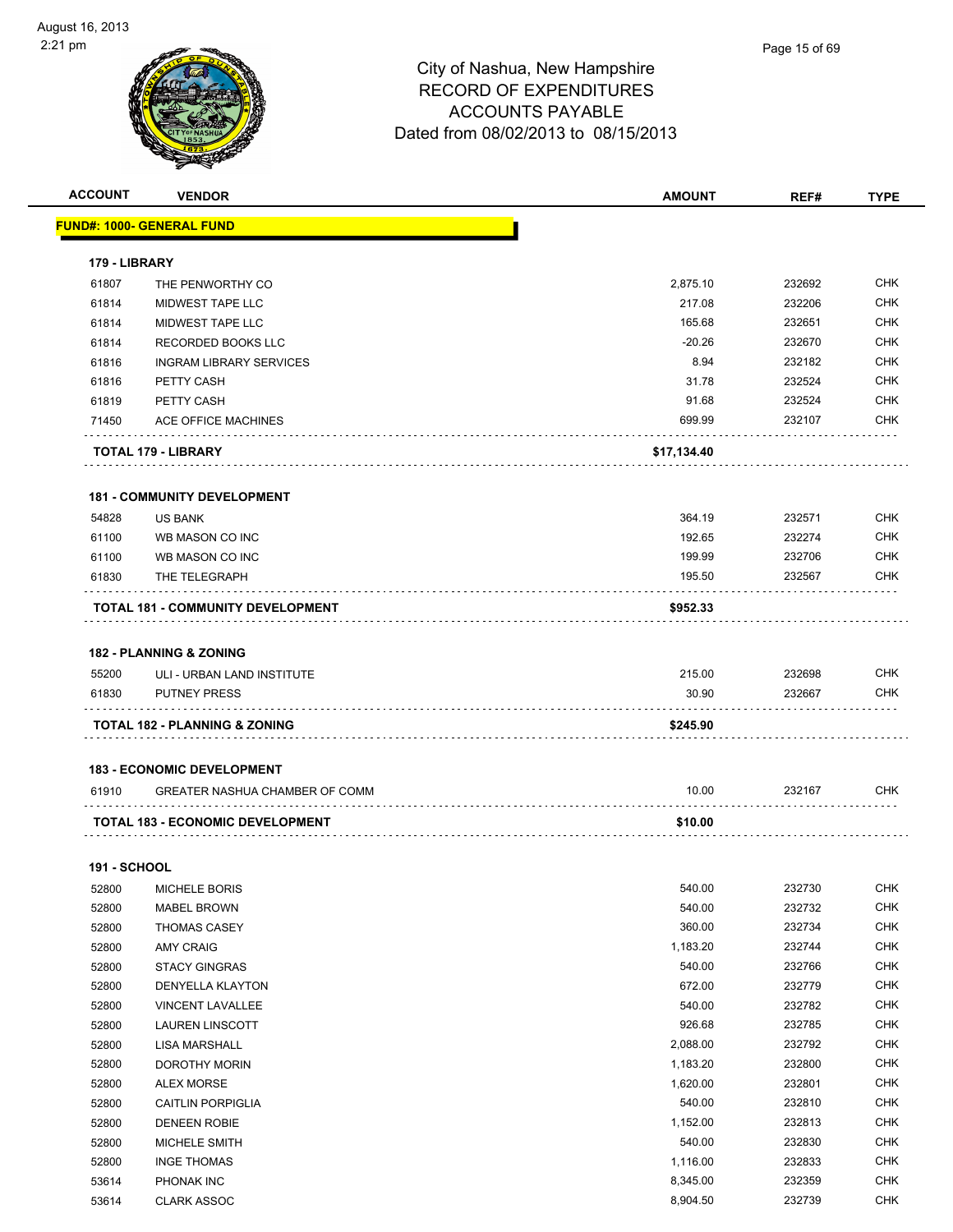# City of Nashua, New Hampshire
## RECORD OF EXPENDITURES
## ACCOUNTS PAYABLE
### Dated from 08/02/2013 to 08/15/2013

| ACCOUNT | VENDOR | AMOUNT | REF# | TYPE |
|---|---|---|---|---|
| **FUND#: 1000- GENERAL FUND** | | | | |
| **179 - LIBRARY** | | | | |
| 61807 | THE PENWORTHY CO | 2,875.10 | 232692 | CHK |
| 61814 | MIDWEST TAPE LLC | 217.08 | 232206 | CHK |
| 61814 | MIDWEST TAPE LLC | 165.68 | 232651 | CHK |
| 61814 | RECORDED BOOKS LLC | -20.26 | 232670 | CHK |
| 61816 | INGRAM LIBRARY SERVICES | 8.94 | 232182 | CHK |
| 61816 | PETTY CASH | 31.78 | 232524 | CHK |
| 61819 | PETTY CASH | 91.68 | 232524 | CHK |
| 71450 | ACE OFFICE MACHINES | 699.99 | 232107 | CHK |
| **TOTAL 179 - LIBRARY** | | **$17,134.40** | | |
| **181 - COMMUNITY DEVELOPMENT** | | | | |
| 54828 | US BANK | 364.19 | 232571 | CHK |
| 61100 | WB MASON CO INC | 192.65 | 232274 | CHK |
| 61100 | WB MASON CO INC | 199.99 | 232706 | CHK |
| 61830 | THE TELEGRAPH | 195.50 | 232567 | CHK |
| **TOTAL 181 - COMMUNITY DEVELOPMENT** | | **$952.33** | | |
| **182 - PLANNING & ZONING** | | | | |
| 55200 | ULI - URBAN LAND INSTITUTE | 215.00 | 232698 | CHK |
| 61830 | PUTNEY PRESS | 30.90 | 232667 | CHK |
| **TOTAL 182 - PLANNING & ZONING** | | **$245.90** | | |
| **183 - ECONOMIC DEVELOPMENT** | | | | |
| 61910 | GREATER NASHUA CHAMBER OF COMM | 10.00 | 232167 | CHK |
| **TOTAL 183 - ECONOMIC DEVELOPMENT** | | **$10.00** | | |
| **191 - SCHOOL** | | | | |
| 52800 | MICHELE BORIS | 540.00 | 232730 | CHK |
| 52800 | MABEL BROWN | 540.00 | 232732 | CHK |
| 52800 | THOMAS CASEY | 360.00 | 232734 | CHK |
| 52800 | AMY CRAIG | 1,183.20 | 232744 | CHK |
| 52800 | STACY GINGRAS | 540.00 | 232766 | CHK |
| 52800 | DENYELLA KLAYTON | 672.00 | 232779 | CHK |
| 52800 | VINCENT LAVALLEE | 540.00 | 232782 | CHK |
| 52800 | LAUREN LINSCOTT | 926.68 | 232785 | CHK |
| 52800 | LISA MARSHALL | 2,088.00 | 232792 | CHK |
| 52800 | DOROTHY MORIN | 1,183.20 | 232800 | CHK |
| 52800 | ALEX MORSE | 1,620.00 | 232801 | CHK |
| 52800 | CAITLIN PORPIGLIA | 540.00 | 232810 | CHK |
| 52800 | DENEEN ROBIE | 1,152.00 | 232813 | CHK |
| 52800 | MICHELE SMITH | 540.00 | 232830 | CHK |
| 52800 | INGE THOMAS | 1,116.00 | 232833 | CHK |
| 53614 | PHONAK INC | 8,345.00 | 232359 | CHK |
| 53614 | CLARK ASSOC | 8,904.50 | 232739 | CHK |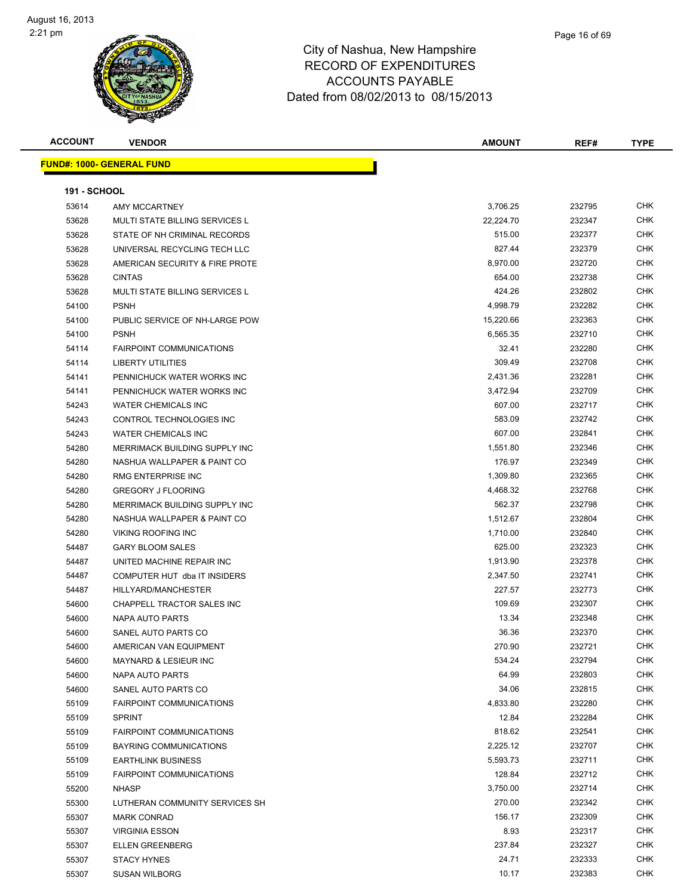# City of Nashua, New Hampshire
## RECORD OF EXPENDITURES
## ACCOUNTS PAYABLE
## Dated from 08/02/2013 to 08/15/2013

| ACCOUNT | VENDOR | AMOUNT | REF# | TYPE |
|---|---|---|---|---|

**FUND#: 1000- GENERAL FUND**

**191 - SCHOOL**

| ACCOUNT | VENDOR | AMOUNT | REF# | TYPE |
|---|---|---|---|---|
| 53614 | AMY MCCARTNEY | 3,706.25 | 232795 | CHK |
| 53628 | MULTI STATE BILLING SERVICES L | 22,224.70 | 232347 | CHK |
| 53628 | STATE OF NH CRIMINAL RECORDS | 515.00 | 232377 | CHK |
| 53628 | UNIVERSAL RECYCLING TECH LLC | 827.44 | 232379 | CHK |
| 53628 | AMERICAN SECURITY & FIRE PROTE | 8,970.00 | 232720 | CHK |
| 53628 | CINTAS | 654.00 | 232738 | CHK |
| 53628 | MULTI STATE BILLING SERVICES L | 424.26 | 232802 | CHK |
| 54100 | PSNH | 4,998.79 | 232282 | CHK |
| 54100 | PUBLIC SERVICE OF NH-LARGE POW | 15,220.66 | 232363 | CHK |
| 54100 | PSNH | 6,565.35 | 232710 | CHK |
| 54114 | FAIRPOINT COMMUNICATIONS | 32.41 | 232280 | CHK |
| 54114 | LIBERTY UTILITIES | 309.49 | 232708 | CHK |
| 54141 | PENNICHUCK WATER WORKS INC | 2,431.36 | 232281 | CHK |
| 54141 | PENNICHUCK WATER WORKS INC | 3,472.94 | 232709 | CHK |
| 54243 | WATER CHEMICALS INC | 607.00 | 232717 | CHK |
| 54243 | CONTROL TECHNOLOGIES INC | 583.09 | 232742 | CHK |
| 54243 | WATER CHEMICALS INC | 607.00 | 232841 | CHK |
| 54280 | MERRIMACK BUILDING SUPPLY INC | 1,551.80 | 232346 | CHK |
| 54280 | NASHUA WALLPAPER & PAINT CO | 176.97 | 232349 | CHK |
| 54280 | RMG ENTERPRISE INC | 1,309.80 | 232365 | CHK |
| 54280 | GREGORY J FLOORING | 4,468.32 | 232768 | CHK |
| 54280 | MERRIMACK BUILDING SUPPLY INC | 562.37 | 232798 | CHK |
| 54280 | NASHUA WALLPAPER & PAINT CO | 1,512.67 | 232804 | CHK |
| 54280 | VIKING ROOFING INC | 1,710.00 | 232840 | CHK |
| 54487 | GARY BLOOM SALES | 625.00 | 232323 | CHK |
| 54487 | UNITED MACHINE REPAIR INC | 1,913.90 | 232378 | CHK |
| 54487 | COMPUTER HUT dba IT INSIDERS | 2,347.50 | 232741 | CHK |
| 54487 | HILLYARD/MANCHESTER | 227.57 | 232773 | CHK |
| 54600 | CHAPPELL TRACTOR SALES INC | 109.69 | 232307 | CHK |
| 54600 | NAPA AUTO PARTS | 13.34 | 232348 | CHK |
| 54600 | SANEL AUTO PARTS CO | 36.36 | 232370 | CHK |
| 54600 | AMERICAN VAN EQUIPMENT | 270.90 | 232721 | CHK |
| 54600 | MAYNARD & LESIEUR INC | 534.24 | 232794 | CHK |
| 54600 | NAPA AUTO PARTS | 64.99 | 232803 | CHK |
| 54600 | SANEL AUTO PARTS CO | 34.06 | 232815 | CHK |
| 55109 | FAIRPOINT COMMUNICATIONS | 4,833.80 | 232280 | CHK |
| 55109 | SPRINT | 12.84 | 232284 | CHK |
| 55109 | FAIRPOINT COMMUNICATIONS | 818.62 | 232541 | CHK |
| 55109 | BAYRING COMMUNICATIONS | 2,225.12 | 232707 | CHK |
| 55109 | EARTHLINK BUSINESS | 5,593.73 | 232711 | CHK |
| 55109 | FAIRPOINT COMMUNICATIONS | 128.84 | 232712 | CHK |
| 55200 | NHASP | 3,750.00 | 232714 | CHK |
| 55300 | LUTHERAN COMMUNITY SERVICES SH | 270.00 | 232342 | CHK |
| 55307 | MARK CONRAD | 156.17 | 232309 | CHK |
| 55307 | VIRGINIA ESSON | 8.93 | 232317 | CHK |
| 55307 | ELLEN GREENBERG | 237.84 | 232327 | CHK |
| 55307 | STACY HYNES | 24.71 | 232333 | CHK |
| 55307 | SUSAN WILBORG | 10.17 | 232383 | CHK |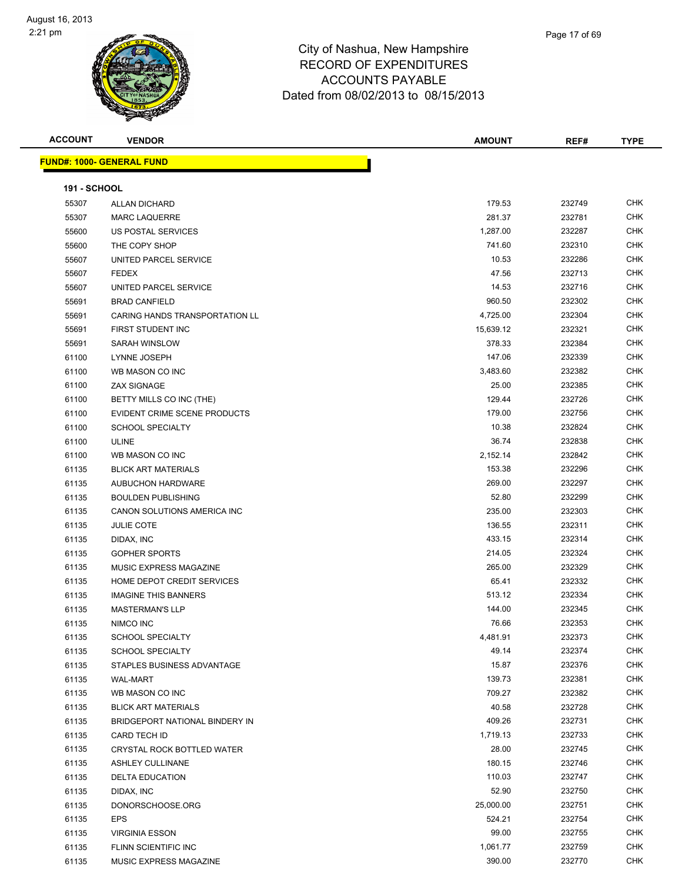City of Nashua, New Hampshire
RECORD OF EXPENDITURES
ACCOUNTS PAYABLE
Dated from 08/02/2013 to 08/15/2013

| ACCOUNT | VENDOR | AMOUNT | REF# | TYPE |
|---|---|---|---|---|

**FUND#: 1000- GENERAL FUND**

**191 - SCHOOL**

| ACCOUNT | VENDOR | AMOUNT | REF# | TYPE |
|---|---|---|---|---|
| 55307 | ALLAN DICHARD | 179.53 | 232749 | CHK |
| 55307 | MARC LAQUERRE | 281.37 | 232781 | CHK |
| 55600 | US POSTAL SERVICES | 1,287.00 | 232287 | CHK |
| 55600 | THE COPY SHOP | 741.60 | 232310 | CHK |
| 55607 | UNITED PARCEL SERVICE | 10.53 | 232286 | CHK |
| 55607 | FEDEX | 47.56 | 232713 | CHK |
| 55607 | UNITED PARCEL SERVICE | 14.53 | 232716 | CHK |
| 55691 | BRAD CANFIELD | 960.50 | 232302 | CHK |
| 55691 | CARING HANDS TRANSPORTATION LL | 4,725.00 | 232304 | CHK |
| 55691 | FIRST STUDENT INC | 15,639.12 | 232321 | CHK |
| 55691 | SARAH WINSLOW | 378.33 | 232384 | CHK |
| 61100 | LYNNE JOSEPH | 147.06 | 232339 | CHK |
| 61100 | WB MASON CO INC | 3,483.60 | 232382 | CHK |
| 61100 | ZAX SIGNAGE | 25.00 | 232385 | CHK |
| 61100 | BETTY MILLS CO INC (THE) | 129.44 | 232726 | CHK |
| 61100 | EVIDENT CRIME SCENE PRODUCTS | 179.00 | 232756 | CHK |
| 61100 | SCHOOL SPECIALTY | 10.38 | 232824 | CHK |
| 61100 | ULINE | 36.74 | 232838 | CHK |
| 61100 | WB MASON CO INC | 2,152.14 | 232842 | CHK |
| 61135 | BLICK ART MATERIALS | 153.38 | 232296 | CHK |
| 61135 | AUBUCHON HARDWARE | 269.00 | 232297 | CHK |
| 61135 | BOULDEN PUBLISHING | 52.80 | 232299 | CHK |
| 61135 | CANON SOLUTIONS AMERICA INC | 235.00 | 232303 | CHK |
| 61135 | JULIE COTE | 136.55 | 232311 | CHK |
| 61135 | DIDAX, INC | 433.15 | 232314 | CHK |
| 61135 | GOPHER SPORTS | 214.05 | 232324 | CHK |
| 61135 | MUSIC EXPRESS MAGAZINE | 265.00 | 232329 | CHK |
| 61135 | HOME DEPOT CREDIT SERVICES | 65.41 | 232332 | CHK |
| 61135 | IMAGINE THIS BANNERS | 513.12 | 232334 | CHK |
| 61135 | MASTERMAN'S LLP | 144.00 | 232345 | CHK |
| 61135 | NIMCO INC | 76.66 | 232353 | CHK |
| 61135 | SCHOOL SPECIALTY | 4,481.91 | 232373 | CHK |
| 61135 | SCHOOL SPECIALTY | 49.14 | 232374 | CHK |
| 61135 | STAPLES BUSINESS ADVANTAGE | 15.87 | 232376 | CHK |
| 61135 | WAL-MART | 139.73 | 232381 | CHK |
| 61135 | WB MASON CO INC | 709.27 | 232382 | CHK |
| 61135 | BLICK ART MATERIALS | 40.58 | 232728 | CHK |
| 61135 | BRIDGEPORT NATIONAL BINDERY IN | 409.26 | 232731 | CHK |
| 61135 | CARD TECH ID | 1,719.13 | 232733 | CHK |
| 61135 | CRYSTAL ROCK BOTTLED WATER | 28.00 | 232745 | CHK |
| 61135 | ASHLEY CULLINANE | 180.15 | 232746 | CHK |
| 61135 | DELTA EDUCATION | 110.03 | 232747 | CHK |
| 61135 | DIDAX, INC | 52.90 | 232750 | CHK |
| 61135 | DONORSCHOOSE.ORG | 25,000.00 | 232751 | CHK |
| 61135 | EPS | 524.21 | 232754 | CHK |
| 61135 | VIRGINIA ESSON | 99.00 | 232755 | CHK |
| 61135 | FLINN SCIENTIFIC INC | 1,061.77 | 232759 | CHK |
| 61135 | MUSIC EXPRESS MAGAZINE | 390.00 | 232770 | CHK |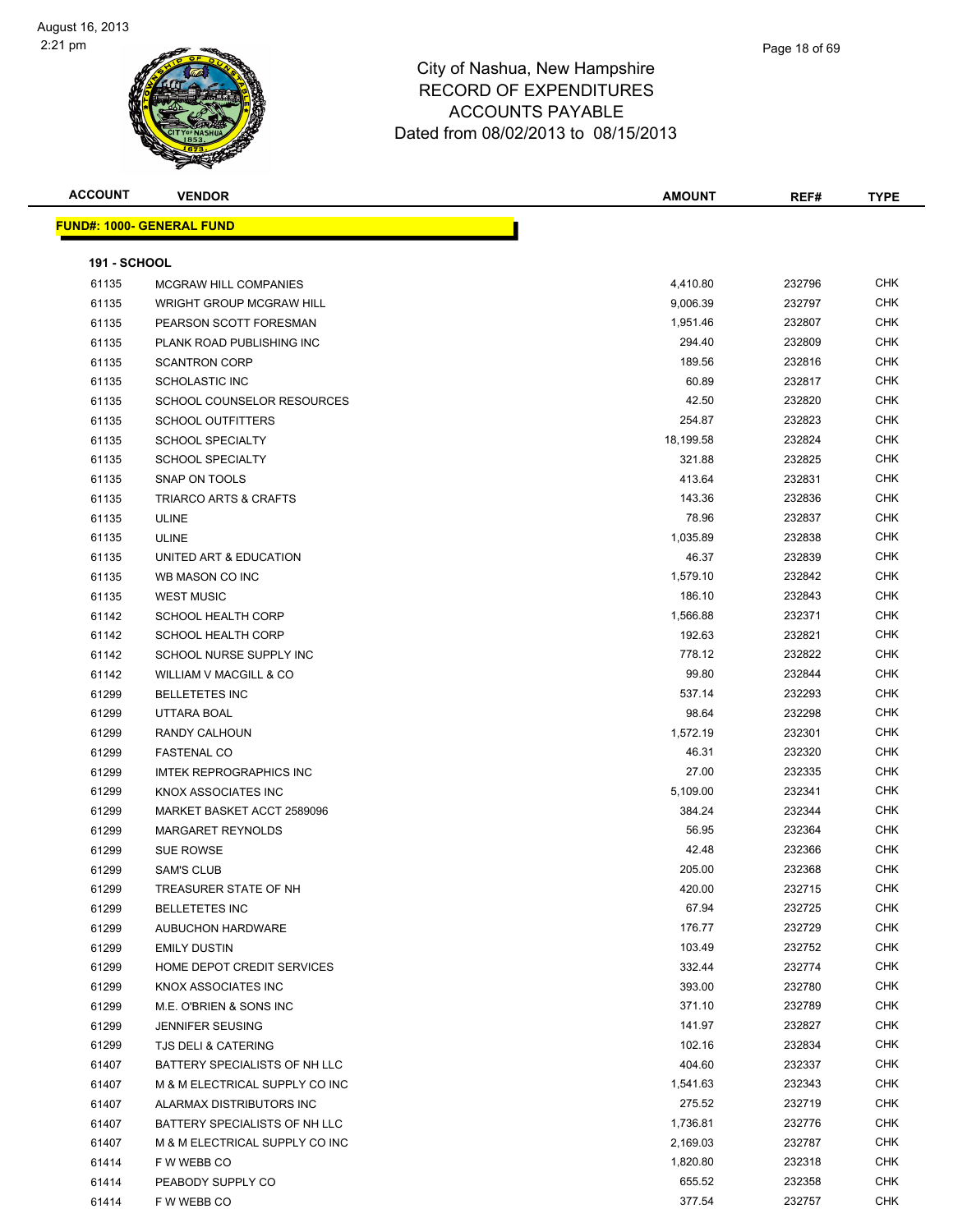# City of Nashua, New Hampshire
## RECORD OF EXPENDITURES
## ACCOUNTS PAYABLE
## Dated from 08/02/2013 to 08/15/2013

August 16, 2013
2:21 pm

**FUND#: 1000- GENERAL FUND**

**191 - SCHOOL**

| ACCOUNT | VENDOR | AMOUNT | REF# | TYPE |
|---|---|---|---|---|
| 61135 | MCGRAW HILL COMPANIES | 4,410.80 | 232796 | CHK |
| 61135 | WRIGHT GROUP MCGRAW HILL | 9,006.39 | 232797 | CHK |
| 61135 | PEARSON SCOTT FORESMAN | 1,951.46 | 232807 | CHK |
| 61135 | PLANK ROAD PUBLISHING INC | 294.40 | 232809 | CHK |
| 61135 | SCANTRON CORP | 189.56 | 232816 | CHK |
| 61135 | SCHOLASTIC INC | 60.89 | 232817 | CHK |
| 61135 | SCHOOL COUNSELOR RESOURCES | 42.50 | 232820 | CHK |
| 61135 | SCHOOL OUTFITTERS | 254.87 | 232823 | CHK |
| 61135 | SCHOOL SPECIALTY | 18,199.58 | 232824 | CHK |
| 61135 | SCHOOL SPECIALTY | 321.88 | 232825 | CHK |
| 61135 | SNAP ON TOOLS | 413.64 | 232831 | CHK |
| 61135 | TRIARCO ARTS & CRAFTS | 143.36 | 232836 | CHK |
| 61135 | ULINE | 78.96 | 232837 | CHK |
| 61135 | ULINE | 1,035.89 | 232838 | CHK |
| 61135 | UNITED ART & EDUCATION | 46.37 | 232839 | CHK |
| 61135 | WB MASON CO INC | 1,579.10 | 232842 | CHK |
| 61135 | WEST MUSIC | 186.10 | 232843 | CHK |
| 61142 | SCHOOL HEALTH CORP | 1,566.88 | 232371 | CHK |
| 61142 | SCHOOL HEALTH CORP | 192.63 | 232821 | CHK |
| 61142 | SCHOOL NURSE SUPPLY INC | 778.12 | 232822 | CHK |
| 61142 | WILLIAM V MACGILL & CO | 99.80 | 232844 | CHK |
| 61299 | BELLETETES INC | 537.14 | 232293 | CHK |
| 61299 | UTTARA BOAL | 98.64 | 232298 | CHK |
| 61299 | RANDY CALHOUN | 1,572.19 | 232301 | CHK |
| 61299 | FASTENAL CO | 46.31 | 232320 | CHK |
| 61299 | IMTEK REPROGRAPHICS INC | 27.00 | 232335 | CHK |
| 61299 | KNOX ASSOCIATES INC | 5,109.00 | 232341 | CHK |
| 61299 | MARKET BASKET ACCT 2589096 | 384.24 | 232344 | CHK |
| 61299 | MARGARET REYNOLDS | 56.95 | 232364 | CHK |
| 61299 | SUE ROWSE | 42.48 | 232366 | CHK |
| 61299 | SAM'S CLUB | 205.00 | 232368 | CHK |
| 61299 | TREASURER STATE OF NH | 420.00 | 232715 | CHK |
| 61299 | BELLETETES INC | 67.94 | 232725 | CHK |
| 61299 | AUBUCHON HARDWARE | 176.77 | 232729 | CHK |
| 61299 | EMILY DUSTIN | 103.49 | 232752 | CHK |
| 61299 | HOME DEPOT CREDIT SERVICES | 332.44 | 232774 | CHK |
| 61299 | KNOX ASSOCIATES INC | 393.00 | 232780 | CHK |
| 61299 | M.E. O'BRIEN & SONS INC | 371.10 | 232789 | CHK |
| 61299 | JENNIFER SEUSING | 141.97 | 232827 | CHK |
| 61299 | TJS DELI & CATERING | 102.16 | 232834 | CHK |
| 61407 | BATTERY SPECIALISTS OF NH LLC | 404.60 | 232337 | CHK |
| 61407 | M & M ELECTRICAL SUPPLY CO INC | 1,541.63 | 232343 | CHK |
| 61407 | ALARMAX DISTRIBUTORS INC | 275.52 | 232719 | CHK |
| 61407 | BATTERY SPECIALISTS OF NH LLC | 1,736.81 | 232776 | CHK |
| 61407 | M & M ELECTRICAL SUPPLY CO INC | 2,169.03 | 232787 | CHK |
| 61414 | F W WEBB CO | 1,820.80 | 232318 | CHK |
| 61414 | PEABODY SUPPLY CO | 655.52 | 232358 | CHK |
| 61414 | F W WEBB CO | 377.54 | 232757 | CHK |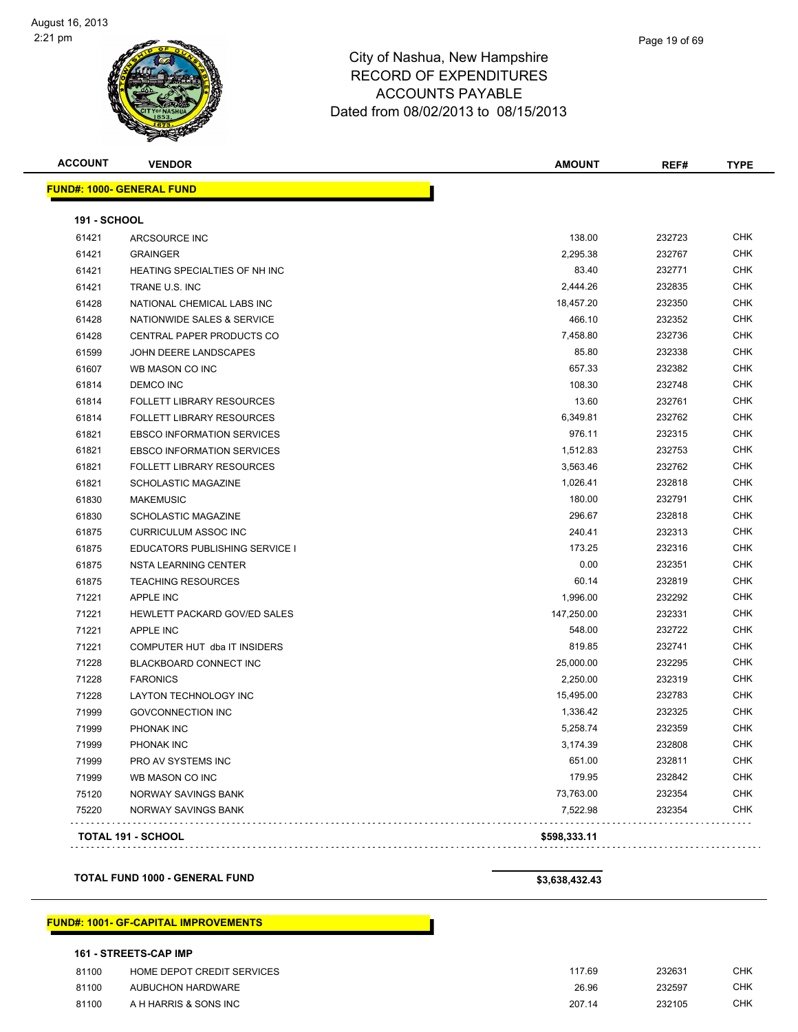# City of Nashua, New Hampshire
## RECORD OF EXPENDITURES
## ACCOUNTS PAYABLE
## Dated from 08/02/2013 to 08/15/2013

| ACCOUNT | VENDOR | AMOUNT | REF# | TYPE |
|---|---|---|---|---|

**FUND#: 1000- GENERAL FUND**

**191 - SCHOOL**

| ACCOUNT | VENDOR | AMOUNT | REF# | TYPE |
|---|---|---|---|---|
| 61421 | ARCSOURCE INC | 138.00 | 232723 | CHK |
| 61421 | GRAINGER | 2,295.38 | 232767 | CHK |
| 61421 | HEATING SPECIALTIES OF NH INC | 83.40 | 232771 | CHK |
| 61421 | TRANE U.S. INC | 2,444.26 | 232835 | CHK |
| 61428 | NATIONAL CHEMICAL LABS INC | 18,457.20 | 232350 | CHK |
| 61428 | NATIONWIDE SALES & SERVICE | 466.10 | 232352 | CHK |
| 61428 | CENTRAL PAPER PRODUCTS CO | 7,458.80 | 232736 | CHK |
| 61599 | JOHN DEERE LANDSCAPES | 85.80 | 232338 | CHK |
| 61607 | WB MASON CO INC | 657.33 | 232382 | CHK |
| 61814 | DEMCO INC | 108.30 | 232748 | CHK |
| 61814 | FOLLETT LIBRARY RESOURCES | 13.60 | 232761 | CHK |
| 61814 | FOLLETT LIBRARY RESOURCES | 6,349.81 | 232762 | CHK |
| 61821 | EBSCO INFORMATION SERVICES | 976.11 | 232315 | CHK |
| 61821 | EBSCO INFORMATION SERVICES | 1,512.83 | 232753 | CHK |
| 61821 | FOLLETT LIBRARY RESOURCES | 3,563.46 | 232762 | CHK |
| 61821 | SCHOLASTIC MAGAZINE | 1,026.41 | 232818 | CHK |
| 61830 | MAKEMUSIC | 180.00 | 232791 | CHK |
| 61830 | SCHOLASTIC MAGAZINE | 296.67 | 232818 | CHK |
| 61875 | CURRICULUM ASSOC INC | 240.41 | 232313 | CHK |
| 61875 | EDUCATORS PUBLISHING SERVICE I | 173.25 | 232316 | CHK |
| 61875 | NSTA LEARNING CENTER | 0.00 | 232351 | CHK |
| 61875 | TEACHING RESOURCES | 60.14 | 232819 | CHK |
| 71221 | APPLE INC | 1,996.00 | 232292 | CHK |
| 71221 | HEWLETT PACKARD GOV/ED SALES | 147,250.00 | 232331 | CHK |
| 71221 | APPLE INC | 548.00 | 232722 | CHK |
| 71221 | COMPUTER HUT dba IT INSIDERS | 819.85 | 232741 | CHK |
| 71228 | BLACKBOARD CONNECT INC | 25,000.00 | 232295 | CHK |
| 71228 | FARONICS | 2,250.00 | 232319 | CHK |
| 71228 | LAYTON TECHNOLOGY INC | 15,495.00 | 232783 | CHK |
| 71999 | GOVCONNECTION INC | 1,336.42 | 232325 | CHK |
| 71999 | PHONAK INC | 5,258.74 | 232359 | CHK |
| 71999 | PHONAK INC | 3,174.39 | 232808 | CHK |
| 71999 | PRO AV SYSTEMS INC | 651.00 | 232811 | CHK |
| 71999 | WB MASON CO INC | 179.95 | 232842 | CHK |
| 75120 | NORWAY SAVINGS BANK | 73,763.00 | 232354 | CHK |
| 75220 | NORWAY SAVINGS BANK | 7,522.98 | 232354 | CHK |
| | **TOTAL 191 - SCHOOL** | **$598,333.11** | | |

**TOTAL FUND 1000 - GENERAL FUND** **$3,638,432.43**

**FUND#: 1001- GF-CAPITAL IMPROVEMENTS**

**161 - STREETS-CAP IMP**

| ACCOUNT | VENDOR | AMOUNT | REF# | TYPE |
|---|---|---|---|---|
| 81100 | HOME DEPOT CREDIT SERVICES | 117.69 | 232631 | CHK |
| 81100 | AUBUCHON HARDWARE | 26.96 | 232597 | CHK |
| 81100 | A H HARRIS & SONS INC | 207.14 | 232105 | CHK |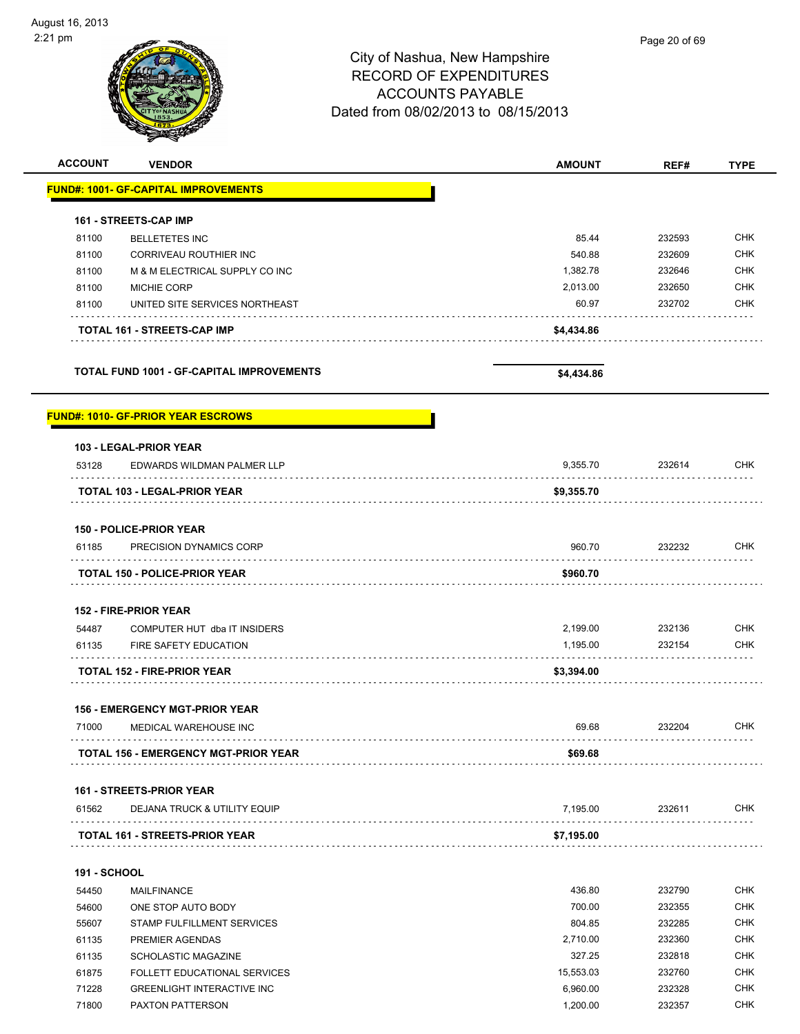# City of Nashua, New Hampshire
## RECORD OF EXPENDITURES
## ACCOUNTS PAYABLE
## Dated from 08/02/2013 to 08/15/2013

| ACCOUNT | VENDOR | AMOUNT | REF# | TYPE |
|---|---|---|---|---|
| **FUND#: 1001- GF-CAPITAL IMPROVEMENTS** | | | | |
| **161 - STREETS-CAP IMP** | | | | |
| 81100 | BELLETETES INC | 85.44 | 232593 | CHK |
| 81100 | CORRIVEAU ROUTHIER INC | 540.88 | 232609 | CHK |
| 81100 | M & M ELECTRICAL SUPPLY CO INC | 1,382.78 | 232646 | CHK |
| 81100 | MICHIE CORP | 2,013.00 | 232650 | CHK |
| 81100 | UNITED SITE SERVICES NORTHEAST | 60.97 | 232702 | CHK |
| | **TOTAL 161 - STREETS-CAP IMP** | **$4,434.86** | | |
| | **TOTAL FUND 1001 - GF-CAPITAL IMPROVEMENTS** | **$4,434.86** | | |
| **FUND#: 1010- GF-PRIOR YEAR ESCROWS** | | | | |
| **103 - LEGAL-PRIOR YEAR** | | | | |
| 53128 | EDWARDS WILDMAN PALMER LLP | 9,355.70 | 232614 | CHK |
| | **TOTAL 103 - LEGAL-PRIOR YEAR** | **$9,355.70** | | |
| **150 - POLICE-PRIOR YEAR** | | | | |
| 61185 | PRECISION DYNAMICS CORP | 960.70 | 232232 | CHK |
| | **TOTAL 150 - POLICE-PRIOR YEAR** | **$960.70** | | |
| **152 - FIRE-PRIOR YEAR** | | | | |
| 54487 | COMPUTER HUT dba IT INSIDERS | 2,199.00 | 232136 | CHK |
| 61135 | FIRE SAFETY EDUCATION | 1,195.00 | 232154 | CHK |
| | **TOTAL 152 - FIRE-PRIOR YEAR** | **$3,394.00** | | |
| **156 - EMERGENCY MGT-PRIOR YEAR** | | | | |
| 71000 | MEDICAL WAREHOUSE INC | 69.68 | 232204 | CHK |
| | **TOTAL 156 - EMERGENCY MGT-PRIOR YEAR** | **$69.68** | | |
| **161 - STREETS-PRIOR YEAR** | | | | |
| 61562 | DEJANA TRUCK & UTILITY EQUIP | 7,195.00 | 232611 | CHK |
| | **TOTAL 161 - STREETS-PRIOR YEAR** | **$7,195.00** | | |
| **191 - SCHOOL** | | | | |
| 54450 | MAILFINANCE | 436.80 | 232790 | CHK |
| 54600 | ONE STOP AUTO BODY | 700.00 | 232355 | CHK |
| 55607 | STAMP FULFILLMENT SERVICES | 804.85 | 232285 | CHK |
| 61135 | PREMIER AGENDAS | 2,710.00 | 232360 | CHK |
| 61135 | SCHOLASTIC MAGAZINE | 327.25 | 232818 | CHK |
| 61875 | FOLLETT EDUCATIONAL SERVICES | 15,553.03 | 232760 | CHK |
| 71228 | GREENLIGHT INTERACTIVE INC | 6,960.00 | 232328 | CHK |
| 71800 | PAXTON PATTERSON | 1,200.00 | 232357 | CHK |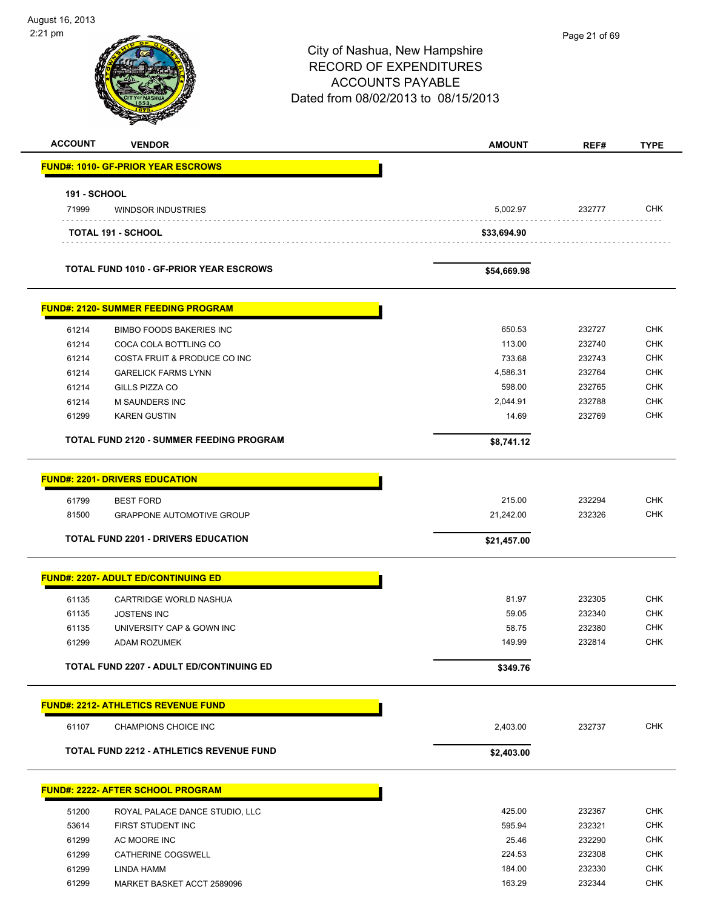# City of Nashua, New Hampshire
## RECORD OF EXPENDITURES
## ACCOUNTS PAYABLE
## Dated from 08/02/2013 to 08/15/2013

| ACCOUNT | VENDOR | AMOUNT | REF# | TYPE |
|---|---|---|---|---|
| **FUND#: 1010- GF-PRIOR YEAR ESCROWS** | | | | |
| **191 - SCHOOL** | | | | |
| 71999 | WINDSOR INDUSTRIES | 5,002.97 | 232777 | CHK |
| | **TOTAL 191 - SCHOOL** | **$33,694.90** | | |
| | **TOTAL FUND 1010 - GF-PRIOR YEAR ESCROWS** | **$54,669.98** | | |
| **FUND#: 2120- SUMMER FEEDING PROGRAM** | | | | |
| 61214 | BIMBO FOODS BAKERIES INC | 650.53 | 232727 | CHK |
| 61214 | COCA COLA BOTTLING CO | 113.00 | 232740 | CHK |
| 61214 | COSTA FRUIT & PRODUCE CO INC | 733.68 | 232743 | CHK |
| 61214 | GARELICK FARMS LYNN | 4,586.31 | 232764 | CHK |
| 61214 | GILLS PIZZA CO | 598.00 | 232765 | CHK |
| 61214 | M SAUNDERS INC | 2,044.91 | 232788 | CHK |
| 61299 | KAREN GUSTIN | 14.69 | 232769 | CHK |
| | **TOTAL FUND 2120 - SUMMER FEEDING PROGRAM** | **$8,741.12** | | |
| **FUND#: 2201- DRIVERS EDUCATION** | | | | |
| 61799 | BEST FORD | 215.00 | 232294 | CHK |
| 81500 | GRAPPONE AUTOMOTIVE GROUP | 21,242.00 | 232326 | CHK |
| | **TOTAL FUND 2201 - DRIVERS EDUCATION** | **$21,457.00** | | |
| **FUND#: 2207- ADULT ED/CONTINUING ED** | | | | |
| 61135 | CARTRIDGE WORLD NASHUA | 81.97 | 232305 | CHK |
| 61135 | JOSTENS INC | 59.05 | 232340 | CHK |
| 61135 | UNIVERSITY CAP & GOWN INC | 58.75 | 232380 | CHK |
| 61299 | ADAM ROZUMEK | 149.99 | 232814 | CHK |
| | **TOTAL FUND 2207 - ADULT ED/CONTINUING ED** | **$349.76** | | |
| **FUND#: 2212- ATHLETICS REVENUE FUND** | | | | |
| 61107 | CHAMPIONS CHOICE INC | 2,403.00 | 232737 | CHK |
| | **TOTAL FUND 2212 - ATHLETICS REVENUE FUND** | **$2,403.00** | | |
| **FUND#: 2222- AFTER SCHOOL PROGRAM** | | | | |
| 51200 | ROYAL PALACE DANCE STUDIO, LLC | 425.00 | 232367 | CHK |
| 53614 | FIRST STUDENT INC | 595.94 | 232321 | CHK |
| 61299 | AC MOORE INC | 25.46 | 232290 | CHK |
| 61299 | CATHERINE COGSWELL | 224.53 | 232308 | CHK |
| 61299 | LINDA HAMM | 184.00 | 232330 | CHK |
| 61299 | MARKET BASKET ACCT 2589096 | 163.29 | 232344 | CHK |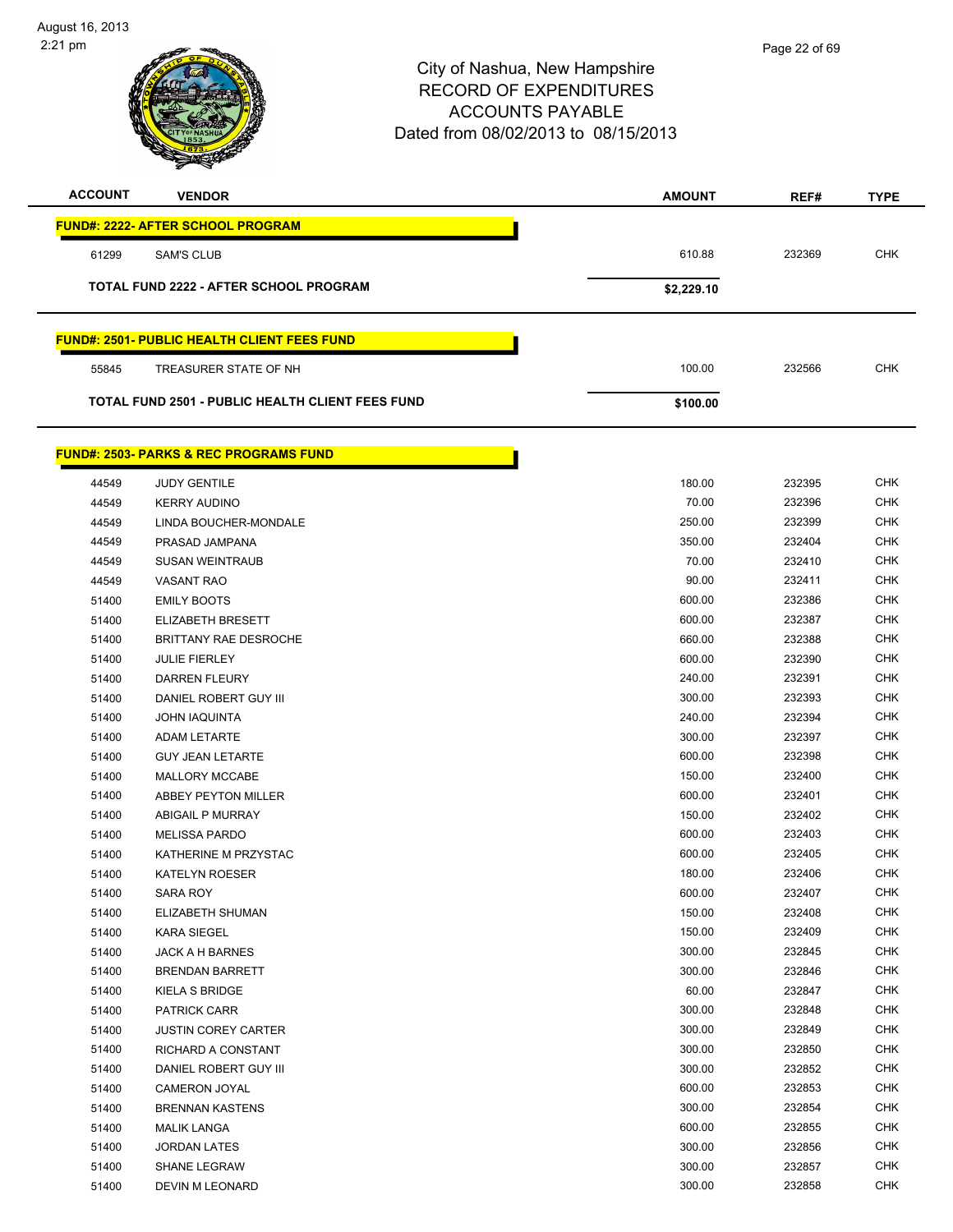City of Nashua, New Hampshire
RECORD OF EXPENDITURES
ACCOUNTS PAYABLE
Dated from 08/02/2013 to 08/15/2013

| ACCOUNT | VENDOR | AMOUNT | REF# | TYPE |
|---|---|---|---|---|
| **FUND#: 2222- AFTER SCHOOL PROGRAM** | | | | |
| 61299 | SAM'S CLUB | 610.88 | 232369 | CHK |
| **TOTAL FUND 2222 - AFTER SCHOOL PROGRAM** | | **$2,229.10** | | |
| **FUND#: 2501- PUBLIC HEALTH CLIENT FEES FUND** | | | | |
| 55845 | TREASURER STATE OF NH | 100.00 | 232566 | CHK |
| **TOTAL FUND 2501 - PUBLIC HEALTH CLIENT FEES FUND** | | **$100.00** | | |
| **FUND#: 2503- PARKS & REC PROGRAMS FUND** | | | | |
| 44549 | JUDY GENTILE | 180.00 | 232395 | CHK |
| 44549 | KERRY AUDINO | 70.00 | 232396 | CHK |
| 44549 | LINDA BOUCHER-MONDALE | 250.00 | 232399 | CHK |
| 44549 | PRASAD JAMPANA | 350.00 | 232404 | CHK |
| 44549 | SUSAN WEINTRAUB | 70.00 | 232410 | CHK |
| 44549 | VASANT RAO | 90.00 | 232411 | CHK |
| 51400 | EMILY BOOTS | 600.00 | 232386 | CHK |
| 51400 | ELIZABETH BRESETT | 600.00 | 232387 | CHK |
| 51400 | BRITTANY RAE DESROCHE | 660.00 | 232388 | CHK |
| 51400 | JULIE FIERLEY | 600.00 | 232390 | CHK |
| 51400 | DARREN FLEURY | 240.00 | 232391 | CHK |
| 51400 | DANIEL ROBERT GUY III | 300.00 | 232393 | CHK |
| 51400 | JOHN IAQUINTA | 240.00 | 232394 | CHK |
| 51400 | ADAM LETARTE | 300.00 | 232397 | CHK |
| 51400 | GUY JEAN LETARTE | 600.00 | 232398 | CHK |
| 51400 | MALLORY MCCABE | 150.00 | 232400 | CHK |
| 51400 | ABBEY PEYTON MILLER | 600.00 | 232401 | CHK |
| 51400 | ABIGAIL P MURRAY | 150.00 | 232402 | CHK |
| 51400 | MELISSA PARDO | 600.00 | 232403 | CHK |
| 51400 | KATHERINE M PRZYSTAC | 600.00 | 232405 | CHK |
| 51400 | KATELYN ROESER | 180.00 | 232406 | CHK |
| 51400 | SARA ROY | 600.00 | 232407 | CHK |
| 51400 | ELIZABETH SHUMAN | 150.00 | 232408 | CHK |
| 51400 | KARA SIEGEL | 150.00 | 232409 | CHK |
| 51400 | JACK A H BARNES | 300.00 | 232845 | CHK |
| 51400 | BRENDAN BARRETT | 300.00 | 232846 | CHK |
| 51400 | KIELA S BRIDGE | 60.00 | 232847 | CHK |
| 51400 | PATRICK CARR | 300.00 | 232848 | CHK |
| 51400 | JUSTIN COREY CARTER | 300.00 | 232849 | CHK |
| 51400 | RICHARD A CONSTANT | 300.00 | 232850 | CHK |
| 51400 | DANIEL ROBERT GUY III | 300.00 | 232852 | CHK |
| 51400 | CAMERON JOYAL | 600.00 | 232853 | CHK |
| 51400 | BRENNAN KASTENS | 300.00 | 232854 | CHK |
| 51400 | MALIK LANGA | 600.00 | 232855 | CHK |
| 51400 | JORDAN LATES | 300.00 | 232856 | CHK |
| 51400 | SHANE LEGRAW | 300.00 | 232857 | CHK |
| 51400 | DEVIN M LEONARD | 300.00 | 232858 | CHK |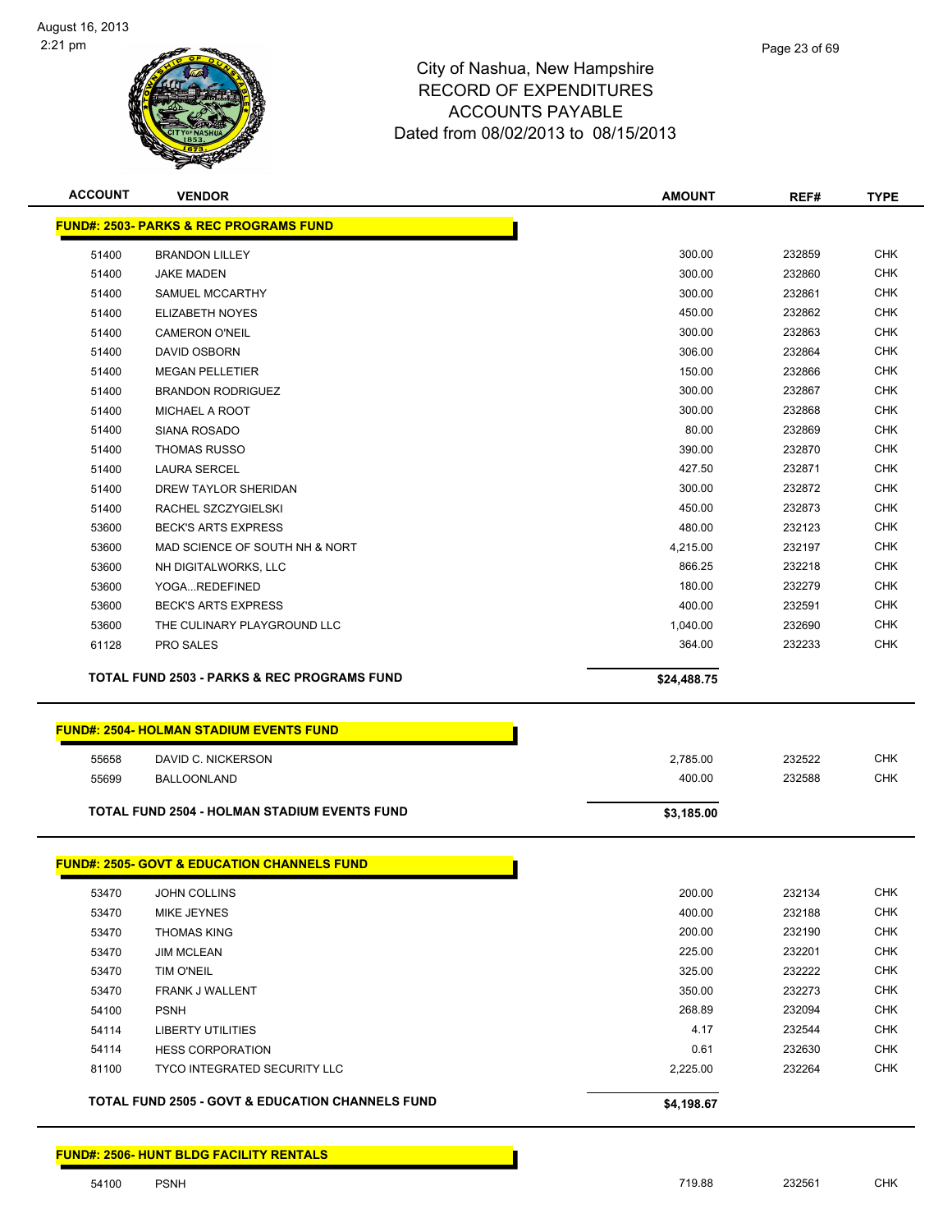City of Nashua, New Hampshire
RECORD OF EXPENDITURES
ACCOUNTS PAYABLE
Dated from 08/02/2013 to 08/15/2013

| ACCOUNT | VENDOR | AMOUNT | REF# | TYPE |
|---|---|---|---|---|

**FUND#: 2503- PARKS & REC PROGRAMS FUND**

| ACCOUNT | VENDOR | AMOUNT | REF# | TYPE |
|---|---|---|---|---|
| 51400 | BRANDON LILLEY | 300.00 | 232859 | CHK |
| 51400 | JAKE MADEN | 300.00 | 232860 | CHK |
| 51400 | SAMUEL MCCARTHY | 300.00 | 232861 | CHK |
| 51400 | ELIZABETH NOYES | 450.00 | 232862 | CHK |
| 51400 | CAMERON O'NEIL | 300.00 | 232863 | CHK |
| 51400 | DAVID OSBORN | 306.00 | 232864 | CHK |
| 51400 | MEGAN PELLETIER | 150.00 | 232866 | CHK |
| 51400 | BRANDON RODRIGUEZ | 300.00 | 232867 | CHK |
| 51400 | MICHAEL A ROOT | 300.00 | 232868 | CHK |
| 51400 | SIANA ROSADO | 80.00 | 232869 | CHK |
| 51400 | THOMAS RUSSO | 390.00 | 232870 | CHK |
| 51400 | LAURA SERCEL | 427.50 | 232871 | CHK |
| 51400 | DREW TAYLOR SHERIDAN | 300.00 | 232872 | CHK |
| 51400 | RACHEL SZCZYGIELSKI | 450.00 | 232873 | CHK |
| 53600 | BECK'S ARTS EXPRESS | 480.00 | 232123 | CHK |
| 53600 | MAD SCIENCE OF SOUTH NH & NORT | 4,215.00 | 232197 | CHK |
| 53600 | NH DIGITALWORKS, LLC | 866.25 | 232218 | CHK |
| 53600 | YOGA...REDEFINED | 180.00 | 232279 | CHK |
| 53600 | BECK'S ARTS EXPRESS | 400.00 | 232591 | CHK |
| 53600 | THE CULINARY PLAYGROUND LLC | 1,040.00 | 232690 | CHK |
| 61128 | PRO SALES | 364.00 | 232233 | CHK |

**TOTAL FUND 2503 - PARKS & REC PROGRAMS FUND** **$24,488.75**

**FUND#: 2504- HOLMAN STADIUM EVENTS FUND**

| ACCOUNT | VENDOR | AMOUNT | REF# | TYPE |
|---|---|---|---|---|
| 55658 | DAVID C. NICKERSON | 2,785.00 | 232522 | CHK |
| 55699 | BALLOONLAND | 400.00 | 232588 | CHK |

**TOTAL FUND 2504 - HOLMAN STADIUM EVENTS FUND** **$3,185.00**

**FUND#: 2505- GOVT & EDUCATION CHANNELS FUND**

| ACCOUNT | VENDOR | AMOUNT | REF# | TYPE |
|---|---|---|---|---|
| 53470 | JOHN COLLINS | 200.00 | 232134 | CHK |
| 53470 | MIKE JEYNES | 400.00 | 232188 | CHK |
| 53470 | THOMAS KING | 200.00 | 232190 | CHK |
| 53470 | JIM MCLEAN | 225.00 | 232201 | CHK |
| 53470 | TIM O'NEIL | 325.00 | 232222 | CHK |
| 53470 | FRANK J WALLENT | 350.00 | 232273 | CHK |
| 54100 | PSNH | 268.89 | 232094 | CHK |
| 54114 | LIBERTY UTILITIES | 4.17 | 232544 | CHK |
| 54114 | HESS CORPORATION | 0.61 | 232630 | CHK |
| 81100 | TYCO INTEGRATED SECURITY LLC | 2,225.00 | 232264 | CHK |

**TOTAL FUND 2505 - GOVT & EDUCATION CHANNELS FUND** **$4,198.67**

**FUND#: 2506- HUNT BLDG FACILITY RENTALS**

| ACCOUNT | VENDOR | AMOUNT | REF# | TYPE |
|---|---|---|---|---|
| 54100 | PSNH | 719.88 | 232561 | CHK |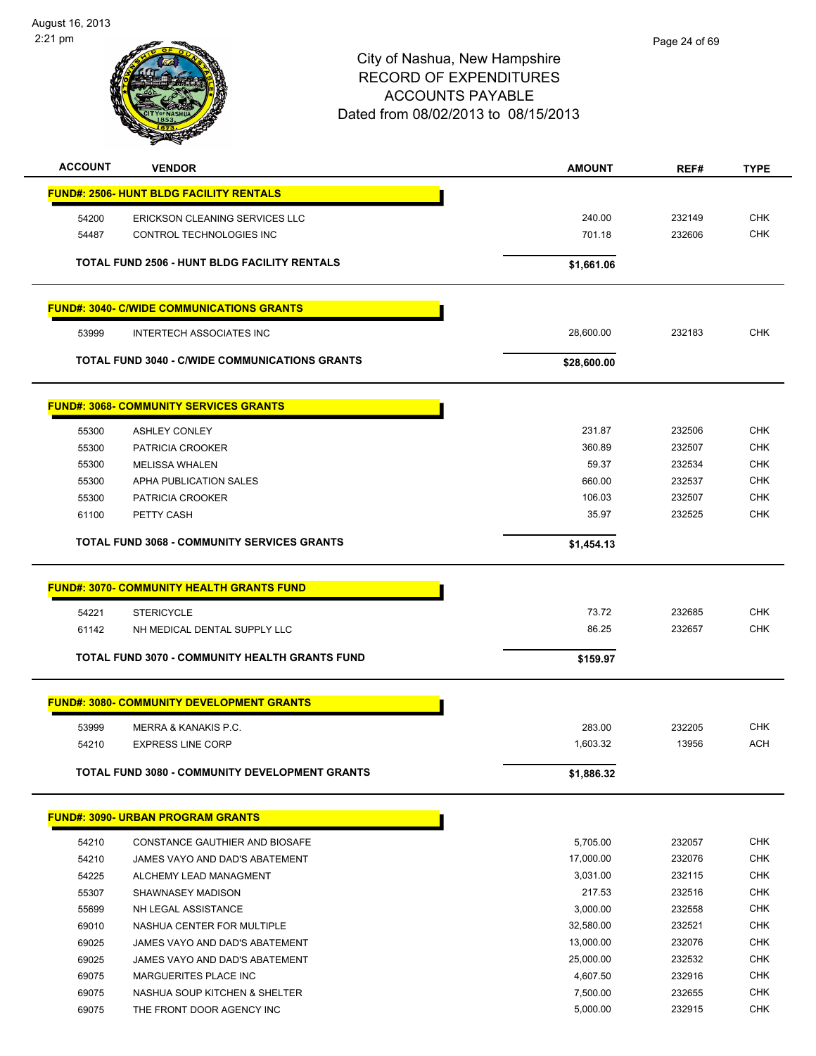# City of Nashua, New Hampshire
## RECORD OF EXPENDITURES
## ACCOUNTS PAYABLE
### Dated from 08/02/2013 to 08/15/2013

| ACCOUNT | VENDOR | AMOUNT | REF# | TYPE |
|---|---|---|---|---|
| **FUND#: 2506- HUNT BLDG FACILITY RENTALS** | | | | |
| 54200 | ERICKSON CLEANING SERVICES LLC | 240.00 | 232149 | CHK |
| 54487 | CONTROL TECHNOLOGIES INC | 701.18 | 232606 | CHK |
| | **TOTAL FUND 2506 - HUNT BLDG FACILITY RENTALS** | **$1,661.06** | | |
| **FUND#: 3040- C/WIDE COMMUNICATIONS GRANTS** | | | | |
| 53999 | INTERTECH ASSOCIATES INC | 28,600.00 | 232183 | CHK |
| | **TOTAL FUND 3040 - C/WIDE COMMUNICATIONS GRANTS** | **$28,600.00** | | |
| **FUND#: 3068- COMMUNITY SERVICES GRANTS** | | | | |
| 55300 | ASHLEY CONLEY | 231.87 | 232506 | CHK |
| 55300 | PATRICIA CROOKER | 360.89 | 232507 | CHK |
| 55300 | MELISSA WHALEN | 59.37 | 232534 | CHK |
| 55300 | APHA PUBLICATION SALES | 660.00 | 232537 | CHK |
| 55300 | PATRICIA CROOKER | 106.03 | 232507 | CHK |
| 61100 | PETTY CASH | 35.97 | 232525 | CHK |
| | **TOTAL FUND 3068 - COMMUNITY SERVICES GRANTS** | **$1,454.13** | | |
| **FUND#: 3070- COMMUNITY HEALTH GRANTS FUND** | | | | |
| 54221 | STERICYCLE | 73.72 | 232685 | CHK |
| 61142 | NH MEDICAL DENTAL SUPPLY LLC | 86.25 | 232657 | CHK |
| | **TOTAL FUND 3070 - COMMUNITY HEALTH GRANTS FUND** | **$159.97** | | |
| **FUND#: 3080- COMMUNITY DEVELOPMENT GRANTS** | | | | |
| 53999 | MERRA & KANAKIS P.C. | 283.00 | 232205 | CHK |
| 54210 | EXPRESS LINE CORP | 1,603.32 | 13956 | ACH |
| | **TOTAL FUND 3080 - COMMUNITY DEVELOPMENT GRANTS** | **$1,886.32** | | |
| **FUND#: 3090- URBAN PROGRAM GRANTS** | | | | |
| 54210 | CONSTANCE GAUTHIER AND BIOSAFE | 5,705.00 | 232057 | CHK |
| 54210 | JAMES VAYO AND DAD'S ABATEMENT | 17,000.00 | 232076 | CHK |
| 54225 | ALCHEMY LEAD MANAGMENT | 3,031.00 | 232115 | CHK |
| 55307 | SHAWNASEY MADISON | 217.53 | 232516 | CHK |
| 55699 | NH LEGAL ASSISTANCE | 3,000.00 | 232558 | CHK |
| 69010 | NASHUA CENTER FOR MULTIPLE | 32,580.00 | 232521 | CHK |
| 69025 | JAMES VAYO AND DAD'S ABATEMENT | 13,000.00 | 232076 | CHK |
| 69025 | JAMES VAYO AND DAD'S ABATEMENT | 25,000.00 | 232532 | CHK |
| 69075 | MARGUERITES PLACE INC | 4,607.50 | 232916 | CHK |
| 69075 | NASHUA SOUP KITCHEN & SHELTER | 7,500.00 | 232655 | CHK |
| 69075 | THE FRONT DOOR AGENCY INC | 5,000.00 | 232915 | CHK |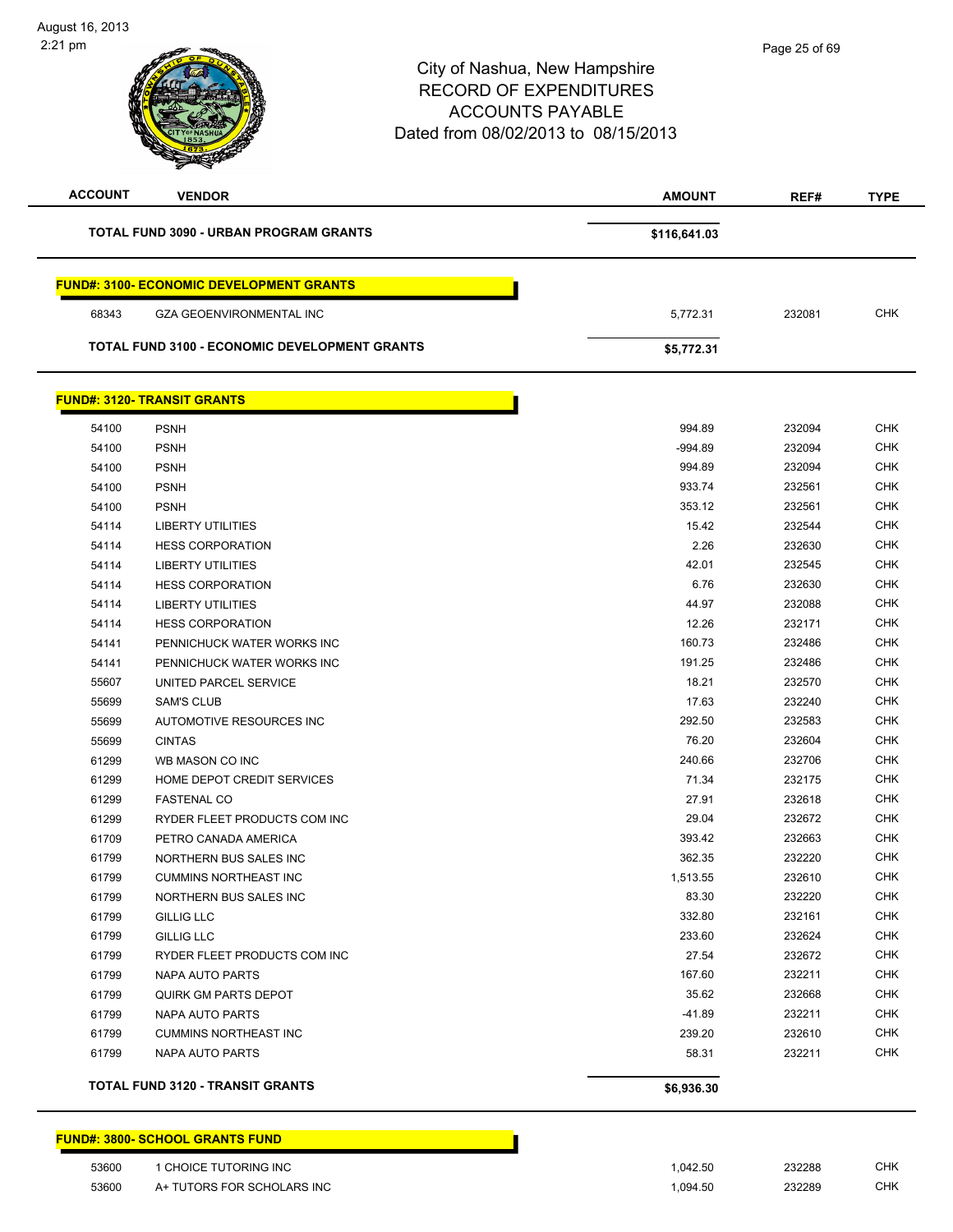City of Nashua, New Hampshire
RECORD OF EXPENDITURES
ACCOUNTS PAYABLE
Dated from 08/02/2013 to 08/15/2013

| ACCOUNT | VENDOR | AMOUNT | REF# | TYPE |
|---|---|---|---|---|
| | **TOTAL FUND 3090 - URBAN PROGRAM GRANTS** | **$116,641.03** | | |
| **FUND#: 3100- ECONOMIC DEVELOPMENT GRANTS** | | | | |
| 68343 | GZA GEOENVIRONMENTAL INC | 5,772.31 | 232081 | CHK |
| | **TOTAL FUND 3100 - ECONOMIC DEVELOPMENT GRANTS** | **$5,772.31** | | |
| **FUND#: 3120- TRANSIT GRANTS** | | | | |
| 54100 | PSNH | 994.89 | 232094 | CHK |
| 54100 | PSNH | -994.89 | 232094 | CHK |
| 54100 | PSNH | 994.89 | 232094 | CHK |
| 54100 | PSNH | 933.74 | 232561 | CHK |
| 54100 | PSNH | 353.12 | 232561 | CHK |
| 54114 | LIBERTY UTILITIES | 15.42 | 232544 | CHK |
| 54114 | HESS CORPORATION | 2.26 | 232630 | CHK |
| 54114 | LIBERTY UTILITIES | 42.01 | 232545 | CHK |
| 54114 | HESS CORPORATION | 6.76 | 232630 | CHK |
| 54114 | LIBERTY UTILITIES | 44.97 | 232088 | CHK |
| 54114 | HESS CORPORATION | 12.26 | 232171 | CHK |
| 54141 | PENNICHUCK WATER WORKS INC | 160.73 | 232486 | CHK |
| 54141 | PENNICHUCK WATER WORKS INC | 191.25 | 232486 | CHK |
| 55607 | UNITED PARCEL SERVICE | 18.21 | 232570 | CHK |
| 55699 | SAM'S CLUB | 17.63 | 232240 | CHK |
| 55699 | AUTOMOTIVE RESOURCES INC | 292.50 | 232583 | CHK |
| 55699 | CINTAS | 76.20 | 232604 | CHK |
| 61299 | WB MASON CO INC | 240.66 | 232706 | CHK |
| 61299 | HOME DEPOT CREDIT SERVICES | 71.34 | 232175 | CHK |
| 61299 | FASTENAL CO | 27.91 | 232618 | CHK |
| 61299 | RYDER FLEET PRODUCTS COM INC | 29.04 | 232672 | CHK |
| 61709 | PETRO CANADA AMERICA | 393.42 | 232663 | CHK |
| 61799 | NORTHERN BUS SALES INC | 362.35 | 232220 | CHK |
| 61799 | CUMMINS NORTHEAST INC | 1,513.55 | 232610 | CHK |
| 61799 | NORTHERN BUS SALES INC | 83.30 | 232220 | CHK |
| 61799 | GILLIG LLC | 332.80 | 232161 | CHK |
| 61799 | GILLIG LLC | 233.60 | 232624 | CHK |
| 61799 | RYDER FLEET PRODUCTS COM INC | 27.54 | 232672 | CHK |
| 61799 | NAPA AUTO PARTS | 167.60 | 232211 | CHK |
| 61799 | QUIRK GM PARTS DEPOT | 35.62 | 232668 | CHK |
| 61799 | NAPA AUTO PARTS | -41.89 | 232211 | CHK |
| 61799 | CUMMINS NORTHEAST INC | 239.20 | 232610 | CHK |
| 61799 | NAPA AUTO PARTS | 58.31 | 232211 | CHK |
| | **TOTAL FUND 3120 - TRANSIT GRANTS** | **$6,936.30** | | |
| **FUND#: 3800- SCHOOL GRANTS FUND** | | | | |
| 53600 | 1 CHOICE TUTORING INC | 1,042.50 | 232288 | CHK |
| 53600 | A+ TUTORS FOR SCHOLARS INC | 1,094.50 | 232289 | CHK |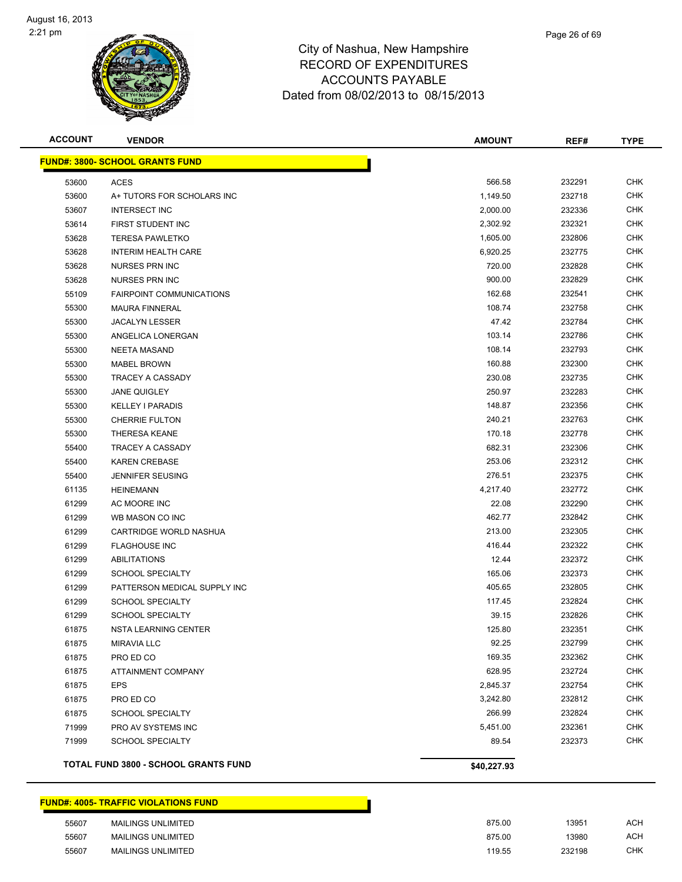# City of Nashua, New Hampshire
# RECORD OF EXPENDITURES
# ACCOUNTS PAYABLE
# Dated from 08/02/2013 to 08/15/2013

| ACCOUNT | VENDOR | AMOUNT | REF# | TYPE |
|---|---|---|---|---|
| **FUND#: 3800- SCHOOL GRANTS FUND** | | | | |
| 53600 | ACES | 566.58 | 232291 | CHK |
| 53600 | A+ TUTORS FOR SCHOLARS INC | 1,149.50 | 232718 | CHK |
| 53607 | INTERSECT INC | 2,000.00 | 232336 | CHK |
| 53614 | FIRST STUDENT INC | 2,302.92 | 232321 | CHK |
| 53628 | TERESA PAWLETKO | 1,605.00 | 232806 | CHK |
| 53628 | INTERIM HEALTH CARE | 6,920.25 | 232775 | CHK |
| 53628 | NURSES PRN INC | 720.00 | 232828 | CHK |
| 53628 | NURSES PRN INC | 900.00 | 232829 | CHK |
| 55109 | FAIRPOINT COMMUNICATIONS | 162.68 | 232541 | CHK |
| 55300 | MAURA FINNERAL | 108.74 | 232758 | CHK |
| 55300 | JACALYN LESSER | 47.42 | 232784 | CHK |
| 55300 | ANGELICA LONERGAN | 103.14 | 232786 | CHK |
| 55300 | NEETA MASAND | 108.14 | 232793 | CHK |
| 55300 | MABEL BROWN | 160.88 | 232300 | CHK |
| 55300 | TRACEY A CASSADY | 230.08 | 232735 | CHK |
| 55300 | JANE QUIGLEY | 250.97 | 232283 | CHK |
| 55300 | KELLEY I PARADIS | 148.87 | 232356 | CHK |
| 55300 | CHERRIE FULTON | 240.21 | 232763 | CHK |
| 55300 | THERESA KEANE | 170.18 | 232778 | CHK |
| 55400 | TRACEY A CASSADY | 682.31 | 232306 | CHK |
| 55400 | KAREN CREBASE | 253.06 | 232312 | CHK |
| 55400 | JENNIFER SEUSING | 276.51 | 232375 | CHK |
| 61135 | HEINEMANN | 4,217.40 | 232772 | CHK |
| 61299 | AC MOORE INC | 22.08 | 232290 | CHK |
| 61299 | WB MASON CO INC | 462.77 | 232842 | CHK |
| 61299 | CARTRIDGE WORLD NASHUA | 213.00 | 232305 | CHK |
| 61299 | FLAGHOUSE INC | 416.44 | 232322 | CHK |
| 61299 | ABILITATIONS | 12.44 | 232372 | CHK |
| 61299 | SCHOOL SPECIALTY | 165.06 | 232373 | CHK |
| 61299 | PATTERSON MEDICAL SUPPLY INC | 405.65 | 232805 | CHK |
| 61299 | SCHOOL SPECIALTY | 117.45 | 232824 | CHK |
| 61299 | SCHOOL SPECIALTY | 39.15 | 232826 | CHK |
| 61875 | NSTA LEARNING CENTER | 125.80 | 232351 | CHK |
| 61875 | MIRAVIA LLC | 92.25 | 232799 | CHK |
| 61875 | PRO ED CO | 169.35 | 232362 | CHK |
| 61875 | ATTAINMENT COMPANY | 628.95 | 232724 | CHK |
| 61875 | EPS | 2,845.37 | 232754 | CHK |
| 61875 | PRO ED CO | 3,242.80 | 232812 | CHK |
| 61875 | SCHOOL SPECIALTY | 266.99 | 232824 | CHK |
| 71999 | PRO AV SYSTEMS INC | 5,451.00 | 232361 | CHK |
| 71999 | SCHOOL SPECIALTY | 89.54 | 232373 | CHK |
| **TOTAL FUND 3800 - SCHOOL GRANTS FUND** | | **$40,227.93** | | |

| ACCOUNT | VENDOR | AMOUNT | REF# | TYPE |
|---|---|---|---|---|
| **FUND#: 4005- TRAFFIC VIOLATIONS FUND** | | | | |
| 55607 | MAILINGS UNLIMITED | 875.00 | 13951 | ACH |
| 55607 | MAILINGS UNLIMITED | 875.00 | 13980 | ACH |
| 55607 | MAILINGS UNLIMITED | 119.55 | 232198 | CHK |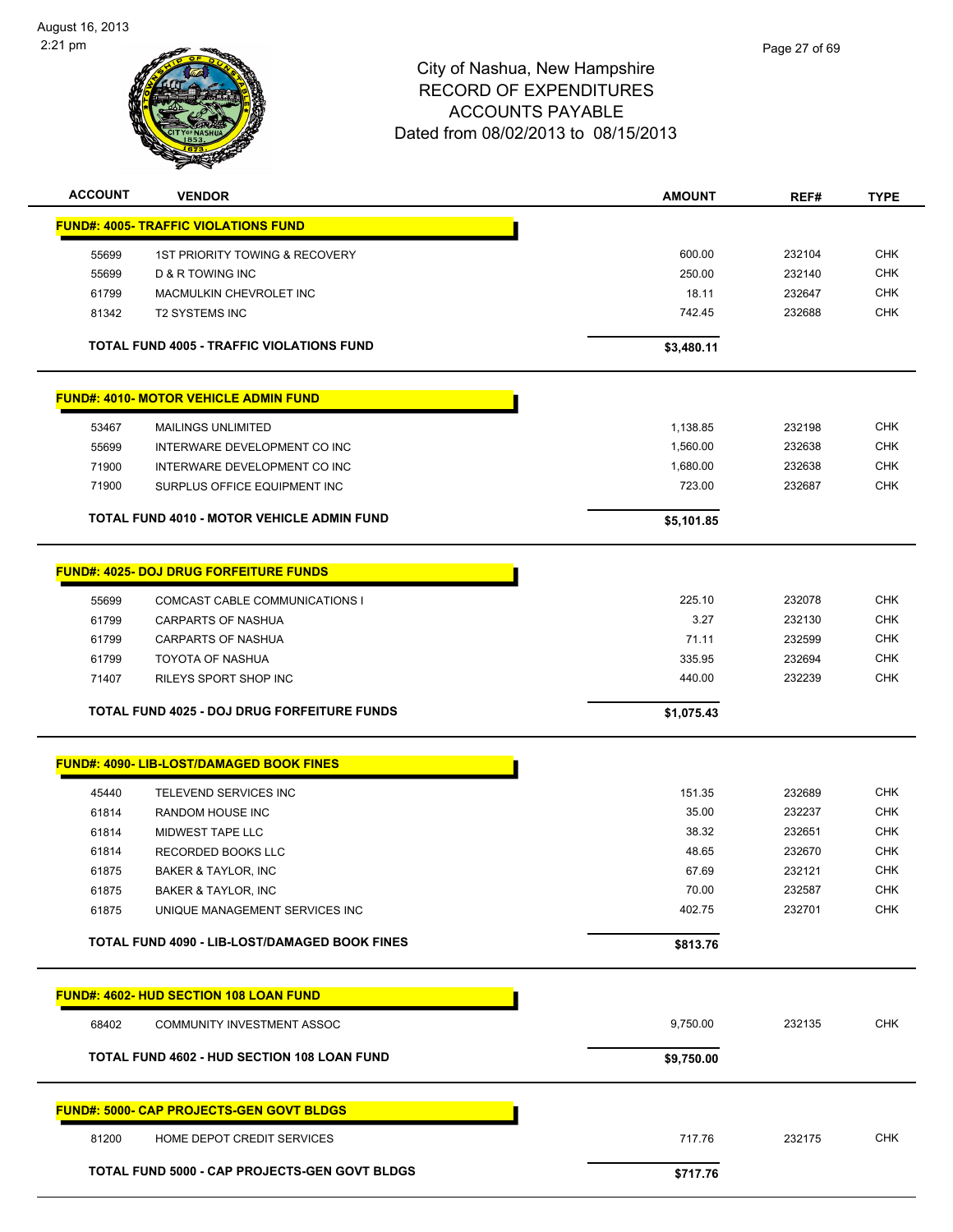August 16, 2013
2:21 pm

# City of Nashua, New Hampshire
## RECORD OF EXPENDITURES
## ACCOUNTS PAYABLE
## Dated from 08/02/2013 to 08/15/2013

| ACCOUNT | VENDOR | AMOUNT | REF# | TYPE |
|---|---|---|---|---|
| **FUND#: 4005- TRAFFIC VIOLATIONS FUND** | | | | |
| 55699 | 1ST PRIORITY TOWING & RECOVERY | 600.00 | 232104 | CHK |
| 55699 | D & R TOWING INC | 250.00 | 232140 | CHK |
| 61799 | MACMULKIN CHEVROLET INC | 18.11 | 232647 | CHK |
| 81342 | T2 SYSTEMS INC | 742.45 | 232688 | CHK |
| | **TOTAL FUND 4005 - TRAFFIC VIOLATIONS FUND** | **$3,480.11** | | |
| **FUND#: 4010- MOTOR VEHICLE ADMIN FUND** | | | | |
| 53467 | MAILINGS UNLIMITED | 1,138.85 | 232198 | CHK |
| 55699 | INTERWARE DEVELOPMENT CO INC | 1,560.00 | 232638 | CHK |
| 71900 | INTERWARE DEVELOPMENT CO INC | 1,680.00 | 232638 | CHK |
| 71900 | SURPLUS OFFICE EQUIPMENT INC | 723.00 | 232687 | CHK |
| | **TOTAL FUND 4010 - MOTOR VEHICLE ADMIN FUND** | **$5,101.85** | | |
| **FUND#: 4025- DOJ DRUG FORFEITURE FUNDS** | | | | |
| 55699 | COMCAST CABLE COMMUNICATIONS I | 225.10 | 232078 | CHK |
| 61799 | CARPARTS OF NASHUA | 3.27 | 232130 | CHK |
| 61799 | CARPARTS OF NASHUA | 71.11 | 232599 | CHK |
| 61799 | TOYOTA OF NASHUA | 335.95 | 232694 | CHK |
| 71407 | RILEYS SPORT SHOP INC | 440.00 | 232239 | CHK |
| | **TOTAL FUND 4025 - DOJ DRUG FORFEITURE FUNDS** | **$1,075.43** | | |
| **FUND#: 4090- LIB-LOST/DAMAGED BOOK FINES** | | | | |
| 45440 | TELEVEND SERVICES INC | 151.35 | 232689 | CHK |
| 61814 | RANDOM HOUSE INC | 35.00 | 232237 | CHK |
| 61814 | MIDWEST TAPE LLC | 38.32 | 232651 | CHK |
| 61814 | RECORDED BOOKS LLC | 48.65 | 232670 | CHK |
| 61875 | BAKER & TAYLOR, INC | 67.69 | 232121 | CHK |
| 61875 | BAKER & TAYLOR, INC | 70.00 | 232587 | CHK |
| 61875 | UNIQUE MANAGEMENT SERVICES INC | 402.75 | 232701 | CHK |
| | **TOTAL FUND 4090 - LIB-LOST/DAMAGED BOOK FINES** | **$813.76** | | |
| **FUND#: 4602- HUD SECTION 108 LOAN FUND** | | | | |
| 68402 | COMMUNITY INVESTMENT ASSOC | 9,750.00 | 232135 | CHK |
| | **TOTAL FUND 4602 - HUD SECTION 108 LOAN FUND** | **$9,750.00** | | |
| **FUND#: 5000- CAP PROJECTS-GEN GOVT BLDGS** | | | | |
| 81200 | HOME DEPOT CREDIT SERVICES | 717.76 | 232175 | CHK |
| | **TOTAL FUND 5000 - CAP PROJECTS-GEN GOVT BLDGS** | **$717.76** | | |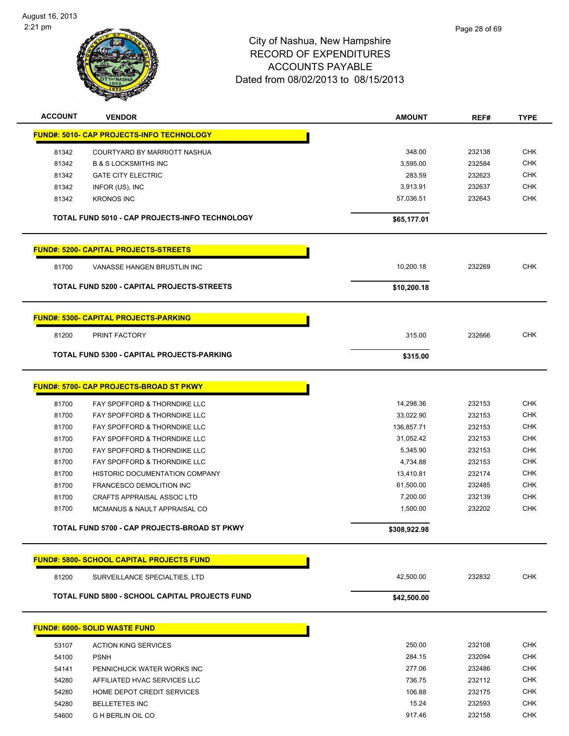City of Nashua, New Hampshire
RECORD OF EXPENDITURES
ACCOUNTS PAYABLE
Dated from 08/02/2013 to 08/15/2013

| ACCOUNT | VENDOR | AMOUNT | REF# | TYPE |
|---|---|---|---|---|
| **FUND#: 5010- CAP PROJECTS-INFO TECHNOLOGY** | | | | |
| 81342 | COURTYARD BY MARRIOTT NASHUA | 348.00 | 232138 | CHK |
| 81342 | B & S LOCKSMITHS INC | 3,595.00 | 232584 | CHK |
| 81342 | GATE CITY ELECTRIC | 283.59 | 232623 | CHK |
| 81342 | INFOR (US), INC | 3,913.91 | 232637 | CHK |
| 81342 | KRONOS INC | 57,036.51 | 232643 | CHK |
| | **TOTAL FUND 5010 - CAP PROJECTS-INFO TECHNOLOGY** | **$65,177.01** | | |
| **FUND#: 5200- CAPITAL PROJECTS-STREETS** | | | | |
| 81700 | VANASSE HANGEN BRUSTLIN INC | 10,200.18 | 232269 | CHK |
| | **TOTAL FUND 5200 - CAPITAL PROJECTS-STREETS** | **$10,200.18** | | |
| **FUND#: 5300- CAPITAL PROJECTS-PARKING** | | | | |
| 81200 | PRINT FACTORY | 315.00 | 232666 | CHK |
| | **TOTAL FUND 5300 - CAPITAL PROJECTS-PARKING** | **$315.00** | | |
| **FUND#: 5700- CAP PROJECTS-BROAD ST PKWY** | | | | |
| 81700 | FAY SPOFFORD & THORNDIKE LLC | 14,298.36 | 232153 | CHK |
| 81700 | FAY SPOFFORD & THORNDIKE LLC | 33,022.90 | 232153 | CHK |
| 81700 | FAY SPOFFORD & THORNDIKE LLC | 136,857.71 | 232153 | CHK |
| 81700 | FAY SPOFFORD & THORNDIKE LLC | 31,052.42 | 232153 | CHK |
| 81700 | FAY SPOFFORD & THORNDIKE LLC | 5,345.90 | 232153 | CHK |
| 81700 | FAY SPOFFORD & THORNDIKE LLC | 4,734.88 | 232153 | CHK |
| 81700 | HISTORIC DOCUMENTATION COMPANY | 13,410.81 | 232174 | CHK |
| 81700 | FRANCESCO DEMOLITION INC | 61,500.00 | 232485 | CHK |
| 81700 | CRAFTS APPRAISAL ASSOC LTD | 7,200.00 | 232139 | CHK |
| 81700 | MCMANUS & NAULT APPRAISAL CO | 1,500.00 | 232202 | CHK |
| | **TOTAL FUND 5700 - CAP PROJECTS-BROAD ST PKWY** | **$308,922.98** | | |
| **FUND#: 5800- SCHOOL CAPITAL PROJECTS FUND** | | | | |
| 81200 | SURVEILLANCE SPECIALTIES, LTD | 42,500.00 | 232832 | CHK |
| | **TOTAL FUND 5800 - SCHOOL CAPITAL PROJECTS FUND** | **$42,500.00** | | |
| **FUND#: 6000- SOLID WASTE FUND** | | | | |
| 53107 | ACTION KING SERVICES | 250.00 | 232108 | CHK |
| 54100 | PSNH | 284.15 | 232094 | CHK |
| 54141 | PENNICHUCK WATER WORKS INC | 277.06 | 232486 | CHK |
| 54280 | AFFILIATED HVAC SERVICES LLC | 736.75 | 232112 | CHK |
| 54280 | HOME DEPOT CREDIT SERVICES | 106.88 | 232175 | CHK |
| 54280 | BELLETETES INC | 15.24 | 232593 | CHK |
| 54600 | G H BERLIN OIL CO | 917.46 | 232158 | CHK |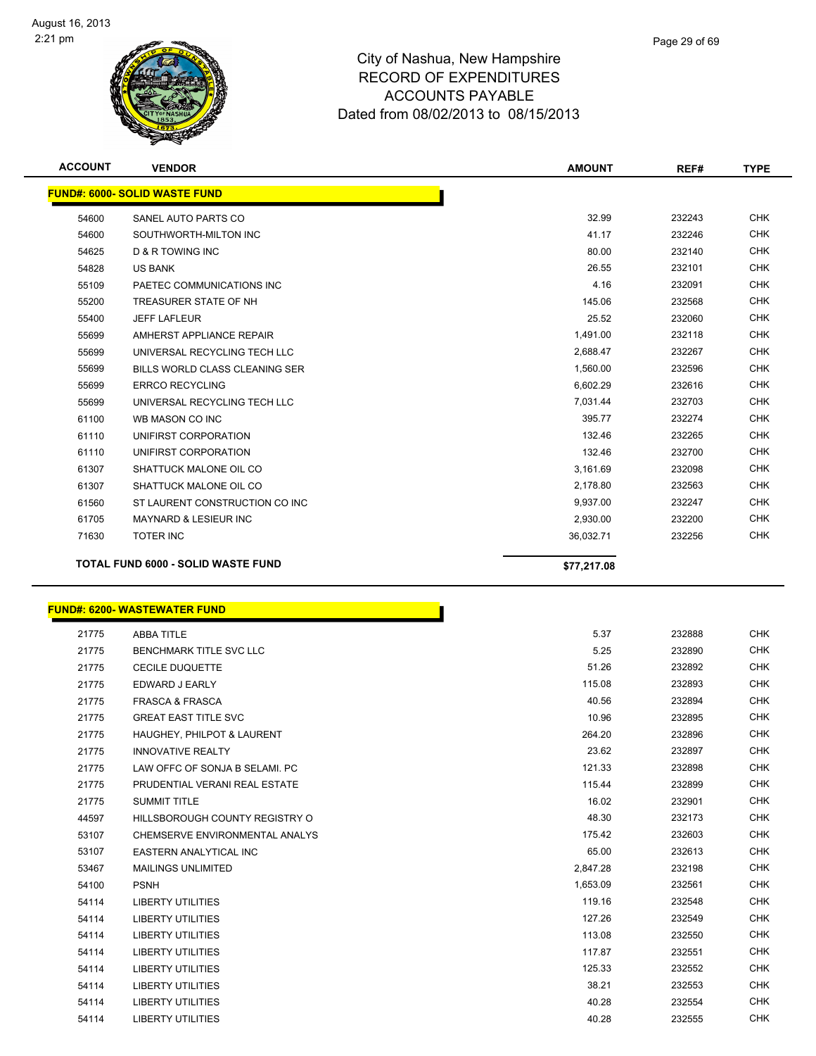City of Nashua, New Hampshire
RECORD OF EXPENDITURES
ACCOUNTS PAYABLE
Dated from 08/02/2013 to 08/15/2013

| ACCOUNT | VENDOR | AMOUNT | REF# | TYPE |
|---|---|---|---|---|
| **FUND#: 6000- SOLID WASTE FUND** | | | | |
| 54600 | SANEL AUTO PARTS CO | 32.99 | 232243 | CHK |
| 54600 | SOUTHWORTH-MILTON INC | 41.17 | 232246 | CHK |
| 54625 | D & R TOWING INC | 80.00 | 232140 | CHK |
| 54828 | US BANK | 26.55 | 232101 | CHK |
| 55109 | PAETEC COMMUNICATIONS INC | 4.16 | 232091 | CHK |
| 55200 | TREASURER STATE OF NH | 145.06 | 232568 | CHK |
| 55400 | JEFF LAFLEUR | 25.52 | 232060 | CHK |
| 55699 | AMHERST APPLIANCE REPAIR | 1,491.00 | 232118 | CHK |
| 55699 | UNIVERSAL RECYCLING TECH LLC | 2,688.47 | 232267 | CHK |
| 55699 | BILLS WORLD CLASS CLEANING SER | 1,560.00 | 232596 | CHK |
| 55699 | ERRCO RECYCLING | 6,602.29 | 232616 | CHK |
| 55699 | UNIVERSAL RECYCLING TECH LLC | 7,031.44 | 232703 | CHK |
| 61100 | WB MASON CO INC | 395.77 | 232274 | CHK |
| 61110 | UNIFIRST CORPORATION | 132.46 | 232265 | CHK |
| 61110 | UNIFIRST CORPORATION | 132.46 | 232700 | CHK |
| 61307 | SHATTUCK MALONE OIL CO | 3,161.69 | 232098 | CHK |
| 61307 | SHATTUCK MALONE OIL CO | 2,178.80 | 232563 | CHK |
| 61560 | ST LAURENT CONSTRUCTION CO INC | 9,937.00 | 232247 | CHK |
| 61705 | MAYNARD & LESIEUR INC | 2,930.00 | 232200 | CHK |
| 71630 | TOTER INC | 36,032.71 | 232256 | CHK |
| **TOTAL FUND 6000 - SOLID WASTE FUND** | | **$77,217.08** | | |

| ACCOUNT | VENDOR | AMOUNT | REF# | TYPE |
|---|---|---|---|---|
| **FUND#: 6200- WASTEWATER FUND** | | | | |
| 21775 | ABBA TITLE | 5.37 | 232888 | CHK |
| 21775 | BENCHMARK TITLE SVC LLC | 5.25 | 232890 | CHK |
| 21775 | CECILE DUQUETTE | 51.26 | 232892 | CHK |
| 21775 | EDWARD J EARLY | 115.08 | 232893 | CHK |
| 21775 | FRASCA & FRASCA | 40.56 | 232894 | CHK |
| 21775 | GREAT EAST TITLE SVC | 10.96 | 232895 | CHK |
| 21775 | HAUGHEY, PHILPOT & LAURENT | 264.20 | 232896 | CHK |
| 21775 | INNOVATIVE REALTY | 23.62 | 232897 | CHK |
| 21775 | LAW OFFC OF SONJA B SELAMI. PC | 121.33 | 232898 | CHK |
| 21775 | PRUDENTIAL VERANI REAL ESTATE | 115.44 | 232899 | CHK |
| 21775 | SUMMIT TITLE | 16.02 | 232901 | CHK |
| 44597 | HILLSBOROUGH COUNTY REGISTRY O | 48.30 | 232173 | CHK |
| 53107 | CHEMSERVE ENVIRONMENTAL ANALYS | 175.42 | 232603 | CHK |
| 53107 | EASTERN ANALYTICAL INC | 65.00 | 232613 | CHK |
| 53467 | MAILINGS UNLIMITED | 2,847.28 | 232198 | CHK |
| 54100 | PSNH | 1,653.09 | 232561 | CHK |
| 54114 | LIBERTY UTILITIES | 119.16 | 232548 | CHK |
| 54114 | LIBERTY UTILITIES | 127.26 | 232549 | CHK |
| 54114 | LIBERTY UTILITIES | 113.08 | 232550 | CHK |
| 54114 | LIBERTY UTILITIES | 117.87 | 232551 | CHK |
| 54114 | LIBERTY UTILITIES | 125.33 | 232552 | CHK |
| 54114 | LIBERTY UTILITIES | 38.21 | 232553 | CHK |
| 54114 | LIBERTY UTILITIES | 40.28 | 232554 | CHK |
| 54114 | LIBERTY UTILITIES | 40.28 | 232555 | CHK |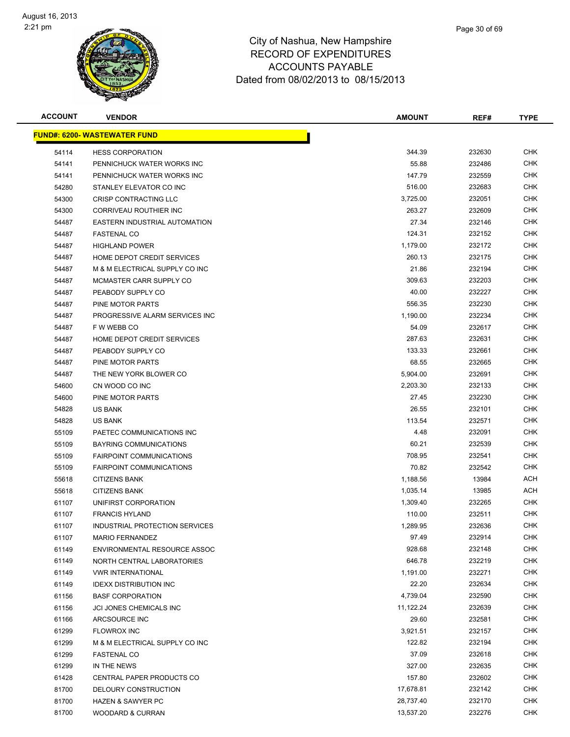# City of Nashua, New Hampshire
## RECORD OF EXPENDITURES
## ACCOUNTS PAYABLE
## Dated from 08/02/2013 to 08/15/2013

**FUND#: 6200- WASTEWATER FUND**

| ACCOUNT | VENDOR | AMOUNT | REF# | TYPE |
|---|---|---|---|---|
| 54114 | HESS CORPORATION | 344.39 | 232630 | CHK |
| 54141 | PENNICHUCK WATER WORKS INC | 55.88 | 232486 | CHK |
| 54141 | PENNICHUCK WATER WORKS INC | 147.79 | 232559 | CHK |
| 54280 | STANLEY ELEVATOR CO INC | 516.00 | 232683 | CHK |
| 54300 | CRISP CONTRACTING LLC | 3,725.00 | 232051 | CHK |
| 54300 | CORRIVEAU ROUTHIER INC | 263.27 | 232609 | CHK |
| 54487 | EASTERN INDUSTRIAL AUTOMATION | 27.34 | 232146 | CHK |
| 54487 | FASTENAL CO | 124.31 | 232152 | CHK |
| 54487 | HIGHLAND POWER | 1,179.00 | 232172 | CHK |
| 54487 | HOME DEPOT CREDIT SERVICES | 260.13 | 232175 | CHK |
| 54487 | M & M ELECTRICAL SUPPLY CO INC | 21.86 | 232194 | CHK |
| 54487 | MCMASTER CARR SUPPLY CO | 309.63 | 232203 | CHK |
| 54487 | PEABODY SUPPLY CO | 40.00 | 232227 | CHK |
| 54487 | PINE MOTOR PARTS | 556.35 | 232230 | CHK |
| 54487 | PROGRESSIVE ALARM SERVICES INC | 1,190.00 | 232234 | CHK |
| 54487 | F W WEBB CO | 54.09 | 232617 | CHK |
| 54487 | HOME DEPOT CREDIT SERVICES | 287.63 | 232631 | CHK |
| 54487 | PEABODY SUPPLY CO | 133.33 | 232661 | CHK |
| 54487 | PINE MOTOR PARTS | 68.55 | 232665 | CHK |
| 54487 | THE NEW YORK BLOWER CO | 5,904.00 | 232691 | CHK |
| 54600 | CN WOOD CO INC | 2,203.30 | 232133 | CHK |
| 54600 | PINE MOTOR PARTS | 27.45 | 232230 | CHK |
| 54828 | US BANK | 26.55 | 232101 | CHK |
| 54828 | US BANK | 113.54 | 232571 | CHK |
| 55109 | PAETEC COMMUNICATIONS INC | 4.48 | 232091 | CHK |
| 55109 | BAYRING COMMUNICATIONS | 60.21 | 232539 | CHK |
| 55109 | FAIRPOINT COMMUNICATIONS | 708.95 | 232541 | CHK |
| 55109 | FAIRPOINT COMMUNICATIONS | 70.82 | 232542 | CHK |
| 55618 | CITIZENS BANK | 1,188.56 | 13984 | ACH |
| 55618 | CITIZENS BANK | 1,035.14 | 13985 | ACH |
| 61107 | UNIFIRST CORPORATION | 1,309.40 | 232265 | CHK |
| 61107 | FRANCIS HYLAND | 110.00 | 232511 | CHK |
| 61107 | INDUSTRIAL PROTECTION SERVICES | 1,289.95 | 232636 | CHK |
| 61107 | MARIO FERNANDEZ | 97.49 | 232914 | CHK |
| 61149 | ENVIRONMENTAL RESOURCE ASSOC | 928.68 | 232148 | CHK |
| 61149 | NORTH CENTRAL LABORATORIES | 646.78 | 232219 | CHK |
| 61149 | VWR INTERNATIONAL | 1,191.00 | 232271 | CHK |
| 61149 | IDEXX DISTRIBUTION INC | 22.20 | 232634 | CHK |
| 61156 | BASF CORPORATION | 4,739.04 | 232590 | CHK |
| 61156 | JCI JONES CHEMICALS INC | 11,122.24 | 232639 | CHK |
| 61166 | ARCSOURCE INC | 29.60 | 232581 | CHK |
| 61299 | FLOWROX INC | 3,921.51 | 232157 | CHK |
| 61299 | M & M ELECTRICAL SUPPLY CO INC | 122.82 | 232194 | CHK |
| 61299 | FASTENAL CO | 37.09 | 232618 | CHK |
| 61299 | IN THE NEWS | 327.00 | 232635 | CHK |
| 61428 | CENTRAL PAPER PRODUCTS CO | 157.80 | 232602 | CHK |
| 81700 | DELOURY CONSTRUCTION | 17,678.81 | 232142 | CHK |
| 81700 | HAZEN & SAWYER PC | 28,737.40 | 232170 | CHK |
| 81700 | WOODARD & CURRAN | 13,537.20 | 232276 | CHK |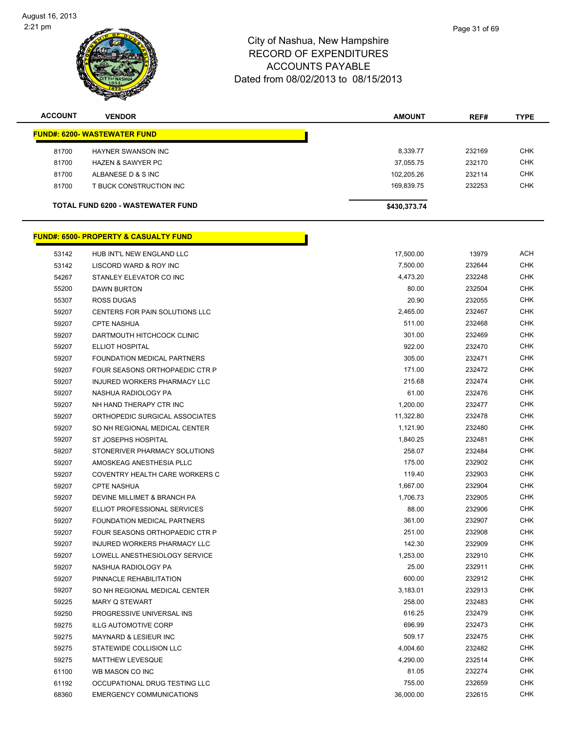# City of Nashua, New Hampshire
# RECORD OF EXPENDITURES
# ACCOUNTS PAYABLE
# Dated from 08/02/2013 to 08/15/2013

August 16, 2013
2:21 pm

| ACCOUNT | VENDOR | AMOUNT | REF# | TYPE |
|---|---|---|---|---|
| **FUND#: 6200- WASTEWATER FUND** | | | | |
| 81700 | HAYNER SWANSON INC | 8,339.77 | 232169 | CHK |
| 81700 | HAZEN & SAWYER PC | 37,055.75 | 232170 | CHK |
| 81700 | ALBANESE D & S INC | 102,205.26 | 232114 | CHK |
| 81700 | T BUCK CONSTRUCTION INC | 169,839.75 | 232253 | CHK |
| **TOTAL FUND 6200 - WASTEWATER FUND** | | **$430,373.74** | | |

| ACCOUNT | VENDOR | AMOUNT | REF# | TYPE |
|---|---|---|---|---|
| **FUND#: 6500- PROPERTY & CASUALTY FUND** | | | | |
| 53142 | HUB INT'L NEW ENGLAND LLC | 17,500.00 | 13979 | ACH |
| 53142 | LISCORD WARD & ROY INC | 7,500.00 | 232644 | CHK |
| 54267 | STANLEY ELEVATOR CO INC | 4,473.20 | 232248 | CHK |
| 55200 | DAWN BURTON | 80.00 | 232504 | CHK |
| 55307 | ROSS DUGAS | 20.90 | 232055 | CHK |
| 59207 | CENTERS FOR PAIN SOLUTIONS LLC | 2,465.00 | 232467 | CHK |
| 59207 | CPTE NASHUA | 511.00 | 232468 | CHK |
| 59207 | DARTMOUTH HITCHCOCK CLINIC | 301.00 | 232469 | CHK |
| 59207 | ELLIOT HOSPITAL | 922.00 | 232470 | CHK |
| 59207 | FOUNDATION MEDICAL PARTNERS | 305.00 | 232471 | CHK |
| 59207 | FOUR SEASONS ORTHOPAEDIC CTR P | 171.00 | 232472 | CHK |
| 59207 | INJURED WORKERS PHARMACY LLC | 215.68 | 232474 | CHK |
| 59207 | NASHUA RADIOLOGY PA | 61.00 | 232476 | CHK |
| 59207 | NH HAND THERAPY CTR INC | 1,200.00 | 232477 | CHK |
| 59207 | ORTHOPEDIC SURGICAL ASSOCIATES | 11,322.80 | 232478 | CHK |
| 59207 | SO NH REGIONAL MEDICAL CENTER | 1,121.90 | 232480 | CHK |
| 59207 | ST JOSEPHS HOSPITAL | 1,840.25 | 232481 | CHK |
| 59207 | STONERIVER PHARMACY SOLUTIONS | 258.07 | 232484 | CHK |
| 59207 | AMOSKEAG ANESTHESIA PLLC | 175.00 | 232902 | CHK |
| 59207 | COVENTRY HEALTH CARE WORKERS C | 119.40 | 232903 | CHK |
| 59207 | CPTE NASHUA | 1,667.00 | 232904 | CHK |
| 59207 | DEVINE MILLIMET & BRANCH PA | 1,706.73 | 232905 | CHK |
| 59207 | ELLIOT PROFESSIONAL SERVICES | 88.00 | 232906 | CHK |
| 59207 | FOUNDATION MEDICAL PARTNERS | 361.00 | 232907 | CHK |
| 59207 | FOUR SEASONS ORTHOPAEDIC CTR P | 251.00 | 232908 | CHK |
| 59207 | INJURED WORKERS PHARMACY LLC | 142.30 | 232909 | CHK |
| 59207 | LOWELL ANESTHESIOLOGY SERVICE | 1,253.00 | 232910 | CHK |
| 59207 | NASHUA RADIOLOGY PA | 25.00 | 232911 | CHK |
| 59207 | PINNACLE REHABILITATION | 600.00 | 232912 | CHK |
| 59207 | SO NH REGIONAL MEDICAL CENTER | 3,183.01 | 232913 | CHK |
| 59225 | MARY Q STEWART | 258.00 | 232483 | CHK |
| 59250 | PROGRESSIVE UNIVERSAL INS | 616.25 | 232479 | CHK |
| 59275 | ILLG AUTOMOTIVE CORP | 696.99 | 232473 | CHK |
| 59275 | MAYNARD & LESIEUR INC | 509.17 | 232475 | CHK |
| 59275 | STATEWIDE COLLISION LLC | 4,004.60 | 232482 | CHK |
| 59275 | MATTHEW LEVESQUE | 4,290.00 | 232514 | CHK |
| 61100 | WB MASON CO INC | 81.05 | 232274 | CHK |
| 61192 | OCCUPATIONAL DRUG TESTING LLC | 755.00 | 232659 | CHK |
| 68360 | EMERGENCY COMMUNICATIONS | 36,000.00 | 232615 | CHK |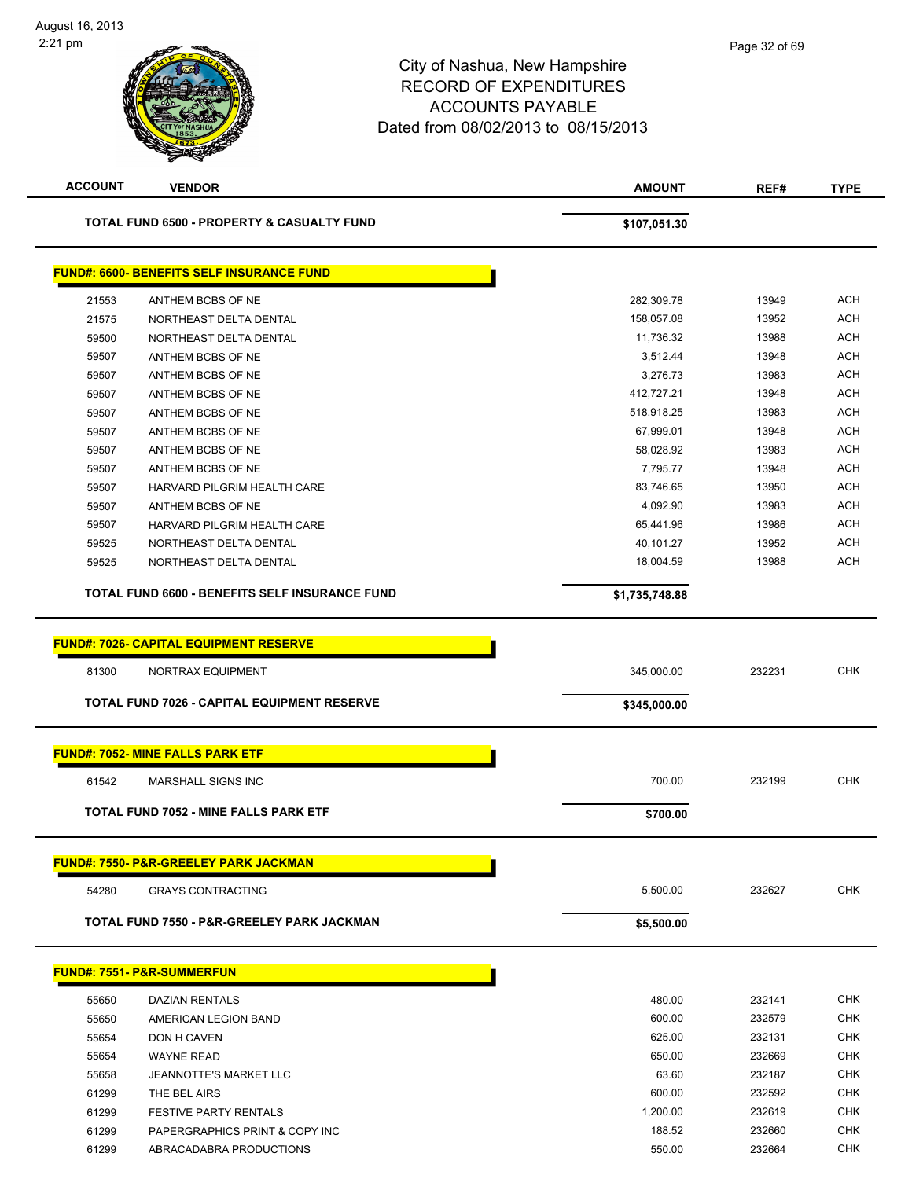# City of Nashua, New Hampshire
## RECORD OF EXPENDITURES
## ACCOUNTS PAYABLE
### Dated from 08/02/2013 to 08/15/2013

| ACCOUNT | VENDOR | AMOUNT | REF# | TYPE |
|---|---|---|---|---|
| | **TOTAL FUND 6500 - PROPERTY & CASUALTY FUND** | **$107,051.30** | | |

**FUND#: 6600- BENEFITS SELF INSURANCE FUND**

| ACCOUNT | VENDOR | AMOUNT | REF# | TYPE |
|---|---|---|---|---|
| 21553 | ANTHEM BCBS OF NE | 282,309.78 | 13949 | ACH |
| 21575 | NORTHEAST DELTA DENTAL | 158,057.08 | 13952 | ACH |
| 59500 | NORTHEAST DELTA DENTAL | 11,736.32 | 13988 | ACH |
| 59507 | ANTHEM BCBS OF NE | 3,512.44 | 13948 | ACH |
| 59507 | ANTHEM BCBS OF NE | 3,276.73 | 13983 | ACH |
| 59507 | ANTHEM BCBS OF NE | 412,727.21 | 13948 | ACH |
| 59507 | ANTHEM BCBS OF NE | 518,918.25 | 13983 | ACH |
| 59507 | ANTHEM BCBS OF NE | 67,999.01 | 13948 | ACH |
| 59507 | ANTHEM BCBS OF NE | 58,028.92 | 13983 | ACH |
| 59507 | ANTHEM BCBS OF NE | 7,795.77 | 13948 | ACH |
| 59507 | HARVARD PILGRIM HEALTH CARE | 83,746.65 | 13950 | ACH |
| 59507 | ANTHEM BCBS OF NE | 4,092.90 | 13983 | ACH |
| 59507 | HARVARD PILGRIM HEALTH CARE | 65,441.96 | 13986 | ACH |
| 59525 | NORTHEAST DELTA DENTAL | 40,101.27 | 13952 | ACH |
| 59525 | NORTHEAST DELTA DENTAL | 18,004.59 | 13988 | ACH |
| | **TOTAL FUND 6600 - BENEFITS SELF INSURANCE FUND** | **$1,735,748.88** | | |

**FUND#: 7026- CAPITAL EQUIPMENT RESERVE**

| ACCOUNT | VENDOR | AMOUNT | REF# | TYPE |
|---|---|---|---|---|
| 81300 | NORTRAX EQUIPMENT | 345,000.00 | 232231 | CHK |
| | **TOTAL FUND 7026 - CAPITAL EQUIPMENT RESERVE** | **$345,000.00** | | |

**FUND#: 7052- MINE FALLS PARK ETF**

| ACCOUNT | VENDOR | AMOUNT | REF# | TYPE |
|---|---|---|---|---|
| 61542 | MARSHALL SIGNS INC | 700.00 | 232199 | CHK |
| | **TOTAL FUND 7052 - MINE FALLS PARK ETF** | **$700.00** | | |

**FUND#: 7550- P&R-GREELEY PARK JACKMAN**

| ACCOUNT | VENDOR | AMOUNT | REF# | TYPE |
|---|---|---|---|---|
| 54280 | GRAYS CONTRACTING | 5,500.00 | 232627 | CHK |
| | **TOTAL FUND 7550 - P&R-GREELEY PARK JACKMAN** | **$5,500.00** | | |

**FUND#: 7551- P&R-SUMMERFUN**

| ACCOUNT | VENDOR | AMOUNT | REF# | TYPE |
|---|---|---|---|---|
| 55650 | DAZIAN RENTALS | 480.00 | 232141 | CHK |
| 55650 | AMERICAN LEGION BAND | 600.00 | 232579 | CHK |
| 55654 | DON H CAVEN | 625.00 | 232131 | CHK |
| 55654 | WAYNE READ | 650.00 | 232669 | CHK |
| 55658 | JEANNOTTE'S MARKET LLC | 63.60 | 232187 | CHK |
| 61299 | THE BEL AIRS | 600.00 | 232592 | CHK |
| 61299 | FESTIVE PARTY RENTALS | 1,200.00 | 232619 | CHK |
| 61299 | PAPERGRAPHICS PRINT & COPY INC | 188.52 | 232660 | CHK |
| 61299 | ABRACADABRA PRODUCTIONS | 550.00 | 232664 | CHK |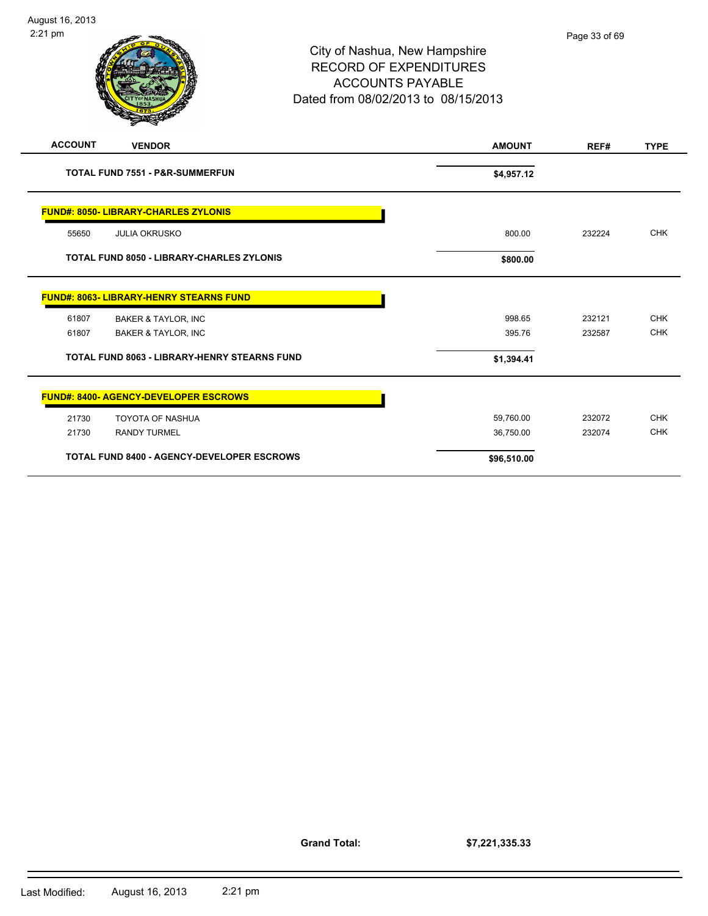City of Nashua, New Hampshire
RECORD OF EXPENDITURES
ACCOUNTS PAYABLE
Dated from 08/02/2013 to 08/15/2013

| ACCOUNT | VENDOR | AMOUNT | REF# | TYPE |
|---|---|---|---|---|
| | **TOTAL FUND 7551 - P&R-SUMMERFUN** | **$4,957.12** | | |
| **FUND#: 8050- LIBRARY-CHARLES ZYLONIS** | | | | |
| 55650 | JULIA OKRUSKO | 800.00 | 232224 | CHK |
| | **TOTAL FUND 8050 - LIBRARY-CHARLES ZYLONIS** | **$800.00** | | |
| **FUND#: 8063- LIBRARY-HENRY STEARNS FUND** | | | | |
| 61807 | BAKER & TAYLOR, INC | 998.65 | 232121 | CHK |
| 61807 | BAKER & TAYLOR, INC | 395.76 | 232587 | CHK |
| | **TOTAL FUND 8063 - LIBRARY-HENRY STEARNS FUND** | **$1,394.41** | | |
| **FUND#: 8400- AGENCY-DEVELOPER ESCROWS** | | | | |
| 21730 | TOYOTA OF NASHUA | 59,760.00 | 232072 | CHK |
| 21730 | RANDY TURMEL | 36,750.00 | 232074 | CHK |
| | **TOTAL FUND 8400 - AGENCY-DEVELOPER ESCROWS** | **$96,510.00** | | |

**Grand Total: $7,221,335.33**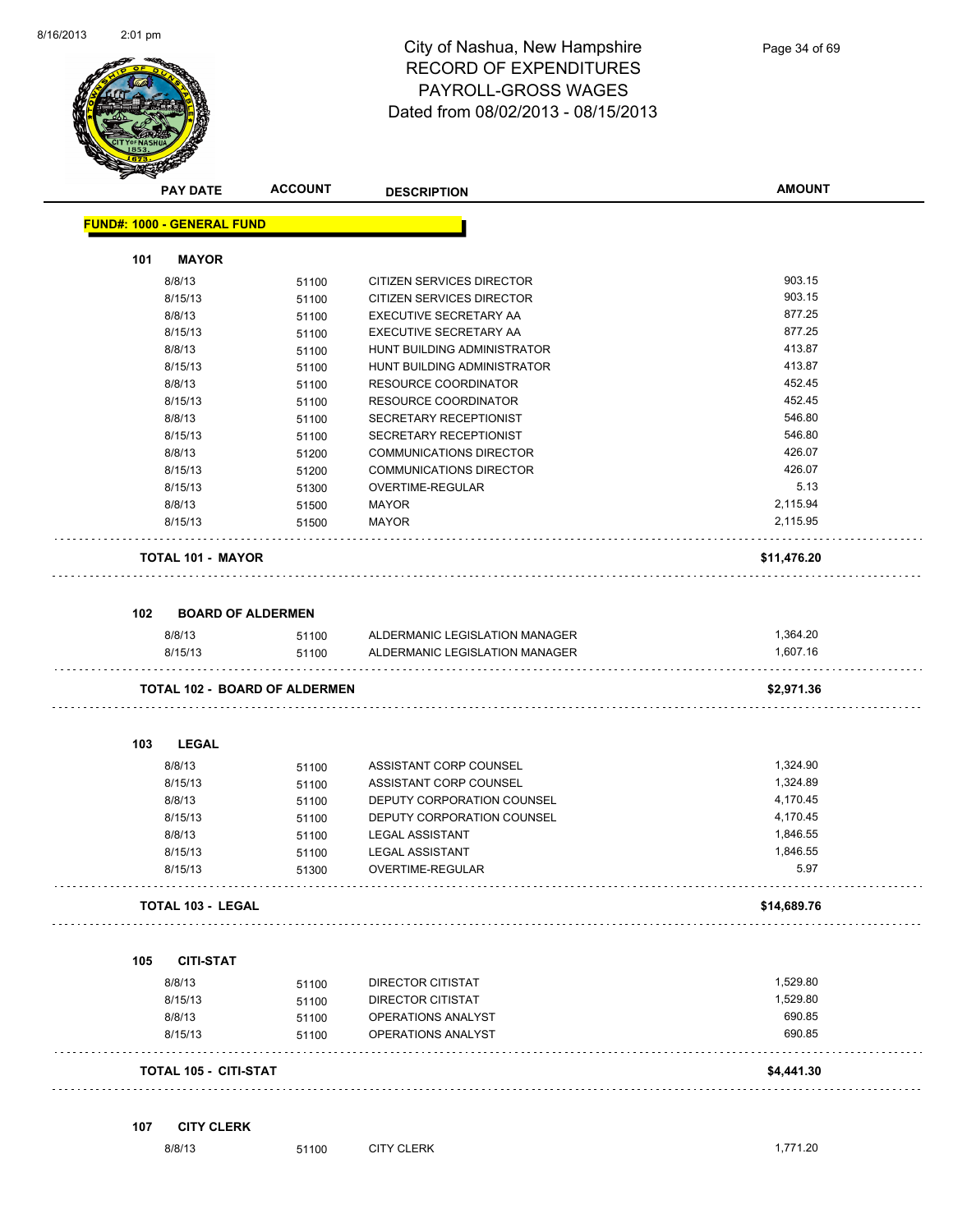# City of Nashua, New Hampshire
## RECORD OF EXPENDITURES
## PAYROLL-GROSS WAGES
## Dated from 08/02/2013 - 08/15/2013

| PAY DATE | ACCOUNT | DESCRIPTION | AMOUNT |
|---|---|---|---|

**FUND#: 1000 - GENERAL FUND**

**101 MAYOR**

| PAY DATE | ACCOUNT | DESCRIPTION | AMOUNT |
|---|---|---|---|
| 8/8/13 | 51100 | CITIZEN SERVICES DIRECTOR | 903.15 |
| 8/15/13 | 51100 | CITIZEN SERVICES DIRECTOR | 903.15 |
| 8/8/13 | 51100 | EXECUTIVE SECRETARY AA | 877.25 |
| 8/15/13 | 51100 | EXECUTIVE SECRETARY AA | 877.25 |
| 8/8/13 | 51100 | HUNT BUILDING ADMINISTRATOR | 413.87 |
| 8/15/13 | 51100 | HUNT BUILDING ADMINISTRATOR | 413.87 |
| 8/8/13 | 51100 | RESOURCE COORDINATOR | 452.45 |
| 8/15/13 | 51100 | RESOURCE COORDINATOR | 452.45 |
| 8/8/13 | 51100 | SECRETARY RECEPTIONIST | 546.80 |
| 8/15/13 | 51100 | SECRETARY RECEPTIONIST | 546.80 |
| 8/8/13 | 51200 | COMMUNICATIONS DIRECTOR | 426.07 |
| 8/15/13 | 51200 | COMMUNICATIONS DIRECTOR | 426.07 |
| 8/15/13 | 51300 | OVERTIME-REGULAR | 5.13 |
| 8/8/13 | 51500 | MAYOR | 2,115.94 |
| 8/15/13 | 51500 | MAYOR | 2,115.95 |
| **TOTAL 101 - MAYOR** | | | **$11,476.20** |

**102 BOARD OF ALDERMEN**

| PAY DATE | ACCOUNT | DESCRIPTION | AMOUNT |
|---|---|---|---|
| 8/8/13 | 51100 | ALDERMANIC LEGISLATION MANAGER | 1,364.20 |
| 8/15/13 | 51100 | ALDERMANIC LEGISLATION MANAGER | 1,607.16 |
| **TOTAL 102 - BOARD OF ALDERMEN** | | | **$2,971.36** |

**103 LEGAL**

| PAY DATE | ACCOUNT | DESCRIPTION | AMOUNT |
|---|---|---|---|
| 8/8/13 | 51100 | ASSISTANT CORP COUNSEL | 1,324.90 |
| 8/15/13 | 51100 | ASSISTANT CORP COUNSEL | 1,324.89 |
| 8/8/13 | 51100 | DEPUTY CORPORATION COUNSEL | 4,170.45 |
| 8/15/13 | 51100 | DEPUTY CORPORATION COUNSEL | 4,170.45 |
| 8/8/13 | 51100 | LEGAL ASSISTANT | 1,846.55 |
| 8/15/13 | 51100 | LEGAL ASSISTANT | 1,846.55 |
| 8/15/13 | 51300 | OVERTIME-REGULAR | 5.97 |
| **TOTAL 103 - LEGAL** | | | **$14,689.76** |

**105 CITI-STAT**

| PAY DATE | ACCOUNT | DESCRIPTION | AMOUNT |
|---|---|---|---|
| 8/8/13 | 51100 | DIRECTOR CITISTAT | 1,529.80 |
| 8/15/13 | 51100 | DIRECTOR CITISTAT | 1,529.80 |
| 8/8/13 | 51100 | OPERATIONS ANALYST | 690.85 |
| 8/15/13 | 51100 | OPERATIONS ANALYST | 690.85 |
| **TOTAL 105 - CITI-STAT** | | | **$4,441.30** |

**107 CITY CLERK**

| PAY DATE | ACCOUNT | DESCRIPTION | AMOUNT |
|---|---|---|---|
| 8/8/13 | 51100 | CITY CLERK | 1,771.20 |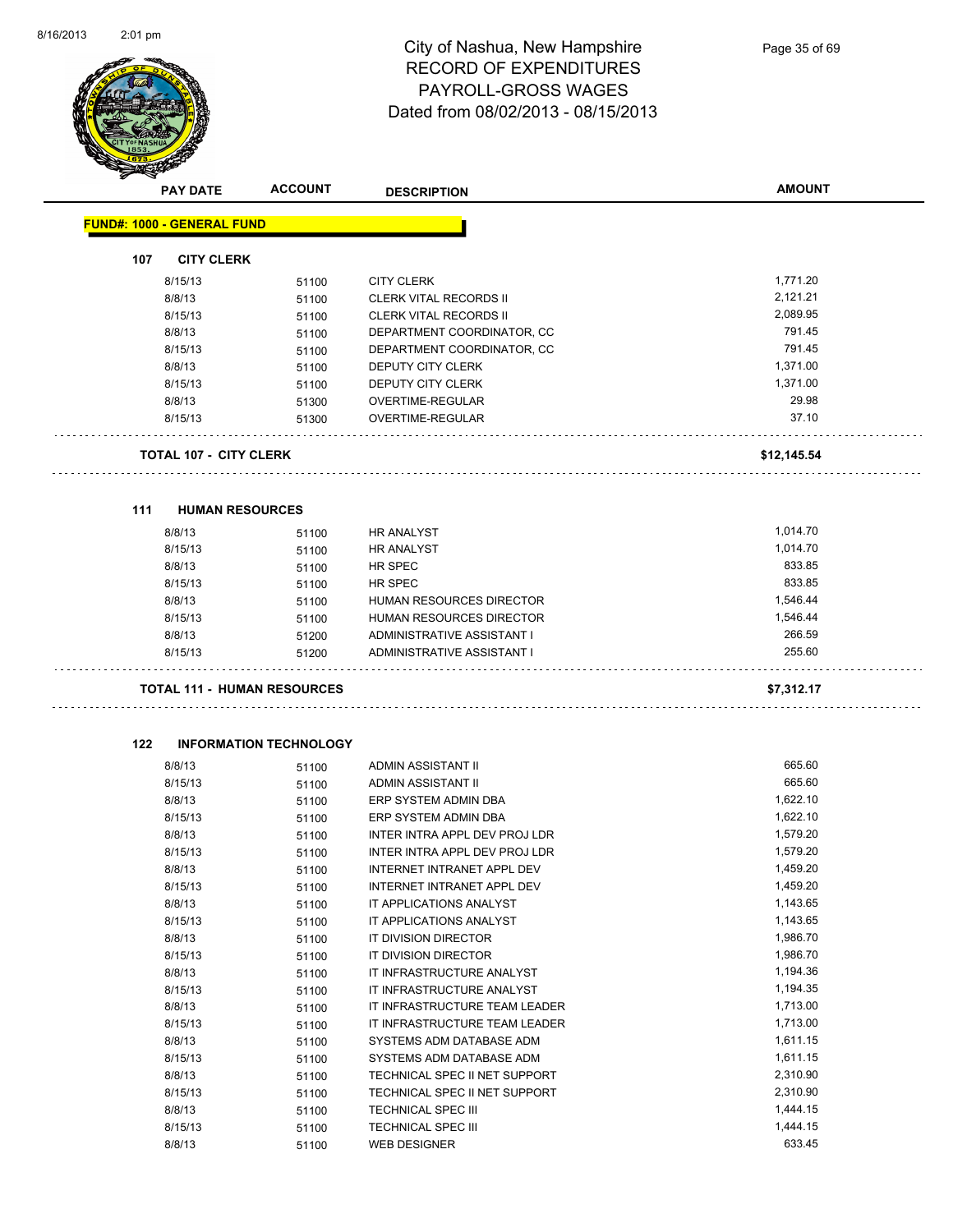# City of Nashua, New Hampshire
## RECORD OF EXPENDITURES
## PAYROLL-GROSS WAGES
## Dated from 08/02/2013 - 08/15/2013

| PAY DATE | ACCOUNT | DESCRIPTION | AMOUNT |
|---|---|---|---|

**FUND#: 1000 - GENERAL FUND**

### 107 CITY CLERK

| PAY DATE | ACCOUNT | DESCRIPTION | AMOUNT |
|---|---|---|---|
| 8/15/13 | 51100 | CITY CLERK | 1,771.20 |
| 8/8/13 | 51100 | CLERK VITAL RECORDS II | 2,121.21 |
| 8/15/13 | 51100 | CLERK VITAL RECORDS II | 2,089.95 |
| 8/8/13 | 51100 | DEPARTMENT COORDINATOR, CC | 791.45 |
| 8/15/13 | 51100 | DEPARTMENT COORDINATOR, CC | 791.45 |
| 8/8/13 | 51100 | DEPUTY CITY CLERK | 1,371.00 |
| 8/15/13 | 51100 | DEPUTY CITY CLERK | 1,371.00 |
| 8/8/13 | 51300 | OVERTIME-REGULAR | 29.98 |
| 8/15/13 | 51300 | OVERTIME-REGULAR | 37.10 |

**TOTAL 107 - CITY CLERK** **$12,145.54**

### 111 HUMAN RESOURCES

| PAY DATE | ACCOUNT | DESCRIPTION | AMOUNT |
|---|---|---|---|
| 8/8/13 | 51100 | HR ANALYST | 1,014.70 |
| 8/15/13 | 51100 | HR ANALYST | 1,014.70 |
| 8/8/13 | 51100 | HR SPEC | 833.85 |
| 8/15/13 | 51100 | HR SPEC | 833.85 |
| 8/8/13 | 51100 | HUMAN RESOURCES DIRECTOR | 1,546.44 |
| 8/15/13 | 51100 | HUMAN RESOURCES DIRECTOR | 1,546.44 |
| 8/8/13 | 51200 | ADMINISTRATIVE ASSISTANT I | 266.59 |
| 8/15/13 | 51200 | ADMINISTRATIVE ASSISTANT I | 255.60 |

**TOTAL 111 - HUMAN RESOURCES** **$7,312.17**

### 122 INFORMATION TECHNOLOGY

| PAY DATE | ACCOUNT | DESCRIPTION | AMOUNT |
|---|---|---|---|
| 8/8/13 | 51100 | ADMIN ASSISTANT II | 665.60 |
| 8/15/13 | 51100 | ADMIN ASSISTANT II | 665.60 |
| 8/8/13 | 51100 | ERP SYSTEM ADMIN DBA | 1,622.10 |
| 8/15/13 | 51100 | ERP SYSTEM ADMIN DBA | 1,622.10 |
| 8/8/13 | 51100 | INTER INTRA APPL DEV PROJ LDR | 1,579.20 |
| 8/15/13 | 51100 | INTER INTRA APPL DEV PROJ LDR | 1,579.20 |
| 8/8/13 | 51100 | INTERNET INTRANET APPL DEV | 1,459.20 |
| 8/15/13 | 51100 | INTERNET INTRANET APPL DEV | 1,459.20 |
| 8/8/13 | 51100 | IT APPLICATIONS ANALYST | 1,143.65 |
| 8/15/13 | 51100 | IT APPLICATIONS ANALYST | 1,143.65 |
| 8/8/13 | 51100 | IT DIVISION DIRECTOR | 1,986.70 |
| 8/15/13 | 51100 | IT DIVISION DIRECTOR | 1,986.70 |
| 8/8/13 | 51100 | IT INFRASTRUCTURE ANALYST | 1,194.36 |
| 8/15/13 | 51100 | IT INFRASTRUCTURE ANALYST | 1,194.35 |
| 8/8/13 | 51100 | IT INFRASTRUCTURE TEAM LEADER | 1,713.00 |
| 8/15/13 | 51100 | IT INFRASTRUCTURE TEAM LEADER | 1,713.00 |
| 8/8/13 | 51100 | SYSTEMS ADM DATABASE ADM | 1,611.15 |
| 8/15/13 | 51100 | SYSTEMS ADM DATABASE ADM | 1,611.15 |
| 8/8/13 | 51100 | TECHNICAL SPEC II NET SUPPORT | 2,310.90 |
| 8/15/13 | 51100 | TECHNICAL SPEC II NET SUPPORT | 2,310.90 |
| 8/8/13 | 51100 | TECHNICAL SPEC III | 1,444.15 |
| 8/15/13 | 51100 | TECHNICAL SPEC III | 1,444.15 |
| 8/8/13 | 51100 | WEB DESIGNER | 633.45 |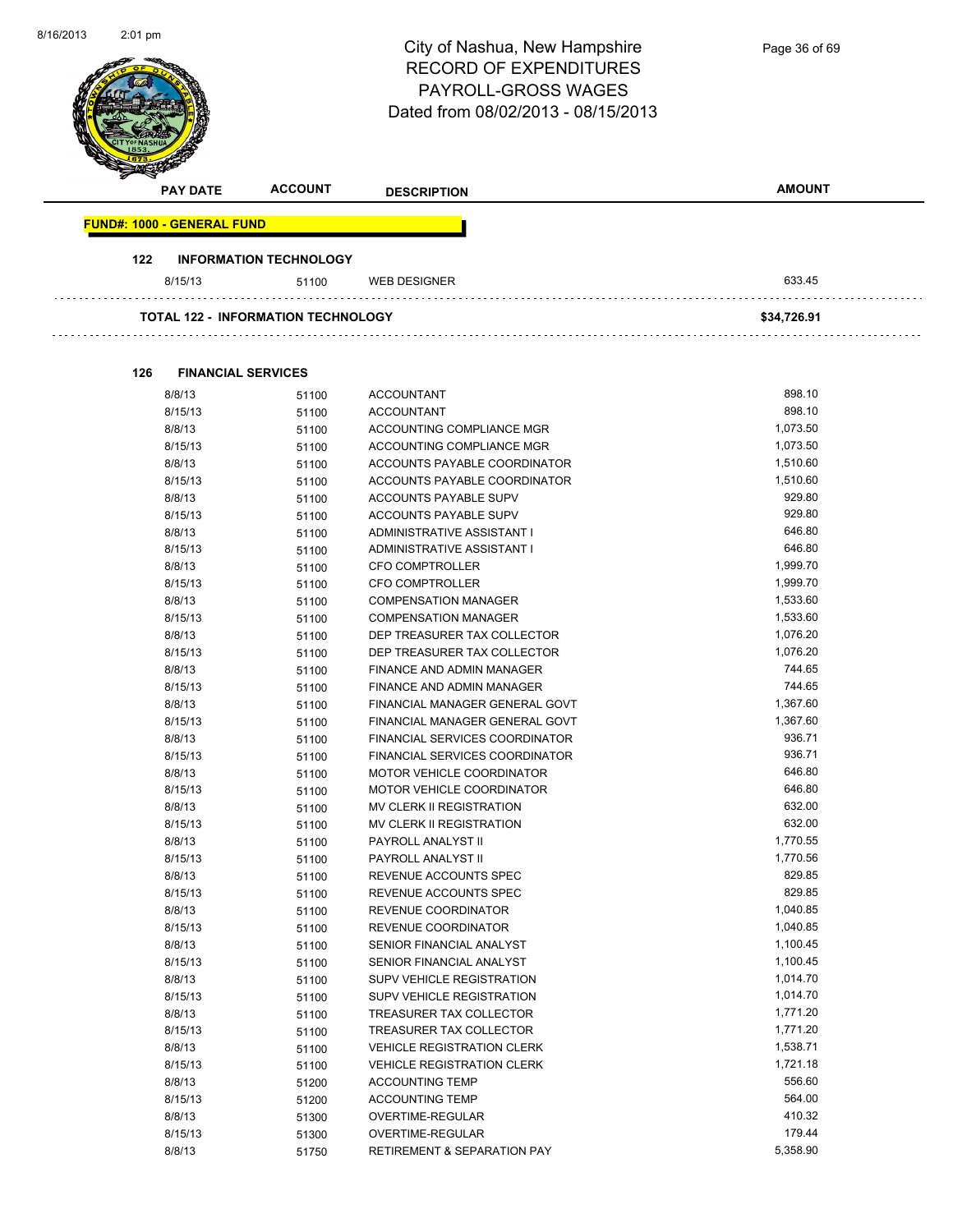# City of Nashua, New Hampshire
## RECORD OF EXPENDITURES
## PAYROLL-GROSS WAGES
## Dated from 08/02/2013 - 08/15/2013

| PAY DATE | ACCOUNT | DESCRIPTION | AMOUNT |
|---|---|---|---|
| **FUND#: 1000 - GENERAL FUND** | | | |
| **122 INFORMATION TECHNOLOGY** | | | |
| 8/15/13 | 51100 | WEB DESIGNER | 633.45 |
| **TOTAL 122 - INFORMATION TECHNOLOGY** | | | **$34,726.91** |
| **126 FINANCIAL SERVICES** | | | |
| 8/8/13 | 51100 | ACCOUNTANT | 898.10 |
| 8/15/13 | 51100 | ACCOUNTANT | 898.10 |
| 8/8/13 | 51100 | ACCOUNTING COMPLIANCE MGR | 1,073.50 |
| 8/15/13 | 51100 | ACCOUNTING COMPLIANCE MGR | 1,073.50 |
| 8/8/13 | 51100 | ACCOUNTS PAYABLE COORDINATOR | 1,510.60 |
| 8/15/13 | 51100 | ACCOUNTS PAYABLE COORDINATOR | 1,510.60 |
| 8/8/13 | 51100 | ACCOUNTS PAYABLE SUPV | 929.80 |
| 8/15/13 | 51100 | ACCOUNTS PAYABLE SUPV | 929.80 |
| 8/8/13 | 51100 | ADMINISTRATIVE ASSISTANT I | 646.80 |
| 8/15/13 | 51100 | ADMINISTRATIVE ASSISTANT I | 646.80 |
| 8/8/13 | 51100 | CFO COMPTROLLER | 1,999.70 |
| 8/15/13 | 51100 | CFO COMPTROLLER | 1,999.70 |
| 8/8/13 | 51100 | COMPENSATION MANAGER | 1,533.60 |
| 8/15/13 | 51100 | COMPENSATION MANAGER | 1,533.60 |
| 8/8/13 | 51100 | DEP TREASURER TAX COLLECTOR | 1,076.20 |
| 8/15/13 | 51100 | DEP TREASURER TAX COLLECTOR | 1,076.20 |
| 8/8/13 | 51100 | FINANCE AND ADMIN MANAGER | 744.65 |
| 8/15/13 | 51100 | FINANCE AND ADMIN MANAGER | 744.65 |
| 8/8/13 | 51100 | FINANCIAL MANAGER GENERAL GOVT | 1,367.60 |
| 8/15/13 | 51100 | FINANCIAL MANAGER GENERAL GOVT | 1,367.60 |
| 8/8/13 | 51100 | FINANCIAL SERVICES COORDINATOR | 936.71 |
| 8/15/13 | 51100 | FINANCIAL SERVICES COORDINATOR | 936.71 |
| 8/8/13 | 51100 | MOTOR VEHICLE COORDINATOR | 646.80 |
| 8/15/13 | 51100 | MOTOR VEHICLE COORDINATOR | 646.80 |
| 8/8/13 | 51100 | MV CLERK II REGISTRATION | 632.00 |
| 8/15/13 | 51100 | MV CLERK II REGISTRATION | 632.00 |
| 8/8/13 | 51100 | PAYROLL ANALYST II | 1,770.55 |
| 8/15/13 | 51100 | PAYROLL ANALYST II | 1,770.56 |
| 8/8/13 | 51100 | REVENUE ACCOUNTS SPEC | 829.85 |
| 8/15/13 | 51100 | REVENUE ACCOUNTS SPEC | 829.85 |
| 8/8/13 | 51100 | REVENUE COORDINATOR | 1,040.85 |
| 8/15/13 | 51100 | REVENUE COORDINATOR | 1,040.85 |
| 8/8/13 | 51100 | SENIOR FINANCIAL ANALYST | 1,100.45 |
| 8/15/13 | 51100 | SENIOR FINANCIAL ANALYST | 1,100.45 |
| 8/8/13 | 51100 | SUPV VEHICLE REGISTRATION | 1,014.70 |
| 8/15/13 | 51100 | SUPV VEHICLE REGISTRATION | 1,014.70 |
| 8/8/13 | 51100 | TREASURER TAX COLLECTOR | 1,771.20 |
| 8/15/13 | 51100 | TREASURER TAX COLLECTOR | 1,771.20 |
| 8/8/13 | 51100 | VEHICLE REGISTRATION CLERK | 1,538.71 |
| 8/15/13 | 51100 | VEHICLE REGISTRATION CLERK | 1,721.18 |
| 8/8/13 | 51200 | ACCOUNTING TEMP | 556.60 |
| 8/15/13 | 51200 | ACCOUNTING TEMP | 564.00 |
| 8/8/13 | 51300 | OVERTIME-REGULAR | 410.32 |
| 8/15/13 | 51300 | OVERTIME-REGULAR | 179.44 |
| 8/8/13 | 51750 | RETIREMENT & SEPARATION PAY | 5,358.90 |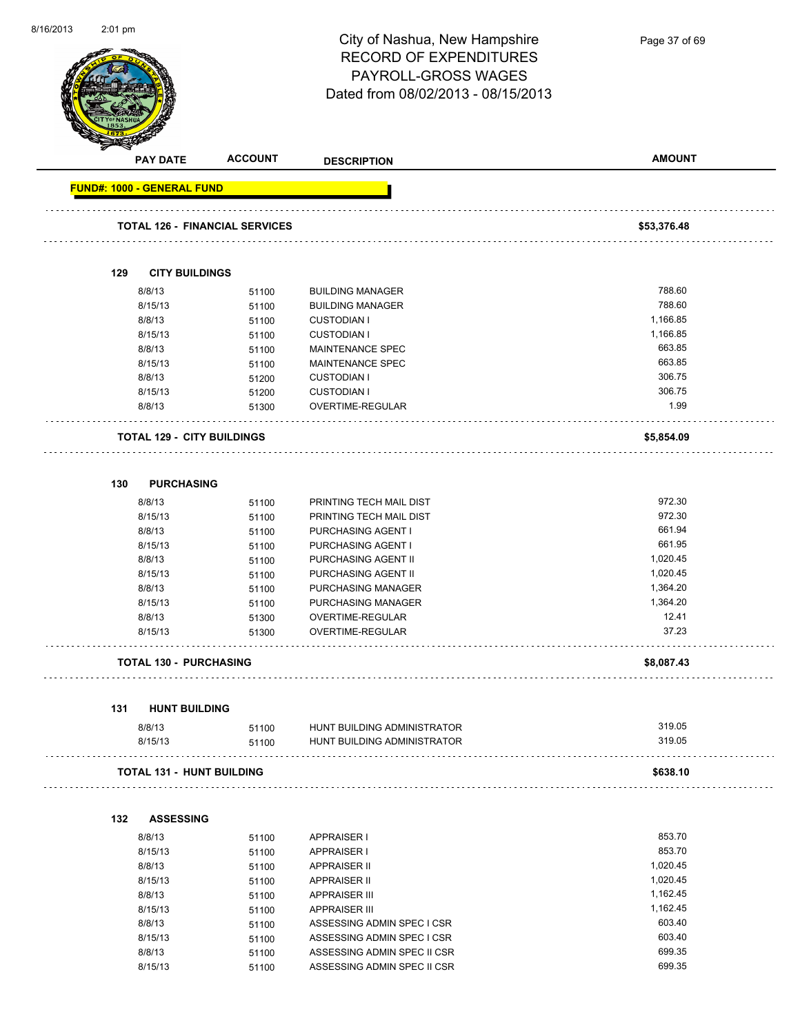# City of Nashua, New Hampshire
## RECORD OF EXPENDITURES
## PAYROLL-GROSS WAGES
## Dated from 08/02/2013 - 08/15/2013

| PAY DATE | ACCOUNT | DESCRIPTION | AMOUNT |
|---|---|---|---|
| **FUND#: 1000 - GENERAL FUND** | | | |
| **TOTAL 126 - FINANCIAL SERVICES** | | | **$53,376.48** |
| **129 CITY BUILDINGS** | | | |
| 8/8/13 | 51100 | BUILDING MANAGER | 788.60 |
| 8/15/13 | 51100 | BUILDING MANAGER | 788.60 |
| 8/8/13 | 51100 | CUSTODIAN I | 1,166.85 |
| 8/15/13 | 51100 | CUSTODIAN I | 1,166.85 |
| 8/8/13 | 51100 | MAINTENANCE SPEC | 663.85 |
| 8/15/13 | 51100 | MAINTENANCE SPEC | 663.85 |
| 8/8/13 | 51200 | CUSTODIAN I | 306.75 |
| 8/15/13 | 51200 | CUSTODIAN I | 306.75 |
| 8/8/13 | 51300 | OVERTIME-REGULAR | 1.99 |
| **TOTAL 129 - CITY BUILDINGS** | | | **$5,854.09** |
| **130 PURCHASING** | | | |
| 8/8/13 | 51100 | PRINTING TECH MAIL DIST | 972.30 |
| 8/15/13 | 51100 | PRINTING TECH MAIL DIST | 972.30 |
| 8/8/13 | 51100 | PURCHASING AGENT I | 661.94 |
| 8/15/13 | 51100 | PURCHASING AGENT I | 661.95 |
| 8/8/13 | 51100 | PURCHASING AGENT II | 1,020.45 |
| 8/15/13 | 51100 | PURCHASING AGENT II | 1,020.45 |
| 8/8/13 | 51100 | PURCHASING MANAGER | 1,364.20 |
| 8/15/13 | 51100 | PURCHASING MANAGER | 1,364.20 |
| 8/8/13 | 51300 | OVERTIME-REGULAR | 12.41 |
| 8/15/13 | 51300 | OVERTIME-REGULAR | 37.23 |
| **TOTAL 130 - PURCHASING** | | | **$8,087.43** |
| **131 HUNT BUILDING** | | | |
| 8/8/13 | 51100 | HUNT BUILDING ADMINISTRATOR | 319.05 |
| 8/15/13 | 51100 | HUNT BUILDING ADMINISTRATOR | 319.05 |
| **TOTAL 131 - HUNT BUILDING** | | | **$638.10** |
| **132 ASSESSING** | | | |
| 8/8/13 | 51100 | APPRAISER I | 853.70 |
| 8/15/13 | 51100 | APPRAISER I | 853.70 |
| 8/8/13 | 51100 | APPRAISER II | 1,020.45 |
| 8/15/13 | 51100 | APPRAISER II | 1,020.45 |
| 8/8/13 | 51100 | APPRAISER III | 1,162.45 |
| 8/15/13 | 51100 | APPRAISER III | 1,162.45 |
| 8/8/13 | 51100 | ASSESSING ADMIN SPEC I CSR | 603.40 |
| 8/15/13 | 51100 | ASSESSING ADMIN SPEC I CSR | 603.40 |
| 8/8/13 | 51100 | ASSESSING ADMIN SPEC II CSR | 699.35 |
| 8/15/13 | 51100 | ASSESSING ADMIN SPEC II CSR | 699.35 |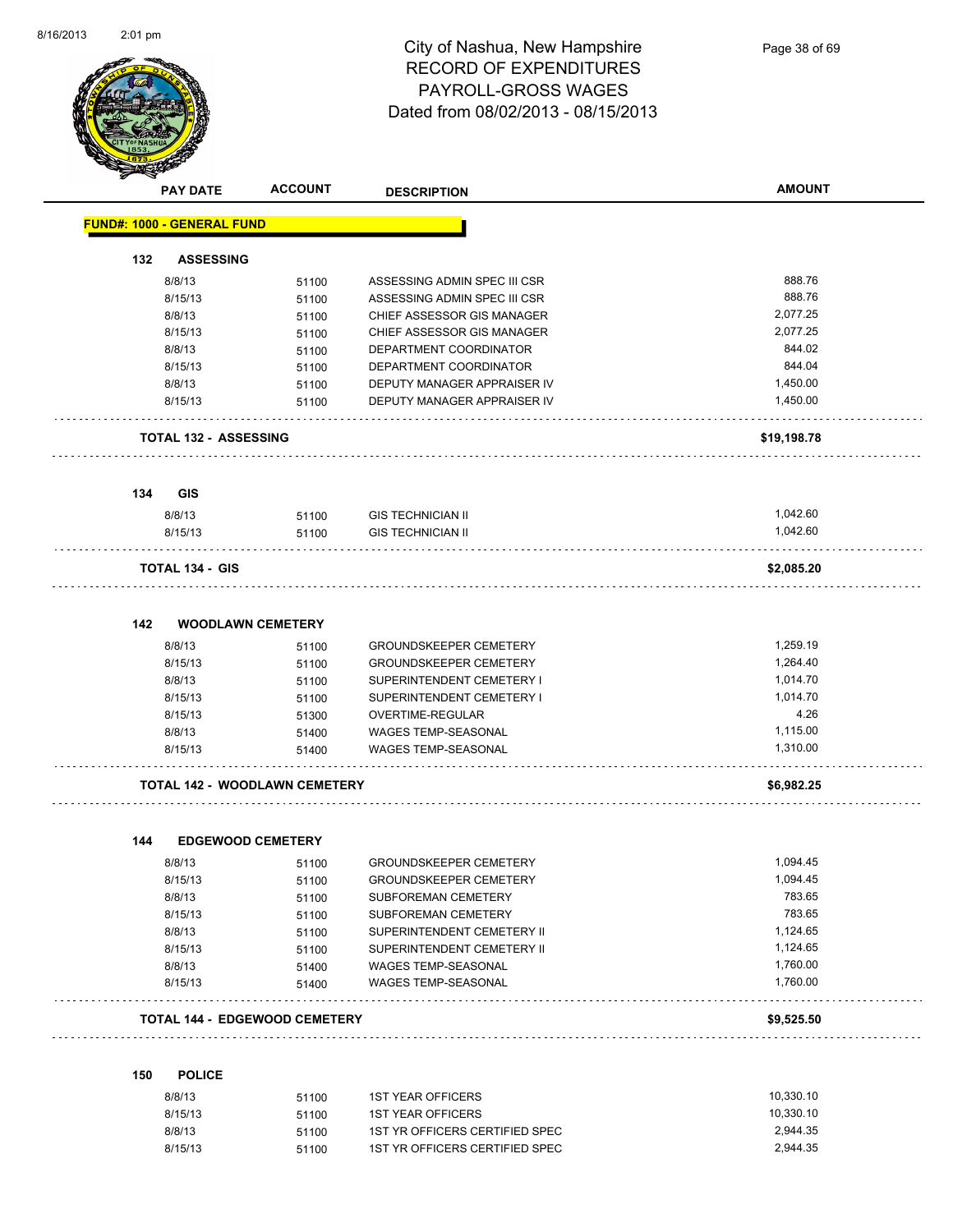# City of Nashua, New Hampshire
## RECORD OF EXPENDITURES
## PAYROLL-GROSS WAGES
## Dated from 08/02/2013 - 08/15/2013

| PAY DATE | ACCOUNT | DESCRIPTION | AMOUNT |
|---|---|---|---|
| **FUND#: 1000 - GENERAL FUND** | | | |
| **132 ASSESSING** | | | |
| 8/8/13 | 51100 | ASSESSING ADMIN SPEC III CSR | 888.76 |
| 8/15/13 | 51100 | ASSESSING ADMIN SPEC III CSR | 888.76 |
| 8/8/13 | 51100 | CHIEF ASSESSOR GIS MANAGER | 2,077.25 |
| 8/15/13 | 51100 | CHIEF ASSESSOR GIS MANAGER | 2,077.25 |
| 8/8/13 | 51100 | DEPARTMENT COORDINATOR | 844.02 |
| 8/15/13 | 51100 | DEPARTMENT COORDINATOR | 844.04 |
| 8/8/13 | 51100 | DEPUTY MANAGER APPRAISER IV | 1,450.00 |
| 8/15/13 | 51100 | DEPUTY MANAGER APPRAISER IV | 1,450.00 |
| **TOTAL 132 - ASSESSING** | | | **$19,198.78** |
| **134 GIS** | | | |
| 8/8/13 | 51100 | GIS TECHNICIAN II | 1,042.60 |
| 8/15/13 | 51100 | GIS TECHNICIAN II | 1,042.60 |
| **TOTAL 134 - GIS** | | | **$2,085.20** |
| **142 WOODLAWN CEMETERY** | | | |
| 8/8/13 | 51100 | GROUNDSKEEPER CEMETERY | 1,259.19 |
| 8/15/13 | 51100 | GROUNDSKEEPER CEMETERY | 1,264.40 |
| 8/8/13 | 51100 | SUPERINTENDENT CEMETERY I | 1,014.70 |
| 8/15/13 | 51100 | SUPERINTENDENT CEMETERY I | 1,014.70 |
| 8/15/13 | 51300 | OVERTIME-REGULAR | 4.26 |
| 8/8/13 | 51400 | WAGES TEMP-SEASONAL | 1,115.00 |
| 8/15/13 | 51400 | WAGES TEMP-SEASONAL | 1,310.00 |
| **TOTAL 142 - WOODLAWN CEMETERY** | | | **$6,982.25** |
| **144 EDGEWOOD CEMETERY** | | | |
| 8/8/13 | 51100 | GROUNDSKEEPER CEMETERY | 1,094.45 |
| 8/15/13 | 51100 | GROUNDSKEEPER CEMETERY | 1,094.45 |
| 8/8/13 | 51100 | SUBFOREMAN CEMETERY | 783.65 |
| 8/15/13 | 51100 | SUBFOREMAN CEMETERY | 783.65 |
| 8/8/13 | 51100 | SUPERINTENDENT CEMETERY II | 1,124.65 |
| 8/15/13 | 51100 | SUPERINTENDENT CEMETERY II | 1,124.65 |
| 8/8/13 | 51400 | WAGES TEMP-SEASONAL | 1,760.00 |
| 8/15/13 | 51400 | WAGES TEMP-SEASONAL | 1,760.00 |
| **TOTAL 144 - EDGEWOOD CEMETERY** | | | **$9,525.50** |
| **150 POLICE** | | | |
| 8/8/13 | 51100 | 1ST YEAR OFFICERS | 10,330.10 |
| 8/15/13 | 51100 | 1ST YEAR OFFICERS | 10,330.10 |
| 8/8/13 | 51100 | 1ST YR OFFICERS CERTIFIED SPEC | 2,944.35 |
| 8/15/13 | 51100 | 1ST YR OFFICERS CERTIFIED SPEC | 2,944.35 |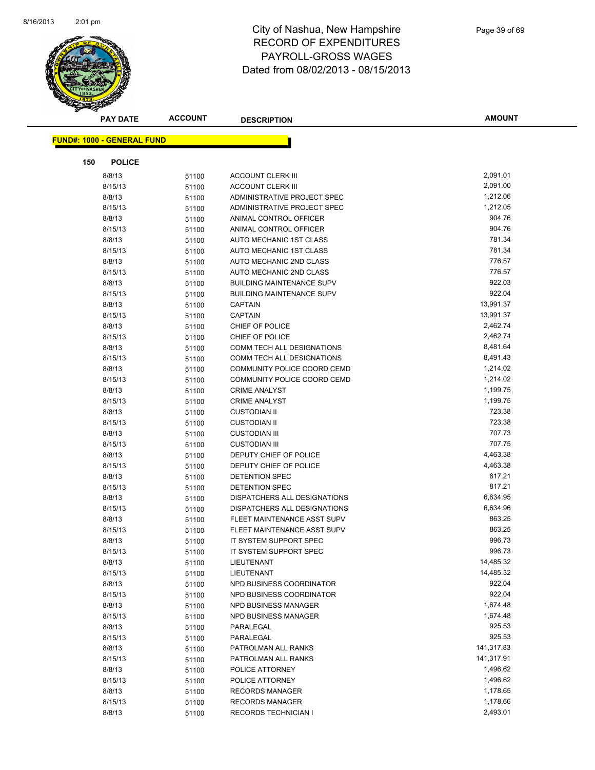# City of Nashua, New Hampshire
# RECORD OF EXPENDITURES
# PAYROLL-GROSS WAGES
# Dated from 08/02/2013 - 08/15/2013

| PAY DATE | ACCOUNT | DESCRIPTION | AMOUNT |
|---|---|---|---|

**FUND#: 1000 - GENERAL FUND**

**150 POLICE**

| PAY DATE | ACCOUNT | DESCRIPTION | AMOUNT |
|---|---|---|---|
| 8/8/13 | 51100 | ACCOUNT CLERK III | 2,091.01 |
| 8/15/13 | 51100 | ACCOUNT CLERK III | 2,091.00 |
| 8/8/13 | 51100 | ADMINISTRATIVE PROJECT SPEC | 1,212.06 |
| 8/15/13 | 51100 | ADMINISTRATIVE PROJECT SPEC | 1,212.05 |
| 8/8/13 | 51100 | ANIMAL CONTROL OFFICER | 904.76 |
| 8/15/13 | 51100 | ANIMAL CONTROL OFFICER | 904.76 |
| 8/8/13 | 51100 | AUTO MECHANIC 1ST CLASS | 781.34 |
| 8/15/13 | 51100 | AUTO MECHANIC 1ST CLASS | 781.34 |
| 8/8/13 | 51100 | AUTO MECHANIC 2ND CLASS | 776.57 |
| 8/15/13 | 51100 | AUTO MECHANIC 2ND CLASS | 776.57 |
| 8/8/13 | 51100 | BUILDING MAINTENANCE SUPV | 922.03 |
| 8/15/13 | 51100 | BUILDING MAINTENANCE SUPV | 922.04 |
| 8/8/13 | 51100 | CAPTAIN | 13,991.37 |
| 8/15/13 | 51100 | CAPTAIN | 13,991.37 |
| 8/8/13 | 51100 | CHIEF OF POLICE | 2,462.74 |
| 8/15/13 | 51100 | CHIEF OF POLICE | 2,462.74 |
| 8/8/13 | 51100 | COMM TECH ALL DESIGNATIONS | 8,481.64 |
| 8/15/13 | 51100 | COMM TECH ALL DESIGNATIONS | 8,491.43 |
| 8/8/13 | 51100 | COMMUNITY POLICE COORD CEMD | 1,214.02 |
| 8/15/13 | 51100 | COMMUNITY POLICE COORD CEMD | 1,214.02 |
| 8/8/13 | 51100 | CRIME ANALYST | 1,199.75 |
| 8/15/13 | 51100 | CRIME ANALYST | 1,199.75 |
| 8/8/13 | 51100 | CUSTODIAN II | 723.38 |
| 8/15/13 | 51100 | CUSTODIAN II | 723.38 |
| 8/8/13 | 51100 | CUSTODIAN III | 707.73 |
| 8/15/13 | 51100 | CUSTODIAN III | 707.75 |
| 8/8/13 | 51100 | DEPUTY CHIEF OF POLICE | 4,463.38 |
| 8/15/13 | 51100 | DEPUTY CHIEF OF POLICE | 4,463.38 |
| 8/8/13 | 51100 | DETENTION SPEC | 817.21 |
| 8/15/13 | 51100 | DETENTION SPEC | 817.21 |
| 8/8/13 | 51100 | DISPATCHERS ALL DESIGNATIONS | 6,634.95 |
| 8/15/13 | 51100 | DISPATCHERS ALL DESIGNATIONS | 6,634.96 |
| 8/8/13 | 51100 | FLEET MAINTENANCE ASST SUPV | 863.25 |
| 8/15/13 | 51100 | FLEET MAINTENANCE ASST SUPV | 863.25 |
| 8/8/13 | 51100 | IT SYSTEM SUPPORT SPEC | 996.73 |
| 8/15/13 | 51100 | IT SYSTEM SUPPORT SPEC | 996.73 |
| 8/8/13 | 51100 | LIEUTENANT | 14,485.32 |
| 8/15/13 | 51100 | LIEUTENANT | 14,485.32 |
| 8/8/13 | 51100 | NPD BUSINESS COORDINATOR | 922.04 |
| 8/15/13 | 51100 | NPD BUSINESS COORDINATOR | 922.04 |
| 8/8/13 | 51100 | NPD BUSINESS MANAGER | 1,674.48 |
| 8/15/13 | 51100 | NPD BUSINESS MANAGER | 1,674.48 |
| 8/8/13 | 51100 | PARALEGAL | 925.53 |
| 8/15/13 | 51100 | PARALEGAL | 925.53 |
| 8/8/13 | 51100 | PATROLMAN ALL RANKS | 141,317.83 |
| 8/15/13 | 51100 | PATROLMAN ALL RANKS | 141,317.91 |
| 8/8/13 | 51100 | POLICE ATTORNEY | 1,496.62 |
| 8/15/13 | 51100 | POLICE ATTORNEY | 1,496.62 |
| 8/8/13 | 51100 | RECORDS MANAGER | 1,178.65 |
| 8/15/13 | 51100 | RECORDS MANAGER | 1,178.66 |
| 8/8/13 | 51100 | RECORDS TECHNICIAN I | 2,493.01 |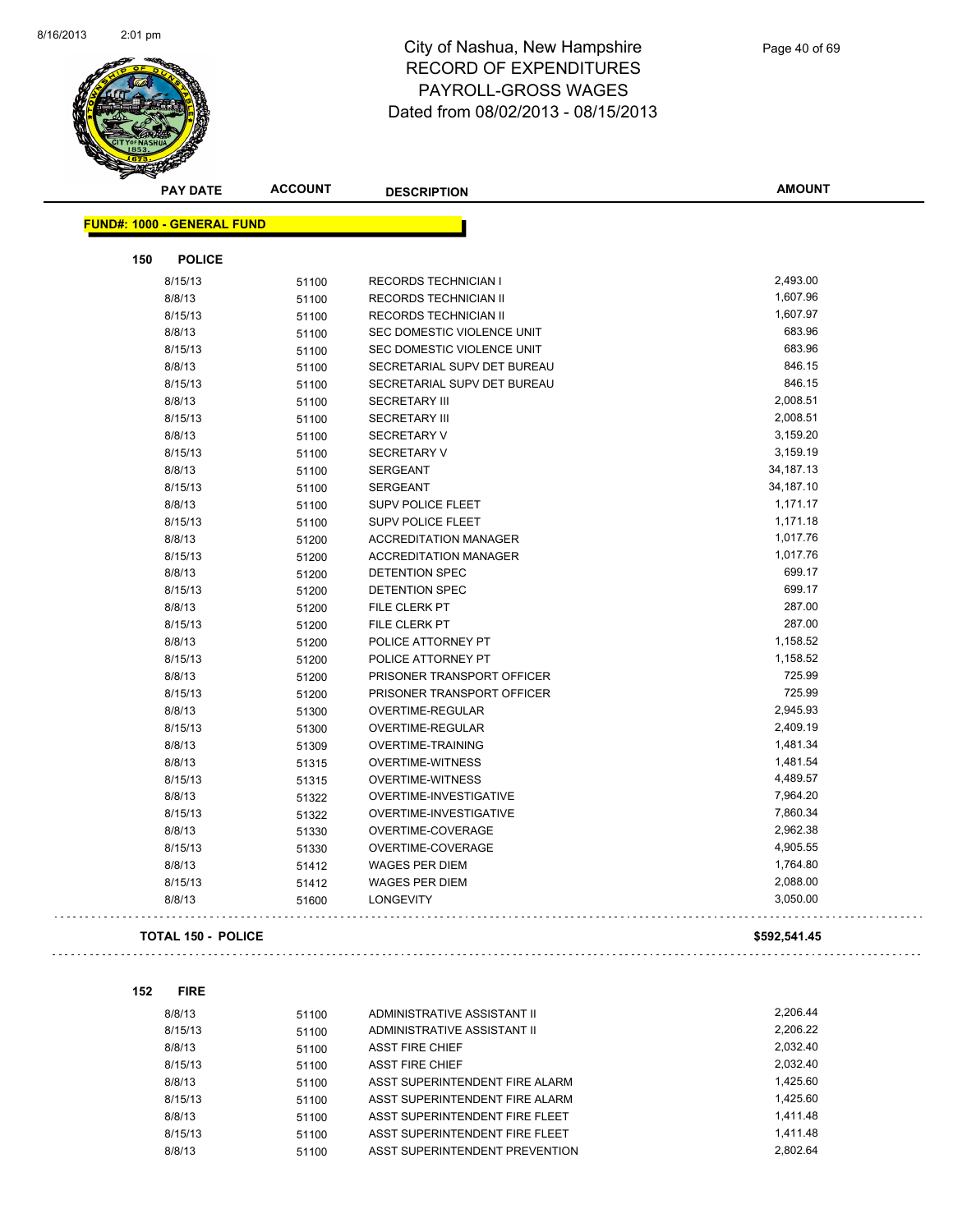# City of Nashua, New Hampshire
# RECORD OF EXPENDITURES
# PAYROLL-GROSS WAGES
# Dated from 08/02/2013 - 08/15/2013

| PAY DATE | ACCOUNT | DESCRIPTION | AMOUNT |
|---|---|---|---|

**FUND#: 1000 - GENERAL FUND**

**150 POLICE**

| PAY DATE | ACCOUNT | DESCRIPTION | AMOUNT |
|---|---|---|---|
| 8/15/13 | 51100 | RECORDS TECHNICIAN I | 2,493.00 |
| 8/8/13 | 51100 | RECORDS TECHNICIAN II | 1,607.96 |
| 8/15/13 | 51100 | RECORDS TECHNICIAN II | 1,607.97 |
| 8/8/13 | 51100 | SEC DOMESTIC VIOLENCE UNIT | 683.96 |
| 8/15/13 | 51100 | SEC DOMESTIC VIOLENCE UNIT | 683.96 |
| 8/8/13 | 51100 | SECRETARIAL SUPV DET BUREAU | 846.15 |
| 8/15/13 | 51100 | SECRETARIAL SUPV DET BUREAU | 846.15 |
| 8/8/13 | 51100 | SECRETARY III | 2,008.51 |
| 8/15/13 | 51100 | SECRETARY III | 2,008.51 |
| 8/8/13 | 51100 | SECRETARY V | 3,159.20 |
| 8/15/13 | 51100 | SECRETARY V | 3,159.19 |
| 8/8/13 | 51100 | SERGEANT | 34,187.13 |
| 8/15/13 | 51100 | SERGEANT | 34,187.10 |
| 8/8/13 | 51100 | SUPV POLICE FLEET | 1,171.17 |
| 8/15/13 | 51100 | SUPV POLICE FLEET | 1,171.18 |
| 8/8/13 | 51200 | ACCREDITATION MANAGER | 1,017.76 |
| 8/15/13 | 51200 | ACCREDITATION MANAGER | 1,017.76 |
| 8/8/13 | 51200 | DETENTION SPEC | 699.17 |
| 8/15/13 | 51200 | DETENTION SPEC | 699.17 |
| 8/8/13 | 51200 | FILE CLERK PT | 287.00 |
| 8/15/13 | 51200 | FILE CLERK PT | 287.00 |
| 8/8/13 | 51200 | POLICE ATTORNEY PT | 1,158.52 |
| 8/15/13 | 51200 | POLICE ATTORNEY PT | 1,158.52 |
| 8/8/13 | 51200 | PRISONER TRANSPORT OFFICER | 725.99 |
| 8/15/13 | 51200 | PRISONER TRANSPORT OFFICER | 725.99 |
| 8/8/13 | 51300 | OVERTIME-REGULAR | 2,945.93 |
| 8/15/13 | 51300 | OVERTIME-REGULAR | 2,409.19 |
| 8/8/13 | 51309 | OVERTIME-TRAINING | 1,481.34 |
| 8/8/13 | 51315 | OVERTIME-WITNESS | 1,481.54 |
| 8/15/13 | 51315 | OVERTIME-WITNESS | 4,489.57 |
| 8/8/13 | 51322 | OVERTIME-INVESTIGATIVE | 7,964.20 |
| 8/15/13 | 51322 | OVERTIME-INVESTIGATIVE | 7,860.34 |
| 8/8/13 | 51330 | OVERTIME-COVERAGE | 2,962.38 |
| 8/15/13 | 51330 | OVERTIME-COVERAGE | 4,905.55 |
| 8/8/13 | 51412 | WAGES PER DIEM | 1,764.80 |
| 8/15/13 | 51412 | WAGES PER DIEM | 2,088.00 |
| 8/8/13 | 51600 | LONGEVITY | 3,050.00 |

**TOTAL 150 - POLICE** **$592,541.45**

**152 FIRE**

| PAY DATE | ACCOUNT | DESCRIPTION | AMOUNT |
|---|---|---|---|
| 8/8/13 | 51100 | ADMINISTRATIVE ASSISTANT II | 2,206.44 |
| 8/15/13 | 51100 | ADMINISTRATIVE ASSISTANT II | 2,206.22 |
| 8/8/13 | 51100 | ASST FIRE CHIEF | 2,032.40 |
| 8/15/13 | 51100 | ASST FIRE CHIEF | 2,032.40 |
| 8/8/13 | 51100 | ASST SUPERINTENDENT FIRE ALARM | 1,425.60 |
| 8/15/13 | 51100 | ASST SUPERINTENDENT FIRE ALARM | 1,425.60 |
| 8/8/13 | 51100 | ASST SUPERINTENDENT FIRE FLEET | 1,411.48 |
| 8/15/13 | 51100 | ASST SUPERINTENDENT FIRE FLEET | 1,411.48 |
| 8/8/13 | 51100 | ASST SUPERINTENDENT PREVENTION | 2,802.64 |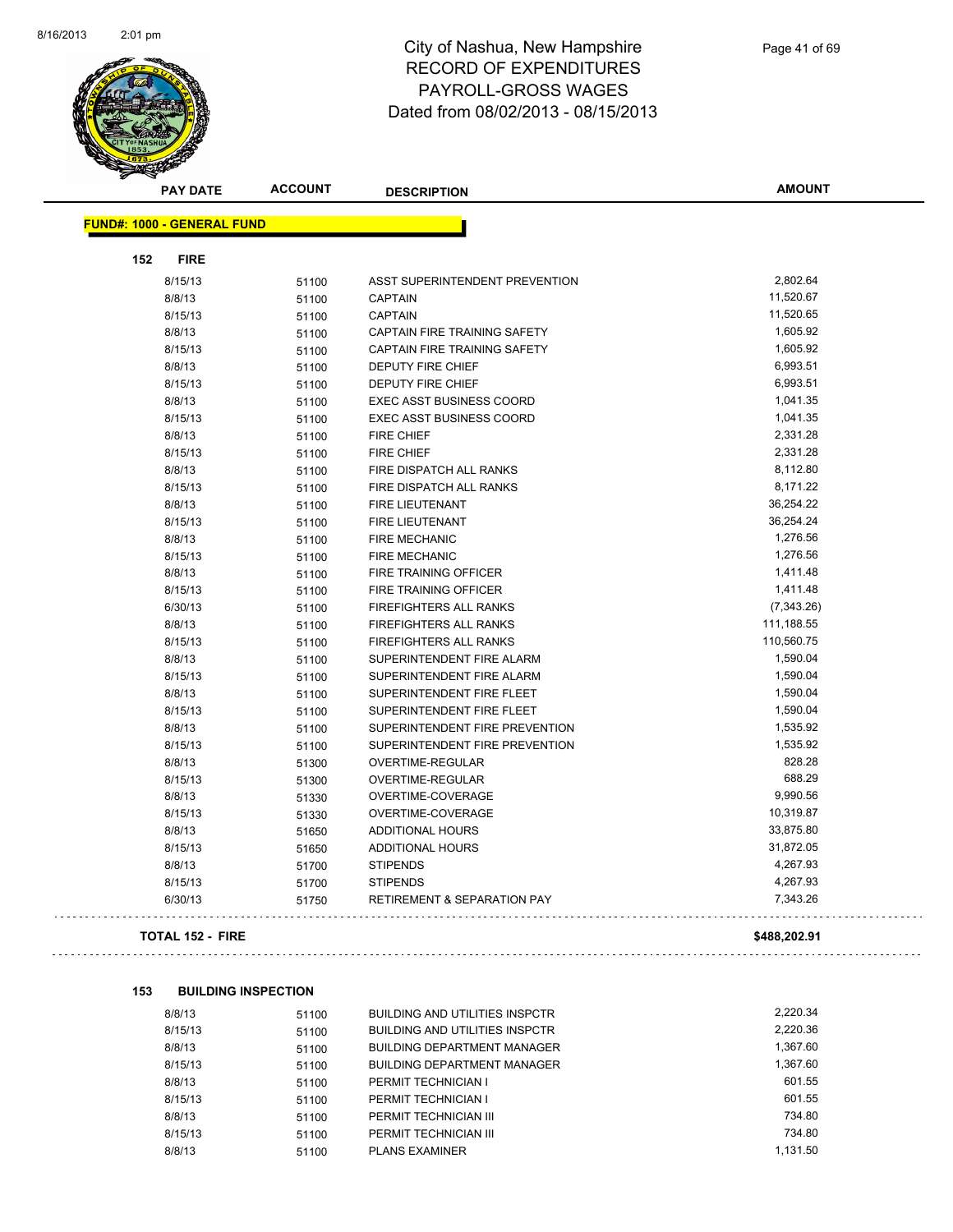# City of Nashua, New Hampshire
## RECORD OF EXPENDITURES
## PAYROLL-GROSS WAGES
## Dated from 08/02/2013 - 08/15/2013

| PAY DATE | ACCOUNT | DESCRIPTION | AMOUNT |
|---|---|---|---|

**FUND#: 1000 - GENERAL FUND**

**152 FIRE**

| PAY DATE | ACCOUNT | DESCRIPTION | AMOUNT |
|---|---|---|---|
| 8/15/13 | 51100 | ASST SUPERINTENDENT PREVENTION | 2,802.64 |
| 8/8/13 | 51100 | CAPTAIN | 11,520.67 |
| 8/15/13 | 51100 | CAPTAIN | 11,520.65 |
| 8/8/13 | 51100 | CAPTAIN FIRE TRAINING SAFETY | 1,605.92 |
| 8/15/13 | 51100 | CAPTAIN FIRE TRAINING SAFETY | 1,605.92 |
| 8/8/13 | 51100 | DEPUTY FIRE CHIEF | 6,993.51 |
| 8/15/13 | 51100 | DEPUTY FIRE CHIEF | 6,993.51 |
| 8/8/13 | 51100 | EXEC ASST BUSINESS COORD | 1,041.35 |
| 8/15/13 | 51100 | EXEC ASST BUSINESS COORD | 1,041.35 |
| 8/8/13 | 51100 | FIRE CHIEF | 2,331.28 |
| 8/15/13 | 51100 | FIRE CHIEF | 2,331.28 |
| 8/8/13 | 51100 | FIRE DISPATCH ALL RANKS | 8,112.80 |
| 8/15/13 | 51100 | FIRE DISPATCH ALL RANKS | 8,171.22 |
| 8/8/13 | 51100 | FIRE LIEUTENANT | 36,254.22 |
| 8/15/13 | 51100 | FIRE LIEUTENANT | 36,254.24 |
| 8/8/13 | 51100 | FIRE MECHANIC | 1,276.56 |
| 8/15/13 | 51100 | FIRE MECHANIC | 1,276.56 |
| 8/8/13 | 51100 | FIRE TRAINING OFFICER | 1,411.48 |
| 8/15/13 | 51100 | FIRE TRAINING OFFICER | 1,411.48 |
| 6/30/13 | 51100 | FIREFIGHTERS ALL RANKS | (7,343.26) |
| 8/8/13 | 51100 | FIREFIGHTERS ALL RANKS | 111,188.55 |
| 8/15/13 | 51100 | FIREFIGHTERS ALL RANKS | 110,560.75 |
| 8/8/13 | 51100 | SUPERINTENDENT FIRE ALARM | 1,590.04 |
| 8/15/13 | 51100 | SUPERINTENDENT FIRE ALARM | 1,590.04 |
| 8/8/13 | 51100 | SUPERINTENDENT FIRE FLEET | 1,590.04 |
| 8/15/13 | 51100 | SUPERINTENDENT FIRE FLEET | 1,590.04 |
| 8/8/13 | 51100 | SUPERINTENDENT FIRE PREVENTION | 1,535.92 |
| 8/15/13 | 51100 | SUPERINTENDENT FIRE PREVENTION | 1,535.92 |
| 8/8/13 | 51300 | OVERTIME-REGULAR | 828.28 |
| 8/15/13 | 51300 | OVERTIME-REGULAR | 688.29 |
| 8/8/13 | 51330 | OVERTIME-COVERAGE | 9,990.56 |
| 8/15/13 | 51330 | OVERTIME-COVERAGE | 10,319.87 |
| 8/8/13 | 51650 | ADDITIONAL HOURS | 33,875.80 |
| 8/15/13 | 51650 | ADDITIONAL HOURS | 31,872.05 |
| 8/8/13 | 51700 | STIPENDS | 4,267.93 |
| 8/15/13 | 51700 | STIPENDS | 4,267.93 |
| 6/30/13 | 51750 | RETIREMENT & SEPARATION PAY | 7,343.26 |

**TOTAL 152 - FIRE** **$488,202.91**

**153 BUILDING INSPECTION**

| PAY DATE | ACCOUNT | DESCRIPTION | AMOUNT |
|---|---|---|---|
| 8/8/13 | 51100 | BUILDING AND UTILITIES INSPCTR | 2,220.34 |
| 8/15/13 | 51100 | BUILDING AND UTILITIES INSPCTR | 2,220.36 |
| 8/8/13 | 51100 | BUILDING DEPARTMENT MANAGER | 1,367.60 |
| 8/15/13 | 51100 | BUILDING DEPARTMENT MANAGER | 1,367.60 |
| 8/8/13 | 51100 | PERMIT TECHNICIAN I | 601.55 |
| 8/15/13 | 51100 | PERMIT TECHNICIAN I | 601.55 |
| 8/8/13 | 51100 | PERMIT TECHNICIAN III | 734.80 |
| 8/15/13 | 51100 | PERMIT TECHNICIAN III | 734.80 |
| 8/8/13 | 51100 | PLANS EXAMINER | 1,131.50 |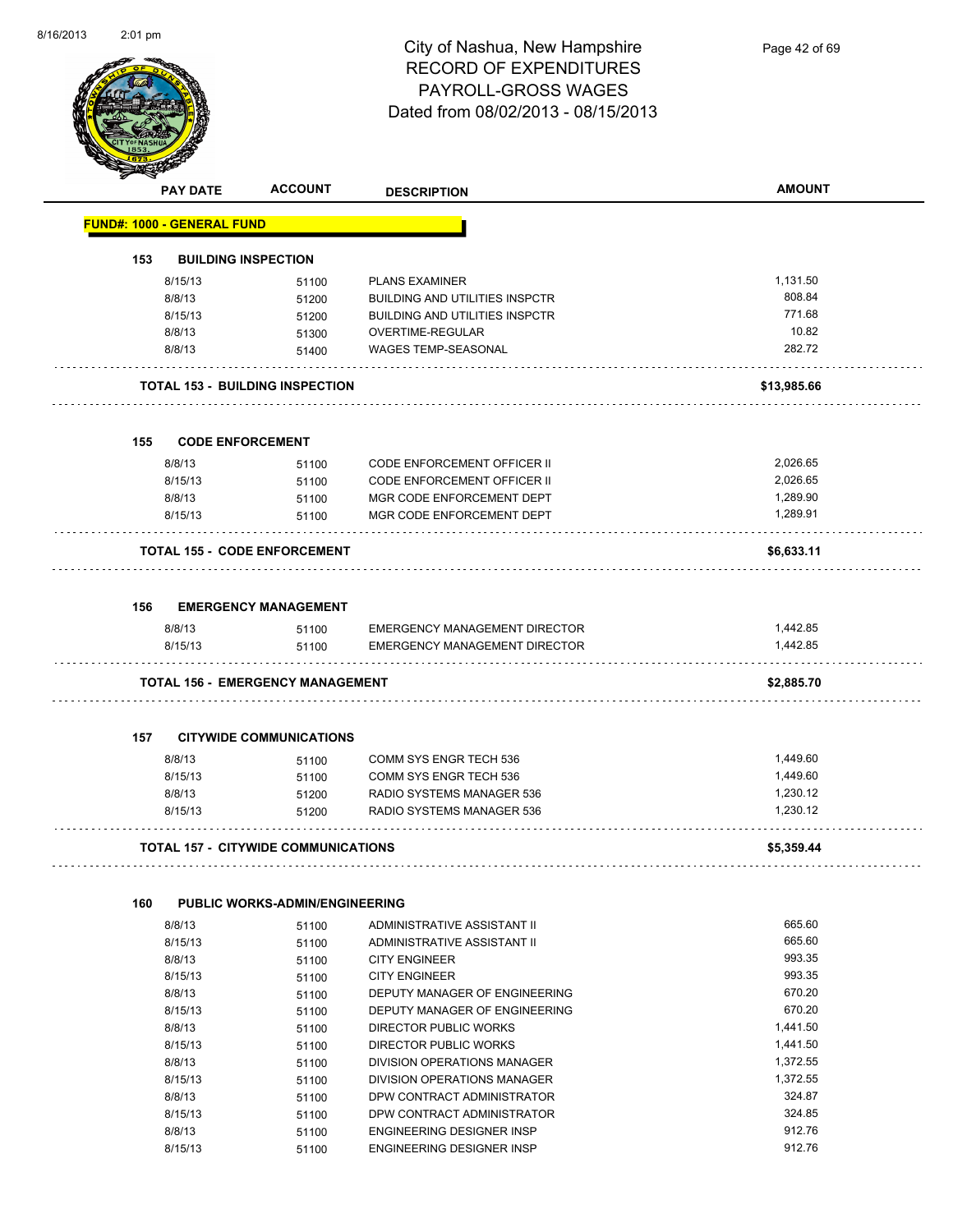# City of Nashua, New Hampshire
## RECORD OF EXPENDITURES
## PAYROLL-GROSS WAGES
## Dated from 08/02/2013 - 08/15/2013

| PAY DATE | ACCOUNT | DESCRIPTION | AMOUNT |
|---|---|---|---|

**FUND#: 1000 - GENERAL FUND**

**153 BUILDING INSPECTION**

| PAY DATE | ACCOUNT | DESCRIPTION | AMOUNT |
|---|---|---|---|
| 8/15/13 | 51100 | PLANS EXAMINER | 1,131.50 |
| 8/8/13 | 51200 | BUILDING AND UTILITIES INSPCTR | 808.84 |
| 8/15/13 | 51200 | BUILDING AND UTILITIES INSPCTR | 771.68 |
| 8/8/13 | 51300 | OVERTIME-REGULAR | 10.82 |
| 8/8/13 | 51400 | WAGES TEMP-SEASONAL | 282.72 |
| **TOTAL 153 - BUILDING INSPECTION** | | | **$13,985.66** |

**155 CODE ENFORCEMENT**

| PAY DATE | ACCOUNT | DESCRIPTION | AMOUNT |
|---|---|---|---|
| 8/8/13 | 51100 | CODE ENFORCEMENT OFFICER II | 2,026.65 |
| 8/15/13 | 51100 | CODE ENFORCEMENT OFFICER II | 2,026.65 |
| 8/8/13 | 51100 | MGR CODE ENFORCEMENT DEPT | 1,289.90 |
| 8/15/13 | 51100 | MGR CODE ENFORCEMENT DEPT | 1,289.91 |
| **TOTAL 155 - CODE ENFORCEMENT** | | | **$6,633.11** |

**156 EMERGENCY MANAGEMENT**

| PAY DATE | ACCOUNT | DESCRIPTION | AMOUNT |
|---|---|---|---|
| 8/8/13 | 51100 | EMERGENCY MANAGEMENT DIRECTOR | 1,442.85 |
| 8/15/13 | 51100 | EMERGENCY MANAGEMENT DIRECTOR | 1,442.85 |
| **TOTAL 156 - EMERGENCY MANAGEMENT** | | | **$2,885.70** |

**157 CITYWIDE COMMUNICATIONS**

| PAY DATE | ACCOUNT | DESCRIPTION | AMOUNT |
|---|---|---|---|
| 8/8/13 | 51100 | COMM SYS ENGR TECH 536 | 1,449.60 |
| 8/15/13 | 51100 | COMM SYS ENGR TECH 536 | 1,449.60 |
| 8/8/13 | 51200 | RADIO SYSTEMS MANAGER 536 | 1,230.12 |
| 8/15/13 | 51200 | RADIO SYSTEMS MANAGER 536 | 1,230.12 |
| **TOTAL 157 - CITYWIDE COMMUNICATIONS** | | | **$5,359.44** |

**160 PUBLIC WORKS-ADMIN/ENGINEERING**

| PAY DATE | ACCOUNT | DESCRIPTION | AMOUNT |
|---|---|---|---|
| 8/8/13 | 51100 | ADMINISTRATIVE ASSISTANT II | 665.60 |
| 8/15/13 | 51100 | ADMINISTRATIVE ASSISTANT II | 665.60 |
| 8/8/13 | 51100 | CITY ENGINEER | 993.35 |
| 8/15/13 | 51100 | CITY ENGINEER | 993.35 |
| 8/8/13 | 51100 | DEPUTY MANAGER OF ENGINEERING | 670.20 |
| 8/15/13 | 51100 | DEPUTY MANAGER OF ENGINEERING | 670.20 |
| 8/8/13 | 51100 | DIRECTOR PUBLIC WORKS | 1,441.50 |
| 8/15/13 | 51100 | DIRECTOR PUBLIC WORKS | 1,441.50 |
| 8/8/13 | 51100 | DIVISION OPERATIONS MANAGER | 1,372.55 |
| 8/15/13 | 51100 | DIVISION OPERATIONS MANAGER | 1,372.55 |
| 8/8/13 | 51100 | DPW CONTRACT ADMINISTRATOR | 324.87 |
| 8/15/13 | 51100 | DPW CONTRACT ADMINISTRATOR | 324.85 |
| 8/8/13 | 51100 | ENGINEERING DESIGNER INSP | 912.76 |
| 8/15/13 | 51100 | ENGINEERING DESIGNER INSP | 912.76 |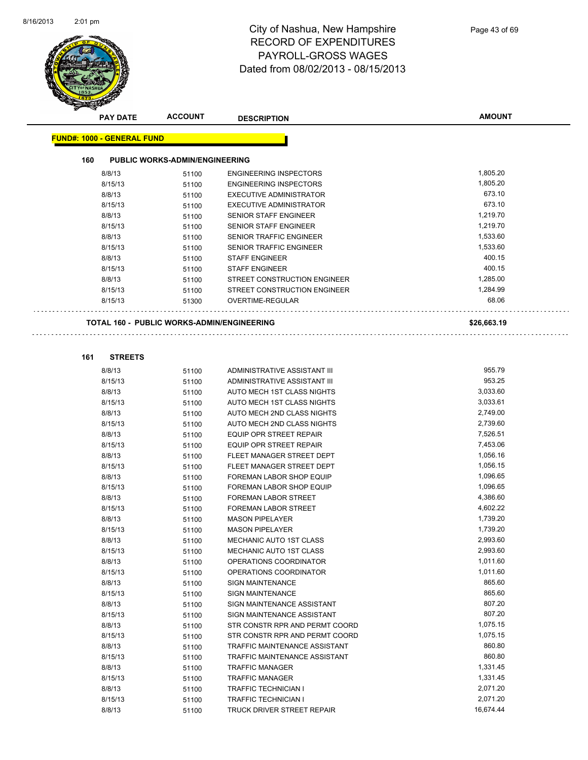# City of Nashua, New Hampshire
## RECORD OF EXPENDITURES
## PAYROLL-GROSS WAGES
## Dated from 08/02/2013 - 08/15/2013

| PAY DATE | ACCOUNT | DESCRIPTION | AMOUNT |
|---|---|---|---|

**FUND#: 1000 - GENERAL FUND**

### 160 PUBLIC WORKS-ADMIN/ENGINEERING

| PAY DATE | ACCOUNT | DESCRIPTION | AMOUNT |
|---|---|---|---|
| 8/8/13 | 51100 | ENGINEERING INSPECTORS | 1,805.20 |
| 8/15/13 | 51100 | ENGINEERING INSPECTORS | 1,805.20 |
| 8/8/13 | 51100 | EXECUTIVE ADMINISTRATOR | 673.10 |
| 8/15/13 | 51100 | EXECUTIVE ADMINISTRATOR | 673.10 |
| 8/8/13 | 51100 | SENIOR STAFF ENGINEER | 1,219.70 |
| 8/15/13 | 51100 | SENIOR STAFF ENGINEER | 1,219.70 |
| 8/8/13 | 51100 | SENIOR TRAFFIC ENGINEER | 1,533.60 |
| 8/15/13 | 51100 | SENIOR TRAFFIC ENGINEER | 1,533.60 |
| 8/8/13 | 51100 | STAFF ENGINEER | 400.15 |
| 8/15/13 | 51100 | STAFF ENGINEER | 400.15 |
| 8/8/13 | 51100 | STREET CONSTRUCTION ENGINEER | 1,285.00 |
| 8/15/13 | 51100 | STREET CONSTRUCTION ENGINEER | 1,284.99 |
| 8/15/13 | 51300 | OVERTIME-REGULAR | 68.06 |

**TOTAL 160 - PUBLIC WORKS-ADMIN/ENGINEERING** **$26,663.19**

### 161 STREETS

| PAY DATE | ACCOUNT | DESCRIPTION | AMOUNT |
|---|---|---|---|
| 8/8/13 | 51100 | ADMINISTRATIVE ASSISTANT III | 955.79 |
| 8/15/13 | 51100 | ADMINISTRATIVE ASSISTANT III | 953.25 |
| 8/8/13 | 51100 | AUTO MECH 1ST CLASS NIGHTS | 3,033.60 |
| 8/15/13 | 51100 | AUTO MECH 1ST CLASS NIGHTS | 3,033.61 |
| 8/8/13 | 51100 | AUTO MECH 2ND CLASS NIGHTS | 2,749.00 |
| 8/15/13 | 51100 | AUTO MECH 2ND CLASS NIGHTS | 2,739.60 |
| 8/8/13 | 51100 | EQUIP OPR STREET REPAIR | 7,526.51 |
| 8/15/13 | 51100 | EQUIP OPR STREET REPAIR | 7,453.06 |
| 8/8/13 | 51100 | FLEET MANAGER STREET DEPT | 1,056.16 |
| 8/15/13 | 51100 | FLEET MANAGER STREET DEPT | 1,056.15 |
| 8/8/13 | 51100 | FOREMAN LABOR SHOP EQUIP | 1,096.65 |
| 8/15/13 | 51100 | FOREMAN LABOR SHOP EQUIP | 1,096.65 |
| 8/8/13 | 51100 | FOREMAN LABOR STREET | 4,386.60 |
| 8/15/13 | 51100 | FOREMAN LABOR STREET | 4,602.22 |
| 8/8/13 | 51100 | MASON PIPELAYER | 1,739.20 |
| 8/15/13 | 51100 | MASON PIPELAYER | 1,739.20 |
| 8/8/13 | 51100 | MECHANIC AUTO 1ST CLASS | 2,993.60 |
| 8/15/13 | 51100 | MECHANIC AUTO 1ST CLASS | 2,993.60 |
| 8/8/13 | 51100 | OPERATIONS COORDINATOR | 1,011.60 |
| 8/15/13 | 51100 | OPERATIONS COORDINATOR | 1,011.60 |
| 8/8/13 | 51100 | SIGN MAINTENANCE | 865.60 |
| 8/15/13 | 51100 | SIGN MAINTENANCE | 865.60 |
| 8/8/13 | 51100 | SIGN MAINTENANCE ASSISTANT | 807.20 |
| 8/15/13 | 51100 | SIGN MAINTENANCE ASSISTANT | 807.20 |
| 8/8/13 | 51100 | STR CONSTR RPR AND PERMT COORD | 1,075.15 |
| 8/15/13 | 51100 | STR CONSTR RPR AND PERMT COORD | 1,075.15 |
| 8/8/13 | 51100 | TRAFFIC MAINTENANCE ASSISTANT | 860.80 |
| 8/15/13 | 51100 | TRAFFIC MAINTENANCE ASSISTANT | 860.80 |
| 8/8/13 | 51100 | TRAFFIC MANAGER | 1,331.45 |
| 8/15/13 | 51100 | TRAFFIC MANAGER | 1,331.45 |
| 8/8/13 | 51100 | TRAFFIC TECHNICIAN I | 2,071.20 |
| 8/15/13 | 51100 | TRAFFIC TECHNICIAN I | 2,071.20 |
| 8/8/13 | 51100 | TRUCK DRIVER STREET REPAIR | 16,674.44 |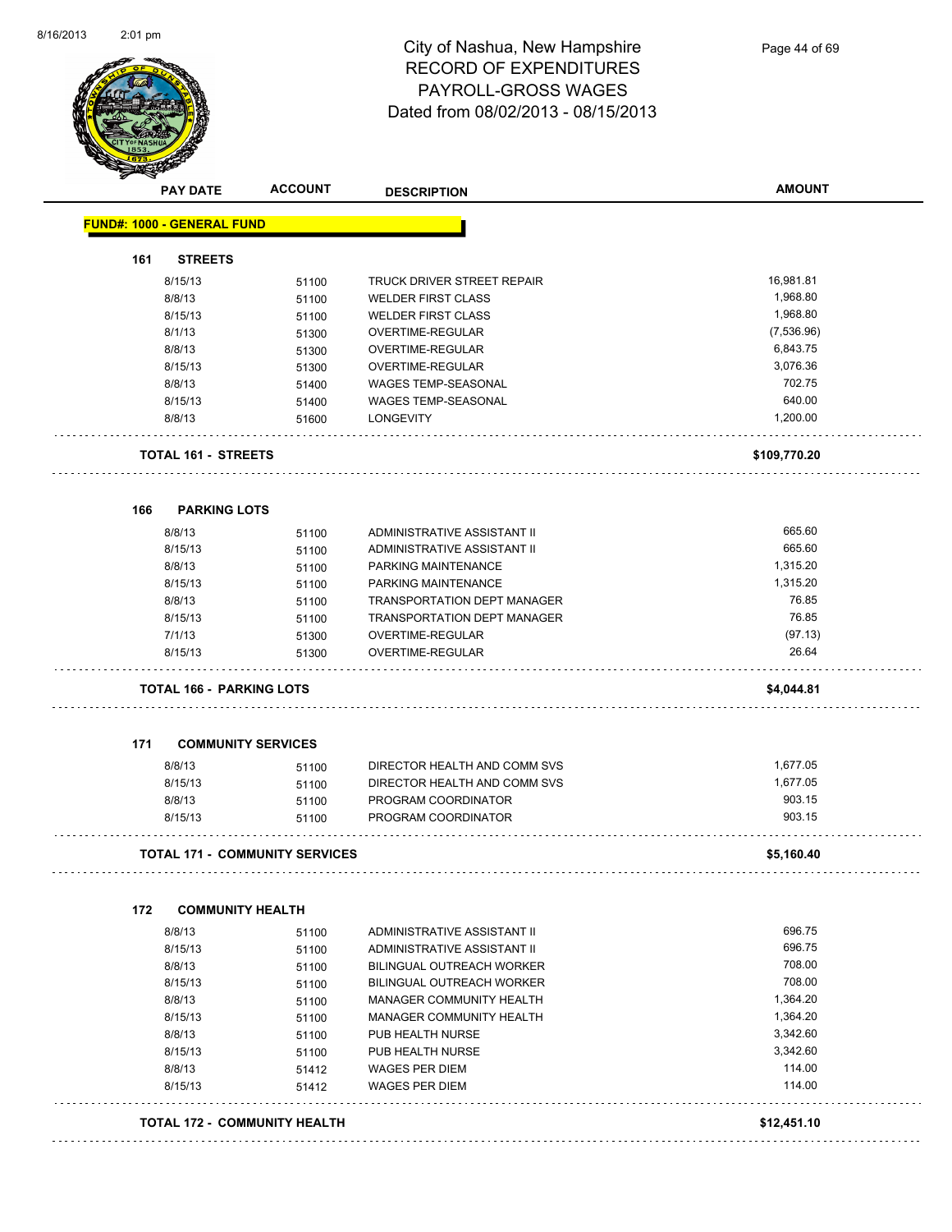# City of Nashua, New Hampshire
## RECORD OF EXPENDITURES
## PAYROLL-GROSS WAGES
## Dated from 08/02/2013 - 08/15/2013

**FUND#: 1000 - GENERAL FUND**

### 161 STREETS

| PAY DATE | ACCOUNT | DESCRIPTION | AMOUNT |
|---|---|---|---|
| 8/15/13 | 51100 | TRUCK DRIVER STREET REPAIR | 16,981.81 |
| 8/8/13 | 51100 | WELDER FIRST CLASS | 1,968.80 |
| 8/15/13 | 51100 | WELDER FIRST CLASS | 1,968.80 |
| 8/1/13 | 51300 | OVERTIME-REGULAR | (7,536.96) |
| 8/8/13 | 51300 | OVERTIME-REGULAR | 6,843.75 |
| 8/15/13 | 51300 | OVERTIME-REGULAR | 3,076.36 |
| 8/8/13 | 51400 | WAGES TEMP-SEASONAL | 702.75 |
| 8/15/13 | 51400 | WAGES TEMP-SEASONAL | 640.00 |
| 8/8/13 | 51600 | LONGEVITY | 1,200.00 |

**TOTAL 161 - STREETS** **$109,770.20**

### 166 PARKING LOTS

| PAY DATE | ACCOUNT | DESCRIPTION | AMOUNT |
|---|---|---|---|
| 8/8/13 | 51100 | ADMINISTRATIVE ASSISTANT II | 665.60 |
| 8/15/13 | 51100 | ADMINISTRATIVE ASSISTANT II | 665.60 |
| 8/8/13 | 51100 | PARKING MAINTENANCE | 1,315.20 |
| 8/15/13 | 51100 | PARKING MAINTENANCE | 1,315.20 |
| 8/8/13 | 51100 | TRANSPORTATION DEPT MANAGER | 76.85 |
| 8/15/13 | 51100 | TRANSPORTATION DEPT MANAGER | 76.85 |
| 7/1/13 | 51300 | OVERTIME-REGULAR | (97.13) |
| 8/15/13 | 51300 | OVERTIME-REGULAR | 26.64 |

**TOTAL 166 - PARKING LOTS** **$4,044.81**

### 171 COMMUNITY SERVICES

| PAY DATE | ACCOUNT | DESCRIPTION | AMOUNT |
|---|---|---|---|
| 8/8/13 | 51100 | DIRECTOR HEALTH AND COMM SVS | 1,677.05 |
| 8/15/13 | 51100 | DIRECTOR HEALTH AND COMM SVS | 1,677.05 |
| 8/8/13 | 51100 | PROGRAM COORDINATOR | 903.15 |
| 8/15/13 | 51100 | PROGRAM COORDINATOR | 903.15 |

**TOTAL 171 - COMMUNITY SERVICES** **$5,160.40**

### 172 COMMUNITY HEALTH

| PAY DATE | ACCOUNT | DESCRIPTION | AMOUNT |
|---|---|---|---|
| 8/8/13 | 51100 | ADMINISTRATIVE ASSISTANT II | 696.75 |
| 8/15/13 | 51100 | ADMINISTRATIVE ASSISTANT II | 696.75 |
| 8/8/13 | 51100 | BILINGUAL OUTREACH WORKER | 708.00 |
| 8/15/13 | 51100 | BILINGUAL OUTREACH WORKER | 708.00 |
| 8/8/13 | 51100 | MANAGER COMMUNITY HEALTH | 1,364.20 |
| 8/15/13 | 51100 | MANAGER COMMUNITY HEALTH | 1,364.20 |
| 8/8/13 | 51100 | PUB HEALTH NURSE | 3,342.60 |
| 8/15/13 | 51100 | PUB HEALTH NURSE | 3,342.60 |
| 8/8/13 | 51412 | WAGES PER DIEM | 114.00 |
| 8/15/13 | 51412 | WAGES PER DIEM | 114.00 |

**TOTAL 172 - COMMUNITY HEALTH** **$12,451.10**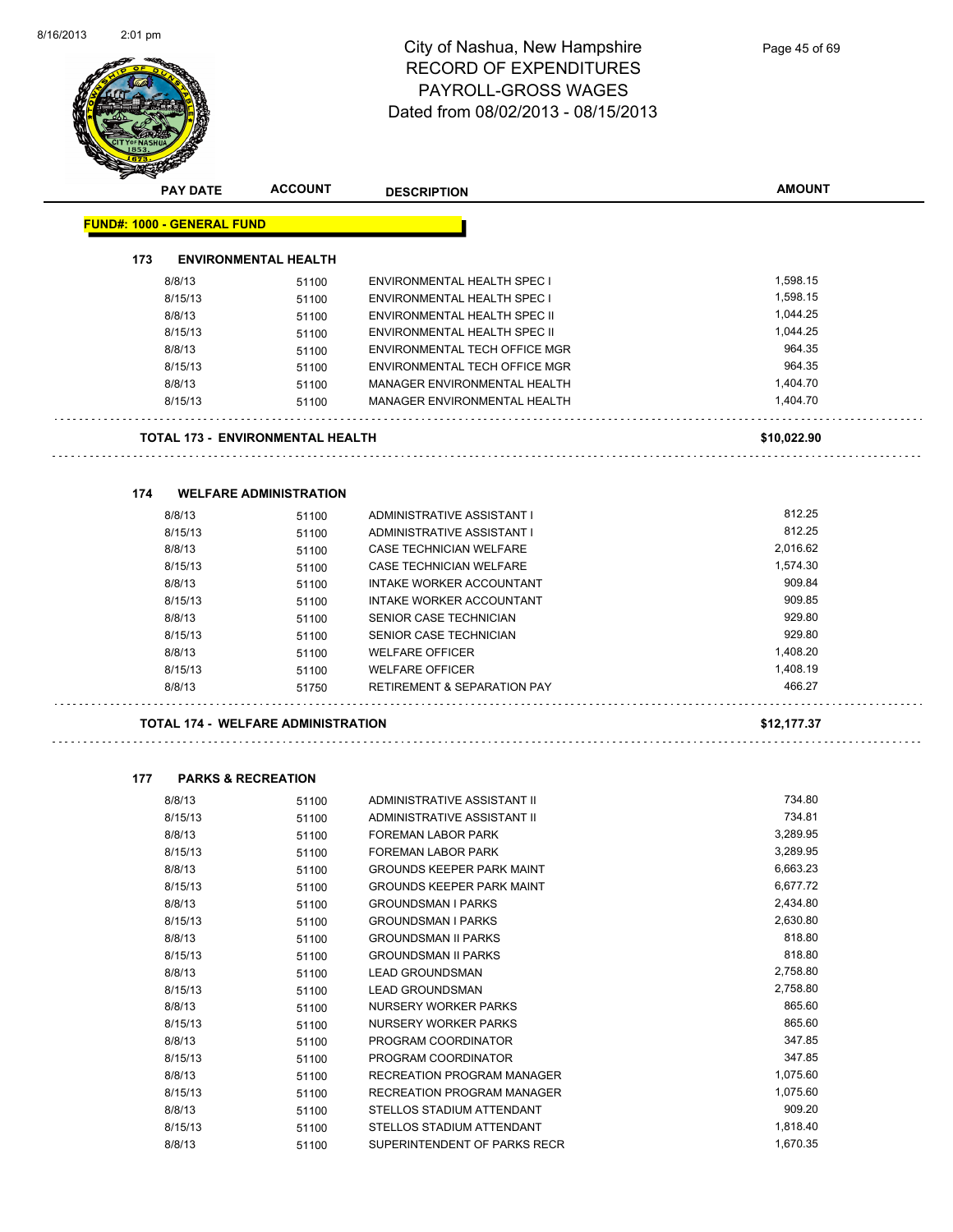# City of Nashua, New Hampshire
## RECORD OF EXPENDITURES
## PAYROLL-GROSS WAGES
## Dated from 08/02/2013 - 08/15/2013

| PAY DATE | ACCOUNT | DESCRIPTION | AMOUNT |
|---|---|---|---|

**FUND#: 1000 - GENERAL FUND**

**173 ENVIRONMENTAL HEALTH**

| PAY DATE | ACCOUNT | DESCRIPTION | AMOUNT |
|---|---|---|---|
| 8/8/13 | 51100 | ENVIRONMENTAL HEALTH SPEC I | 1,598.15 |
| 8/15/13 | 51100 | ENVIRONMENTAL HEALTH SPEC I | 1,598.15 |
| 8/8/13 | 51100 | ENVIRONMENTAL HEALTH SPEC II | 1,044.25 |
| 8/15/13 | 51100 | ENVIRONMENTAL HEALTH SPEC II | 1,044.25 |
| 8/8/13 | 51100 | ENVIRONMENTAL TECH OFFICE MGR | 964.35 |
| 8/15/13 | 51100 | ENVIRONMENTAL TECH OFFICE MGR | 964.35 |
| 8/8/13 | 51100 | MANAGER ENVIRONMENTAL HEALTH | 1,404.70 |
| 8/15/13 | 51100 | MANAGER ENVIRONMENTAL HEALTH | 1,404.70 |

**TOTAL 173 - ENVIRONMENTAL HEALTH** **$10,022.90**

**174 WELFARE ADMINISTRATION**

| PAY DATE | ACCOUNT | DESCRIPTION | AMOUNT |
|---|---|---|---|
| 8/8/13 | 51100 | ADMINISTRATIVE ASSISTANT I | 812.25 |
| 8/15/13 | 51100 | ADMINISTRATIVE ASSISTANT I | 812.25 |
| 8/8/13 | 51100 | CASE TECHNICIAN WELFARE | 2,016.62 |
| 8/15/13 | 51100 | CASE TECHNICIAN WELFARE | 1,574.30 |
| 8/8/13 | 51100 | INTAKE WORKER ACCOUNTANT | 909.84 |
| 8/15/13 | 51100 | INTAKE WORKER ACCOUNTANT | 909.85 |
| 8/8/13 | 51100 | SENIOR CASE TECHNICIAN | 929.80 |
| 8/15/13 | 51100 | SENIOR CASE TECHNICIAN | 929.80 |
| 8/8/13 | 51100 | WELFARE OFFICER | 1,408.20 |
| 8/15/13 | 51100 | WELFARE OFFICER | 1,408.19 |
| 8/8/13 | 51750 | RETIREMENT & SEPARATION PAY | 466.27 |

**TOTAL 174 - WELFARE ADMINISTRATION** **$12,177.37**

**177 PARKS & RECREATION**

| PAY DATE | ACCOUNT | DESCRIPTION | AMOUNT |
|---|---|---|---|
| 8/8/13 | 51100 | ADMINISTRATIVE ASSISTANT II | 734.80 |
| 8/15/13 | 51100 | ADMINISTRATIVE ASSISTANT II | 734.81 |
| 8/8/13 | 51100 | FOREMAN LABOR PARK | 3,289.95 |
| 8/15/13 | 51100 | FOREMAN LABOR PARK | 3,289.95 |
| 8/8/13 | 51100 | GROUNDS KEEPER PARK MAINT | 6,663.23 |
| 8/15/13 | 51100 | GROUNDS KEEPER PARK MAINT | 6,677.72 |
| 8/8/13 | 51100 | GROUNDSMAN I PARKS | 2,434.80 |
| 8/15/13 | 51100 | GROUNDSMAN I PARKS | 2,630.80 |
| 8/8/13 | 51100 | GROUNDSMAN II PARKS | 818.80 |
| 8/15/13 | 51100 | GROUNDSMAN II PARKS | 818.80 |
| 8/8/13 | 51100 | LEAD GROUNDSMAN | 2,758.80 |
| 8/15/13 | 51100 | LEAD GROUNDSMAN | 2,758.80 |
| 8/8/13 | 51100 | NURSERY WORKER PARKS | 865.60 |
| 8/15/13 | 51100 | NURSERY WORKER PARKS | 865.60 |
| 8/8/13 | 51100 | PROGRAM COORDINATOR | 347.85 |
| 8/15/13 | 51100 | PROGRAM COORDINATOR | 347.85 |
| 8/8/13 | 51100 | RECREATION PROGRAM MANAGER | 1,075.60 |
| 8/15/13 | 51100 | RECREATION PROGRAM MANAGER | 1,075.60 |
| 8/8/13 | 51100 | STELLOS STADIUM ATTENDANT | 909.20 |
| 8/15/13 | 51100 | STELLOS STADIUM ATTENDANT | 1,818.40 |
| 8/8/13 | 51100 | SUPERINTENDENT OF PARKS RECR | 1,670.35 |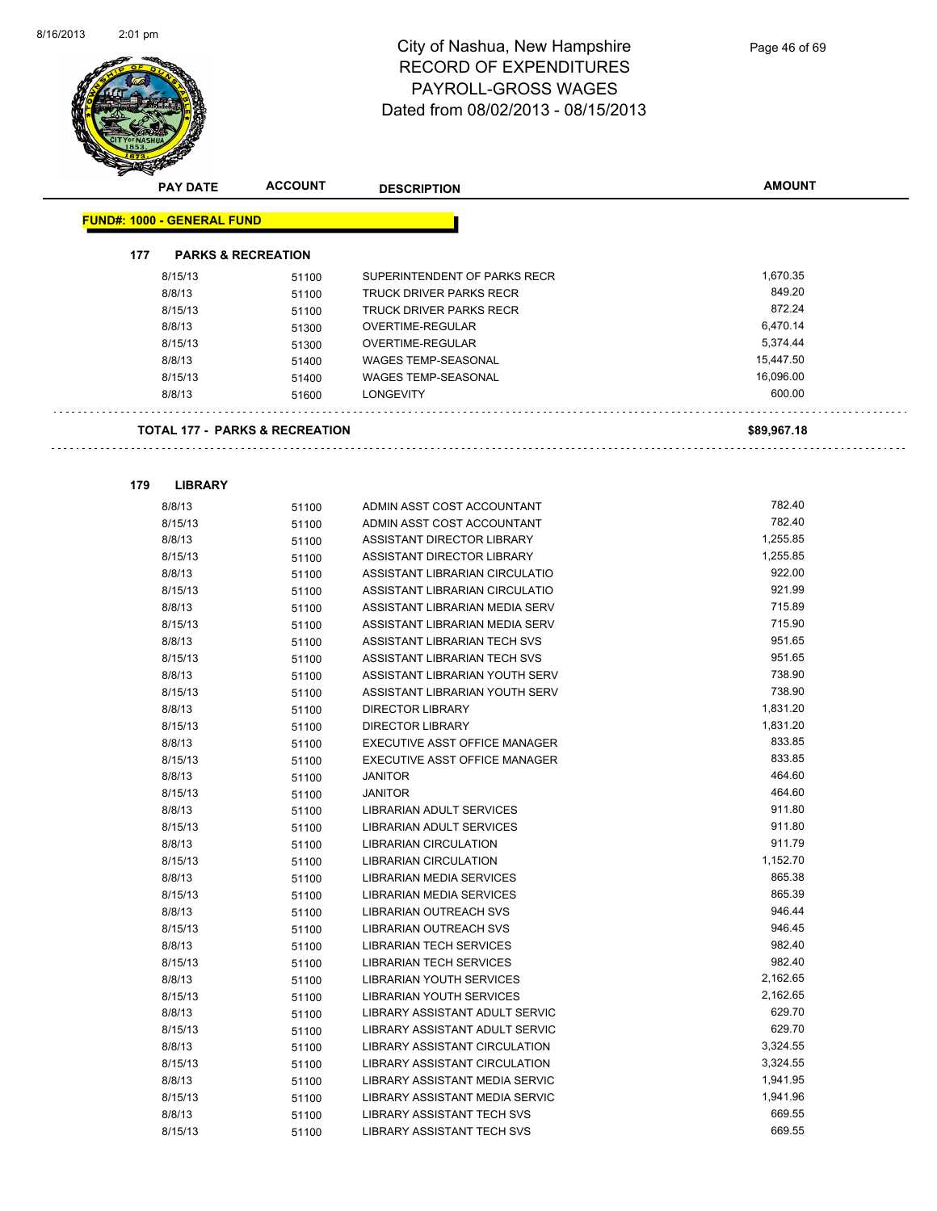# City of Nashua, New Hampshire
## RECORD OF EXPENDITURES
## PAYROLL-GROSS WAGES
## Dated from 08/02/2013 - 08/15/2013

| PAY DATE | ACCOUNT | DESCRIPTION | AMOUNT |
|---|---|---|---|

**FUND#: 1000 - GENERAL FUND**

**177 PARKS & RECREATION**

| PAY DATE | ACCOUNT | DESCRIPTION | AMOUNT |
|---|---|---|---|
| 8/15/13 | 51100 | SUPERINTENDENT OF PARKS RECR | 1,670.35 |
| 8/8/13 | 51100 | TRUCK DRIVER PARKS RECR | 849.20 |
| 8/15/13 | 51100 | TRUCK DRIVER PARKS RECR | 872.24 |
| 8/8/13 | 51300 | OVERTIME-REGULAR | 6,470.14 |
| 8/15/13 | 51300 | OVERTIME-REGULAR | 5,374.44 |
| 8/8/13 | 51400 | WAGES TEMP-SEASONAL | 15,447.50 |
| 8/15/13 | 51400 | WAGES TEMP-SEASONAL | 16,096.00 |
| 8/8/13 | 51600 | LONGEVITY | 600.00 |

**TOTAL 177 - PARKS & RECREATION** **$89,967.18**

**179 LIBRARY**

| PAY DATE | ACCOUNT | DESCRIPTION | AMOUNT |
|---|---|---|---|
| 8/8/13 | 51100 | ADMIN ASST COST ACCOUNTANT | 782.40 |
| 8/15/13 | 51100 | ADMIN ASST COST ACCOUNTANT | 782.40 |
| 8/8/13 | 51100 | ASSISTANT DIRECTOR LIBRARY | 1,255.85 |
| 8/15/13 | 51100 | ASSISTANT DIRECTOR LIBRARY | 1,255.85 |
| 8/8/13 | 51100 | ASSISTANT LIBRARIAN CIRCULATIO | 922.00 |
| 8/15/13 | 51100 | ASSISTANT LIBRARIAN CIRCULATIO | 921.99 |
| 8/8/13 | 51100 | ASSISTANT LIBRARIAN MEDIA SERV | 715.89 |
| 8/15/13 | 51100 | ASSISTANT LIBRARIAN MEDIA SERV | 715.90 |
| 8/8/13 | 51100 | ASSISTANT LIBRARIAN TECH SVS | 951.65 |
| 8/15/13 | 51100 | ASSISTANT LIBRARIAN TECH SVS | 951.65 |
| 8/8/13 | 51100 | ASSISTANT LIBRARIAN YOUTH SERV | 738.90 |
| 8/15/13 | 51100 | ASSISTANT LIBRARIAN YOUTH SERV | 738.90 |
| 8/8/13 | 51100 | DIRECTOR LIBRARY | 1,831.20 |
| 8/15/13 | 51100 | DIRECTOR LIBRARY | 1,831.20 |
| 8/8/13 | 51100 | EXECUTIVE ASST OFFICE MANAGER | 833.85 |
| 8/15/13 | 51100 | EXECUTIVE ASST OFFICE MANAGER | 833.85 |
| 8/8/13 | 51100 | JANITOR | 464.60 |
| 8/15/13 | 51100 | JANITOR | 464.60 |
| 8/8/13 | 51100 | LIBRARIAN ADULT SERVICES | 911.80 |
| 8/15/13 | 51100 | LIBRARIAN ADULT SERVICES | 911.80 |
| 8/8/13 | 51100 | LIBRARIAN CIRCULATION | 911.79 |
| 8/15/13 | 51100 | LIBRARIAN CIRCULATION | 1,152.70 |
| 8/8/13 | 51100 | LIBRARIAN MEDIA SERVICES | 865.38 |
| 8/15/13 | 51100 | LIBRARIAN MEDIA SERVICES | 865.39 |
| 8/8/13 | 51100 | LIBRARIAN OUTREACH SVS | 946.44 |
| 8/15/13 | 51100 | LIBRARIAN OUTREACH SVS | 946.45 |
| 8/8/13 | 51100 | LIBRARIAN TECH SERVICES | 982.40 |
| 8/15/13 | 51100 | LIBRARIAN TECH SERVICES | 982.40 |
| 8/8/13 | 51100 | LIBRARIAN YOUTH SERVICES | 2,162.65 |
| 8/15/13 | 51100 | LIBRARIAN YOUTH SERVICES | 2,162.65 |
| 8/8/13 | 51100 | LIBRARY ASSISTANT ADULT SERVIC | 629.70 |
| 8/15/13 | 51100 | LIBRARY ASSISTANT ADULT SERVIC | 629.70 |
| 8/8/13 | 51100 | LIBRARY ASSISTANT CIRCULATION | 3,324.55 |
| 8/15/13 | 51100 | LIBRARY ASSISTANT CIRCULATION | 3,324.55 |
| 8/8/13 | 51100 | LIBRARY ASSISTANT MEDIA SERVIC | 1,941.95 |
| 8/15/13 | 51100 | LIBRARY ASSISTANT MEDIA SERVIC | 1,941.96 |
| 8/8/13 | 51100 | LIBRARY ASSISTANT TECH SVS | 669.55 |
| 8/15/13 | 51100 | LIBRARY ASSISTANT TECH SVS | 669.55 |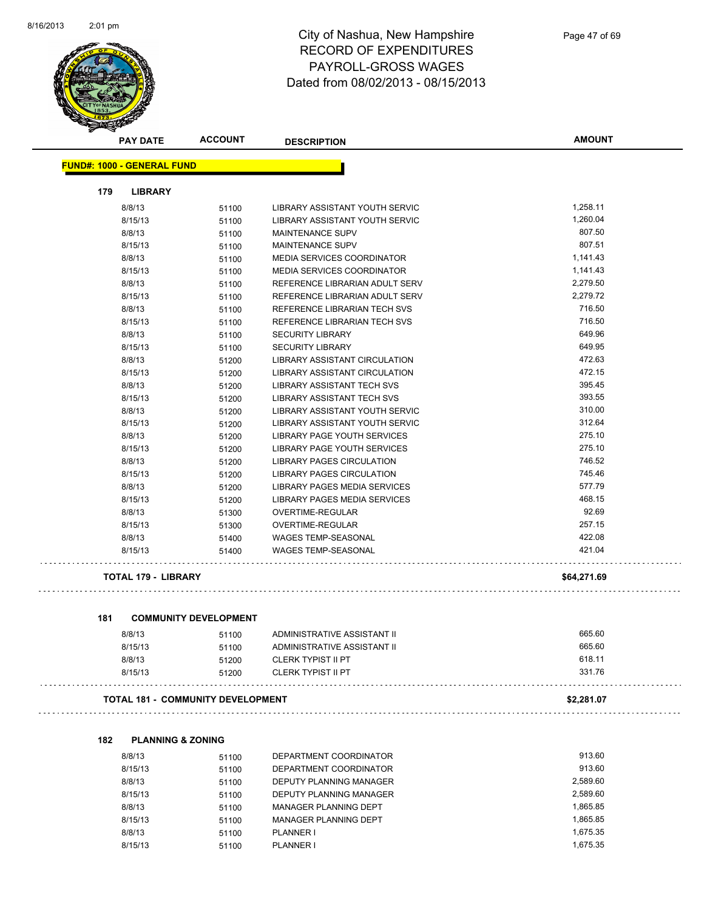# City of Nashua, New Hampshire
## RECORD OF EXPENDITURES
## PAYROLL-GROSS WAGES
## Dated from 08/02/2013 - 08/15/2013

**FUND#: 1000 - GENERAL FUND**

### 179 LIBRARY

| PAY DATE | ACCOUNT | DESCRIPTION | AMOUNT |
|---|---|---|---|
| 8/8/13 | 51100 | LIBRARY ASSISTANT YOUTH SERVIC | 1,258.11 |
| 8/15/13 | 51100 | LIBRARY ASSISTANT YOUTH SERVIC | 1,260.04 |
| 8/8/13 | 51100 | MAINTENANCE SUPV | 807.50 |
| 8/15/13 | 51100 | MAINTENANCE SUPV | 807.51 |
| 8/8/13 | 51100 | MEDIA SERVICES COORDINATOR | 1,141.43 |
| 8/15/13 | 51100 | MEDIA SERVICES COORDINATOR | 1,141.43 |
| 8/8/13 | 51100 | REFERENCE LIBRARIAN ADULT SERV | 2,279.50 |
| 8/15/13 | 51100 | REFERENCE LIBRARIAN ADULT SERV | 2,279.72 |
| 8/8/13 | 51100 | REFERENCE LIBRARIAN TECH SVS | 716.50 |
| 8/15/13 | 51100 | REFERENCE LIBRARIAN TECH SVS | 716.50 |
| 8/8/13 | 51100 | SECURITY LIBRARY | 649.96 |
| 8/15/13 | 51100 | SECURITY LIBRARY | 649.95 |
| 8/8/13 | 51200 | LIBRARY ASSISTANT CIRCULATION | 472.63 |
| 8/15/13 | 51200 | LIBRARY ASSISTANT CIRCULATION | 472.15 |
| 8/8/13 | 51200 | LIBRARY ASSISTANT TECH SVS | 395.45 |
| 8/15/13 | 51200 | LIBRARY ASSISTANT TECH SVS | 393.55 |
| 8/8/13 | 51200 | LIBRARY ASSISTANT YOUTH SERVIC | 310.00 |
| 8/15/13 | 51200 | LIBRARY ASSISTANT YOUTH SERVIC | 312.64 |
| 8/8/13 | 51200 | LIBRARY PAGE YOUTH SERVICES | 275.10 |
| 8/15/13 | 51200 | LIBRARY PAGE YOUTH SERVICES | 275.10 |
| 8/8/13 | 51200 | LIBRARY PAGES CIRCULATION | 746.52 |
| 8/15/13 | 51200 | LIBRARY PAGES CIRCULATION | 745.46 |
| 8/8/13 | 51200 | LIBRARY PAGES MEDIA SERVICES | 577.79 |
| 8/15/13 | 51200 | LIBRARY PAGES MEDIA SERVICES | 468.15 |
| 8/8/13 | 51300 | OVERTIME-REGULAR | 92.69 |
| 8/15/13 | 51300 | OVERTIME-REGULAR | 257.15 |
| 8/8/13 | 51400 | WAGES TEMP-SEASONAL | 422.08 |
| 8/15/13 | 51400 | WAGES TEMP-SEASONAL | 421.04 |

**TOTAL 179 - LIBRARY** **$64,271.69**

### 181 COMMUNITY DEVELOPMENT

| PAY DATE | ACCOUNT | DESCRIPTION | AMOUNT |
|---|---|---|---|
| 8/8/13 | 51100 | ADMINISTRATIVE ASSISTANT II | 665.60 |
| 8/15/13 | 51100 | ADMINISTRATIVE ASSISTANT II | 665.60 |
| 8/8/13 | 51200 | CLERK TYPIST II PT | 618.11 |
| 8/15/13 | 51200 | CLERK TYPIST II PT | 331.76 |

**TOTAL 181 - COMMUNITY DEVELOPMENT** **$2,281.07**

### 182 PLANNING & ZONING

| PAY DATE | ACCOUNT | DESCRIPTION | AMOUNT |
|---|---|---|---|
| 8/8/13 | 51100 | DEPARTMENT COORDINATOR | 913.60 |
| 8/15/13 | 51100 | DEPARTMENT COORDINATOR | 913.60 |
| 8/8/13 | 51100 | DEPUTY PLANNING MANAGER | 2,589.60 |
| 8/15/13 | 51100 | DEPUTY PLANNING MANAGER | 2,589.60 |
| 8/8/13 | 51100 | MANAGER PLANNING DEPT | 1,865.85 |
| 8/15/13 | 51100 | MANAGER PLANNING DEPT | 1,865.85 |
| 8/8/13 | 51100 | PLANNER I | 1,675.35 |
| 8/15/13 | 51100 | PLANNER I | 1,675.35 |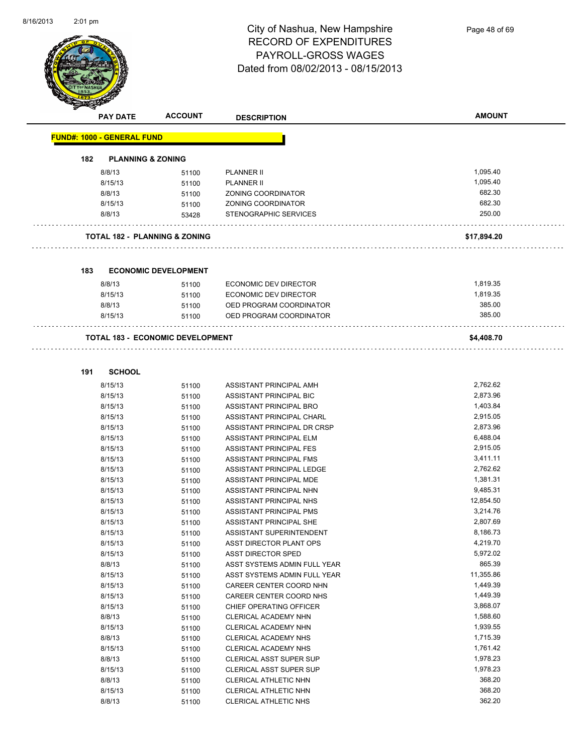# City of Nashua, New Hampshire
## RECORD OF EXPENDITURES
## PAYROLL-GROSS WAGES
## Dated from 08/02/2013 - 08/15/2013

| PAY DATE | ACCOUNT | DESCRIPTION | AMOUNT |
|---|---|---|---|

**FUND#: 1000 - GENERAL FUND**

### 182 PLANNING & ZONING

| PAY DATE | ACCOUNT | DESCRIPTION | AMOUNT |
|---|---|---|---|
| 8/8/13 | 51100 | PLANNER II | 1,095.40 |
| 8/15/13 | 51100 | PLANNER II | 1,095.40 |
| 8/8/13 | 51100 | ZONING COORDINATOR | 682.30 |
| 8/15/13 | 51100 | ZONING COORDINATOR | 682.30 |
| 8/8/13 | 53428 | STENOGRAPHIC SERVICES | 250.00 |

**TOTAL 182 - PLANNING & ZONING** **$17,894.20**

### 183 ECONOMIC DEVELOPMENT

| PAY DATE | ACCOUNT | DESCRIPTION | AMOUNT |
|---|---|---|---|
| 8/8/13 | 51100 | ECONOMIC DEV DIRECTOR | 1,819.35 |
| 8/15/13 | 51100 | ECONOMIC DEV DIRECTOR | 1,819.35 |
| 8/8/13 | 51100 | OED PROGRAM COORDINATOR | 385.00 |
| 8/15/13 | 51100 | OED PROGRAM COORDINATOR | 385.00 |

**TOTAL 183 - ECONOMIC DEVELOPMENT** **$4,408.70**

### 191 SCHOOL

| PAY DATE | ACCOUNT | DESCRIPTION | AMOUNT |
|---|---|---|---|
| 8/15/13 | 51100 | ASSISTANT PRINCIPAL AMH | 2,762.62 |
| 8/15/13 | 51100 | ASSISTANT PRINCIPAL BIC | 2,873.96 |
| 8/15/13 | 51100 | ASSISTANT PRINCIPAL BRO | 1,403.84 |
| 8/15/13 | 51100 | ASSISTANT PRINCIPAL CHARL | 2,915.05 |
| 8/15/13 | 51100 | ASSISTANT PRINCIPAL DR CRSP | 2,873.96 |
| 8/15/13 | 51100 | ASSISTANT PRINCIPAL ELM | 6,488.04 |
| 8/15/13 | 51100 | ASSISTANT PRINCIPAL FES | 2,915.05 |
| 8/15/13 | 51100 | ASSISTANT PRINCIPAL FMS | 3,411.11 |
| 8/15/13 | 51100 | ASSISTANT PRINCIPAL LEDGE | 2,762.62 |
| 8/15/13 | 51100 | ASSISTANT PRINCIPAL MDE | 1,381.31 |
| 8/15/13 | 51100 | ASSISTANT PRINCIPAL NHN | 9,485.31 |
| 8/15/13 | 51100 | ASSISTANT PRINCIPAL NHS | 12,854.50 |
| 8/15/13 | 51100 | ASSISTANT PRINCIPAL PMS | 3,214.76 |
| 8/15/13 | 51100 | ASSISTANT PRINCIPAL SHE | 2,807.69 |
| 8/15/13 | 51100 | ASSISTANT SUPERINTENDENT | 8,186.73 |
| 8/15/13 | 51100 | ASST DIRECTOR PLANT OPS | 4,219.70 |
| 8/15/13 | 51100 | ASST DIRECTOR SPED | 5,972.02 |
| 8/8/13 | 51100 | ASST SYSTEMS ADMIN FULL YEAR | 865.39 |
| 8/15/13 | 51100 | ASST SYSTEMS ADMIN FULL YEAR | 11,355.86 |
| 8/15/13 | 51100 | CAREER CENTER COORD NHN | 1,449.39 |
| 8/15/13 | 51100 | CAREER CENTER COORD NHS | 1,449.39 |
| 8/15/13 | 51100 | CHIEF OPERATING OFFICER | 3,868.07 |
| 8/8/13 | 51100 | CLERICAL ACADEMY NHN | 1,588.60 |
| 8/15/13 | 51100 | CLERICAL ACADEMY NHN | 1,939.55 |
| 8/8/13 | 51100 | CLERICAL ACADEMY NHS | 1,715.39 |
| 8/15/13 | 51100 | CLERICAL ACADEMY NHS | 1,761.42 |
| 8/8/13 | 51100 | CLERICAL ASST SUPER SUP | 1,978.23 |
| 8/15/13 | 51100 | CLERICAL ASST SUPER SUP | 1,978.23 |
| 8/8/13 | 51100 | CLERICAL ATHLETIC NHN | 368.20 |
| 8/15/13 | 51100 | CLERICAL ATHLETIC NHN | 368.20 |
| 8/8/13 | 51100 | CLERICAL ATHLETIC NHS | 362.20 |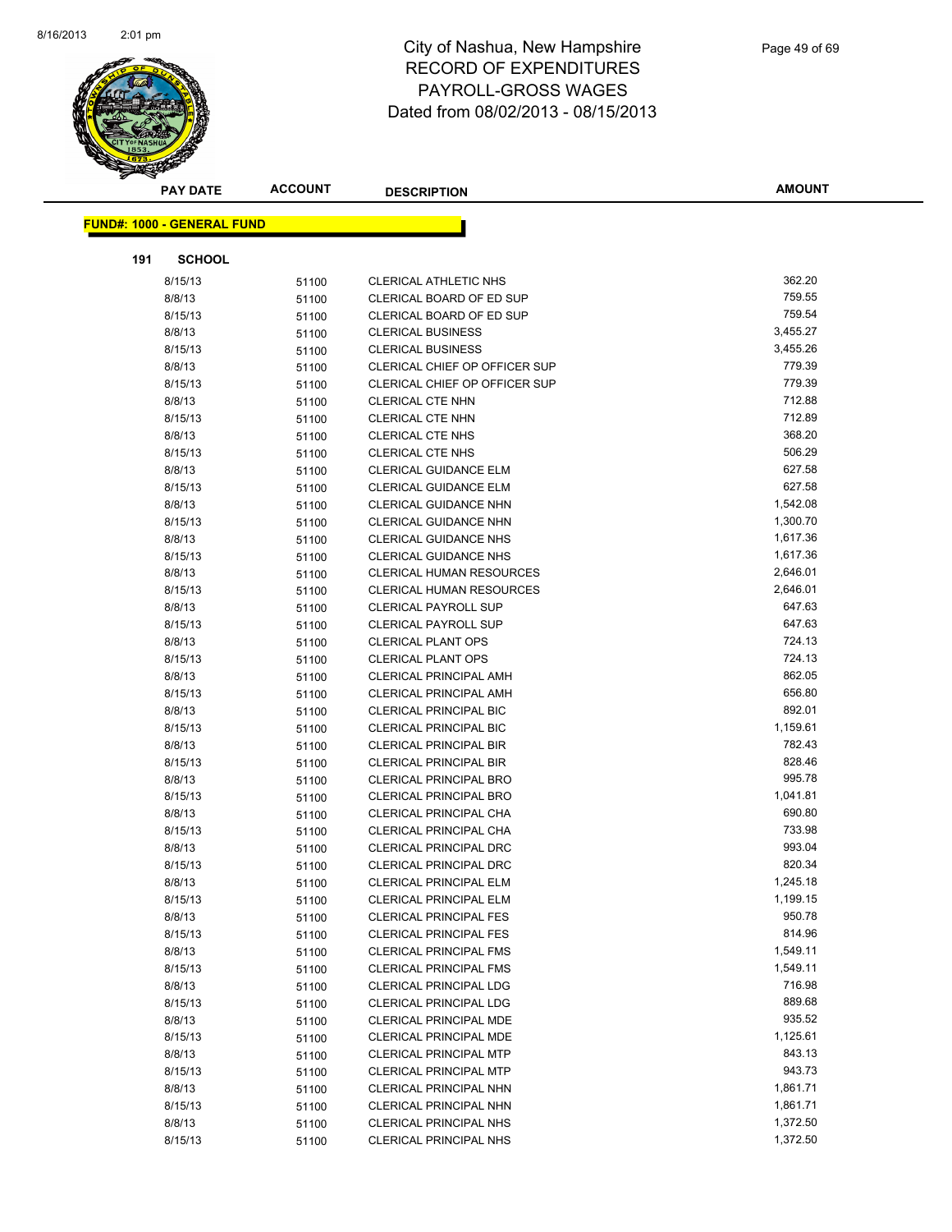# City of Nashua, New Hampshire
# RECORD OF EXPENDITURES
# PAYROLL-GROSS WAGES
# Dated from 08/02/2013 - 08/15/2013

**FUND#: 1000 - GENERAL FUND**

**191 SCHOOL**

| PAY DATE | ACCOUNT | DESCRIPTION | AMOUNT |
|---|---|---|---|
| 8/15/13 | 51100 | CLERICAL ATHLETIC NHS | 362.20 |
| 8/8/13 | 51100 | CLERICAL BOARD OF ED SUP | 759.55 |
| 8/15/13 | 51100 | CLERICAL BOARD OF ED SUP | 759.54 |
| 8/8/13 | 51100 | CLERICAL BUSINESS | 3,455.27 |
| 8/15/13 | 51100 | CLERICAL BUSINESS | 3,455.26 |
| 8/8/13 | 51100 | CLERICAL CHIEF OP OFFICER SUP | 779.39 |
| 8/15/13 | 51100 | CLERICAL CHIEF OP OFFICER SUP | 779.39 |
| 8/8/13 | 51100 | CLERICAL CTE NHN | 712.88 |
| 8/15/13 | 51100 | CLERICAL CTE NHN | 712.89 |
| 8/8/13 | 51100 | CLERICAL CTE NHS | 368.20 |
| 8/15/13 | 51100 | CLERICAL CTE NHS | 506.29 |
| 8/8/13 | 51100 | CLERICAL GUIDANCE ELM | 627.58 |
| 8/15/13 | 51100 | CLERICAL GUIDANCE ELM | 627.58 |
| 8/8/13 | 51100 | CLERICAL GUIDANCE NHN | 1,542.08 |
| 8/15/13 | 51100 | CLERICAL GUIDANCE NHN | 1,300.70 |
| 8/8/13 | 51100 | CLERICAL GUIDANCE NHS | 1,617.36 |
| 8/15/13 | 51100 | CLERICAL GUIDANCE NHS | 1,617.36 |
| 8/8/13 | 51100 | CLERICAL HUMAN RESOURCES | 2,646.01 |
| 8/15/13 | 51100 | CLERICAL HUMAN RESOURCES | 2,646.01 |
| 8/8/13 | 51100 | CLERICAL PAYROLL SUP | 647.63 |
| 8/15/13 | 51100 | CLERICAL PAYROLL SUP | 647.63 |
| 8/8/13 | 51100 | CLERICAL PLANT OPS | 724.13 |
| 8/15/13 | 51100 | CLERICAL PLANT OPS | 724.13 |
| 8/8/13 | 51100 | CLERICAL PRINCIPAL AMH | 862.05 |
| 8/15/13 | 51100 | CLERICAL PRINCIPAL AMH | 656.80 |
| 8/8/13 | 51100 | CLERICAL PRINCIPAL BIC | 892.01 |
| 8/15/13 | 51100 | CLERICAL PRINCIPAL BIC | 1,159.61 |
| 8/8/13 | 51100 | CLERICAL PRINCIPAL BIR | 782.43 |
| 8/15/13 | 51100 | CLERICAL PRINCIPAL BIR | 828.46 |
| 8/8/13 | 51100 | CLERICAL PRINCIPAL BRO | 995.78 |
| 8/15/13 | 51100 | CLERICAL PRINCIPAL BRO | 1,041.81 |
| 8/8/13 | 51100 | CLERICAL PRINCIPAL CHA | 690.80 |
| 8/15/13 | 51100 | CLERICAL PRINCIPAL CHA | 733.98 |
| 8/8/13 | 51100 | CLERICAL PRINCIPAL DRC | 993.04 |
| 8/15/13 | 51100 | CLERICAL PRINCIPAL DRC | 820.34 |
| 8/8/13 | 51100 | CLERICAL PRINCIPAL ELM | 1,245.18 |
| 8/15/13 | 51100 | CLERICAL PRINCIPAL ELM | 1,199.15 |
| 8/8/13 | 51100 | CLERICAL PRINCIPAL FES | 950.78 |
| 8/15/13 | 51100 | CLERICAL PRINCIPAL FES | 814.96 |
| 8/8/13 | 51100 | CLERICAL PRINCIPAL FMS | 1,549.11 |
| 8/15/13 | 51100 | CLERICAL PRINCIPAL FMS | 1,549.11 |
| 8/8/13 | 51100 | CLERICAL PRINCIPAL LDG | 716.98 |
| 8/15/13 | 51100 | CLERICAL PRINCIPAL LDG | 889.68 |
| 8/8/13 | 51100 | CLERICAL PRINCIPAL MDE | 935.52 |
| 8/15/13 | 51100 | CLERICAL PRINCIPAL MDE | 1,125.61 |
| 8/8/13 | 51100 | CLERICAL PRINCIPAL MTP | 843.13 |
| 8/15/13 | 51100 | CLERICAL PRINCIPAL MTP | 943.73 |
| 8/8/13 | 51100 | CLERICAL PRINCIPAL NHN | 1,861.71 |
| 8/15/13 | 51100 | CLERICAL PRINCIPAL NHN | 1,861.71 |
| 8/8/13 | 51100 | CLERICAL PRINCIPAL NHS | 1,372.50 |
| 8/15/13 | 51100 | CLERICAL PRINCIPAL NHS | 1,372.50 |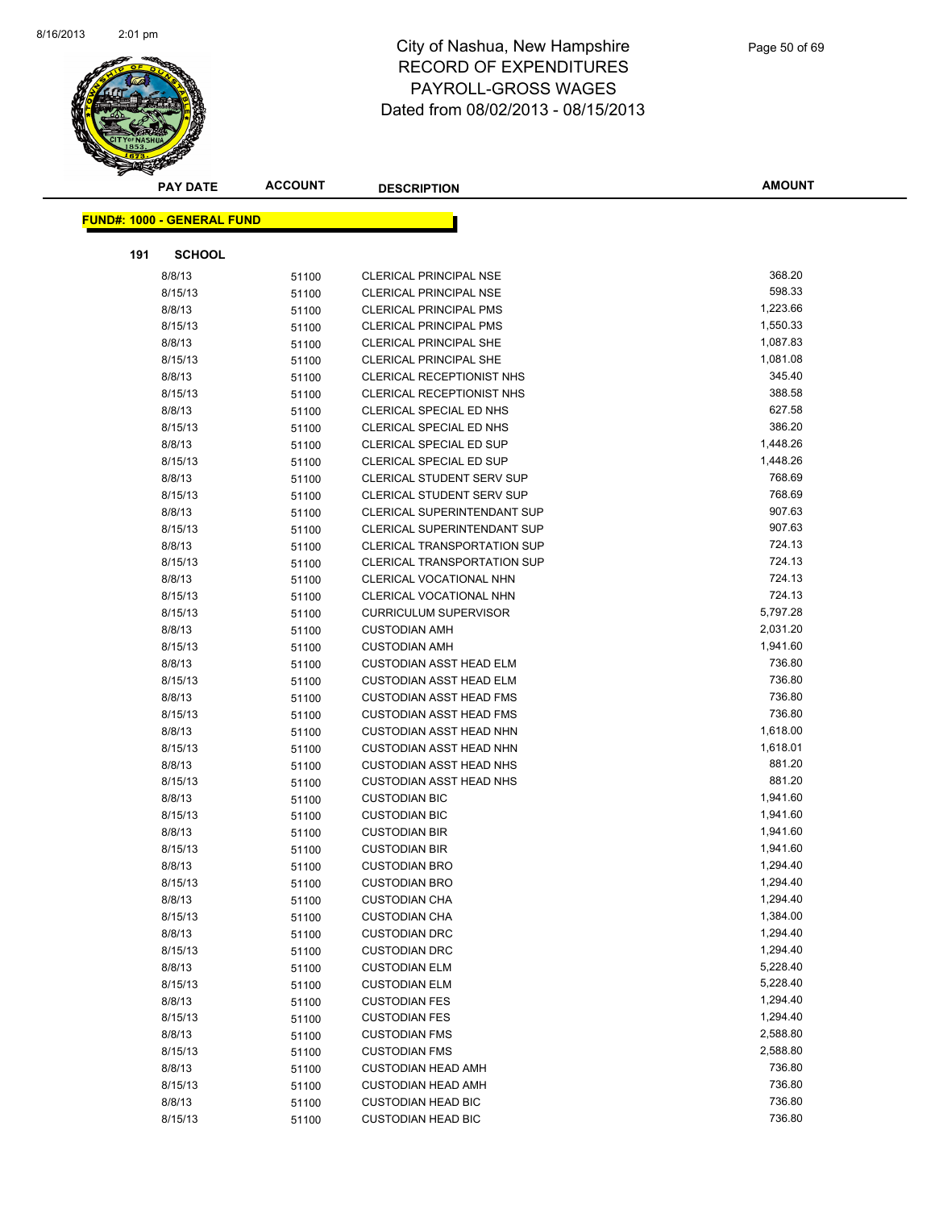# City of Nashua, New Hampshire
# RECORD OF EXPENDITURES
# PAYROLL-GROSS WAGES
# Dated from 08/02/2013 - 08/15/2013

**FUND#: 1000 - GENERAL FUND**

**191 SCHOOL**

| PAY DATE | ACCOUNT | DESCRIPTION | AMOUNT |
|---|---|---|---|
| 8/8/13 | 51100 | CLERICAL PRINCIPAL NSE | 368.20 |
| 8/15/13 | 51100 | CLERICAL PRINCIPAL NSE | 598.33 |
| 8/8/13 | 51100 | CLERICAL PRINCIPAL PMS | 1,223.66 |
| 8/15/13 | 51100 | CLERICAL PRINCIPAL PMS | 1,550.33 |
| 8/8/13 | 51100 | CLERICAL PRINCIPAL SHE | 1,087.83 |
| 8/15/13 | 51100 | CLERICAL PRINCIPAL SHE | 1,081.08 |
| 8/8/13 | 51100 | CLERICAL RECEPTIONIST NHS | 345.40 |
| 8/15/13 | 51100 | CLERICAL RECEPTIONIST NHS | 388.58 |
| 8/8/13 | 51100 | CLERICAL SPECIAL ED NHS | 627.58 |
| 8/15/13 | 51100 | CLERICAL SPECIAL ED NHS | 386.20 |
| 8/8/13 | 51100 | CLERICAL SPECIAL ED SUP | 1,448.26 |
| 8/15/13 | 51100 | CLERICAL SPECIAL ED SUP | 1,448.26 |
| 8/8/13 | 51100 | CLERICAL STUDENT SERV SUP | 768.69 |
| 8/15/13 | 51100 | CLERICAL STUDENT SERV SUP | 768.69 |
| 8/8/13 | 51100 | CLERICAL SUPERINTENDANT SUP | 907.63 |
| 8/15/13 | 51100 | CLERICAL SUPERINTENDANT SUP | 907.63 |
| 8/8/13 | 51100 | CLERICAL TRANSPORTATION SUP | 724.13 |
| 8/15/13 | 51100 | CLERICAL TRANSPORTATION SUP | 724.13 |
| 8/8/13 | 51100 | CLERICAL VOCATIONAL NHN | 724.13 |
| 8/15/13 | 51100 | CLERICAL VOCATIONAL NHN | 724.13 |
| 8/15/13 | 51100 | CURRICULUM SUPERVISOR | 5,797.28 |
| 8/8/13 | 51100 | CUSTODIAN AMH | 2,031.20 |
| 8/15/13 | 51100 | CUSTODIAN AMH | 1,941.60 |
| 8/8/13 | 51100 | CUSTODIAN ASST HEAD ELM | 736.80 |
| 8/15/13 | 51100 | CUSTODIAN ASST HEAD ELM | 736.80 |
| 8/8/13 | 51100 | CUSTODIAN ASST HEAD FMS | 736.80 |
| 8/15/13 | 51100 | CUSTODIAN ASST HEAD FMS | 736.80 |
| 8/8/13 | 51100 | CUSTODIAN ASST HEAD NHN | 1,618.00 |
| 8/15/13 | 51100 | CUSTODIAN ASST HEAD NHN | 1,618.01 |
| 8/8/13 | 51100 | CUSTODIAN ASST HEAD NHS | 881.20 |
| 8/15/13 | 51100 | CUSTODIAN ASST HEAD NHS | 881.20 |
| 8/8/13 | 51100 | CUSTODIAN BIC | 1,941.60 |
| 8/15/13 | 51100 | CUSTODIAN BIC | 1,941.60 |
| 8/8/13 | 51100 | CUSTODIAN BIR | 1,941.60 |
| 8/15/13 | 51100 | CUSTODIAN BIR | 1,941.60 |
| 8/8/13 | 51100 | CUSTODIAN BRO | 1,294.40 |
| 8/15/13 | 51100 | CUSTODIAN BRO | 1,294.40 |
| 8/8/13 | 51100 | CUSTODIAN CHA | 1,294.40 |
| 8/15/13 | 51100 | CUSTODIAN CHA | 1,384.00 |
| 8/8/13 | 51100 | CUSTODIAN DRC | 1,294.40 |
| 8/15/13 | 51100 | CUSTODIAN DRC | 1,294.40 |
| 8/8/13 | 51100 | CUSTODIAN ELM | 5,228.40 |
| 8/15/13 | 51100 | CUSTODIAN ELM | 5,228.40 |
| 8/8/13 | 51100 | CUSTODIAN FES | 1,294.40 |
| 8/15/13 | 51100 | CUSTODIAN FES | 1,294.40 |
| 8/8/13 | 51100 | CUSTODIAN FMS | 2,588.80 |
| 8/15/13 | 51100 | CUSTODIAN FMS | 2,588.80 |
| 8/8/13 | 51100 | CUSTODIAN HEAD AMH | 736.80 |
| 8/15/13 | 51100 | CUSTODIAN HEAD AMH | 736.80 |
| 8/8/13 | 51100 | CUSTODIAN HEAD BIC | 736.80 |
| 8/15/13 | 51100 | CUSTODIAN HEAD BIC | 736.80 |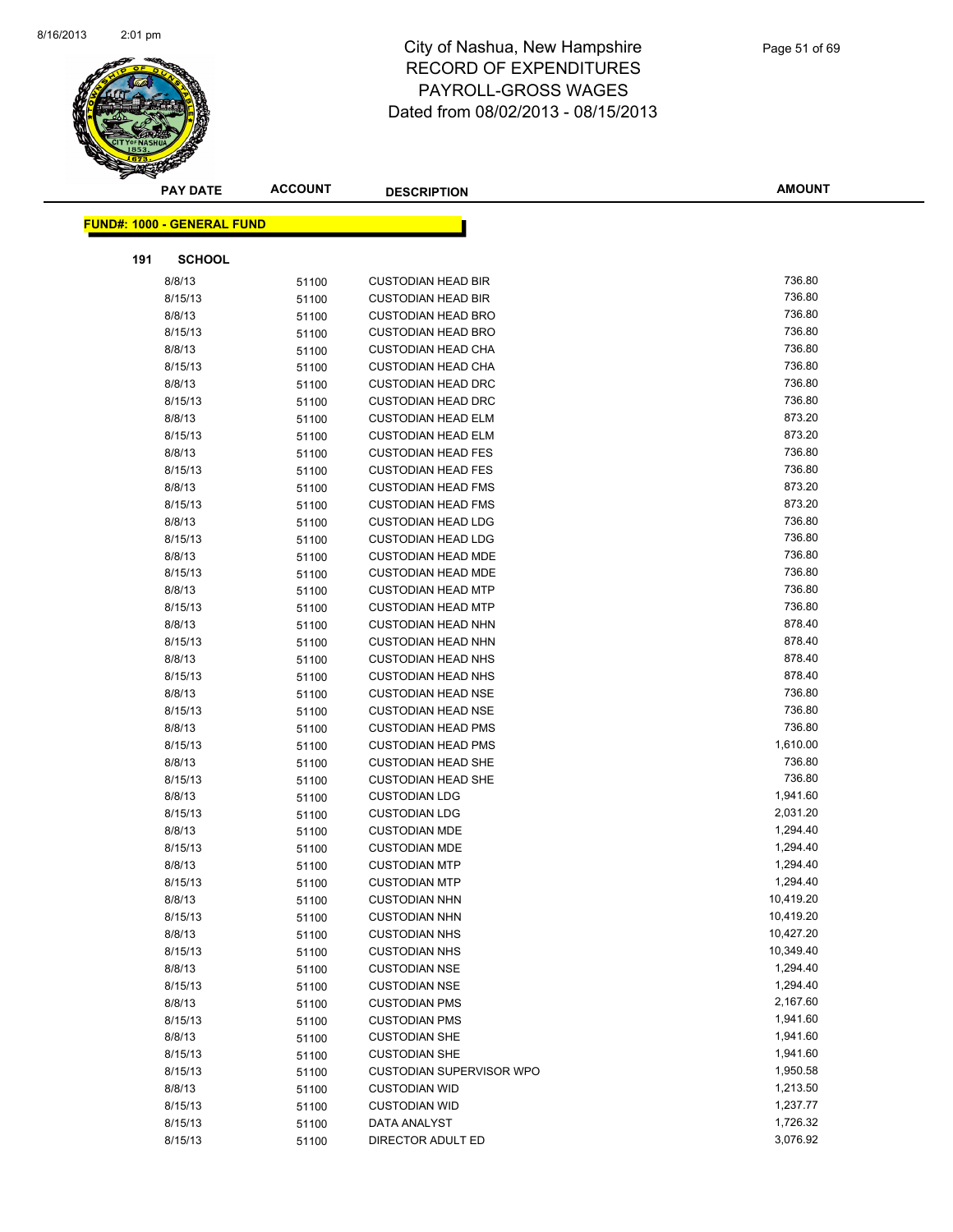# City of Nashua, New Hampshire
# RECORD OF EXPENDITURES
# PAYROLL-GROSS WAGES
# Dated from 08/02/2013 - 08/15/2013

| PAY DATE | ACCOUNT | DESCRIPTION | AMOUNT |
|---|---|---|---|

**FUND#: 1000 - GENERAL FUND**

**191 SCHOOL**

| PAY DATE | ACCOUNT | DESCRIPTION | AMOUNT |
|---|---|---|---|
| 8/8/13 | 51100 | CUSTODIAN HEAD BIR | 736.80 |
| 8/15/13 | 51100 | CUSTODIAN HEAD BIR | 736.80 |
| 8/8/13 | 51100 | CUSTODIAN HEAD BRO | 736.80 |
| 8/15/13 | 51100 | CUSTODIAN HEAD BRO | 736.80 |
| 8/8/13 | 51100 | CUSTODIAN HEAD CHA | 736.80 |
| 8/15/13 | 51100 | CUSTODIAN HEAD CHA | 736.80 |
| 8/8/13 | 51100 | CUSTODIAN HEAD DRC | 736.80 |
| 8/15/13 | 51100 | CUSTODIAN HEAD DRC | 736.80 |
| 8/8/13 | 51100 | CUSTODIAN HEAD ELM | 873.20 |
| 8/15/13 | 51100 | CUSTODIAN HEAD ELM | 873.20 |
| 8/8/13 | 51100 | CUSTODIAN HEAD FES | 736.80 |
| 8/15/13 | 51100 | CUSTODIAN HEAD FES | 736.80 |
| 8/8/13 | 51100 | CUSTODIAN HEAD FMS | 873.20 |
| 8/15/13 | 51100 | CUSTODIAN HEAD FMS | 873.20 |
| 8/8/13 | 51100 | CUSTODIAN HEAD LDG | 736.80 |
| 8/15/13 | 51100 | CUSTODIAN HEAD LDG | 736.80 |
| 8/8/13 | 51100 | CUSTODIAN HEAD MDE | 736.80 |
| 8/15/13 | 51100 | CUSTODIAN HEAD MDE | 736.80 |
| 8/8/13 | 51100 | CUSTODIAN HEAD MTP | 736.80 |
| 8/15/13 | 51100 | CUSTODIAN HEAD MTP | 736.80 |
| 8/8/13 | 51100 | CUSTODIAN HEAD NHN | 878.40 |
| 8/15/13 | 51100 | CUSTODIAN HEAD NHN | 878.40 |
| 8/8/13 | 51100 | CUSTODIAN HEAD NHS | 878.40 |
| 8/15/13 | 51100 | CUSTODIAN HEAD NHS | 878.40 |
| 8/8/13 | 51100 | CUSTODIAN HEAD NSE | 736.80 |
| 8/15/13 | 51100 | CUSTODIAN HEAD NSE | 736.80 |
| 8/8/13 | 51100 | CUSTODIAN HEAD PMS | 736.80 |
| 8/15/13 | 51100 | CUSTODIAN HEAD PMS | 1,610.00 |
| 8/8/13 | 51100 | CUSTODIAN HEAD SHE | 736.80 |
| 8/15/13 | 51100 | CUSTODIAN HEAD SHE | 736.80 |
| 8/8/13 | 51100 | CUSTODIAN LDG | 1,941.60 |
| 8/15/13 | 51100 | CUSTODIAN LDG | 2,031.20 |
| 8/8/13 | 51100 | CUSTODIAN MDE | 1,294.40 |
| 8/15/13 | 51100 | CUSTODIAN MDE | 1,294.40 |
| 8/8/13 | 51100 | CUSTODIAN MTP | 1,294.40 |
| 8/15/13 | 51100 | CUSTODIAN MTP | 1,294.40 |
| 8/8/13 | 51100 | CUSTODIAN NHN | 10,419.20 |
| 8/15/13 | 51100 | CUSTODIAN NHN | 10,419.20 |
| 8/8/13 | 51100 | CUSTODIAN NHS | 10,427.20 |
| 8/15/13 | 51100 | CUSTODIAN NHS | 10,349.40 |
| 8/8/13 | 51100 | CUSTODIAN NSE | 1,294.40 |
| 8/15/13 | 51100 | CUSTODIAN NSE | 1,294.40 |
| 8/8/13 | 51100 | CUSTODIAN PMS | 2,167.60 |
| 8/15/13 | 51100 | CUSTODIAN PMS | 1,941.60 |
| 8/8/13 | 51100 | CUSTODIAN SHE | 1,941.60 |
| 8/15/13 | 51100 | CUSTODIAN SHE | 1,941.60 |
| 8/15/13 | 51100 | CUSTODIAN SUPERVISOR WPO | 1,950.58 |
| 8/8/13 | 51100 | CUSTODIAN WID | 1,213.50 |
| 8/15/13 | 51100 | CUSTODIAN WID | 1,237.77 |
| 8/15/13 | 51100 | DATA ANALYST | 1,726.32 |
| 8/15/13 | 51100 | DIRECTOR ADULT ED | 3,076.92 |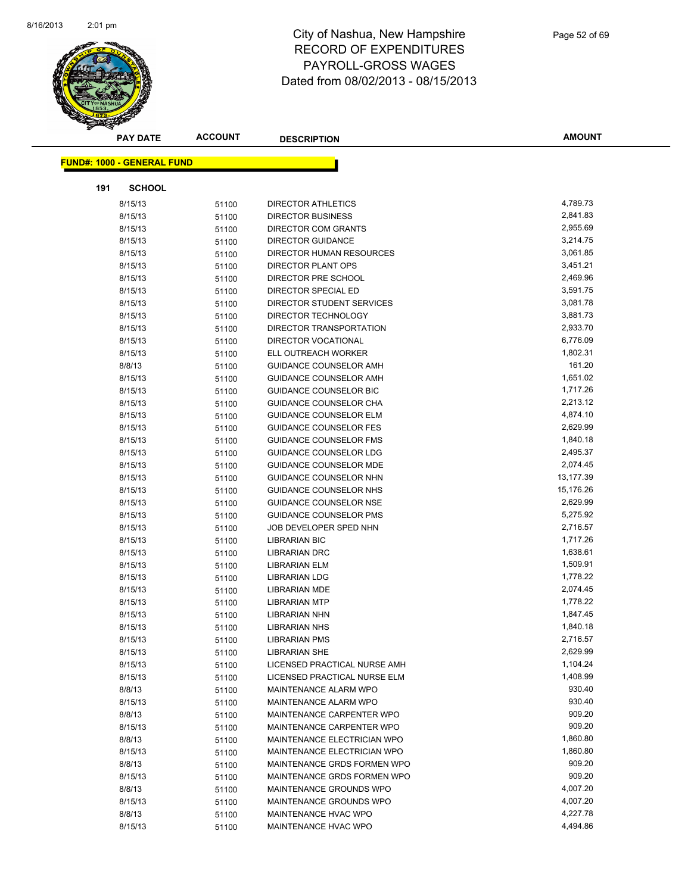# City of Nashua, New Hampshire
## RECORD OF EXPENDITURES
## PAYROLL-GROSS WAGES
### Dated from 08/02/2013 - 08/15/2013

| PAY DATE | ACCOUNT | DESCRIPTION | AMOUNT |
|---|---|---|---|

**FUND#: 1000 - GENERAL FUND**

**191 SCHOOL**

| PAY DATE | ACCOUNT | DESCRIPTION | AMOUNT |
|---|---|---|---|
| 8/15/13 | 51100 | DIRECTOR ATHLETICS | 4,789.73 |
| 8/15/13 | 51100 | DIRECTOR BUSINESS | 2,841.83 |
| 8/15/13 | 51100 | DIRECTOR COM GRANTS | 2,955.69 |
| 8/15/13 | 51100 | DIRECTOR GUIDANCE | 3,214.75 |
| 8/15/13 | 51100 | DIRECTOR HUMAN RESOURCES | 3,061.85 |
| 8/15/13 | 51100 | DIRECTOR PLANT OPS | 3,451.21 |
| 8/15/13 | 51100 | DIRECTOR PRE SCHOOL | 2,469.96 |
| 8/15/13 | 51100 | DIRECTOR SPECIAL ED | 3,591.75 |
| 8/15/13 | 51100 | DIRECTOR STUDENT SERVICES | 3,081.78 |
| 8/15/13 | 51100 | DIRECTOR TECHNOLOGY | 3,881.73 |
| 8/15/13 | 51100 | DIRECTOR TRANSPORTATION | 2,933.70 |
| 8/15/13 | 51100 | DIRECTOR VOCATIONAL | 6,776.09 |
| 8/15/13 | 51100 | ELL OUTREACH WORKER | 1,802.31 |
| 8/8/13 | 51100 | GUIDANCE COUNSELOR AMH | 161.20 |
| 8/15/13 | 51100 | GUIDANCE COUNSELOR AMH | 1,651.02 |
| 8/15/13 | 51100 | GUIDANCE COUNSELOR BIC | 1,717.26 |
| 8/15/13 | 51100 | GUIDANCE COUNSELOR CHA | 2,213.12 |
| 8/15/13 | 51100 | GUIDANCE COUNSELOR ELM | 4,874.10 |
| 8/15/13 | 51100 | GUIDANCE COUNSELOR FES | 2,629.99 |
| 8/15/13 | 51100 | GUIDANCE COUNSELOR FMS | 1,840.18 |
| 8/15/13 | 51100 | GUIDANCE COUNSELOR LDG | 2,495.37 |
| 8/15/13 | 51100 | GUIDANCE COUNSELOR MDE | 2,074.45 |
| 8/15/13 | 51100 | GUIDANCE COUNSELOR NHN | 13,177.39 |
| 8/15/13 | 51100 | GUIDANCE COUNSELOR NHS | 15,176.26 |
| 8/15/13 | 51100 | GUIDANCE COUNSELOR NSE | 2,629.99 |
| 8/15/13 | 51100 | GUIDANCE COUNSELOR PMS | 5,275.92 |
| 8/15/13 | 51100 | JOB DEVELOPER SPED NHN | 2,716.57 |
| 8/15/13 | 51100 | LIBRARIAN BIC | 1,717.26 |
| 8/15/13 | 51100 | LIBRARIAN DRC | 1,638.61 |
| 8/15/13 | 51100 | LIBRARIAN ELM | 1,509.91 |
| 8/15/13 | 51100 | LIBRARIAN LDG | 1,778.22 |
| 8/15/13 | 51100 | LIBRARIAN MDE | 2,074.45 |
| 8/15/13 | 51100 | LIBRARIAN MTP | 1,778.22 |
| 8/15/13 | 51100 | LIBRARIAN NHN | 1,847.45 |
| 8/15/13 | 51100 | LIBRARIAN NHS | 1,840.18 |
| 8/15/13 | 51100 | LIBRARIAN PMS | 2,716.57 |
| 8/15/13 | 51100 | LIBRARIAN SHE | 2,629.99 |
| 8/15/13 | 51100 | LICENSED PRACTICAL NURSE AMH | 1,104.24 |
| 8/15/13 | 51100 | LICENSED PRACTICAL NURSE ELM | 1,408.99 |
| 8/8/13 | 51100 | MAINTENANCE ALARM WPO | 930.40 |
| 8/15/13 | 51100 | MAINTENANCE ALARM WPO | 930.40 |
| 8/8/13 | 51100 | MAINTENANCE CARPENTER WPO | 909.20 |
| 8/15/13 | 51100 | MAINTENANCE CARPENTER WPO | 909.20 |
| 8/8/13 | 51100 | MAINTENANCE ELECTRICIAN WPO | 1,860.80 |
| 8/15/13 | 51100 | MAINTENANCE ELECTRICIAN WPO | 1,860.80 |
| 8/8/13 | 51100 | MAINTENANCE GRDS FORMEN WPO | 909.20 |
| 8/15/13 | 51100 | MAINTENANCE GRDS FORMEN WPO | 909.20 |
| 8/8/13 | 51100 | MAINTENANCE GROUNDS WPO | 4,007.20 |
| 8/15/13 | 51100 | MAINTENANCE GROUNDS WPO | 4,007.20 |
| 8/8/13 | 51100 | MAINTENANCE HVAC WPO | 4,227.78 |
| 8/15/13 | 51100 | MAINTENANCE HVAC WPO | 4,494.86 |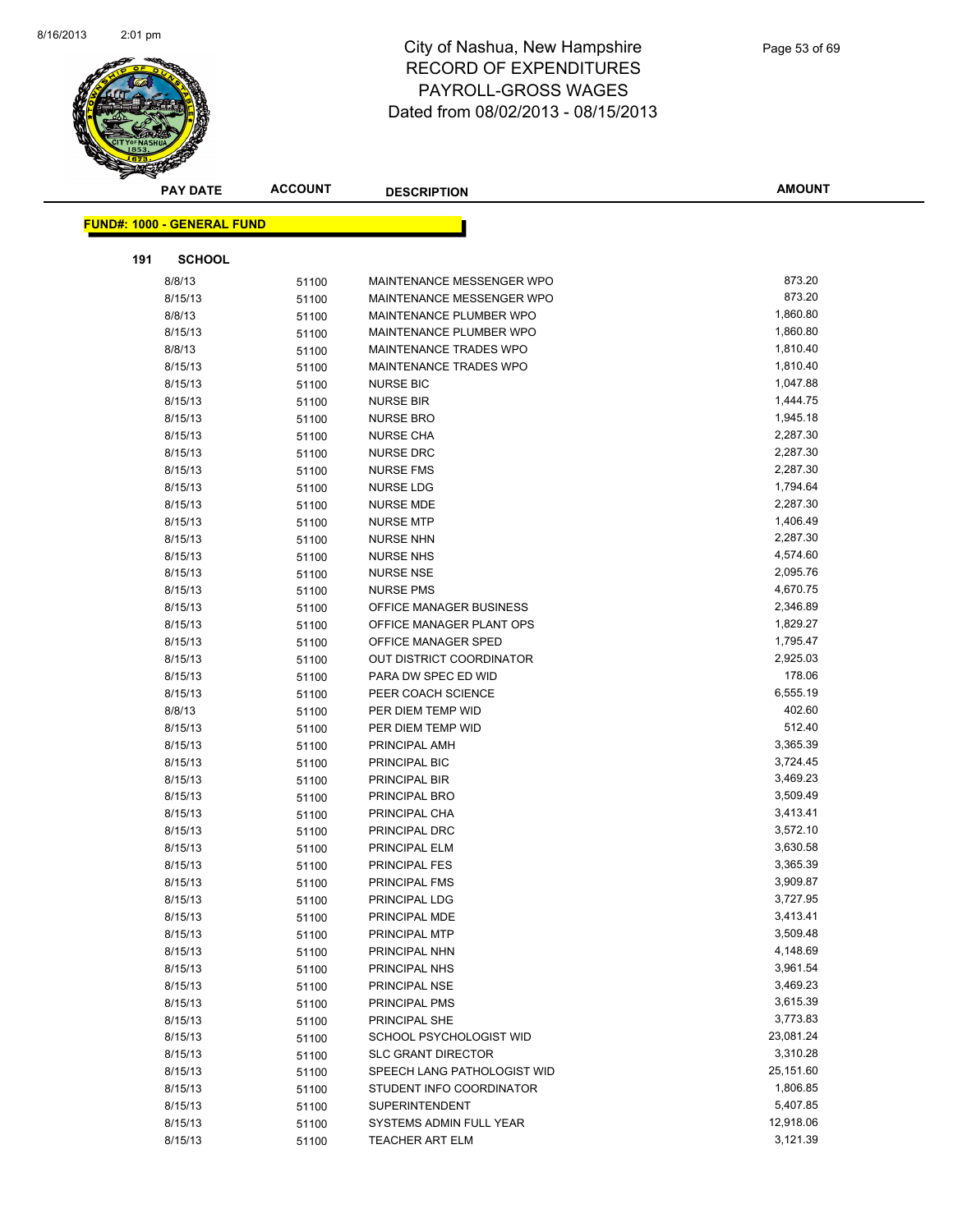# City of Nashua, New Hampshire
## RECORD OF EXPENDITURES
## PAYROLL-GROSS WAGES
## Dated from 08/02/2013 - 08/15/2013

| PAY DATE | ACCOUNT | DESCRIPTION | AMOUNT |
|---|---|---|---|

**FUND#: 1000 - GENERAL FUND**

**191 SCHOOL**

| PAY DATE | ACCOUNT | DESCRIPTION | AMOUNT |
|---|---|---|---|
| 8/8/13 | 51100 | MAINTENANCE MESSENGER WPO | 873.20 |
| 8/15/13 | 51100 | MAINTENANCE MESSENGER WPO | 873.20 |
| 8/8/13 | 51100 | MAINTENANCE PLUMBER WPO | 1,860.80 |
| 8/15/13 | 51100 | MAINTENANCE PLUMBER WPO | 1,860.80 |
| 8/8/13 | 51100 | MAINTENANCE TRADES WPO | 1,810.40 |
| 8/15/13 | 51100 | MAINTENANCE TRADES WPO | 1,810.40 |
| 8/15/13 | 51100 | NURSE BIC | 1,047.88 |
| 8/15/13 | 51100 | NURSE BIR | 1,444.75 |
| 8/15/13 | 51100 | NURSE BRO | 1,945.18 |
| 8/15/13 | 51100 | NURSE CHA | 2,287.30 |
| 8/15/13 | 51100 | NURSE DRC | 2,287.30 |
| 8/15/13 | 51100 | NURSE FMS | 2,287.30 |
| 8/15/13 | 51100 | NURSE LDG | 1,794.64 |
| 8/15/13 | 51100 | NURSE MDE | 2,287.30 |
| 8/15/13 | 51100 | NURSE MTP | 1,406.49 |
| 8/15/13 | 51100 | NURSE NHN | 2,287.30 |
| 8/15/13 | 51100 | NURSE NHS | 4,574.60 |
| 8/15/13 | 51100 | NURSE NSE | 2,095.76 |
| 8/15/13 | 51100 | NURSE PMS | 4,670.75 |
| 8/15/13 | 51100 | OFFICE MANAGER BUSINESS | 2,346.89 |
| 8/15/13 | 51100 | OFFICE MANAGER PLANT OPS | 1,829.27 |
| 8/15/13 | 51100 | OFFICE MANAGER SPED | 1,795.47 |
| 8/15/13 | 51100 | OUT DISTRICT COORDINATOR | 2,925.03 |
| 8/15/13 | 51100 | PARA DW SPEC ED WID | 178.06 |
| 8/15/13 | 51100 | PEER COACH SCIENCE | 6,555.19 |
| 8/8/13 | 51100 | PER DIEM TEMP WID | 402.60 |
| 8/15/13 | 51100 | PER DIEM TEMP WID | 512.40 |
| 8/15/13 | 51100 | PRINCIPAL AMH | 3,365.39 |
| 8/15/13 | 51100 | PRINCIPAL BIC | 3,724.45 |
| 8/15/13 | 51100 | PRINCIPAL BIR | 3,469.23 |
| 8/15/13 | 51100 | PRINCIPAL BRO | 3,509.49 |
| 8/15/13 | 51100 | PRINCIPAL CHA | 3,413.41 |
| 8/15/13 | 51100 | PRINCIPAL DRC | 3,572.10 |
| 8/15/13 | 51100 | PRINCIPAL ELM | 3,630.58 |
| 8/15/13 | 51100 | PRINCIPAL FES | 3,365.39 |
| 8/15/13 | 51100 | PRINCIPAL FMS | 3,909.87 |
| 8/15/13 | 51100 | PRINCIPAL LDG | 3,727.95 |
| 8/15/13 | 51100 | PRINCIPAL MDE | 3,413.41 |
| 8/15/13 | 51100 | PRINCIPAL MTP | 3,509.48 |
| 8/15/13 | 51100 | PRINCIPAL NHN | 4,148.69 |
| 8/15/13 | 51100 | PRINCIPAL NHS | 3,961.54 |
| 8/15/13 | 51100 | PRINCIPAL NSE | 3,469.23 |
| 8/15/13 | 51100 | PRINCIPAL PMS | 3,615.39 |
| 8/15/13 | 51100 | PRINCIPAL SHE | 3,773.83 |
| 8/15/13 | 51100 | SCHOOL PSYCHOLOGIST WID | 23,081.24 |
| 8/15/13 | 51100 | SLC GRANT DIRECTOR | 3,310.28 |
| 8/15/13 | 51100 | SPEECH LANG PATHOLOGIST WID | 25,151.60 |
| 8/15/13 | 51100 | STUDENT INFO COORDINATOR | 1,806.85 |
| 8/15/13 | 51100 | SUPERINTENDENT | 5,407.85 |
| 8/15/13 | 51100 | SYSTEMS ADMIN FULL YEAR | 12,918.06 |
| 8/15/13 | 51100 | TEACHER ART ELM | 3,121.39 |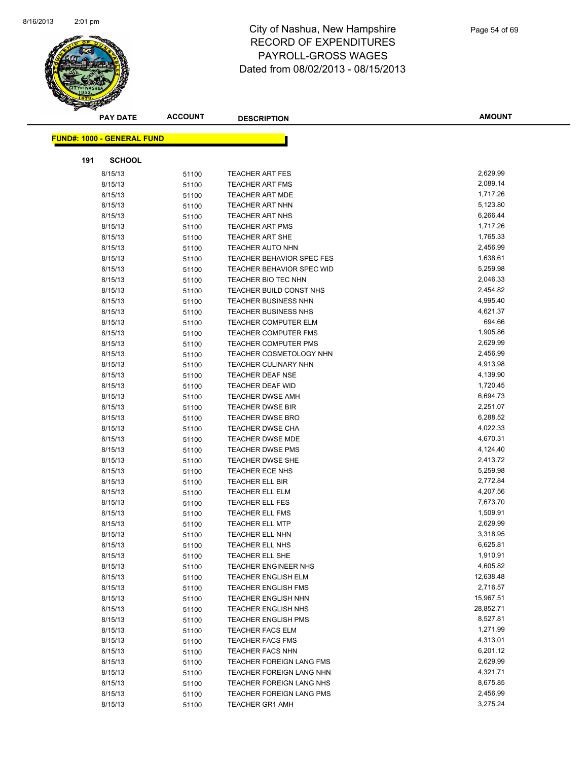# City of Nashua, New Hampshire
# RECORD OF EXPENDITURES
# PAYROLL-GROSS WAGES
# Dated from 08/02/2013 - 08/15/2013

| PAY DATE | ACCOUNT | DESCRIPTION | AMOUNT |
|---|---|---|---|

**FUND#: 1000 - GENERAL FUND**

**191 SCHOOL**

| PAY DATE | ACCOUNT | DESCRIPTION | AMOUNT |
|---|---|---|---|
| 8/15/13 | 51100 | TEACHER ART FES | 2,629.99 |
| 8/15/13 | 51100 | TEACHER ART FMS | 2,089.14 |
| 8/15/13 | 51100 | TEACHER ART MDE | 1,717.26 |
| 8/15/13 | 51100 | TEACHER ART NHN | 5,123.80 |
| 8/15/13 | 51100 | TEACHER ART NHS | 6,266.44 |
| 8/15/13 | 51100 | TEACHER ART PMS | 1,717.26 |
| 8/15/13 | 51100 | TEACHER ART SHE | 1,765.33 |
| 8/15/13 | 51100 | TEACHER AUTO NHN | 2,456.99 |
| 8/15/13 | 51100 | TEACHER BEHAVIOR SPEC FES | 1,638.61 |
| 8/15/13 | 51100 | TEACHER BEHAVIOR SPEC WID | 5,259.98 |
| 8/15/13 | 51100 | TEACHER BIO TEC NHN | 2,046.33 |
| 8/15/13 | 51100 | TEACHER BUILD CONST NHS | 2,454.82 |
| 8/15/13 | 51100 | TEACHER BUSINESS NHN | 4,995.40 |
| 8/15/13 | 51100 | TEACHER BUSINESS NHS | 4,621.37 |
| 8/15/13 | 51100 | TEACHER COMPUTER ELM | 694.66 |
| 8/15/13 | 51100 | TEACHER COMPUTER FMS | 1,905.86 |
| 8/15/13 | 51100 | TEACHER COMPUTER PMS | 2,629.99 |
| 8/15/13 | 51100 | TEACHER COSMETOLOGY NHN | 2,456.99 |
| 8/15/13 | 51100 | TEACHER CULINARY NHN | 4,913.98 |
| 8/15/13 | 51100 | TEACHER DEAF NSE | 4,139.90 |
| 8/15/13 | 51100 | TEACHER DEAF WID | 1,720.45 |
| 8/15/13 | 51100 | TEACHER DWSE AMH | 6,694.73 |
| 8/15/13 | 51100 | TEACHER DWSE BIR | 2,251.07 |
| 8/15/13 | 51100 | TEACHER DWSE BRO | 6,288.52 |
| 8/15/13 | 51100 | TEACHER DWSE CHA | 4,022.33 |
| 8/15/13 | 51100 | TEACHER DWSE MDE | 4,670.31 |
| 8/15/13 | 51100 | TEACHER DWSE PMS | 4,124.40 |
| 8/15/13 | 51100 | TEACHER DWSE SHE | 2,413.72 |
| 8/15/13 | 51100 | TEACHER ECE NHS | 5,259.98 |
| 8/15/13 | 51100 | TEACHER ELL BIR | 2,772.84 |
| 8/15/13 | 51100 | TEACHER ELL ELM | 4,207.56 |
| 8/15/13 | 51100 | TEACHER ELL FES | 7,673.70 |
| 8/15/13 | 51100 | TEACHER ELL FMS | 1,509.91 |
| 8/15/13 | 51100 | TEACHER ELL MTP | 2,629.99 |
| 8/15/13 | 51100 | TEACHER ELL NHN | 3,318.95 |
| 8/15/13 | 51100 | TEACHER ELL NHS | 6,625.81 |
| 8/15/13 | 51100 | TEACHER ELL SHE | 1,910.91 |
| 8/15/13 | 51100 | TEACHER ENGINEER NHS | 4,605.82 |
| 8/15/13 | 51100 | TEACHER ENGLISH ELM | 12,638.48 |
| 8/15/13 | 51100 | TEACHER ENGLISH FMS | 2,716.57 |
| 8/15/13 | 51100 | TEACHER ENGLISH NHN | 15,967.51 |
| 8/15/13 | 51100 | TEACHER ENGLISH NHS | 28,852.71 |
| 8/15/13 | 51100 | TEACHER ENGLISH PMS | 8,527.81 |
| 8/15/13 | 51100 | TEACHER FACS ELM | 1,271.99 |
| 8/15/13 | 51100 | TEACHER FACS FMS | 4,313.01 |
| 8/15/13 | 51100 | TEACHER FACS NHN | 6,201.12 |
| 8/15/13 | 51100 | TEACHER FOREIGN LANG FMS | 2,629.99 |
| 8/15/13 | 51100 | TEACHER FOREIGN LANG NHN | 4,321.71 |
| 8/15/13 | 51100 | TEACHER FOREIGN LANG NHS | 8,675.85 |
| 8/15/13 | 51100 | TEACHER FOREIGN LANG PMS | 2,456.99 |
| 8/15/13 | 51100 | TEACHER GR1 AMH | 3,275.24 |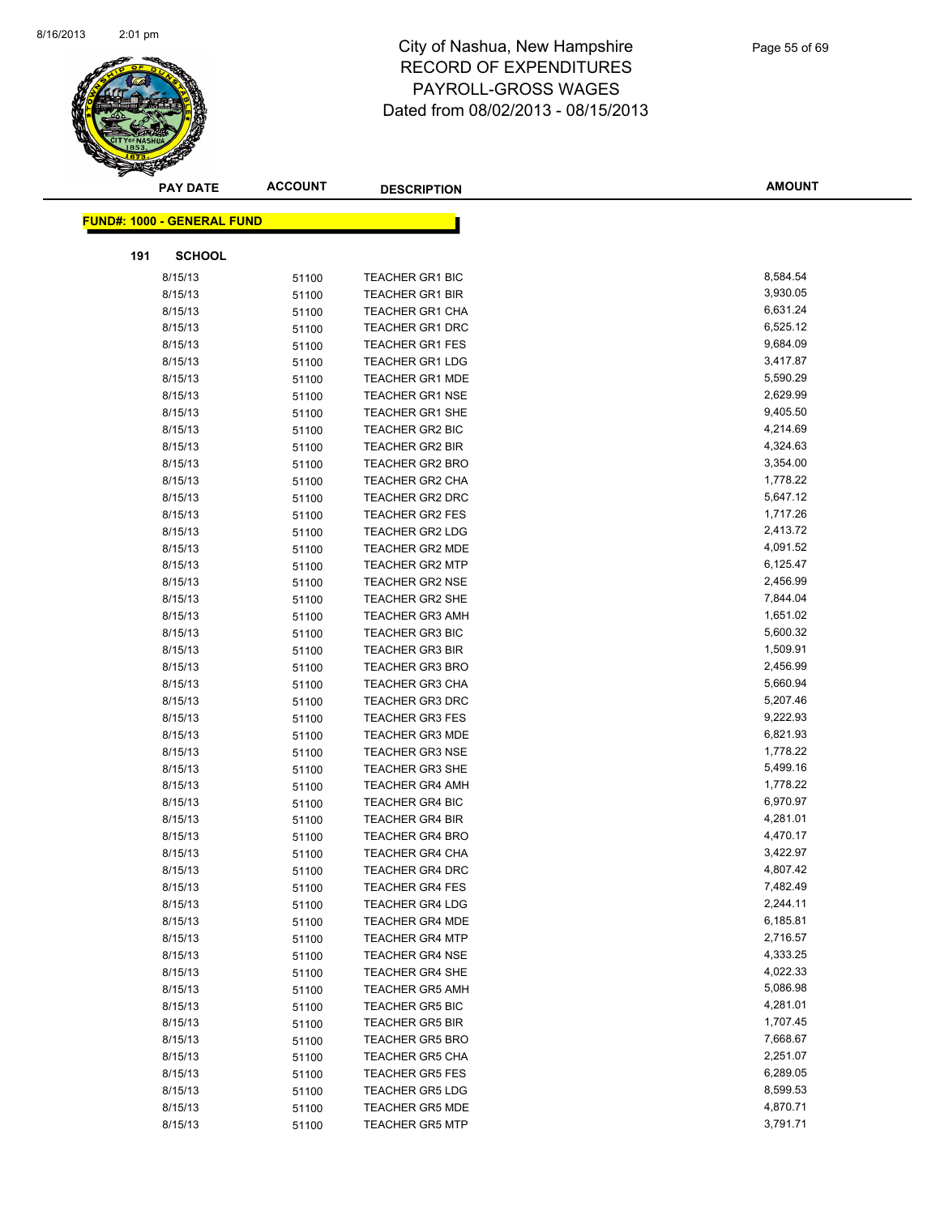# City of Nashua, New Hampshire
## RECORD OF EXPENDITURES
## PAYROLL-GROSS WAGES
## Dated from 08/02/2013 - 08/15/2013

**FUND#: 1000 - GENERAL FUND**

**191 SCHOOL**

| PAY DATE | ACCOUNT | DESCRIPTION | AMOUNT |
|---|---|---|---|
| 8/15/13 | 51100 | TEACHER GR1 BIC | 8,584.54 |
| 8/15/13 | 51100 | TEACHER GR1 BIR | 3,930.05 |
| 8/15/13 | 51100 | TEACHER GR1 CHA | 6,631.24 |
| 8/15/13 | 51100 | TEACHER GR1 DRC | 6,525.12 |
| 8/15/13 | 51100 | TEACHER GR1 FES | 9,684.09 |
| 8/15/13 | 51100 | TEACHER GR1 LDG | 3,417.87 |
| 8/15/13 | 51100 | TEACHER GR1 MDE | 5,590.29 |
| 8/15/13 | 51100 | TEACHER GR1 NSE | 2,629.99 |
| 8/15/13 | 51100 | TEACHER GR1 SHE | 9,405.50 |
| 8/15/13 | 51100 | TEACHER GR2 BIC | 4,214.69 |
| 8/15/13 | 51100 | TEACHER GR2 BIR | 4,324.63 |
| 8/15/13 | 51100 | TEACHER GR2 BRO | 3,354.00 |
| 8/15/13 | 51100 | TEACHER GR2 CHA | 1,778.22 |
| 8/15/13 | 51100 | TEACHER GR2 DRC | 5,647.12 |
| 8/15/13 | 51100 | TEACHER GR2 FES | 1,717.26 |
| 8/15/13 | 51100 | TEACHER GR2 LDG | 2,413.72 |
| 8/15/13 | 51100 | TEACHER GR2 MDE | 4,091.52 |
| 8/15/13 | 51100 | TEACHER GR2 MTP | 6,125.47 |
| 8/15/13 | 51100 | TEACHER GR2 NSE | 2,456.99 |
| 8/15/13 | 51100 | TEACHER GR2 SHE | 7,844.04 |
| 8/15/13 | 51100 | TEACHER GR3 AMH | 1,651.02 |
| 8/15/13 | 51100 | TEACHER GR3 BIC | 5,600.32 |
| 8/15/13 | 51100 | TEACHER GR3 BIR | 1,509.91 |
| 8/15/13 | 51100 | TEACHER GR3 BRO | 2,456.99 |
| 8/15/13 | 51100 | TEACHER GR3 CHA | 5,660.94 |
| 8/15/13 | 51100 | TEACHER GR3 DRC | 5,207.46 |
| 8/15/13 | 51100 | TEACHER GR3 FES | 9,222.93 |
| 8/15/13 | 51100 | TEACHER GR3 MDE | 6,821.93 |
| 8/15/13 | 51100 | TEACHER GR3 NSE | 1,778.22 |
| 8/15/13 | 51100 | TEACHER GR3 SHE | 5,499.16 |
| 8/15/13 | 51100 | TEACHER GR4 AMH | 1,778.22 |
| 8/15/13 | 51100 | TEACHER GR4 BIC | 6,970.97 |
| 8/15/13 | 51100 | TEACHER GR4 BIR | 4,281.01 |
| 8/15/13 | 51100 | TEACHER GR4 BRO | 4,470.17 |
| 8/15/13 | 51100 | TEACHER GR4 CHA | 3,422.97 |
| 8/15/13 | 51100 | TEACHER GR4 DRC | 4,807.42 |
| 8/15/13 | 51100 | TEACHER GR4 FES | 7,482.49 |
| 8/15/13 | 51100 | TEACHER GR4 LDG | 2,244.11 |
| 8/15/13 | 51100 | TEACHER GR4 MDE | 6,185.81 |
| 8/15/13 | 51100 | TEACHER GR4 MTP | 2,716.57 |
| 8/15/13 | 51100 | TEACHER GR4 NSE | 4,333.25 |
| 8/15/13 | 51100 | TEACHER GR4 SHE | 4,022.33 |
| 8/15/13 | 51100 | TEACHER GR5 AMH | 5,086.98 |
| 8/15/13 | 51100 | TEACHER GR5 BIC | 4,281.01 |
| 8/15/13 | 51100 | TEACHER GR5 BIR | 1,707.45 |
| 8/15/13 | 51100 | TEACHER GR5 BRO | 7,668.67 |
| 8/15/13 | 51100 | TEACHER GR5 CHA | 2,251.07 |
| 8/15/13 | 51100 | TEACHER GR5 FES | 6,289.05 |
| 8/15/13 | 51100 | TEACHER GR5 LDG | 8,599.53 |
| 8/15/13 | 51100 | TEACHER GR5 MDE | 4,870.71 |
| 8/15/13 | 51100 | TEACHER GR5 MTP | 3,791.71 |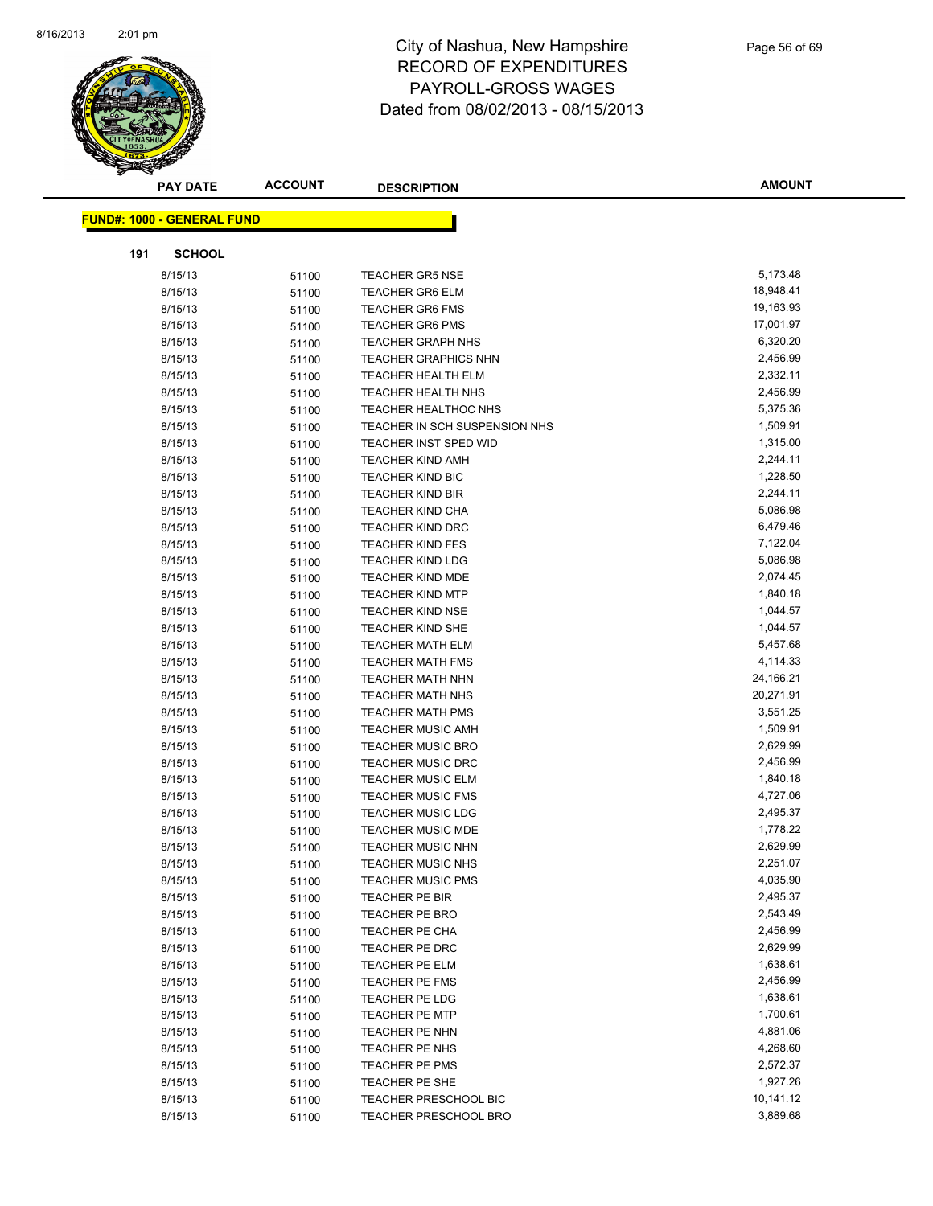# City of Nashua, New Hampshire
# RECORD OF EXPENDITURES
# PAYROLL-GROSS WAGES
# Dated from 08/02/2013 - 08/15/2013

| PAY DATE | ACCOUNT | DESCRIPTION | AMOUNT |
|---|---|---|---|

**FUND#: 1000 - GENERAL FUND**

**191 SCHOOL**

| PAY DATE | ACCOUNT | DESCRIPTION | AMOUNT |
|---|---|---|---|
| 8/15/13 | 51100 | TEACHER GR5 NSE | 5,173.48 |
| 8/15/13 | 51100 | TEACHER GR6 ELM | 18,948.41 |
| 8/15/13 | 51100 | TEACHER GR6 FMS | 19,163.93 |
| 8/15/13 | 51100 | TEACHER GR6 PMS | 17,001.97 |
| 8/15/13 | 51100 | TEACHER GRAPH NHS | 6,320.20 |
| 8/15/13 | 51100 | TEACHER GRAPHICS NHN | 2,456.99 |
| 8/15/13 | 51100 | TEACHER HEALTH ELM | 2,332.11 |
| 8/15/13 | 51100 | TEACHER HEALTH NHS | 2,456.99 |
| 8/15/13 | 51100 | TEACHER HEALTHOC NHS | 5,375.36 |
| 8/15/13 | 51100 | TEACHER IN SCH SUSPENSION NHS | 1,509.91 |
| 8/15/13 | 51100 | TEACHER INST SPED WID | 1,315.00 |
| 8/15/13 | 51100 | TEACHER KIND AMH | 2,244.11 |
| 8/15/13 | 51100 | TEACHER KIND BIC | 1,228.50 |
| 8/15/13 | 51100 | TEACHER KIND BIR | 2,244.11 |
| 8/15/13 | 51100 | TEACHER KIND CHA | 5,086.98 |
| 8/15/13 | 51100 | TEACHER KIND DRC | 6,479.46 |
| 8/15/13 | 51100 | TEACHER KIND FES | 7,122.04 |
| 8/15/13 | 51100 | TEACHER KIND LDG | 5,086.98 |
| 8/15/13 | 51100 | TEACHER KIND MDE | 2,074.45 |
| 8/15/13 | 51100 | TEACHER KIND MTP | 1,840.18 |
| 8/15/13 | 51100 | TEACHER KIND NSE | 1,044.57 |
| 8/15/13 | 51100 | TEACHER KIND SHE | 1,044.57 |
| 8/15/13 | 51100 | TEACHER MATH ELM | 5,457.68 |
| 8/15/13 | 51100 | TEACHER MATH FMS | 4,114.33 |
| 8/15/13 | 51100 | TEACHER MATH NHN | 24,166.21 |
| 8/15/13 | 51100 | TEACHER MATH NHS | 20,271.91 |
| 8/15/13 | 51100 | TEACHER MATH PMS | 3,551.25 |
| 8/15/13 | 51100 | TEACHER MUSIC AMH | 1,509.91 |
| 8/15/13 | 51100 | TEACHER MUSIC BRO | 2,629.99 |
| 8/15/13 | 51100 | TEACHER MUSIC DRC | 2,456.99 |
| 8/15/13 | 51100 | TEACHER MUSIC ELM | 1,840.18 |
| 8/15/13 | 51100 | TEACHER MUSIC FMS | 4,727.06 |
| 8/15/13 | 51100 | TEACHER MUSIC LDG | 2,495.37 |
| 8/15/13 | 51100 | TEACHER MUSIC MDE | 1,778.22 |
| 8/15/13 | 51100 | TEACHER MUSIC NHN | 2,629.99 |
| 8/15/13 | 51100 | TEACHER MUSIC NHS | 2,251.07 |
| 8/15/13 | 51100 | TEACHER MUSIC PMS | 4,035.90 |
| 8/15/13 | 51100 | TEACHER PE BIR | 2,495.37 |
| 8/15/13 | 51100 | TEACHER PE BRO | 2,543.49 |
| 8/15/13 | 51100 | TEACHER PE CHA | 2,456.99 |
| 8/15/13 | 51100 | TEACHER PE DRC | 2,629.99 |
| 8/15/13 | 51100 | TEACHER PE ELM | 1,638.61 |
| 8/15/13 | 51100 | TEACHER PE FMS | 2,456.99 |
| 8/15/13 | 51100 | TEACHER PE LDG | 1,638.61 |
| 8/15/13 | 51100 | TEACHER PE MTP | 1,700.61 |
| 8/15/13 | 51100 | TEACHER PE NHN | 4,881.06 |
| 8/15/13 | 51100 | TEACHER PE NHS | 4,268.60 |
| 8/15/13 | 51100 | TEACHER PE PMS | 2,572.37 |
| 8/15/13 | 51100 | TEACHER PE SHE | 1,927.26 |
| 8/15/13 | 51100 | TEACHER PRESCHOOL BIC | 10,141.12 |
| 8/15/13 | 51100 | TEACHER PRESCHOOL BRO | 3,889.68 |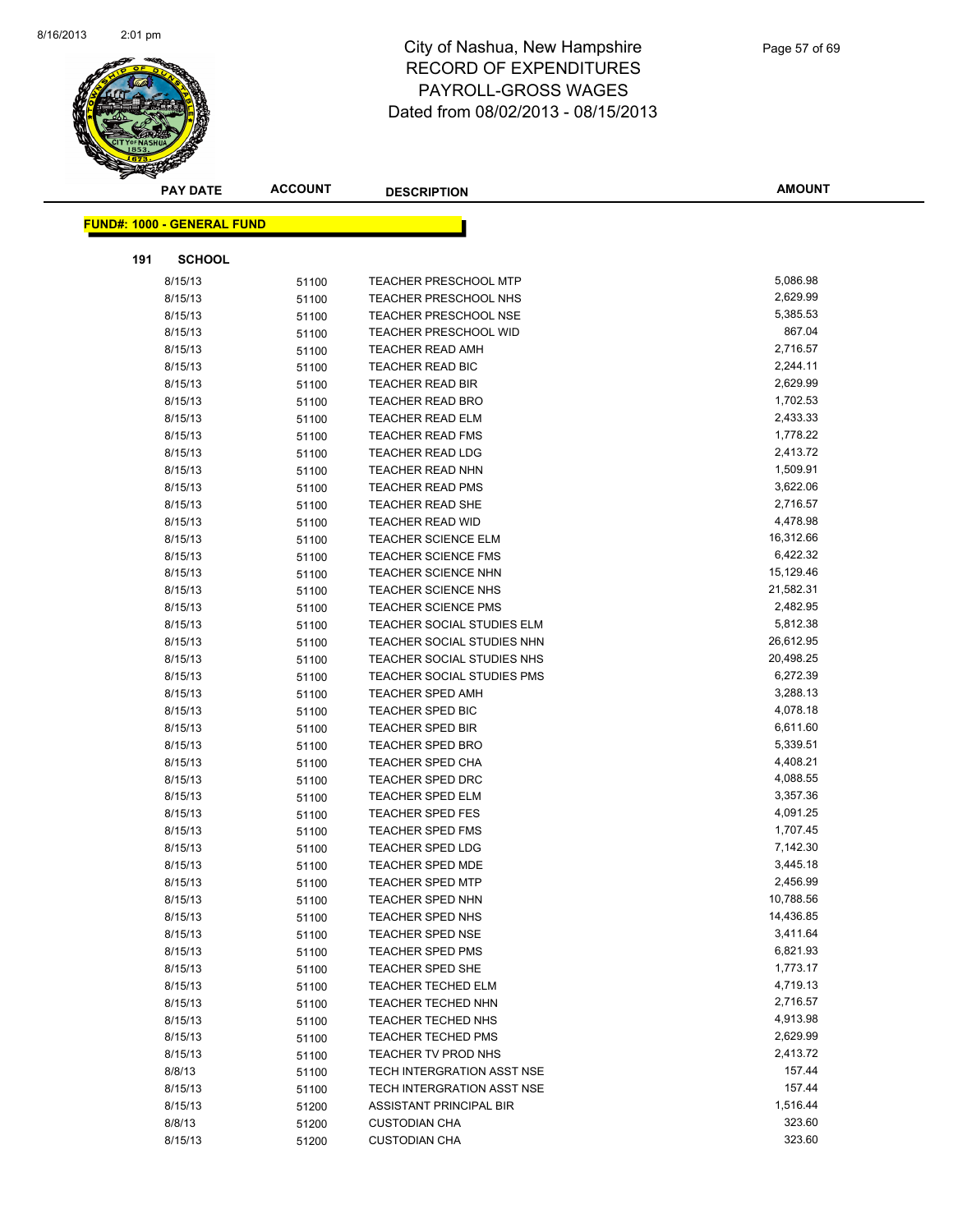# City of Nashua, New Hampshire
## RECORD OF EXPENDITURES
## PAYROLL-GROSS WAGES
## Dated from 08/02/2013 - 08/15/2013

**FUND#: 1000 - GENERAL FUND**

**191 SCHOOL**

| PAY DATE | ACCOUNT | DESCRIPTION | AMOUNT |
|---|---|---|---|
| 8/15/13 | 51100 | TEACHER PRESCHOOL MTP | 5,086.98 |
| 8/15/13 | 51100 | TEACHER PRESCHOOL NHS | 2,629.99 |
| 8/15/13 | 51100 | TEACHER PRESCHOOL NSE | 5,385.53 |
| 8/15/13 | 51100 | TEACHER PRESCHOOL WID | 867.04 |
| 8/15/13 | 51100 | TEACHER READ AMH | 2,716.57 |
| 8/15/13 | 51100 | TEACHER READ BIC | 2,244.11 |
| 8/15/13 | 51100 | TEACHER READ BIR | 2,629.99 |
| 8/15/13 | 51100 | TEACHER READ BRO | 1,702.53 |
| 8/15/13 | 51100 | TEACHER READ ELM | 2,433.33 |
| 8/15/13 | 51100 | TEACHER READ FMS | 1,778.22 |
| 8/15/13 | 51100 | TEACHER READ LDG | 2,413.72 |
| 8/15/13 | 51100 | TEACHER READ NHN | 1,509.91 |
| 8/15/13 | 51100 | TEACHER READ PMS | 3,622.06 |
| 8/15/13 | 51100 | TEACHER READ SHE | 2,716.57 |
| 8/15/13 | 51100 | TEACHER READ WID | 4,478.98 |
| 8/15/13 | 51100 | TEACHER SCIENCE ELM | 16,312.66 |
| 8/15/13 | 51100 | TEACHER SCIENCE FMS | 6,422.32 |
| 8/15/13 | 51100 | TEACHER SCIENCE NHN | 15,129.46 |
| 8/15/13 | 51100 | TEACHER SCIENCE NHS | 21,582.31 |
| 8/15/13 | 51100 | TEACHER SCIENCE PMS | 2,482.95 |
| 8/15/13 | 51100 | TEACHER SOCIAL STUDIES ELM | 5,812.38 |
| 8/15/13 | 51100 | TEACHER SOCIAL STUDIES NHN | 26,612.95 |
| 8/15/13 | 51100 | TEACHER SOCIAL STUDIES NHS | 20,498.25 |
| 8/15/13 | 51100 | TEACHER SOCIAL STUDIES PMS | 6,272.39 |
| 8/15/13 | 51100 | TEACHER SPED AMH | 3,288.13 |
| 8/15/13 | 51100 | TEACHER SPED BIC | 4,078.18 |
| 8/15/13 | 51100 | TEACHER SPED BIR | 6,611.60 |
| 8/15/13 | 51100 | TEACHER SPED BRO | 5,339.51 |
| 8/15/13 | 51100 | TEACHER SPED CHA | 4,408.21 |
| 8/15/13 | 51100 | TEACHER SPED DRC | 4,088.55 |
| 8/15/13 | 51100 | TEACHER SPED ELM | 3,357.36 |
| 8/15/13 | 51100 | TEACHER SPED FES | 4,091.25 |
| 8/15/13 | 51100 | TEACHER SPED FMS | 1,707.45 |
| 8/15/13 | 51100 | TEACHER SPED LDG | 7,142.30 |
| 8/15/13 | 51100 | TEACHER SPED MDE | 3,445.18 |
| 8/15/13 | 51100 | TEACHER SPED MTP | 2,456.99 |
| 8/15/13 | 51100 | TEACHER SPED NHN | 10,788.56 |
| 8/15/13 | 51100 | TEACHER SPED NHS | 14,436.85 |
| 8/15/13 | 51100 | TEACHER SPED NSE | 3,411.64 |
| 8/15/13 | 51100 | TEACHER SPED PMS | 6,821.93 |
| 8/15/13 | 51100 | TEACHER SPED SHE | 1,773.17 |
| 8/15/13 | 51100 | TEACHER TECHED ELM | 4,719.13 |
| 8/15/13 | 51100 | TEACHER TECHED NHN | 2,716.57 |
| 8/15/13 | 51100 | TEACHER TECHED NHS | 4,913.98 |
| 8/15/13 | 51100 | TEACHER TECHED PMS | 2,629.99 |
| 8/15/13 | 51100 | TEACHER TV PROD NHS | 2,413.72 |
| 8/8/13 | 51100 | TECH INTERGRATION ASST NSE | 157.44 |
| 8/15/13 | 51100 | TECH INTERGRATION ASST NSE | 157.44 |
| 8/15/13 | 51200 | ASSISTANT PRINCIPAL BIR | 1,516.44 |
| 8/8/13 | 51200 | CUSTODIAN CHA | 323.60 |
| 8/15/13 | 51200 | CUSTODIAN CHA | 323.60 |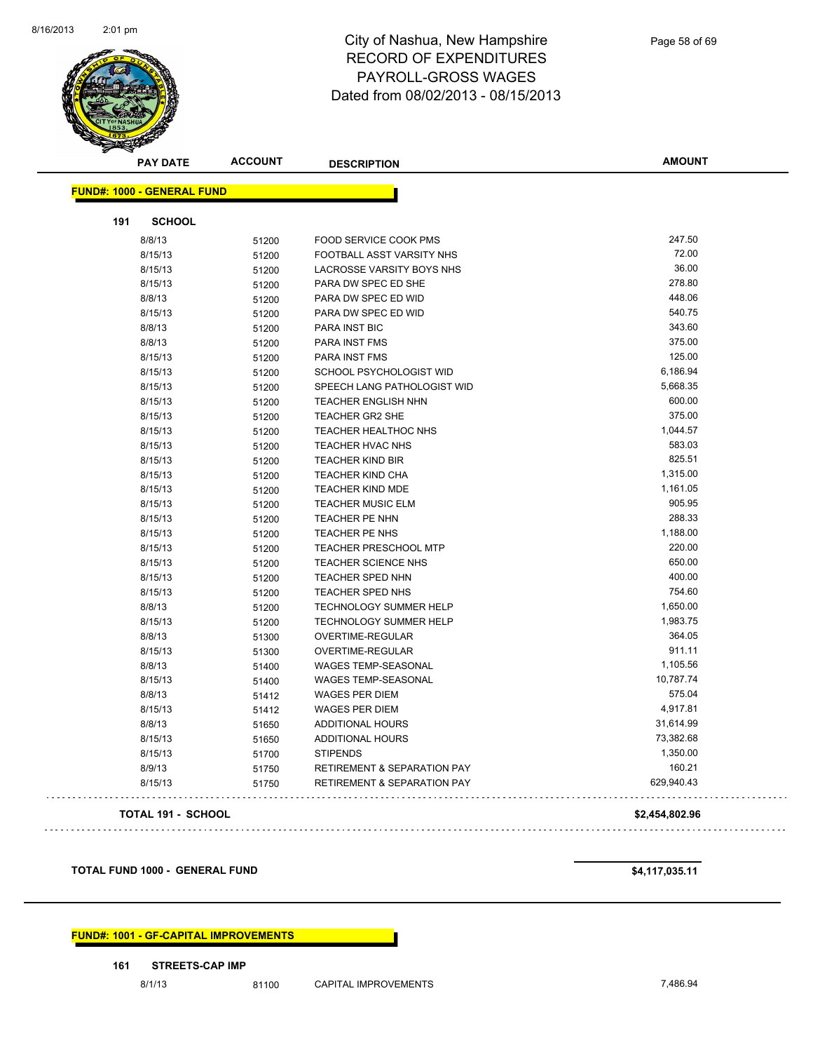# City of Nashua, New Hampshire
## RECORD OF EXPENDITURES
## PAYROLL-GROSS WAGES
## Dated from 08/02/2013 - 08/15/2013

| PAY DATE | ACCOUNT | DESCRIPTION | AMOUNT |
|---|---|---|---|

**FUND#: 1000 - GENERAL FUND**

**191 SCHOOL**

| PAY DATE | ACCOUNT | DESCRIPTION | AMOUNT |
|---|---|---|---|
| 8/8/13 | 51200 | FOOD SERVICE COOK PMS | 247.50 |
| 8/15/13 | 51200 | FOOTBALL ASST VARSITY NHS | 72.00 |
| 8/15/13 | 51200 | LACROSSE VARSITY BOYS NHS | 36.00 |
| 8/15/13 | 51200 | PARA DW SPEC ED SHE | 278.80 |
| 8/8/13 | 51200 | PARA DW SPEC ED WID | 448.06 |
| 8/15/13 | 51200 | PARA DW SPEC ED WID | 540.75 |
| 8/8/13 | 51200 | PARA INST BIC | 343.60 |
| 8/8/13 | 51200 | PARA INST FMS | 375.00 |
| 8/15/13 | 51200 | PARA INST FMS | 125.00 |
| 8/15/13 | 51200 | SCHOOL PSYCHOLOGIST WID | 6,186.94 |
| 8/15/13 | 51200 | SPEECH LANG PATHOLOGIST WID | 5,668.35 |
| 8/15/13 | 51200 | TEACHER ENGLISH NHN | 600.00 |
| 8/15/13 | 51200 | TEACHER GR2 SHE | 375.00 |
| 8/15/13 | 51200 | TEACHER HEALTHOC NHS | 1,044.57 |
| 8/15/13 | 51200 | TEACHER HVAC NHS | 583.03 |
| 8/15/13 | 51200 | TEACHER KIND BIR | 825.51 |
| 8/15/13 | 51200 | TEACHER KIND CHA | 1,315.00 |
| 8/15/13 | 51200 | TEACHER KIND MDE | 1,161.05 |
| 8/15/13 | 51200 | TEACHER MUSIC ELM | 905.95 |
| 8/15/13 | 51200 | TEACHER PE NHN | 288.33 |
| 8/15/13 | 51200 | TEACHER PE NHS | 1,188.00 |
| 8/15/13 | 51200 | TEACHER PRESCHOOL MTP | 220.00 |
| 8/15/13 | 51200 | TEACHER SCIENCE NHS | 650.00 |
| 8/15/13 | 51200 | TEACHER SPED NHN | 400.00 |
| 8/15/13 | 51200 | TEACHER SPED NHS | 754.60 |
| 8/8/13 | 51200 | TECHNOLOGY SUMMER HELP | 1,650.00 |
| 8/15/13 | 51200 | TECHNOLOGY SUMMER HELP | 1,983.75 |
| 8/8/13 | 51300 | OVERTIME-REGULAR | 364.05 |
| 8/15/13 | 51300 | OVERTIME-REGULAR | 911.11 |
| 8/8/13 | 51400 | WAGES TEMP-SEASONAL | 1,105.56 |
| 8/15/13 | 51400 | WAGES TEMP-SEASONAL | 10,787.74 |
| 8/8/13 | 51412 | WAGES PER DIEM | 575.04 |
| 8/15/13 | 51412 | WAGES PER DIEM | 4,917.81 |
| 8/8/13 | 51650 | ADDITIONAL HOURS | 31,614.99 |
| 8/15/13 | 51650 | ADDITIONAL HOURS | 73,382.68 |
| 8/15/13 | 51700 | STIPENDS | 1,350.00 |
| 8/9/13 | 51750 | RETIREMENT & SEPARATION PAY | 160.21 |
| 8/15/13 | 51750 | RETIREMENT & SEPARATION PAY | 629,940.43 |

**TOTAL 191 - SCHOOL** **$2,454,802.96**

**TOTAL FUND 1000 - GENERAL FUND** **$4,117,035.11**

**FUND#: 1001 - GF-CAPITAL IMPROVEMENTS**

**161 STREETS-CAP IMP**

| PAY DATE | ACCOUNT | DESCRIPTION | AMOUNT |
|---|---|---|---|
| 8/1/13 | 81100 | CAPITAL IMPROVEMENTS | 7,486.94 |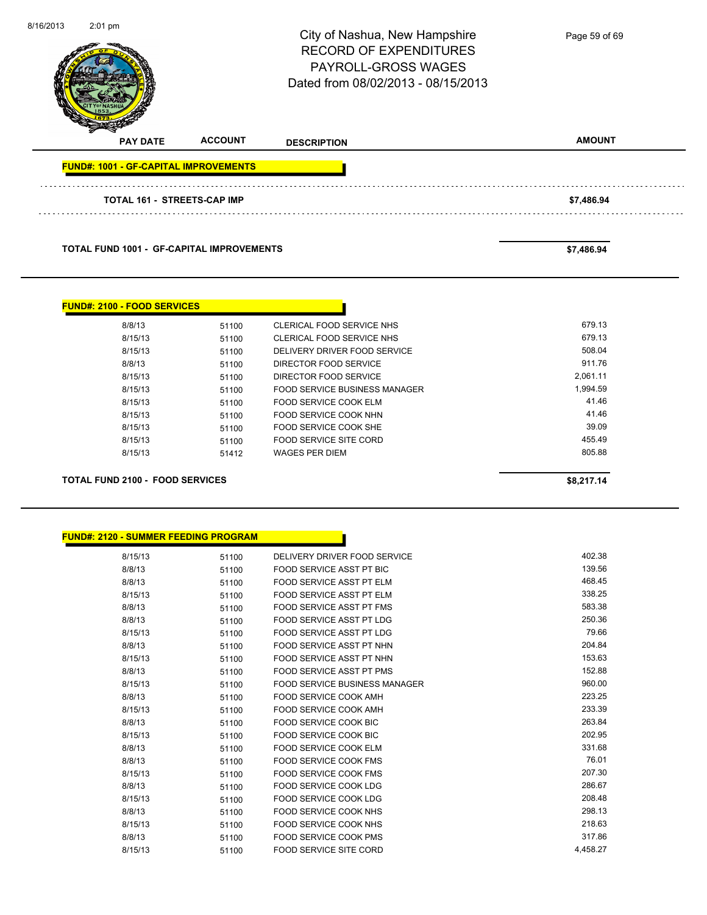# City of Nashua, New Hampshire
## RECORD OF EXPENDITURES
## PAYROLL-GROSS WAGES
## Dated from 08/02/2013 - 08/15/2013

| PAY DATE | ACCOUNT | DESCRIPTION | AMOUNT |
|---|---|---|---|

**FUND#: 1001 - GF-CAPITAL IMPROVEMENTS**

| | | | |
|---|---|---|---|
| **TOTAL 161 - STREETS-CAP IMP** | | | **$7,486.94** |
| **TOTAL FUND 1001 - GF-CAPITAL IMPROVEMENTS** | | | **$7,486.94** |

**FUND#: 2100 - FOOD SERVICES**

| PAY DATE | ACCOUNT | DESCRIPTION | AMOUNT |
|---|---|---|---|
| 8/8/13 | 51100 | CLERICAL FOOD SERVICE NHS | 679.13 |
| 8/15/13 | 51100 | CLERICAL FOOD SERVICE NHS | 679.13 |
| 8/15/13 | 51100 | DELIVERY DRIVER FOOD SERVICE | 508.04 |
| 8/8/13 | 51100 | DIRECTOR FOOD SERVICE | 911.76 |
| 8/15/13 | 51100 | DIRECTOR FOOD SERVICE | 2,061.11 |
| 8/15/13 | 51100 | FOOD SERVICE BUSINESS MANAGER | 1,994.59 |
| 8/15/13 | 51100 | FOOD SERVICE COOK ELM | 41.46 |
| 8/15/13 | 51100 | FOOD SERVICE COOK NHN | 41.46 |
| 8/15/13 | 51100 | FOOD SERVICE COOK SHE | 39.09 |
| 8/15/13 | 51100 | FOOD SERVICE SITE CORD | 455.49 |
| 8/15/13 | 51412 | WAGES PER DIEM | 805.88 |
| **TOTAL FUND 2100 - FOOD SERVICES** | | | **$8,217.14** |

**FUND#: 2120 - SUMMER FEEDING PROGRAM**

| PAY DATE | ACCOUNT | DESCRIPTION | AMOUNT |
|---|---|---|---|
| 8/15/13 | 51100 | DELIVERY DRIVER FOOD SERVICE | 402.38 |
| 8/8/13 | 51100 | FOOD SERVICE ASST PT BIC | 139.56 |
| 8/8/13 | 51100 | FOOD SERVICE ASST PT ELM | 468.45 |
| 8/15/13 | 51100 | FOOD SERVICE ASST PT ELM | 338.25 |
| 8/8/13 | 51100 | FOOD SERVICE ASST PT FMS | 583.38 |
| 8/8/13 | 51100 | FOOD SERVICE ASST PT LDG | 250.36 |
| 8/15/13 | 51100 | FOOD SERVICE ASST PT LDG | 79.66 |
| 8/8/13 | 51100 | FOOD SERVICE ASST PT NHN | 204.84 |
| 8/15/13 | 51100 | FOOD SERVICE ASST PT NHN | 153.63 |
| 8/8/13 | 51100 | FOOD SERVICE ASST PT PMS | 152.88 |
| 8/15/13 | 51100 | FOOD SERVICE BUSINESS MANAGER | 960.00 |
| 8/8/13 | 51100 | FOOD SERVICE COOK AMH | 223.25 |
| 8/15/13 | 51100 | FOOD SERVICE COOK AMH | 233.39 |
| 8/8/13 | 51100 | FOOD SERVICE COOK BIC | 263.84 |
| 8/15/13 | 51100 | FOOD SERVICE COOK BIC | 202.95 |
| 8/8/13 | 51100 | FOOD SERVICE COOK ELM | 331.68 |
| 8/8/13 | 51100 | FOOD SERVICE COOK FMS | 76.01 |
| 8/15/13 | 51100 | FOOD SERVICE COOK FMS | 207.30 |
| 8/8/13 | 51100 | FOOD SERVICE COOK LDG | 286.67 |
| 8/15/13 | 51100 | FOOD SERVICE COOK LDG | 208.48 |
| 8/8/13 | 51100 | FOOD SERVICE COOK NHS | 298.13 |
| 8/15/13 | 51100 | FOOD SERVICE COOK NHS | 218.63 |
| 8/8/13 | 51100 | FOOD SERVICE COOK PMS | 317.86 |
| 8/15/13 | 51100 | FOOD SERVICE SITE CORD | 4,458.27 |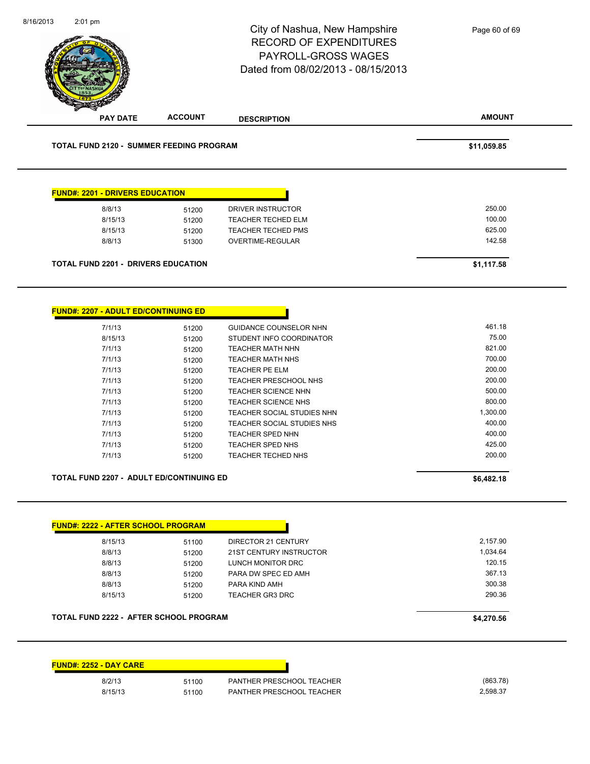City of Nashua, New Hampshire
RECORD OF EXPENDITURES
PAYROLL-GROSS WAGES
Dated from 08/02/2013 - 08/15/2013

| PAY DATE | ACCOUNT | DESCRIPTION | AMOUNT |
|---|---|---|---|

**TOTAL FUND 2120 - SUMMER FEEDING PROGRAM** — **$11,059.85**

**FUND#: 2201 - DRIVERS EDUCATION**

| PAY DATE | ACCOUNT | DESCRIPTION | AMOUNT |
|---|---|---|---|
| 8/8/13 | 51200 | DRIVER INSTRUCTOR | 250.00 |
| 8/15/13 | 51200 | TEACHER TECHED ELM | 100.00 |
| 8/15/13 | 51200 | TEACHER TECHED PMS | 625.00 |
| 8/8/13 | 51300 | OVERTIME-REGULAR | 142.58 |

**TOTAL FUND 2201 - DRIVERS EDUCATION** — **$1,117.58**

**FUND#: 2207 - ADULT ED/CONTINUING ED**

| PAY DATE | ACCOUNT | DESCRIPTION | AMOUNT |
|---|---|---|---|
| 7/1/13 | 51200 | GUIDANCE COUNSELOR NHN | 461.18 |
| 8/15/13 | 51200 | STUDENT INFO COORDINATOR | 75.00 |
| 7/1/13 | 51200 | TEACHER MATH NHN | 821.00 |
| 7/1/13 | 51200 | TEACHER MATH NHS | 700.00 |
| 7/1/13 | 51200 | TEACHER PE ELM | 200.00 |
| 7/1/13 | 51200 | TEACHER PRESCHOOL NHS | 200.00 |
| 7/1/13 | 51200 | TEACHER SCIENCE NHN | 500.00 |
| 7/1/13 | 51200 | TEACHER SCIENCE NHS | 800.00 |
| 7/1/13 | 51200 | TEACHER SOCIAL STUDIES NHN | 1,300.00 |
| 7/1/13 | 51200 | TEACHER SOCIAL STUDIES NHS | 400.00 |
| 7/1/13 | 51200 | TEACHER SPED NHN | 400.00 |
| 7/1/13 | 51200 | TEACHER SPED NHS | 425.00 |
| 7/1/13 | 51200 | TEACHER TECHED NHS | 200.00 |

**TOTAL FUND 2207 - ADULT ED/CONTINUING ED** — **$6,482.18**

**FUND#: 2222 - AFTER SCHOOL PROGRAM**

| PAY DATE | ACCOUNT | DESCRIPTION | AMOUNT |
|---|---|---|---|
| 8/15/13 | 51100 | DIRECTOR 21 CENTURY | 2,157.90 |
| 8/8/13 | 51200 | 21ST CENTURY INSTRUCTOR | 1,034.64 |
| 8/8/13 | 51200 | LUNCH MONITOR DRC | 120.15 |
| 8/8/13 | 51200 | PARA DW SPEC ED AMH | 367.13 |
| 8/8/13 | 51200 | PARA KIND AMH | 300.38 |
| 8/15/13 | 51200 | TEACHER GR3 DRC | 290.36 |

**TOTAL FUND 2222 - AFTER SCHOOL PROGRAM** — **$4,270.56**

**FUND#: 2252 - DAY CARE**

| PAY DATE | ACCOUNT | DESCRIPTION | AMOUNT |
|---|---|---|---|
| 8/2/13 | 51100 | PANTHER PRESCHOOL TEACHER | (863.78) |
| 8/15/13 | 51100 | PANTHER PRESCHOOL TEACHER | 2,598.37 |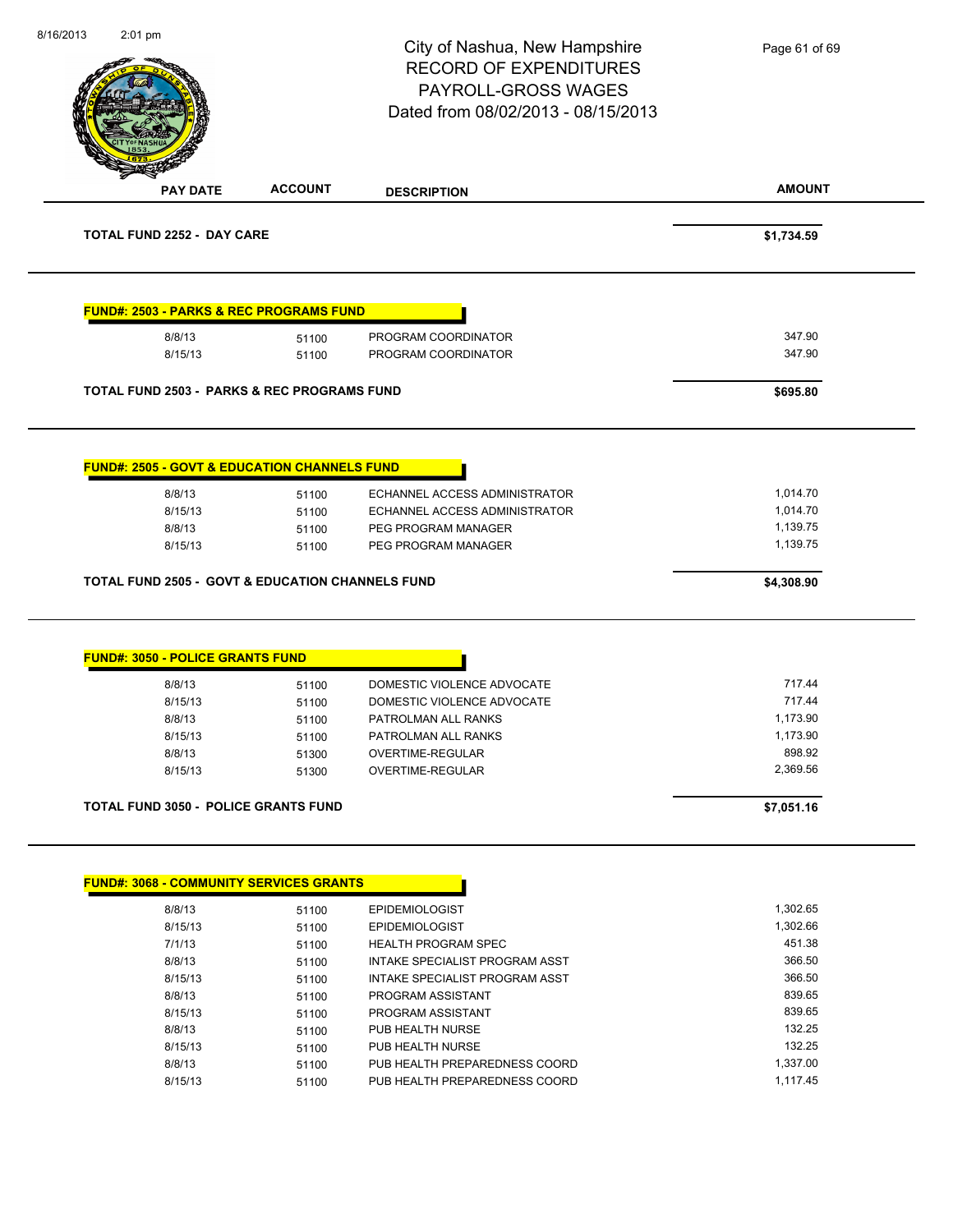# City of Nashua, New Hampshire
## RECORD OF EXPENDITURES
## PAYROLL-GROSS WAGES
## Dated from 08/02/2013 - 08/15/2013

| PAY DATE | ACCOUNT | DESCRIPTION | AMOUNT |
|---|---|---|---|
| **TOTAL FUND 2252 - DAY CARE** | | | **$1,734.59** |

**FUND#: 2503 - PARKS & REC PROGRAMS FUND**

| PAY DATE | ACCOUNT | DESCRIPTION | AMOUNT |
|---|---|---|---|
| 8/8/13 | 51100 | PROGRAM COORDINATOR | 347.90 |
| 8/15/13 | 51100 | PROGRAM COORDINATOR | 347.90 |
| **TOTAL FUND 2503 - PARKS & REC PROGRAMS FUND** | | | **$695.80** |

**FUND#: 2505 - GOVT & EDUCATION CHANNELS FUND**

| PAY DATE | ACCOUNT | DESCRIPTION | AMOUNT |
|---|---|---|---|
| 8/8/13 | 51100 | ECHANNEL ACCESS ADMINISTRATOR | 1,014.70 |
| 8/15/13 | 51100 | ECHANNEL ACCESS ADMINISTRATOR | 1,014.70 |
| 8/8/13 | 51100 | PEG PROGRAM MANAGER | 1,139.75 |
| 8/15/13 | 51100 | PEG PROGRAM MANAGER | 1,139.75 |
| **TOTAL FUND 2505 - GOVT & EDUCATION CHANNELS FUND** | | | **$4,308.90** |

**FUND#: 3050 - POLICE GRANTS FUND**

| PAY DATE | ACCOUNT | DESCRIPTION | AMOUNT |
|---|---|---|---|
| 8/8/13 | 51100 | DOMESTIC VIOLENCE ADVOCATE | 717.44 |
| 8/15/13 | 51100 | DOMESTIC VIOLENCE ADVOCATE | 717.44 |
| 8/8/13 | 51100 | PATROLMAN ALL RANKS | 1,173.90 |
| 8/15/13 | 51100 | PATROLMAN ALL RANKS | 1,173.90 |
| 8/8/13 | 51300 | OVERTIME-REGULAR | 898.92 |
| 8/15/13 | 51300 | OVERTIME-REGULAR | 2,369.56 |
| **TOTAL FUND 3050 - POLICE GRANTS FUND** | | | **$7,051.16** |

**FUND#: 3068 - COMMUNITY SERVICES GRANTS**

| PAY DATE | ACCOUNT | DESCRIPTION | AMOUNT |
|---|---|---|---|
| 8/8/13 | 51100 | EPIDEMIOLOGIST | 1,302.65 |
| 8/15/13 | 51100 | EPIDEMIOLOGIST | 1,302.66 |
| 7/1/13 | 51100 | HEALTH PROGRAM SPEC | 451.38 |
| 8/8/13 | 51100 | INTAKE SPECIALIST PROGRAM ASST | 366.50 |
| 8/15/13 | 51100 | INTAKE SPECIALIST PROGRAM ASST | 366.50 |
| 8/8/13 | 51100 | PROGRAM ASSISTANT | 839.65 |
| 8/15/13 | 51100 | PROGRAM ASSISTANT | 839.65 |
| 8/8/13 | 51100 | PUB HEALTH NURSE | 132.25 |
| 8/15/13 | 51100 | PUB HEALTH NURSE | 132.25 |
| 8/8/13 | 51100 | PUB HEALTH PREPAREDNESS COORD | 1,337.00 |
| 8/15/13 | 51100 | PUB HEALTH PREPAREDNESS COORD | 1,117.45 |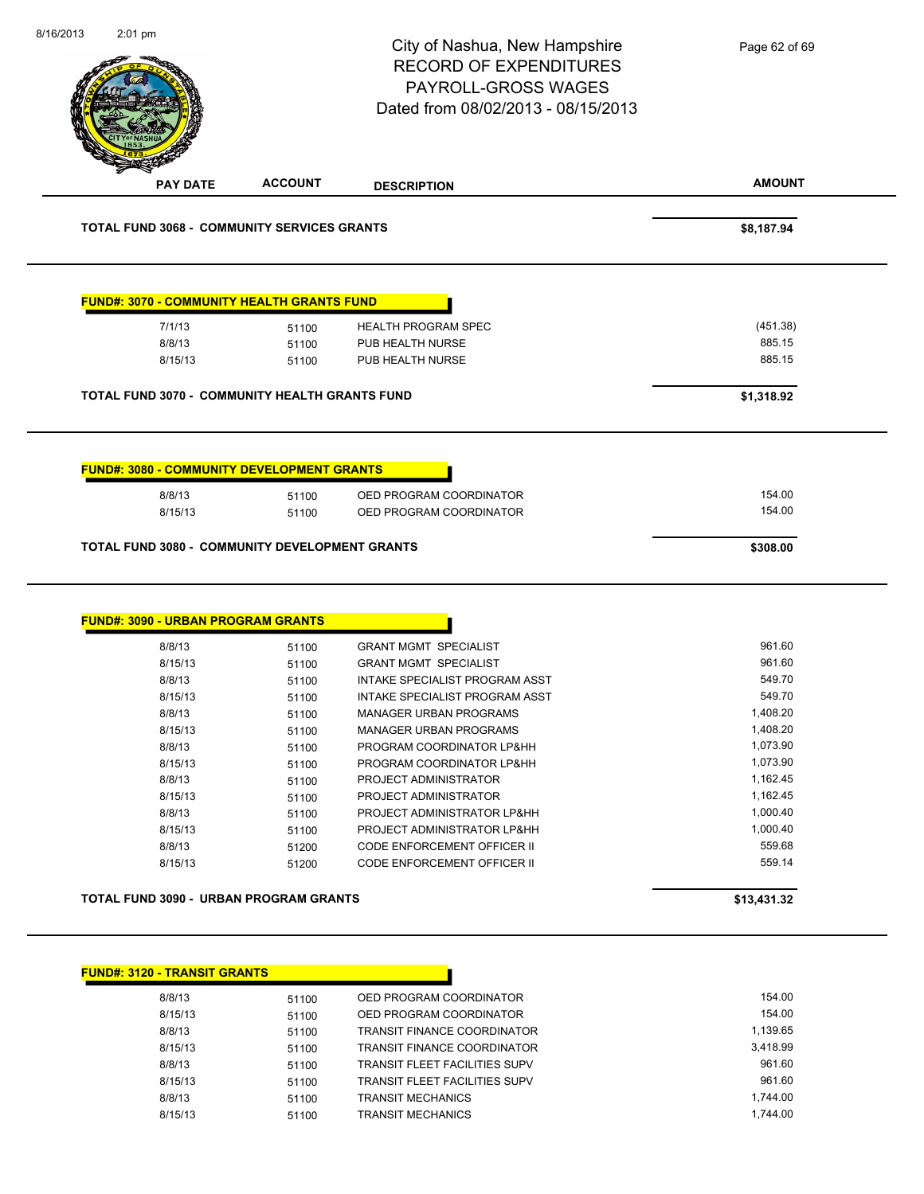# City of Nashua, New Hampshire
## RECORD OF EXPENDITURES
## PAYROLL-GROSS WAGES
## Dated from 08/02/2013 - 08/15/2013

| PAY DATE | ACCOUNT | DESCRIPTION | AMOUNT |
|---|---|---|---|

**TOTAL FUND 3068 - COMMUNITY SERVICES GRANTS** — **$8,187.94**

**FUND#: 3070 - COMMUNITY HEALTH GRANTS FUND**

| PAY DATE | ACCOUNT | DESCRIPTION | AMOUNT |
|---|---|---|---|
| 7/1/13 | 51100 | HEALTH PROGRAM SPEC | (451.38) |
| 8/8/13 | 51100 | PUB HEALTH NURSE | 885.15 |
| 8/15/13 | 51100 | PUB HEALTH NURSE | 885.15 |

**TOTAL FUND 3070 - COMMUNITY HEALTH GRANTS FUND** — **$1,318.92**

**FUND#: 3080 - COMMUNITY DEVELOPMENT GRANTS**

| PAY DATE | ACCOUNT | DESCRIPTION | AMOUNT |
|---|---|---|---|
| 8/8/13 | 51100 | OED PROGRAM COORDINATOR | 154.00 |
| 8/15/13 | 51100 | OED PROGRAM COORDINATOR | 154.00 |

**TOTAL FUND 3080 - COMMUNITY DEVELOPMENT GRANTS** — **$308.00**

**FUND#: 3090 - URBAN PROGRAM GRANTS**

| PAY DATE | ACCOUNT | DESCRIPTION | AMOUNT |
|---|---|---|---|
| 8/8/13 | 51100 | GRANT MGMT SPECIALIST | 961.60 |
| 8/15/13 | 51100 | GRANT MGMT SPECIALIST | 961.60 |
| 8/8/13 | 51100 | INTAKE SPECIALIST PROGRAM ASST | 549.70 |
| 8/15/13 | 51100 | INTAKE SPECIALIST PROGRAM ASST | 549.70 |
| 8/8/13 | 51100 | MANAGER URBAN PROGRAMS | 1,408.20 |
| 8/15/13 | 51100 | MANAGER URBAN PROGRAMS | 1,408.20 |
| 8/8/13 | 51100 | PROGRAM COORDINATOR LP&HH | 1,073.90 |
| 8/15/13 | 51100 | PROGRAM COORDINATOR LP&HH | 1,073.90 |
| 8/8/13 | 51100 | PROJECT ADMINISTRATOR | 1,162.45 |
| 8/15/13 | 51100 | PROJECT ADMINISTRATOR | 1,162.45 |
| 8/8/13 | 51100 | PROJECT ADMINISTRATOR LP&HH | 1,000.40 |
| 8/15/13 | 51100 | PROJECT ADMINISTRATOR LP&HH | 1,000.40 |
| 8/8/13 | 51200 | CODE ENFORCEMENT OFFICER II | 559.68 |
| 8/15/13 | 51200 | CODE ENFORCEMENT OFFICER II | 559.14 |

**TOTAL FUND 3090 - URBAN PROGRAM GRANTS** — **$13,431.32**

**FUND#: 3120 - TRANSIT GRANTS**

| PAY DATE | ACCOUNT | DESCRIPTION | AMOUNT |
|---|---|---|---|
| 8/8/13 | 51100 | OED PROGRAM COORDINATOR | 154.00 |
| 8/15/13 | 51100 | OED PROGRAM COORDINATOR | 154.00 |
| 8/8/13 | 51100 | TRANSIT FINANCE COORDINATOR | 1,139.65 |
| 8/15/13 | 51100 | TRANSIT FINANCE COORDINATOR | 3,418.99 |
| 8/8/13 | 51100 | TRANSIT FLEET FACILITIES SUPV | 961.60 |
| 8/15/13 | 51100 | TRANSIT FLEET FACILITIES SUPV | 961.60 |
| 8/8/13 | 51100 | TRANSIT MECHANICS | 1,744.00 |
| 8/15/13 | 51100 | TRANSIT MECHANICS | 1,744.00 |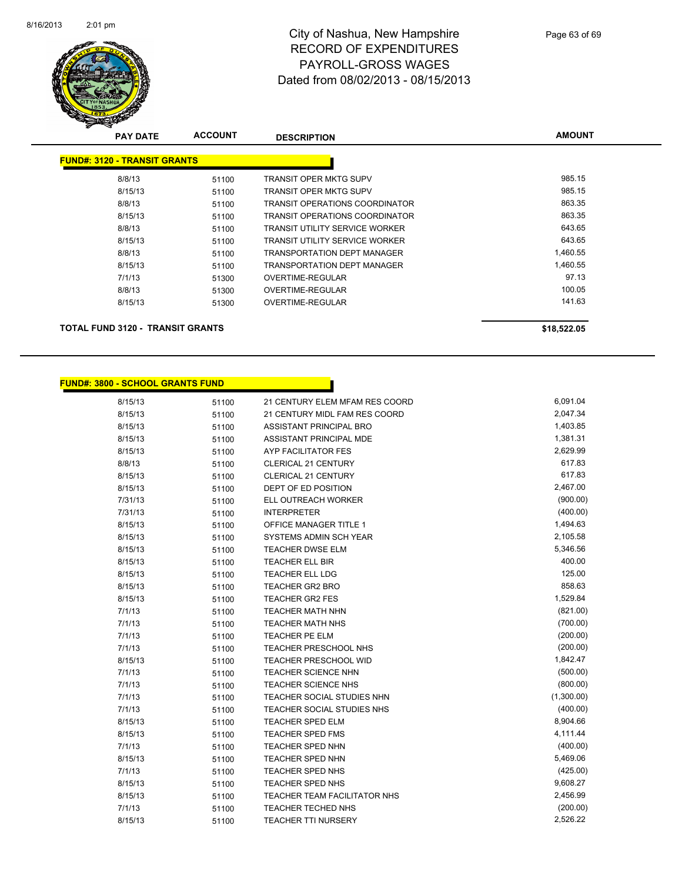# City of Nashua, New Hampshire
## RECORD OF EXPENDITURES
## PAYROLL-GROSS WAGES
## Dated from 08/02/2013 - 08/15/2013

| PAY DATE | ACCOUNT | DESCRIPTION | AMOUNT |
|---|---|---|---|
| **FUND#: 3120 - TRANSIT GRANTS** | | | |
| 8/8/13 | 51100 | TRANSIT OPER MKTG SUPV | 985.15 |
| 8/15/13 | 51100 | TRANSIT OPER MKTG SUPV | 985.15 |
| 8/8/13 | 51100 | TRANSIT OPERATIONS COORDINATOR | 863.35 |
| 8/15/13 | 51100 | TRANSIT OPERATIONS COORDINATOR | 863.35 |
| 8/8/13 | 51100 | TRANSIT UTILITY SERVICE WORKER | 643.65 |
| 8/15/13 | 51100 | TRANSIT UTILITY SERVICE WORKER | 643.65 |
| 8/8/13 | 51100 | TRANSPORTATION DEPT MANAGER | 1,460.55 |
| 8/15/13 | 51100 | TRANSPORTATION DEPT MANAGER | 1,460.55 |
| 7/1/13 | 51300 | OVERTIME-REGULAR | 97.13 |
| 8/8/13 | 51300 | OVERTIME-REGULAR | 100.05 |
| 8/15/13 | 51300 | OVERTIME-REGULAR | 141.63 |
| **TOTAL FUND 3120 - TRANSIT GRANTS** | | | **$18,522.05** |

| PAY DATE | ACCOUNT | DESCRIPTION | AMOUNT |
|---|---|---|---|
| **FUND#: 3800 - SCHOOL GRANTS FUND** | | | |
| 8/15/13 | 51100 | 21 CENTURY ELEM MFAM RES COORD | 6,091.04 |
| 8/15/13 | 51100 | 21 CENTURY MIDL FAM RES COORD | 2,047.34 |
| 8/15/13 | 51100 | ASSISTANT PRINCIPAL BRO | 1,403.85 |
| 8/15/13 | 51100 | ASSISTANT PRINCIPAL MDE | 1,381.31 |
| 8/15/13 | 51100 | AYP FACILITATOR FES | 2,629.99 |
| 8/8/13 | 51100 | CLERICAL 21 CENTURY | 617.83 |
| 8/15/13 | 51100 | CLERICAL 21 CENTURY | 617.83 |
| 8/15/13 | 51100 | DEPT OF ED POSITION | 2,467.00 |
| 7/31/13 | 51100 | ELL OUTREACH WORKER | (900.00) |
| 7/31/13 | 51100 | INTERPRETER | (400.00) |
| 8/15/13 | 51100 | OFFICE MANAGER TITLE 1 | 1,494.63 |
| 8/15/13 | 51100 | SYSTEMS ADMIN SCH YEAR | 2,105.58 |
| 8/15/13 | 51100 | TEACHER DWSE ELM | 5,346.56 |
| 8/15/13 | 51100 | TEACHER ELL BIR | 400.00 |
| 8/15/13 | 51100 | TEACHER ELL LDG | 125.00 |
| 8/15/13 | 51100 | TEACHER GR2 BRO | 858.63 |
| 8/15/13 | 51100 | TEACHER GR2 FES | 1,529.84 |
| 7/1/13 | 51100 | TEACHER MATH NHN | (821.00) |
| 7/1/13 | 51100 | TEACHER MATH NHS | (700.00) |
| 7/1/13 | 51100 | TEACHER PE ELM | (200.00) |
| 7/1/13 | 51100 | TEACHER PRESCHOOL NHS | (200.00) |
| 8/15/13 | 51100 | TEACHER PRESCHOOL WID | 1,842.47 |
| 7/1/13 | 51100 | TEACHER SCIENCE NHN | (500.00) |
| 7/1/13 | 51100 | TEACHER SCIENCE NHS | (800.00) |
| 7/1/13 | 51100 | TEACHER SOCIAL STUDIES NHN | (1,300.00) |
| 7/1/13 | 51100 | TEACHER SOCIAL STUDIES NHS | (400.00) |
| 8/15/13 | 51100 | TEACHER SPED ELM | 8,904.66 |
| 8/15/13 | 51100 | TEACHER SPED FMS | 4,111.44 |
| 7/1/13 | 51100 | TEACHER SPED NHN | (400.00) |
| 8/15/13 | 51100 | TEACHER SPED NHN | 5,469.06 |
| 7/1/13 | 51100 | TEACHER SPED NHS | (425.00) |
| 8/15/13 | 51100 | TEACHER SPED NHS | 9,608.27 |
| 8/15/13 | 51100 | TEACHER TEAM FACILITATOR NHS | 2,456.99 |
| 7/1/13 | 51100 | TEACHER TECHED NHS | (200.00) |
| 8/15/13 | 51100 | TEACHER TTI NURSERY | 2,526.22 |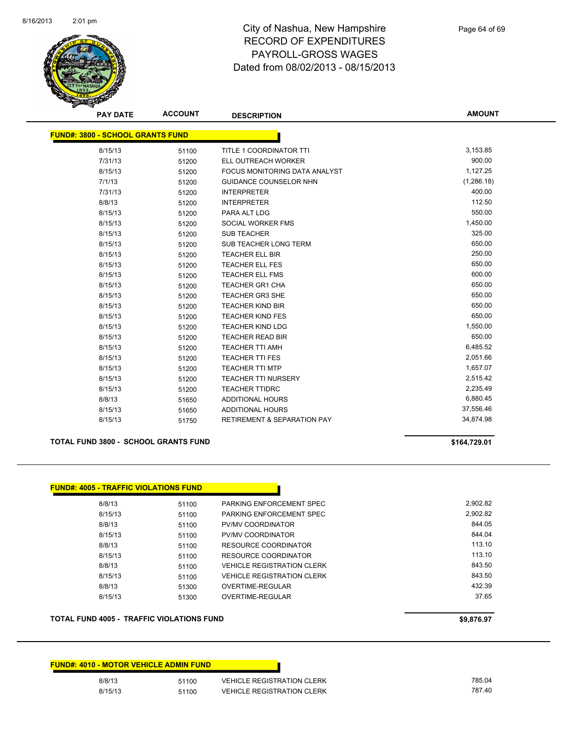# City of Nashua, New Hampshire
## RECORD OF EXPENDITURES
## PAYROLL-GROSS WAGES
## Dated from 08/02/2013 - 08/15/2013

| PAY DATE | ACCOUNT | DESCRIPTION | AMOUNT |
|---|---|---|---|

**FUND#: 3800 - SCHOOL GRANTS FUND**

| PAY DATE | ACCOUNT | DESCRIPTION | AMOUNT |
|---|---|---|---|
| 8/15/13 | 51100 | TITLE 1 COORDINATOR TTI | 3,153.85 |
| 7/31/13 | 51200 | ELL OUTREACH WORKER | 900.00 |
| 8/15/13 | 51200 | FOCUS MONITORING DATA ANALYST | 1,127.25 |
| 7/1/13 | 51200 | GUIDANCE COUNSELOR NHN | (1,286.18) |
| 7/31/13 | 51200 | INTERPRETER | 400.00 |
| 8/8/13 | 51200 | INTERPRETER | 112.50 |
| 8/15/13 | 51200 | PARA ALT LDG | 550.00 |
| 8/15/13 | 51200 | SOCIAL WORKER FMS | 1,450.00 |
| 8/15/13 | 51200 | SUB TEACHER | 325.00 |
| 8/15/13 | 51200 | SUB TEACHER LONG TERM | 650.00 |
| 8/15/13 | 51200 | TEACHER ELL BIR | 250.00 |
| 8/15/13 | 51200 | TEACHER ELL FES | 650.00 |
| 8/15/13 | 51200 | TEACHER ELL FMS | 600.00 |
| 8/15/13 | 51200 | TEACHER GR1 CHA | 650.00 |
| 8/15/13 | 51200 | TEACHER GR3 SHE | 650.00 |
| 8/15/13 | 51200 | TEACHER KIND BIR | 650.00 |
| 8/15/13 | 51200 | TEACHER KIND FES | 650.00 |
| 8/15/13 | 51200 | TEACHER KIND LDG | 1,550.00 |
| 8/15/13 | 51200 | TEACHER READ BIR | 650.00 |
| 8/15/13 | 51200 | TEACHER TTI AMH | 6,485.52 |
| 8/15/13 | 51200 | TEACHER TTI FES | 2,051.66 |
| 8/15/13 | 51200 | TEACHER TTI MTP | 1,657.07 |
| 8/15/13 | 51200 | TEACHER TTI NURSERY | 2,515.42 |
| 8/15/13 | 51200 | TEACHER TTIDRC | 2,235.49 |
| 8/8/13 | 51650 | ADDITIONAL HOURS | 6,880.45 |
| 8/15/13 | 51650 | ADDITIONAL HOURS | 37,556.46 |
| 8/15/13 | 51750 | RETIREMENT & SEPARATION PAY | 34,874.98 |

**TOTAL FUND 3800 - SCHOOL GRANTS FUND** **$164,729.01**

**FUND#: 4005 - TRAFFIC VIOLATIONS FUND**

| PAY DATE | ACCOUNT | DESCRIPTION | AMOUNT |
|---|---|---|---|
| 8/8/13 | 51100 | PARKING ENFORCEMENT SPEC | 2,902.82 |
| 8/15/13 | 51100 | PARKING ENFORCEMENT SPEC | 2,902.82 |
| 8/8/13 | 51100 | PV/MV COORDINATOR | 844.05 |
| 8/15/13 | 51100 | PV/MV COORDINATOR | 844.04 |
| 8/8/13 | 51100 | RESOURCE COORDINATOR | 113.10 |
| 8/15/13 | 51100 | RESOURCE COORDINATOR | 113.10 |
| 8/8/13 | 51100 | VEHICLE REGISTRATION CLERK | 843.50 |
| 8/15/13 | 51100 | VEHICLE REGISTRATION CLERK | 843.50 |
| 8/8/13 | 51300 | OVERTIME-REGULAR | 432.39 |
| 8/15/13 | 51300 | OVERTIME-REGULAR | 37.65 |

**TOTAL FUND 4005 - TRAFFIC VIOLATIONS FUND** **$9,876.97**

**FUND#: 4010 - MOTOR VEHICLE ADMIN FUND**

| PAY DATE | ACCOUNT | DESCRIPTION | AMOUNT |
|---|---|---|---|
| 8/8/13 | 51100 | VEHICLE REGISTRATION CLERK | 785.04 |
| 8/15/13 | 51100 | VEHICLE REGISTRATION CLERK | 787.40 |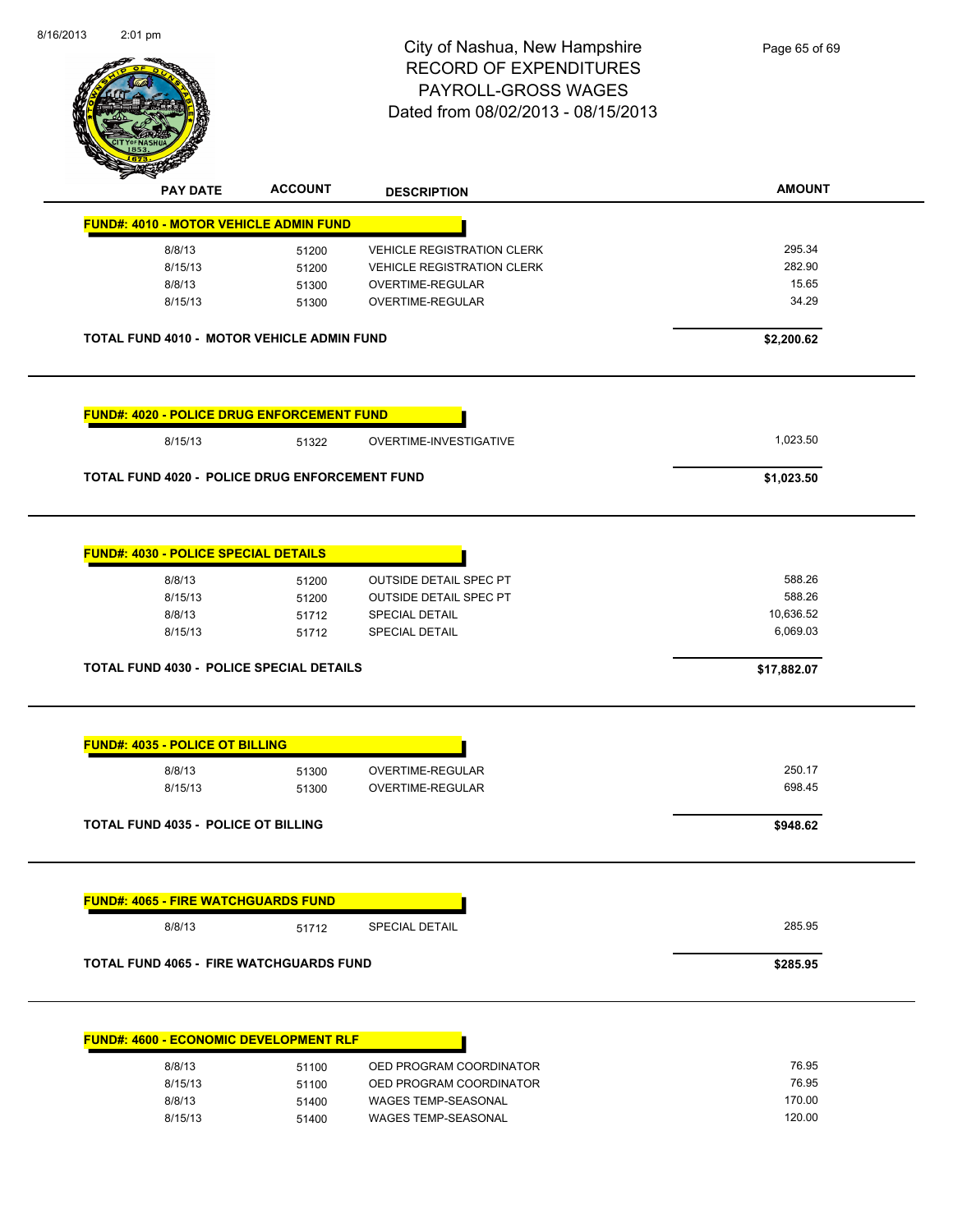# City of Nashua, New Hampshire
## RECORD OF EXPENDITURES
## PAYROLL-GROSS WAGES
## Dated from 08/02/2013 - 08/15/2013

| PAY DATE | ACCOUNT | DESCRIPTION | AMOUNT |
|---|---|---|---|
| **FUND#: 4010 - MOTOR VEHICLE ADMIN FUND** | | | |
| 8/8/13 | 51200 | VEHICLE REGISTRATION CLERK | 295.34 |
| 8/15/13 | 51200 | VEHICLE REGISTRATION CLERK | 282.90 |
| 8/8/13 | 51300 | OVERTIME-REGULAR | 15.65 |
| 8/15/13 | 51300 | OVERTIME-REGULAR | 34.29 |
| **TOTAL FUND 4010 - MOTOR VEHICLE ADMIN FUND** | | | **$2,200.62** |
| **FUND#: 4020 - POLICE DRUG ENFORCEMENT FUND** | | | |
| 8/15/13 | 51322 | OVERTIME-INVESTIGATIVE | 1,023.50 |
| **TOTAL FUND 4020 - POLICE DRUG ENFORCEMENT FUND** | | | **$1,023.50** |
| **FUND#: 4030 - POLICE SPECIAL DETAILS** | | | |
| 8/8/13 | 51200 | OUTSIDE DETAIL SPEC PT | 588.26 |
| 8/15/13 | 51200 | OUTSIDE DETAIL SPEC PT | 588.26 |
| 8/8/13 | 51712 | SPECIAL DETAIL | 10,636.52 |
| 8/15/13 | 51712 | SPECIAL DETAIL | 6,069.03 |
| **TOTAL FUND 4030 - POLICE SPECIAL DETAILS** | | | **$17,882.07** |
| **FUND#: 4035 - POLICE OT BILLING** | | | |
| 8/8/13 | 51300 | OVERTIME-REGULAR | 250.17 |
| 8/15/13 | 51300 | OVERTIME-REGULAR | 698.45 |
| **TOTAL FUND 4035 - POLICE OT BILLING** | | | **$948.62** |
| **FUND#: 4065 - FIRE WATCHGUARDS FUND** | | | |
| 8/8/13 | 51712 | SPECIAL DETAIL | 285.95 |
| **TOTAL FUND 4065 - FIRE WATCHGUARDS FUND** | | | **$285.95** |
| **FUND#: 4600 - ECONOMIC DEVELOPMENT RLF** | | | |
| 8/8/13 | 51100 | OED PROGRAM COORDINATOR | 76.95 |
| 8/15/13 | 51100 | OED PROGRAM COORDINATOR | 76.95 |
| 8/8/13 | 51400 | WAGES TEMP-SEASONAL | 170.00 |
| 8/15/13 | 51400 | WAGES TEMP-SEASONAL | 120.00 |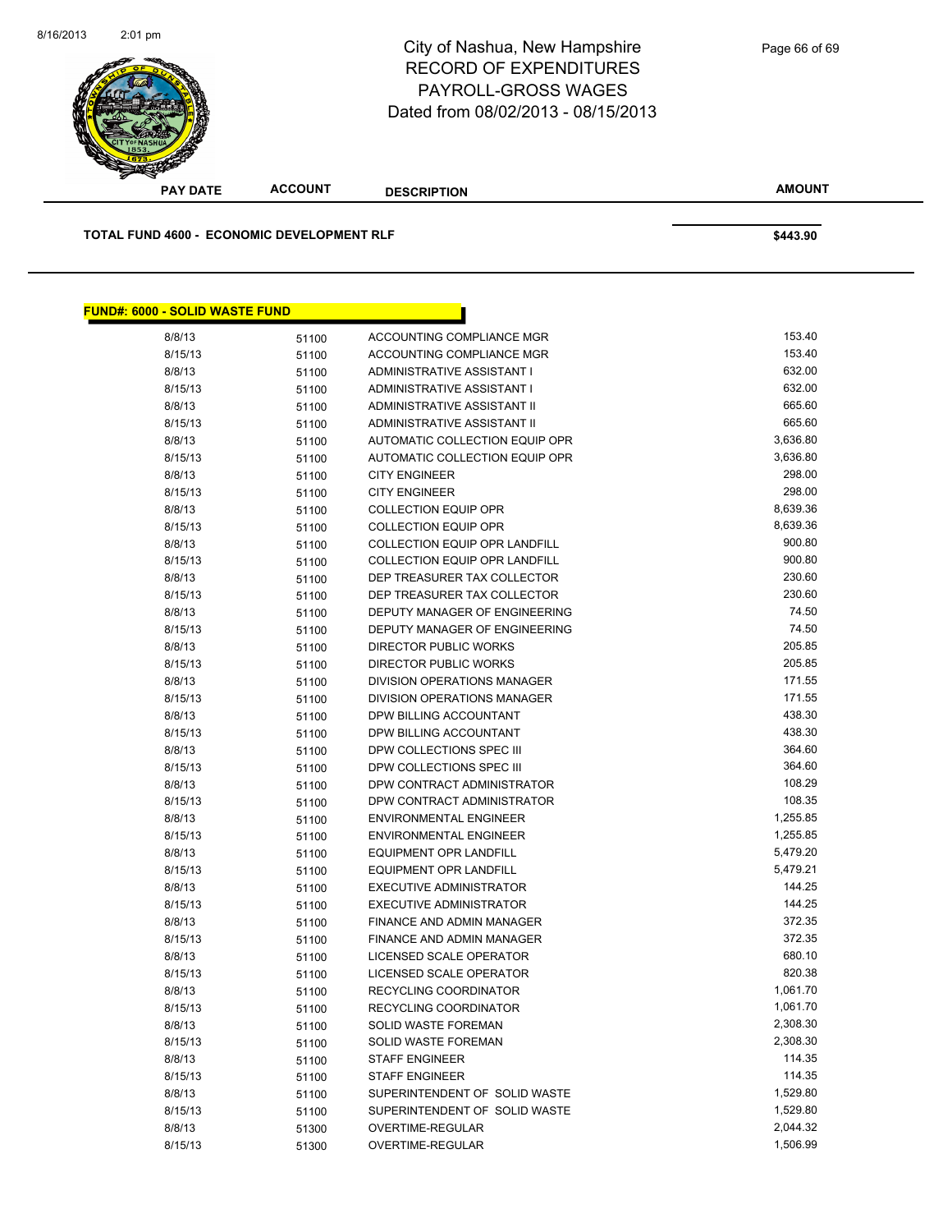# City of Nashua, New Hampshire
## RECORD OF EXPENDITURES
## PAYROLL-GROSS WAGES
## Dated from 08/02/2013 - 08/15/2013

| PAY DATE | ACCOUNT | DESCRIPTION | AMOUNT |
|---|---|---|---|
| **TOTAL FUND 4600 - ECONOMIC DEVELOPMENT RLF** | | | **$443.90** |

**FUND#: 6000 - SOLID WASTE FUND**

| PAY DATE | ACCOUNT | DESCRIPTION | AMOUNT |
|---|---|---|---|
| 8/8/13 | 51100 | ACCOUNTING COMPLIANCE MGR | 153.40 |
| 8/15/13 | 51100 | ACCOUNTING COMPLIANCE MGR | 153.40 |
| 8/8/13 | 51100 | ADMINISTRATIVE ASSISTANT I | 632.00 |
| 8/15/13 | 51100 | ADMINISTRATIVE ASSISTANT I | 632.00 |
| 8/8/13 | 51100 | ADMINISTRATIVE ASSISTANT II | 665.60 |
| 8/15/13 | 51100 | ADMINISTRATIVE ASSISTANT II | 665.60 |
| 8/8/13 | 51100 | AUTOMATIC COLLECTION EQUIP OPR | 3,636.80 |
| 8/15/13 | 51100 | AUTOMATIC COLLECTION EQUIP OPR | 3,636.80 |
| 8/8/13 | 51100 | CITY ENGINEER | 298.00 |
| 8/15/13 | 51100 | CITY ENGINEER | 298.00 |
| 8/8/13 | 51100 | COLLECTION EQUIP OPR | 8,639.36 |
| 8/15/13 | 51100 | COLLECTION EQUIP OPR | 8,639.36 |
| 8/8/13 | 51100 | COLLECTION EQUIP OPR LANDFILL | 900.80 |
| 8/15/13 | 51100 | COLLECTION EQUIP OPR LANDFILL | 900.80 |
| 8/8/13 | 51100 | DEP TREASURER TAX COLLECTOR | 230.60 |
| 8/15/13 | 51100 | DEP TREASURER TAX COLLECTOR | 230.60 |
| 8/8/13 | 51100 | DEPUTY MANAGER OF ENGINEERING | 74.50 |
| 8/15/13 | 51100 | DEPUTY MANAGER OF ENGINEERING | 74.50 |
| 8/8/13 | 51100 | DIRECTOR PUBLIC WORKS | 205.85 |
| 8/15/13 | 51100 | DIRECTOR PUBLIC WORKS | 205.85 |
| 8/8/13 | 51100 | DIVISION OPERATIONS MANAGER | 171.55 |
| 8/15/13 | 51100 | DIVISION OPERATIONS MANAGER | 171.55 |
| 8/8/13 | 51100 | DPW BILLING ACCOUNTANT | 438.30 |
| 8/15/13 | 51100 | DPW BILLING ACCOUNTANT | 438.30 |
| 8/8/13 | 51100 | DPW COLLECTIONS SPEC III | 364.60 |
| 8/15/13 | 51100 | DPW COLLECTIONS SPEC III | 364.60 |
| 8/8/13 | 51100 | DPW CONTRACT ADMINISTRATOR | 108.29 |
| 8/15/13 | 51100 | DPW CONTRACT ADMINISTRATOR | 108.35 |
| 8/8/13 | 51100 | ENVIRONMENTAL ENGINEER | 1,255.85 |
| 8/15/13 | 51100 | ENVIRONMENTAL ENGINEER | 1,255.85 |
| 8/8/13 | 51100 | EQUIPMENT OPR LANDFILL | 5,479.20 |
| 8/15/13 | 51100 | EQUIPMENT OPR LANDFILL | 5,479.21 |
| 8/8/13 | 51100 | EXECUTIVE ADMINISTRATOR | 144.25 |
| 8/15/13 | 51100 | EXECUTIVE ADMINISTRATOR | 144.25 |
| 8/8/13 | 51100 | FINANCE AND ADMIN MANAGER | 372.35 |
| 8/15/13 | 51100 | FINANCE AND ADMIN MANAGER | 372.35 |
| 8/8/13 | 51100 | LICENSED SCALE OPERATOR | 680.10 |
| 8/15/13 | 51100 | LICENSED SCALE OPERATOR | 820.38 |
| 8/8/13 | 51100 | RECYCLING COORDINATOR | 1,061.70 |
| 8/15/13 | 51100 | RECYCLING COORDINATOR | 1,061.70 |
| 8/8/13 | 51100 | SOLID WASTE FOREMAN | 2,308.30 |
| 8/15/13 | 51100 | SOLID WASTE FOREMAN | 2,308.30 |
| 8/8/13 | 51100 | STAFF ENGINEER | 114.35 |
| 8/15/13 | 51100 | STAFF ENGINEER | 114.35 |
| 8/8/13 | 51100 | SUPERINTENDENT OF SOLID WASTE | 1,529.80 |
| 8/15/13 | 51100 | SUPERINTENDENT OF SOLID WASTE | 1,529.80 |
| 8/8/13 | 51300 | OVERTIME-REGULAR | 2,044.32 |
| 8/15/13 | 51300 | OVERTIME-REGULAR | 1,506.99 |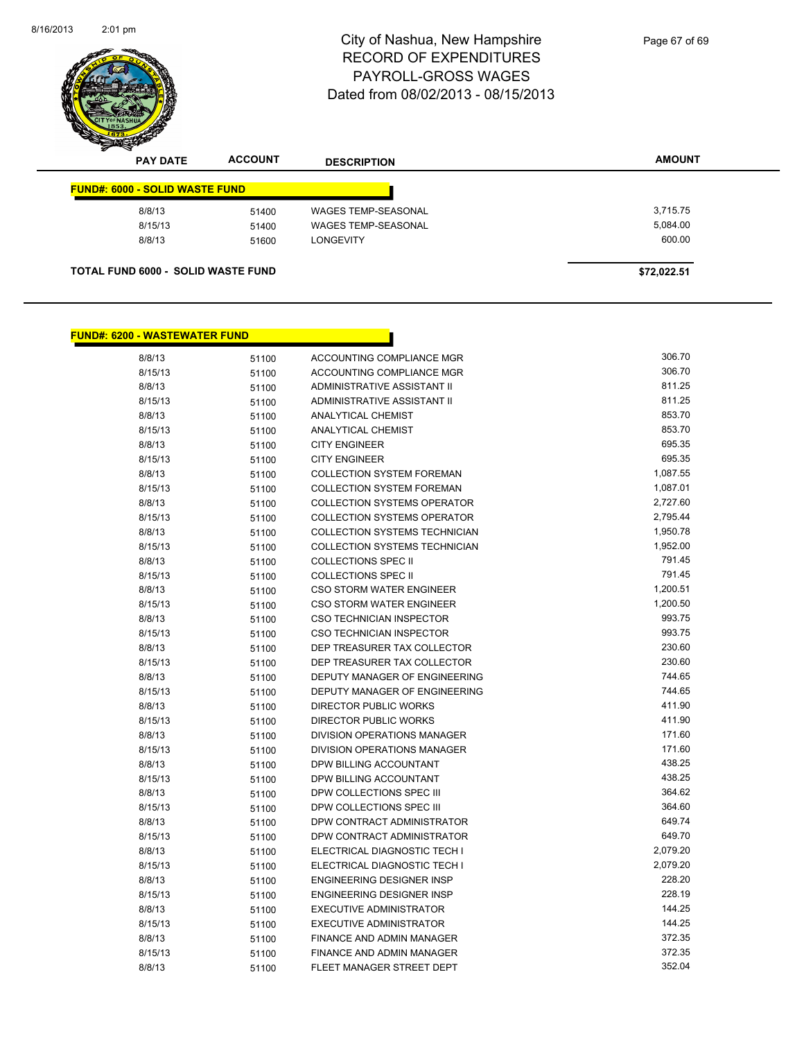# City of Nashua, New Hampshire
# RECORD OF EXPENDITURES
# PAYROLL-GROSS WAGES
# Dated from 08/02/2013 - 08/15/2013

| PAY DATE | ACCOUNT | DESCRIPTION | AMOUNT |
|---|---|---|---|
| **FUND#: 6000 - SOLID WASTE FUND** | | | |
| 8/8/13 | 51400 | WAGES TEMP-SEASONAL | 3,715.75 |
| 8/15/13 | 51400 | WAGES TEMP-SEASONAL | 5,084.00 |
| 8/8/13 | 51600 | LONGEVITY | 600.00 |
| **TOTAL FUND 6000 - SOLID WASTE FUND** | | | **$72,022.51** |

| PAY DATE | ACCOUNT | DESCRIPTION | AMOUNT |
|---|---|---|---|
| **FUND#: 6200 - WASTEWATER FUND** | | | |
| 8/8/13 | 51100 | ACCOUNTING COMPLIANCE MGR | 306.70 |
| 8/15/13 | 51100 | ACCOUNTING COMPLIANCE MGR | 306.70 |
| 8/8/13 | 51100 | ADMINISTRATIVE ASSISTANT II | 811.25 |
| 8/15/13 | 51100 | ADMINISTRATIVE ASSISTANT II | 811.25 |
| 8/8/13 | 51100 | ANALYTICAL CHEMIST | 853.70 |
| 8/15/13 | 51100 | ANALYTICAL CHEMIST | 853.70 |
| 8/8/13 | 51100 | CITY ENGINEER | 695.35 |
| 8/15/13 | 51100 | CITY ENGINEER | 695.35 |
| 8/8/13 | 51100 | COLLECTION SYSTEM FOREMAN | 1,087.55 |
| 8/15/13 | 51100 | COLLECTION SYSTEM FOREMAN | 1,087.01 |
| 8/8/13 | 51100 | COLLECTION SYSTEMS OPERATOR | 2,727.60 |
| 8/15/13 | 51100 | COLLECTION SYSTEMS OPERATOR | 2,795.44 |
| 8/8/13 | 51100 | COLLECTION SYSTEMS TECHNICIAN | 1,950.78 |
| 8/15/13 | 51100 | COLLECTION SYSTEMS TECHNICIAN | 1,952.00 |
| 8/8/13 | 51100 | COLLECTIONS SPEC II | 791.45 |
| 8/15/13 | 51100 | COLLECTIONS SPEC II | 791.45 |
| 8/8/13 | 51100 | CSO STORM WATER ENGINEER | 1,200.51 |
| 8/15/13 | 51100 | CSO STORM WATER ENGINEER | 1,200.50 |
| 8/8/13 | 51100 | CSO TECHNICIAN INSPECTOR | 993.75 |
| 8/15/13 | 51100 | CSO TECHNICIAN INSPECTOR | 993.75 |
| 8/8/13 | 51100 | DEP TREASURER TAX COLLECTOR | 230.60 |
| 8/15/13 | 51100 | DEP TREASURER TAX COLLECTOR | 230.60 |
| 8/8/13 | 51100 | DEPUTY MANAGER OF ENGINEERING | 744.65 |
| 8/15/13 | 51100 | DEPUTY MANAGER OF ENGINEERING | 744.65 |
| 8/8/13 | 51100 | DIRECTOR PUBLIC WORKS | 411.90 |
| 8/15/13 | 51100 | DIRECTOR PUBLIC WORKS | 411.90 |
| 8/8/13 | 51100 | DIVISION OPERATIONS MANAGER | 171.60 |
| 8/15/13 | 51100 | DIVISION OPERATIONS MANAGER | 171.60 |
| 8/8/13 | 51100 | DPW BILLING ACCOUNTANT | 438.25 |
| 8/15/13 | 51100 | DPW BILLING ACCOUNTANT | 438.25 |
| 8/8/13 | 51100 | DPW COLLECTIONS SPEC III | 364.62 |
| 8/15/13 | 51100 | DPW COLLECTIONS SPEC III | 364.60 |
| 8/8/13 | 51100 | DPW CONTRACT ADMINISTRATOR | 649.74 |
| 8/15/13 | 51100 | DPW CONTRACT ADMINISTRATOR | 649.70 |
| 8/8/13 | 51100 | ELECTRICAL DIAGNOSTIC TECH I | 2,079.20 |
| 8/15/13 | 51100 | ELECTRICAL DIAGNOSTIC TECH I | 2,079.20 |
| 8/8/13 | 51100 | ENGINEERING DESIGNER INSP | 228.20 |
| 8/15/13 | 51100 | ENGINEERING DESIGNER INSP | 228.19 |
| 8/8/13 | 51100 | EXECUTIVE ADMINISTRATOR | 144.25 |
| 8/15/13 | 51100 | EXECUTIVE ADMINISTRATOR | 144.25 |
| 8/8/13 | 51100 | FINANCE AND ADMIN MANAGER | 372.35 |
| 8/15/13 | 51100 | FINANCE AND ADMIN MANAGER | 372.35 |
| 8/8/13 | 51100 | FLEET MANAGER STREET DEPT | 352.04 |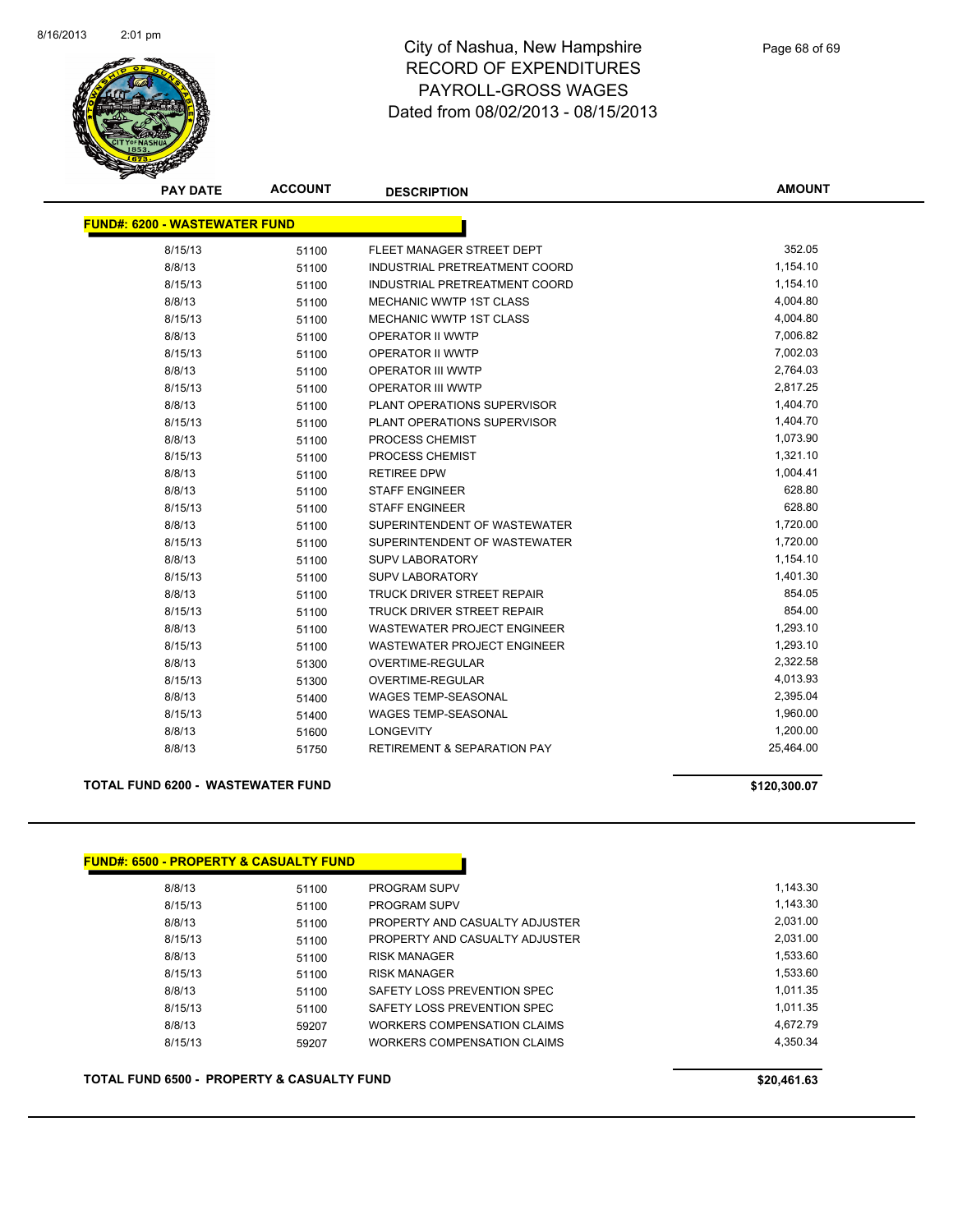# City of Nashua, New Hampshire
## RECORD OF EXPENDITURES
## PAYROLL-GROSS WAGES
### Dated from 08/02/2013 - 08/15/2013

| PAY DATE | ACCOUNT | DESCRIPTION | AMOUNT |
|---|---|---|---|
| **FUND#: 6200 - WASTEWATER FUND** | | | |
| 8/15/13 | 51100 | FLEET MANAGER STREET DEPT | 352.05 |
| 8/8/13 | 51100 | INDUSTRIAL PRETREATMENT COORD | 1,154.10 |
| 8/15/13 | 51100 | INDUSTRIAL PRETREATMENT COORD | 1,154.10 |
| 8/8/13 | 51100 | MECHANIC WWTP 1ST CLASS | 4,004.80 |
| 8/15/13 | 51100 | MECHANIC WWTP 1ST CLASS | 4,004.80 |
| 8/8/13 | 51100 | OPERATOR II WWTP | 7,006.82 |
| 8/15/13 | 51100 | OPERATOR II WWTP | 7,002.03 |
| 8/8/13 | 51100 | OPERATOR III WWTP | 2,764.03 |
| 8/15/13 | 51100 | OPERATOR III WWTP | 2,817.25 |
| 8/8/13 | 51100 | PLANT OPERATIONS SUPERVISOR | 1,404.70 |
| 8/15/13 | 51100 | PLANT OPERATIONS SUPERVISOR | 1,404.70 |
| 8/8/13 | 51100 | PROCESS CHEMIST | 1,073.90 |
| 8/15/13 | 51100 | PROCESS CHEMIST | 1,321.10 |
| 8/8/13 | 51100 | RETIREE DPW | 1,004.41 |
| 8/8/13 | 51100 | STAFF ENGINEER | 628.80 |
| 8/15/13 | 51100 | STAFF ENGINEER | 628.80 |
| 8/8/13 | 51100 | SUPERINTENDENT OF WASTEWATER | 1,720.00 |
| 8/15/13 | 51100 | SUPERINTENDENT OF WASTEWATER | 1,720.00 |
| 8/8/13 | 51100 | SUPV LABORATORY | 1,154.10 |
| 8/15/13 | 51100 | SUPV LABORATORY | 1,401.30 |
| 8/8/13 | 51100 | TRUCK DRIVER STREET REPAIR | 854.05 |
| 8/15/13 | 51100 | TRUCK DRIVER STREET REPAIR | 854.00 |
| 8/8/13 | 51100 | WASTEWATER PROJECT ENGINEER | 1,293.10 |
| 8/15/13 | 51100 | WASTEWATER PROJECT ENGINEER | 1,293.10 |
| 8/8/13 | 51300 | OVERTIME-REGULAR | 2,322.58 |
| 8/15/13 | 51300 | OVERTIME-REGULAR | 4,013.93 |
| 8/8/13 | 51400 | WAGES TEMP-SEASONAL | 2,395.04 |
| 8/15/13 | 51400 | WAGES TEMP-SEASONAL | 1,960.00 |
| 8/8/13 | 51600 | LONGEVITY | 1,200.00 |
| 8/8/13 | 51750 | RETIREMENT & SEPARATION PAY | 25,464.00 |
| **TOTAL FUND 6200 - WASTEWATER FUND** | | | **$120,300.07** |

| PAY DATE | ACCOUNT | DESCRIPTION | AMOUNT |
|---|---|---|---|
| **FUND#: 6500 - PROPERTY & CASUALTY FUND** | | | |
| 8/8/13 | 51100 | PROGRAM SUPV | 1,143.30 |
| 8/15/13 | 51100 | PROGRAM SUPV | 1,143.30 |
| 8/8/13 | 51100 | PROPERTY AND CASUALTY ADJUSTER | 2,031.00 |
| 8/15/13 | 51100 | PROPERTY AND CASUALTY ADJUSTER | 2,031.00 |
| 8/8/13 | 51100 | RISK MANAGER | 1,533.60 |
| 8/15/13 | 51100 | RISK MANAGER | 1,533.60 |
| 8/8/13 | 51100 | SAFETY LOSS PREVENTION SPEC | 1,011.35 |
| 8/15/13 | 51100 | SAFETY LOSS PREVENTION SPEC | 1,011.35 |
| 8/8/13 | 59207 | WORKERS COMPENSATION CLAIMS | 4,672.79 |
| 8/15/13 | 59207 | WORKERS COMPENSATION CLAIMS | 4,350.34 |
| **TOTAL FUND 6500 - PROPERTY & CASUALTY FUND** | | | **$20,461.63** |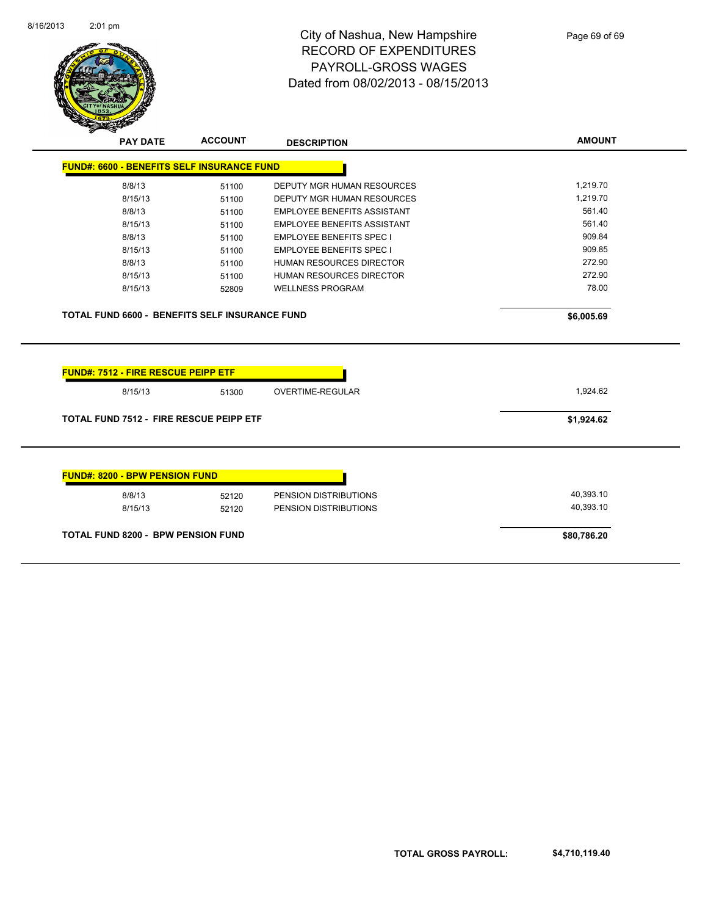# City of Nashua, New Hampshire
## RECORD OF EXPENDITURES
## PAYROLL-GROSS WAGES
## Dated from 08/02/2013 - 08/15/2013

| PAY DATE | ACCOUNT | DESCRIPTION | AMOUNT |
|---|---|---|---|
| **FUND#: 6600 - BENEFITS SELF INSURANCE FUND** | | | |
| 8/8/13 | 51100 | DEPUTY MGR HUMAN RESOURCES | 1,219.70 |
| 8/15/13 | 51100 | DEPUTY MGR HUMAN RESOURCES | 1,219.70 |
| 8/8/13 | 51100 | EMPLOYEE BENEFITS ASSISTANT | 561.40 |
| 8/15/13 | 51100 | EMPLOYEE BENEFITS ASSISTANT | 561.40 |
| 8/8/13 | 51100 | EMPLOYEE BENEFITS SPEC I | 909.84 |
| 8/15/13 | 51100 | EMPLOYEE BENEFITS SPEC I | 909.85 |
| 8/8/13 | 51100 | HUMAN RESOURCES DIRECTOR | 272.90 |
| 8/15/13 | 51100 | HUMAN RESOURCES DIRECTOR | 272.90 |
| 8/15/13 | 52809 | WELLNESS PROGRAM | 78.00 |
| **TOTAL FUND 6600 - BENEFITS SELF INSURANCE FUND** | | | **$6,005.69** |
| **FUND#: 7512 - FIRE RESCUE PEIPP ETF** | | | |
| 8/15/13 | 51300 | OVERTIME-REGULAR | 1,924.62 |
| **TOTAL FUND 7512 - FIRE RESCUE PEIPP ETF** | | | **$1,924.62** |
| **FUND#: 8200 - BPW PENSION FUND** | | | |
| 8/8/13 | 52120 | PENSION DISTRIBUTIONS | 40,393.10 |
| 8/15/13 | 52120 | PENSION DISTRIBUTIONS | 40,393.10 |
| **TOTAL FUND 8200 - BPW PENSION FUND** | | | **$80,786.20** |

**TOTAL GROSS PAYROLL: $4,710,119.40**